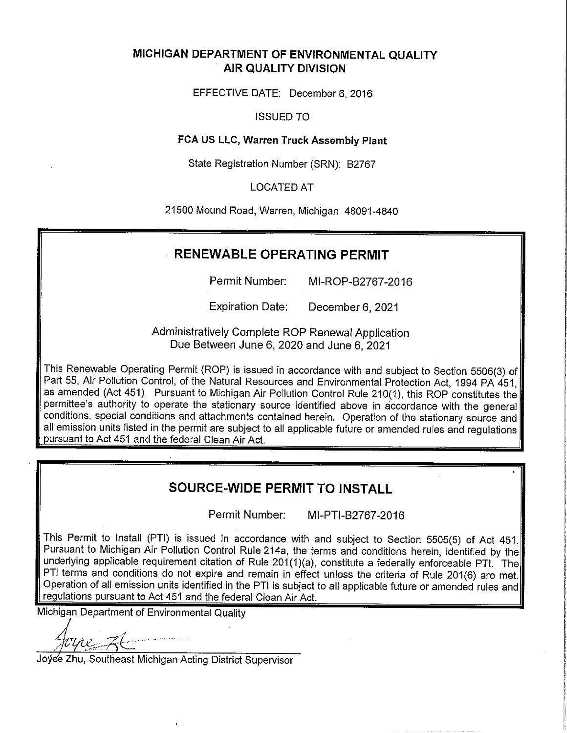# MICHIGAN DEPARTMENT OF ENVIRONMENTAL QUALITY
## AIR QUALITY DIVISION

EFFECTIVE DATE: December 6, 2016

ISSUED TO

**FCA US LLC, Warren Truck Assembly Plant**

State Registration Number (SRN): B2767

LOCATED AT

21500 Mound Road, Warren, Michigan 48091-4840

## RENEWABLE OPERATING PERMIT

Permit Number: MI-ROP-B2767-2016

Expiration Date: December 6, 2021

Administratively Complete ROP Renewal Application Due Between June 6, 2020 and June 6, 2021

This Renewable Operating Permit (ROP) is issued in accordance with and subject to Section 5506(3) of Part 55, Air Pollution Control, of the Natural Resources and Environmental Protection Act, 1994 PA 451, as amended (Act 451). Pursuant to Michigan Air Pollution Control Rule 210(1), this ROP constitutes the permittee's authority to operate the stationary source identified above in accordance with the general conditions, special conditions and attachments contained herein. Operation of the stationary source and all emission units listed in the permit are subject to all applicable future or amended rules and regulations pursuant to Act 451 and the federal Clean Air Act.

## SOURCE-WIDE PERMIT TO INSTALL

Permit Number: MI-PTI-B2767-2016

This Permit to Install (PTI) is issued in accordance with and subject to Section 5505(5) of Act 451. Pursuant to Michigan Air Pollution Control Rule 214a, the terms and conditions herein, identified by the underlying applicable requirement citation of Rule 201(1)(a), constitute a federally enforceable PTI. The PTI terms and conditions do not expire and remain in effect unless the criteria of Rule 201(6) are met. Operation of all emission units identified in the PTI is subject to all applicable future or amended rules and regulations pursuant to Act 451 and the federal Clean Air Act.

Michigan Department of Environmental Quality

Joyce Zhu, Southeast Michigan Acting District Supervisor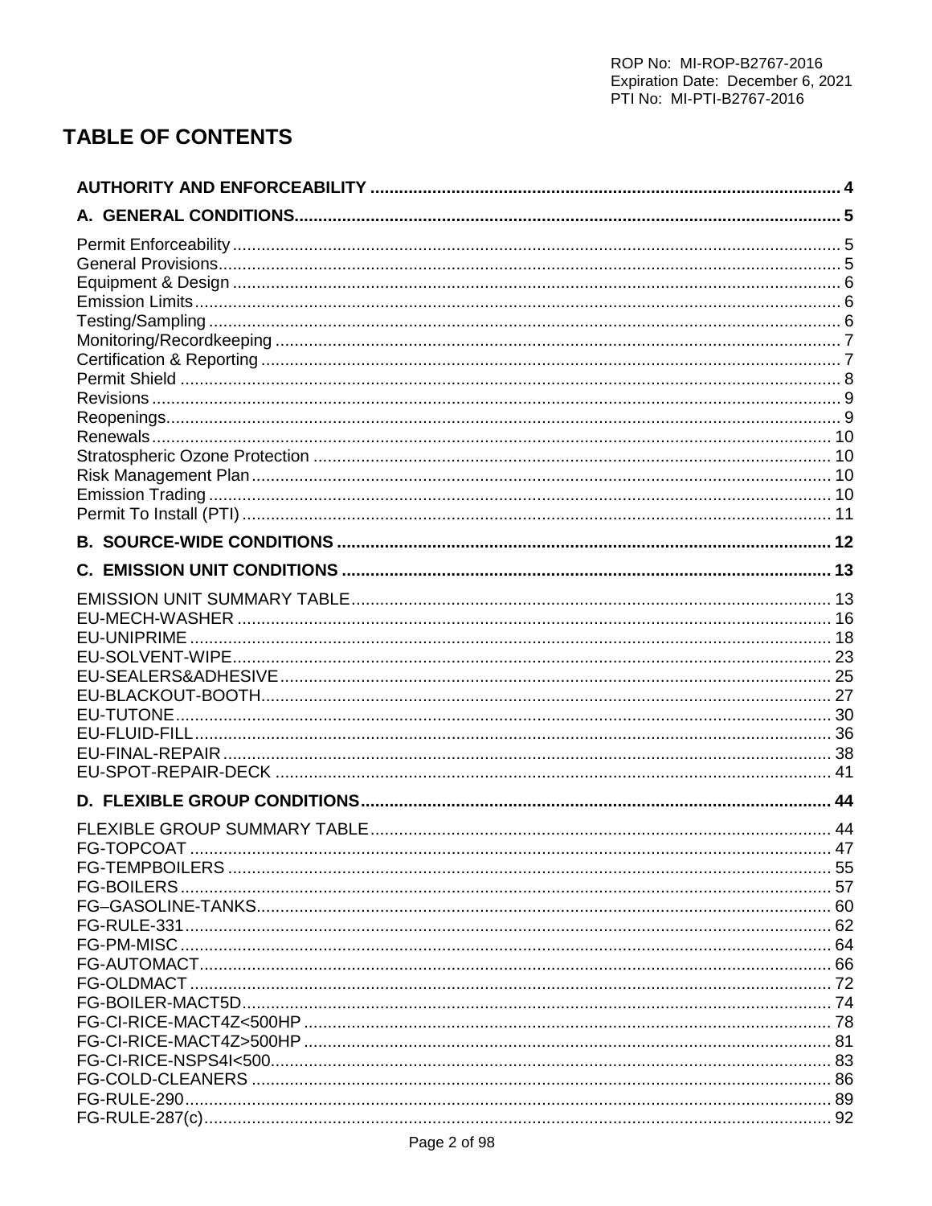# TABLE OF CONTENTS

**AUTHORITY AND ENFORCEABILITY** .......... 4

**A. GENERAL CONDITIONS** .......... 5

Permit Enforceability .......... 5
General Provisions .......... 5
Equipment & Design .......... 6
Emission Limits .......... 6
Testing/Sampling .......... 6
Monitoring/Recordkeeping .......... 7
Certification & Reporting .......... 7
Permit Shield .......... 8
Revisions .......... 9
Reopenings .......... 9
Renewals .......... 10
Stratospheric Ozone Protection .......... 10
Risk Management Plan .......... 10
Emission Trading .......... 10
Permit To Install (PTI) .......... 11

**B. SOURCE-WIDE CONDITIONS** .......... 12

**C. EMISSION UNIT CONDITIONS** .......... 13

EMISSION UNIT SUMMARY TABLE .......... 13
EU-MECH-WASHER .......... 16
EU-UNIPRIME .......... 18
EU-SOLVENT-WIPE .......... 23
EU-SEALERS&ADHESIVE .......... 25
EU-BLACKOUT-BOOTH .......... 27
EU-TUTONE .......... 30
EU-FLUID-FILL .......... 36
EU-FINAL-REPAIR .......... 38
EU-SPOT-REPAIR-DECK .......... 41

**D. FLEXIBLE GROUP CONDITIONS** .......... 44

FLEXIBLE GROUP SUMMARY TABLE .......... 44
FG-TOPCOAT .......... 47
FG-TEMPBOILERS .......... 55
FG-BOILERS .......... 57
FG–GASOLINE-TANKS .......... 60
FG-RULE-331 .......... 62
FG-PM-MISC .......... 64
FG-AUTOMACT .......... 66
FG-OLDMACT .......... 72
FG-BOILER-MACT5D .......... 74
FG-CI-RICE-MACT4Z<500HP .......... 78
FG-CI-RICE-MACT4Z>500HP .......... 81
FG-CI-RICE-NSPS4I<500 .......... 83
FG-COLD-CLEANERS .......... 86
FG-RULE-290 .......... 89
FG-RULE-287(c) .......... 92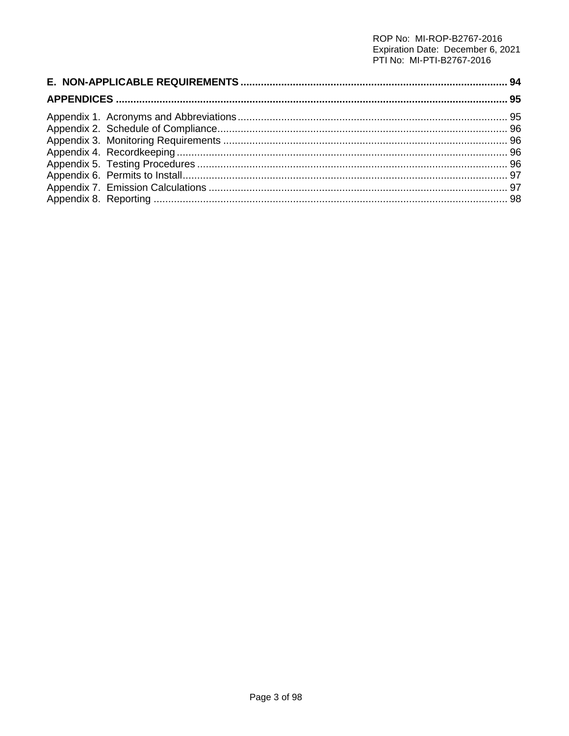**E. NON-APPLICABLE REQUIREMENTS** ........................................................................................... **94**

**APPENDICES** ........................................................................................................................... **95**

Appendix 1. Acronyms and Abbreviations ........................................................................................... 95
Appendix 2. Schedule of Compliance ................................................................................................. 96
Appendix 3. Monitoring Requirements ............................................................................................... 96
Appendix 4. Recordkeeping ................................................................................................................ 96
Appendix 5. Testing Procedures ......................................................................................................... 96
Appendix 6. Permits to Install .............................................................................................................. 97
Appendix 7. Emission Calculations ..................................................................................................... 97
Appendix 8. Reporting ......................................................................................................................... 98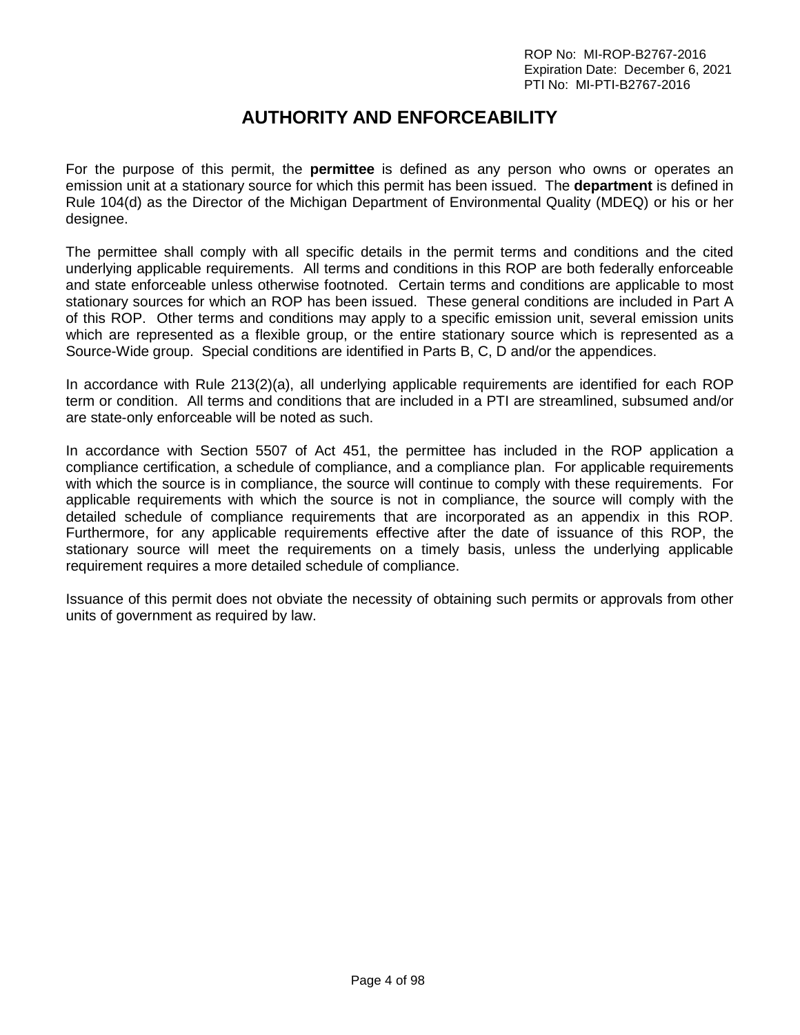# AUTHORITY AND ENFORCEABILITY

For the purpose of this permit, the **permittee** is defined as any person who owns or operates an emission unit at a stationary source for which this permit has been issued. The **department** is defined in Rule 104(d) as the Director of the Michigan Department of Environmental Quality (MDEQ) or his or her designee.

The permittee shall comply with all specific details in the permit terms and conditions and the cited underlying applicable requirements. All terms and conditions in this ROP are both federally enforceable and state enforceable unless otherwise footnoted. Certain terms and conditions are applicable to most stationary sources for which an ROP has been issued. These general conditions are included in Part A of this ROP. Other terms and conditions may apply to a specific emission unit, several emission units which are represented as a flexible group, or the entire stationary source which is represented as a Source-Wide group. Special conditions are identified in Parts B, C, D and/or the appendices.

In accordance with Rule 213(2)(a), all underlying applicable requirements are identified for each ROP term or condition. All terms and conditions that are included in a PTI are streamlined, subsumed and/or are state-only enforceable will be noted as such.

In accordance with Section 5507 of Act 451, the permittee has included in the ROP application a compliance certification, a schedule of compliance, and a compliance plan. For applicable requirements with which the source is in compliance, the source will continue to comply with these requirements. For applicable requirements with which the source is not in compliance, the source will comply with the detailed schedule of compliance requirements that are incorporated as an appendix in this ROP. Furthermore, for any applicable requirements effective after the date of issuance of this ROP, the stationary source will meet the requirements on a timely basis, unless the underlying applicable requirement requires a more detailed schedule of compliance.

Issuance of this permit does not obviate the necessity of obtaining such permits or approvals from other units of government as required by law.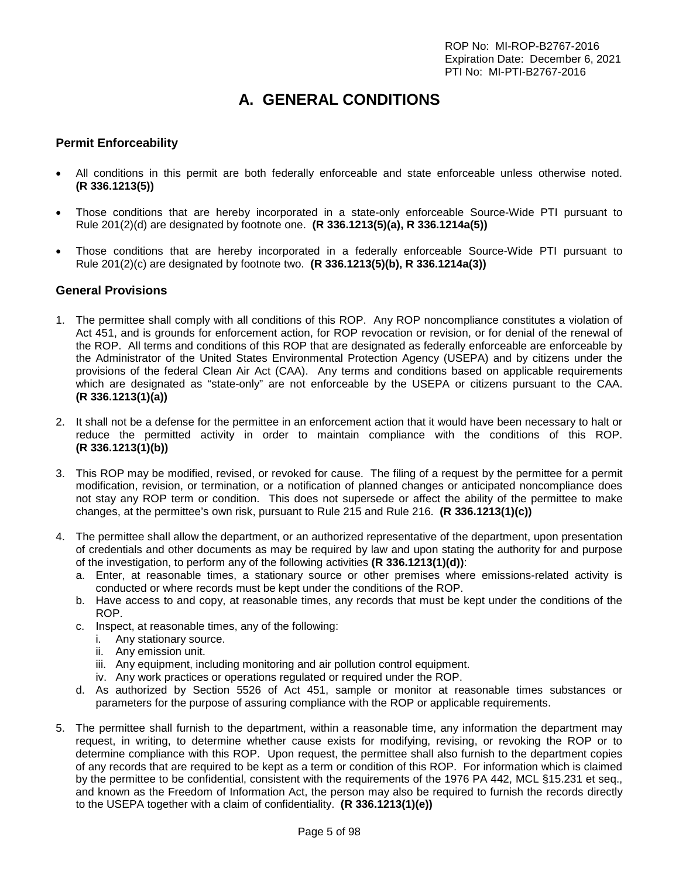# A. GENERAL CONDITIONS

## Permit Enforceability

- All conditions in this permit are both federally enforceable and state enforceable unless otherwise noted. **(R 336.1213(5))**
- Those conditions that are hereby incorporated in a state-only enforceable Source-Wide PTI pursuant to Rule 201(2)(d) are designated by footnote one. **(R 336.1213(5)(a), R 336.1214a(5))**
- Those conditions that are hereby incorporated in a federally enforceable Source-Wide PTI pursuant to Rule 201(2)(c) are designated by footnote two. **(R 336.1213(5)(b), R 336.1214a(3))**

## General Provisions

1. The permittee shall comply with all conditions of this ROP. Any ROP noncompliance constitutes a violation of Act 451, and is grounds for enforcement action, for ROP revocation or revision, or for denial of the renewal of the ROP. All terms and conditions of this ROP that are designated as federally enforceable are enforceable by the Administrator of the United States Environmental Protection Agency (USEPA) and by citizens under the provisions of the federal Clean Air Act (CAA). Any terms and conditions based on applicable requirements which are designated as "state-only" are not enforceable by the USEPA or citizens pursuant to the CAA. **(R 336.1213(1)(a))**

2. It shall not be a defense for the permittee in an enforcement action that it would have been necessary to halt or reduce the permitted activity in order to maintain compliance with the conditions of this ROP. **(R 336.1213(1)(b))**

3. This ROP may be modified, revised, or revoked for cause. The filing of a request by the permittee for a permit modification, revision, or termination, or a notification of planned changes or anticipated noncompliance does not stay any ROP term or condition. This does not supersede or affect the ability of the permittee to make changes, at the permittee's own risk, pursuant to Rule 215 and Rule 216. **(R 336.1213(1)(c))**

4. The permittee shall allow the department, or an authorized representative of the department, upon presentation of credentials and other documents as may be required by law and upon stating the authority for and purpose of the investigation, to perform any of the following activities **(R 336.1213(1)(d))**:
   a. Enter, at reasonable times, a stationary source or other premises where emissions-related activity is conducted or where records must be kept under the conditions of the ROP.
   b. Have access to and copy, at reasonable times, any records that must be kept under the conditions of the ROP.
   c. Inspect, at reasonable times, any of the following:
      i. Any stationary source.
      ii. Any emission unit.
      iii. Any equipment, including monitoring and air pollution control equipment.
      iv. Any work practices or operations regulated or required under the ROP.
   d. As authorized by Section 5526 of Act 451, sample or monitor at reasonable times substances or parameters for the purpose of assuring compliance with the ROP or applicable requirements.

5. The permittee shall furnish to the department, within a reasonable time, any information the department may request, in writing, to determine whether cause exists for modifying, revising, or revoking the ROP or to determine compliance with this ROP. Upon request, the permittee shall also furnish to the department copies of any records that are required to be kept as a term or condition of this ROP. For information which is claimed by the permittee to be confidential, consistent with the requirements of the 1976 PA 442, MCL §15.231 et seq., and known as the Freedom of Information Act, the person may also be required to furnish the records directly to the USEPA together with a claim of confidentiality. **(R 336.1213(1)(e))**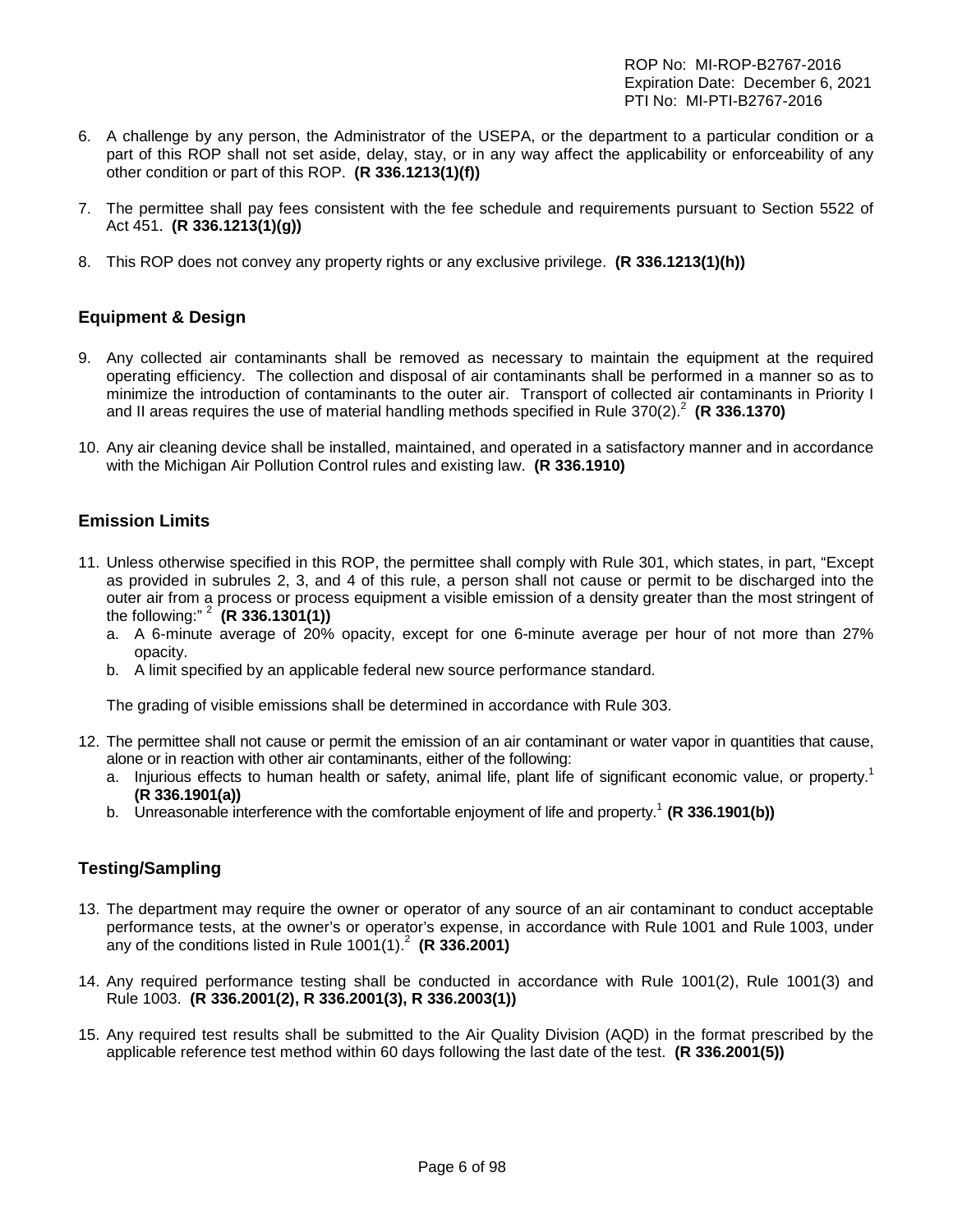6. A challenge by any person, the Administrator of the USEPA, or the department to a particular condition or a part of this ROP shall not set aside, delay, stay, or in any way affect the applicability or enforceability of any other condition or part of this ROP. **(R 336.1213(1)(f))**

7. The permittee shall pay fees consistent with the fee schedule and requirements pursuant to Section 5522 of Act 451. **(R 336.1213(1)(g))**

8. This ROP does not convey any property rights or any exclusive privilege. **(R 336.1213(1)(h))**

## Equipment & Design

9. Any collected air contaminants shall be removed as necessary to maintain the equipment at the required operating efficiency. The collection and disposal of air contaminants shall be performed in a manner so as to minimize the introduction of contaminants to the outer air. Transport of collected air contaminants in Priority I and II areas requires the use of material handling methods specified in Rule 370(2).[2] **(R 336.1370)**

10. Any air cleaning device shall be installed, maintained, and operated in a satisfactory manner and in accordance with the Michigan Air Pollution Control rules and existing law. **(R 336.1910)**

## Emission Limits

11. Unless otherwise specified in this ROP, the permittee shall comply with Rule 301, which states, in part, "Except as provided in subrules 2, 3, and 4 of this rule, a person shall not cause or permit to be discharged into the outer air from a process or process equipment a visible emission of a density greater than the most stringent of the following:" [2] **(R 336.1301(1))**
    a. A 6-minute average of 20% opacity, except for one 6-minute average per hour of not more than 27% opacity.
    b. A limit specified by an applicable federal new source performance standard.

    The grading of visible emissions shall be determined in accordance with Rule 303.

12. The permittee shall not cause or permit the emission of an air contaminant or water vapor in quantities that cause, alone or in reaction with other air contaminants, either of the following:
    a. Injurious effects to human health or safety, animal life, plant life of significant economic value, or property.[1] **(R 336.1901(a))**
    b. Unreasonable interference with the comfortable enjoyment of life and property.[1] **(R 336.1901(b))**

## Testing/Sampling

13. The department may require the owner or operator of any source of an air contaminant to conduct acceptable performance tests, at the owner's or operator's expense, in accordance with Rule 1001 and Rule 1003, under any of the conditions listed in Rule 1001(1).[2] **(R 336.2001)**

14. Any required performance testing shall be conducted in accordance with Rule 1001(2), Rule 1001(3) and Rule 1003. **(R 336.2001(2), R 336.2001(3), R 336.2003(1))**

15. Any required test results shall be submitted to the Air Quality Division (AQD) in the format prescribed by the applicable reference test method within 60 days following the last date of the test. **(R 336.2001(5))**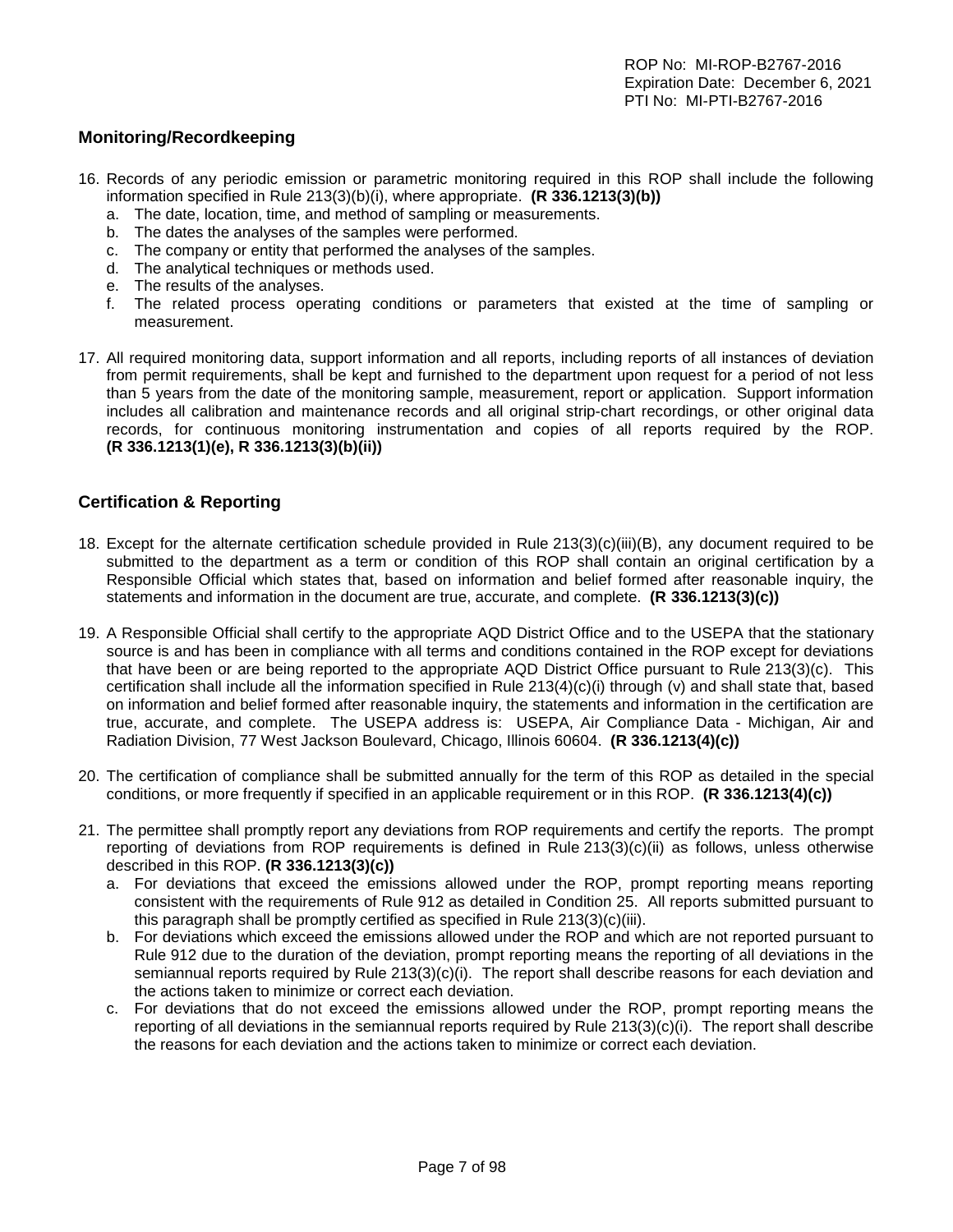## Monitoring/Recordkeeping

16. Records of any periodic emission or parametric monitoring required in this ROP shall include the following information specified in Rule 213(3)(b)(i), where appropriate. **(R 336.1213(3)(b))**
    a. The date, location, time, and method of sampling or measurements.
    b. The dates the analyses of the samples were performed.
    c. The company or entity that performed the analyses of the samples.
    d. The analytical techniques or methods used.
    e. The results of the analyses.
    f. The related process operating conditions or parameters that existed at the time of sampling or measurement.

17. All required monitoring data, support information and all reports, including reports of all instances of deviation from permit requirements, shall be kept and furnished to the department upon request for a period of not less than 5 years from the date of the monitoring sample, measurement, report or application. Support information includes all calibration and maintenance records and all original strip-chart recordings, or other original data records, for continuous monitoring instrumentation and copies of all reports required by the ROP. **(R 336.1213(1)(e), R 336.1213(3)(b)(ii))**

## Certification & Reporting

18. Except for the alternate certification schedule provided in Rule 213(3)(c)(iii)(B), any document required to be submitted to the department as a term or condition of this ROP shall contain an original certification by a Responsible Official which states that, based on information and belief formed after reasonable inquiry, the statements and information in the document are true, accurate, and complete. **(R 336.1213(3)(c))**

19. A Responsible Official shall certify to the appropriate AQD District Office and to the USEPA that the stationary source is and has been in compliance with all terms and conditions contained in the ROP except for deviations that have been or are being reported to the appropriate AQD District Office pursuant to Rule 213(3)(c). This certification shall include all the information specified in Rule 213(4)(c)(i) through (v) and shall state that, based on information and belief formed after reasonable inquiry, the statements and information in the certification are true, accurate, and complete. The USEPA address is: USEPA, Air Compliance Data - Michigan, Air and Radiation Division, 77 West Jackson Boulevard, Chicago, Illinois 60604. **(R 336.1213(4)(c))**

20. The certification of compliance shall be submitted annually for the term of this ROP as detailed in the special conditions, or more frequently if specified in an applicable requirement or in this ROP. **(R 336.1213(4)(c))**

21. The permittee shall promptly report any deviations from ROP requirements and certify the reports. The prompt reporting of deviations from ROP requirements is defined in Rule 213(3)(c)(ii) as follows, unless otherwise described in this ROP. **(R 336.1213(3)(c))**
    a. For deviations that exceed the emissions allowed under the ROP, prompt reporting means reporting consistent with the requirements of Rule 912 as detailed in Condition 25. All reports submitted pursuant to this paragraph shall be promptly certified as specified in Rule 213(3)(c)(iii).
    b. For deviations which exceed the emissions allowed under the ROP and which are not reported pursuant to Rule 912 due to the duration of the deviation, prompt reporting means the reporting of all deviations in the semiannual reports required by Rule 213(3)(c)(i). The report shall describe reasons for each deviation and the actions taken to minimize or correct each deviation.
    c. For deviations that do not exceed the emissions allowed under the ROP, prompt reporting means the reporting of all deviations in the semiannual reports required by Rule 213(3)(c)(i). The report shall describe the reasons for each deviation and the actions taken to minimize or correct each deviation.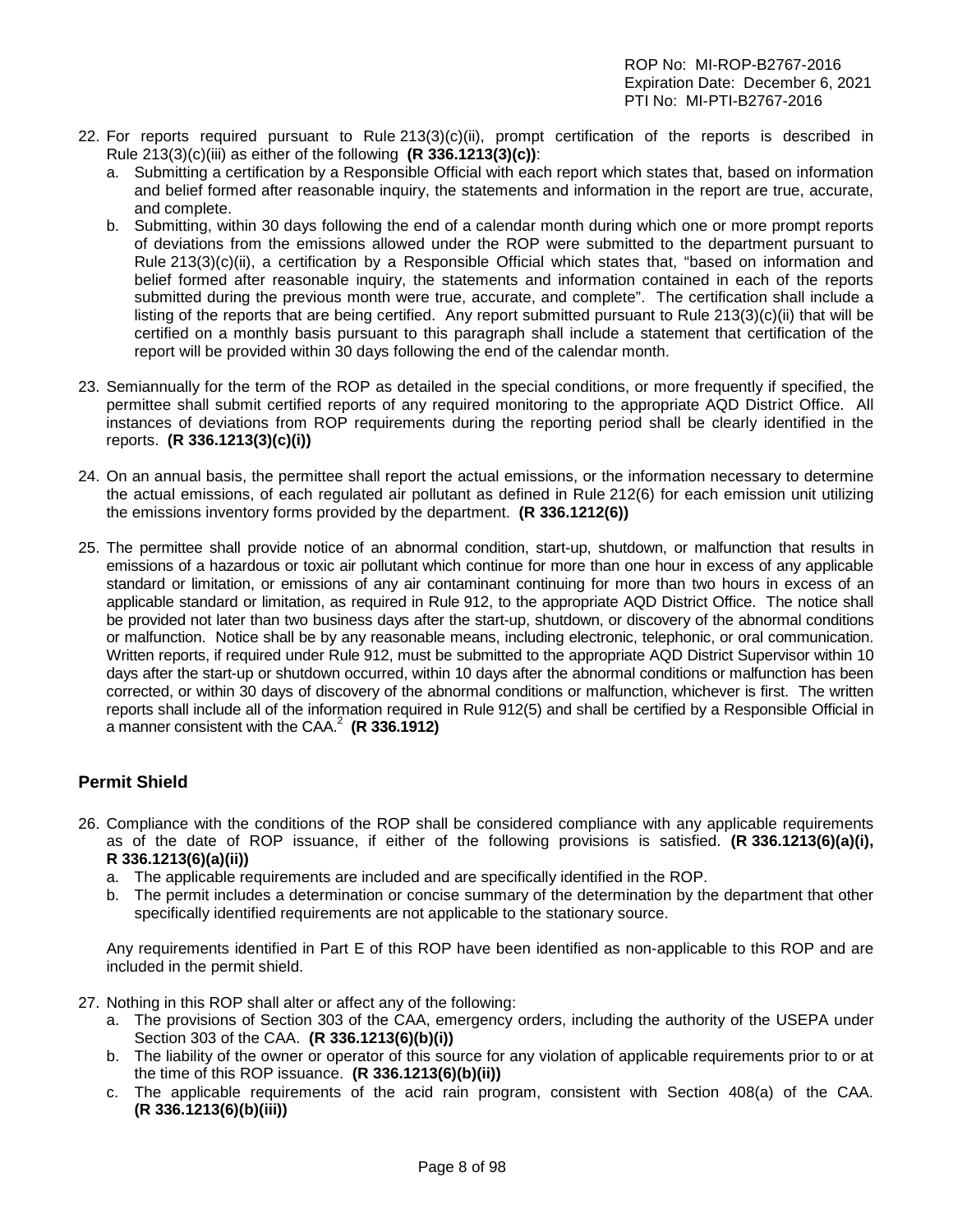22. For reports required pursuant to Rule 213(3)(c)(ii), prompt certification of the reports is described in Rule 213(3)(c)(iii) as either of the following **(R 336.1213(3)(c))**:
    a. Submitting a certification by a Responsible Official with each report which states that, based on information and belief formed after reasonable inquiry, the statements and information in the report are true, accurate, and complete.
    b. Submitting, within 30 days following the end of a calendar month during which one or more prompt reports of deviations from the emissions allowed under the ROP were submitted to the department pursuant to Rule 213(3)(c)(ii), a certification by a Responsible Official which states that, "based on information and belief formed after reasonable inquiry, the statements and information contained in each of the reports submitted during the previous month were true, accurate, and complete". The certification shall include a listing of the reports that are being certified. Any report submitted pursuant to Rule 213(3)(c)(ii) that will be certified on a monthly basis pursuant to this paragraph shall include a statement that certification of the report will be provided within 30 days following the end of the calendar month.

23. Semiannually for the term of the ROP as detailed in the special conditions, or more frequently if specified, the permittee shall submit certified reports of any required monitoring to the appropriate AQD District Office. All instances of deviations from ROP requirements during the reporting period shall be clearly identified in the reports. **(R 336.1213(3)(c)(i))**

24. On an annual basis, the permittee shall report the actual emissions, or the information necessary to determine the actual emissions, of each regulated air pollutant as defined in Rule 212(6) for each emission unit utilizing the emissions inventory forms provided by the department. **(R 336.1212(6))**

25. The permittee shall provide notice of an abnormal condition, start-up, shutdown, or malfunction that results in emissions of a hazardous or toxic air pollutant which continue for more than one hour in excess of any applicable standard or limitation, or emissions of any air contaminant continuing for more than two hours in excess of an applicable standard or limitation, as required in Rule 912, to the appropriate AQD District Office. The notice shall be provided not later than two business days after the start-up, shutdown, or discovery of the abnormal conditions or malfunction. Notice shall be by any reasonable means, including electronic, telephonic, or oral communication. Written reports, if required under Rule 912, must be submitted to the appropriate AQD District Supervisor within 10 days after the start-up or shutdown occurred, within 10 days after the abnormal conditions or malfunction has been corrected, or within 30 days of discovery of the abnormal conditions or malfunction, whichever is first. The written reports shall include all of the information required in Rule 912(5) and shall be certified by a Responsible Official in a manner consistent with the CAA.[2] **(R 336.1912)**

## Permit Shield

26. Compliance with the conditions of the ROP shall be considered compliance with any applicable requirements as of the date of ROP issuance, if either of the following provisions is satisfied. **(R 336.1213(6)(a)(i), R 336.1213(6)(a)(ii))**
    a. The applicable requirements are included and are specifically identified in the ROP.
    b. The permit includes a determination or concise summary of the determination by the department that other specifically identified requirements are not applicable to the stationary source.

    Any requirements identified in Part E of this ROP have been identified as non-applicable to this ROP and are included in the permit shield.

27. Nothing in this ROP shall alter or affect any of the following:
    a. The provisions of Section 303 of the CAA, emergency orders, including the authority of the USEPA under Section 303 of the CAA. **(R 336.1213(6)(b)(i))**
    b. The liability of the owner or operator of this source for any violation of applicable requirements prior to or at the time of this ROP issuance. **(R 336.1213(6)(b)(ii))**
    c. The applicable requirements of the acid rain program, consistent with Section 408(a) of the CAA. **(R 336.1213(6)(b)(iii))**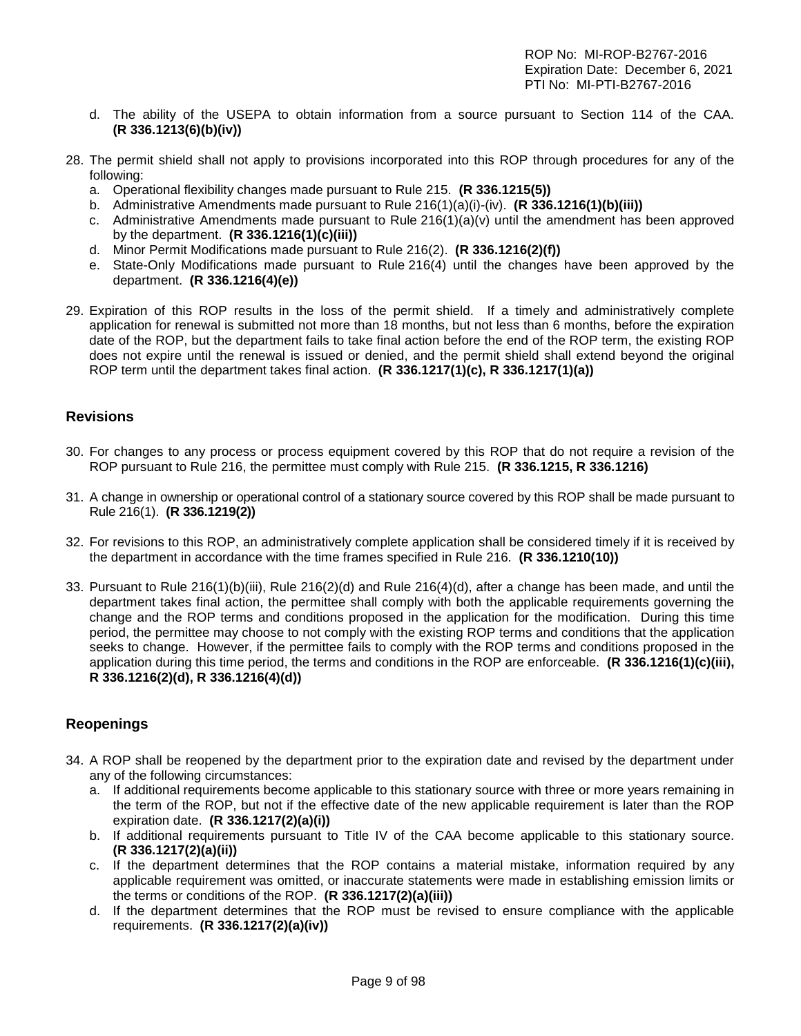d. The ability of the USEPA to obtain information from a source pursuant to Section 114 of the CAA. **(R 336.1213(6)(b)(iv))**

28. The permit shield shall not apply to provisions incorporated into this ROP through procedures for any of the following:
    a. Operational flexibility changes made pursuant to Rule 215. **(R 336.1215(5))**
    b. Administrative Amendments made pursuant to Rule 216(1)(a)(i)-(iv). **(R 336.1216(1)(b)(iii))**
    c. Administrative Amendments made pursuant to Rule 216(1)(a)(v) until the amendment has been approved by the department. **(R 336.1216(1)(c)(iii))**
    d. Minor Permit Modifications made pursuant to Rule 216(2). **(R 336.1216(2)(f))**
    e. State-Only Modifications made pursuant to Rule 216(4) until the changes have been approved by the department. **(R 336.1216(4)(e))**

29. Expiration of this ROP results in the loss of the permit shield. If a timely and administratively complete application for renewal is submitted not more than 18 months, but not less than 6 months, before the expiration date of the ROP, but the department fails to take final action before the end of the ROP term, the existing ROP does not expire until the renewal is issued or denied, and the permit shield shall extend beyond the original ROP term until the department takes final action. **(R 336.1217(1)(c), R 336.1217(1)(a))**

## Revisions

30. For changes to any process or process equipment covered by this ROP that do not require a revision of the ROP pursuant to Rule 216, the permittee must comply with Rule 215. **(R 336.1215, R 336.1216)**

31. A change in ownership or operational control of a stationary source covered by this ROP shall be made pursuant to Rule 216(1). **(R 336.1219(2))**

32. For revisions to this ROP, an administratively complete application shall be considered timely if it is received by the department in accordance with the time frames specified in Rule 216. **(R 336.1210(10))**

33. Pursuant to Rule 216(1)(b)(iii), Rule 216(2)(d) and Rule 216(4)(d), after a change has been made, and until the department takes final action, the permittee shall comply with both the applicable requirements governing the change and the ROP terms and conditions proposed in the application for the modification. During this time period, the permittee may choose to not comply with the existing ROP terms and conditions that the application seeks to change. However, if the permittee fails to comply with the ROP terms and conditions proposed in the application during this time period, the terms and conditions in the ROP are enforceable. **(R 336.1216(1)(c)(iii), R 336.1216(2)(d), R 336.1216(4)(d))**

## Reopenings

34. A ROP shall be reopened by the department prior to the expiration date and revised by the department under any of the following circumstances:
    a. If additional requirements become applicable to this stationary source with three or more years remaining in the term of the ROP, but not if the effective date of the new applicable requirement is later than the ROP expiration date. **(R 336.1217(2)(a)(i))**
    b. If additional requirements pursuant to Title IV of the CAA become applicable to this stationary source. **(R 336.1217(2)(a)(ii))**
    c. If the department determines that the ROP contains a material mistake, information required by any applicable requirement was omitted, or inaccurate statements were made in establishing emission limits or the terms or conditions of the ROP. **(R 336.1217(2)(a)(iii))**
    d. If the department determines that the ROP must be revised to ensure compliance with the applicable requirements. **(R 336.1217(2)(a)(iv))**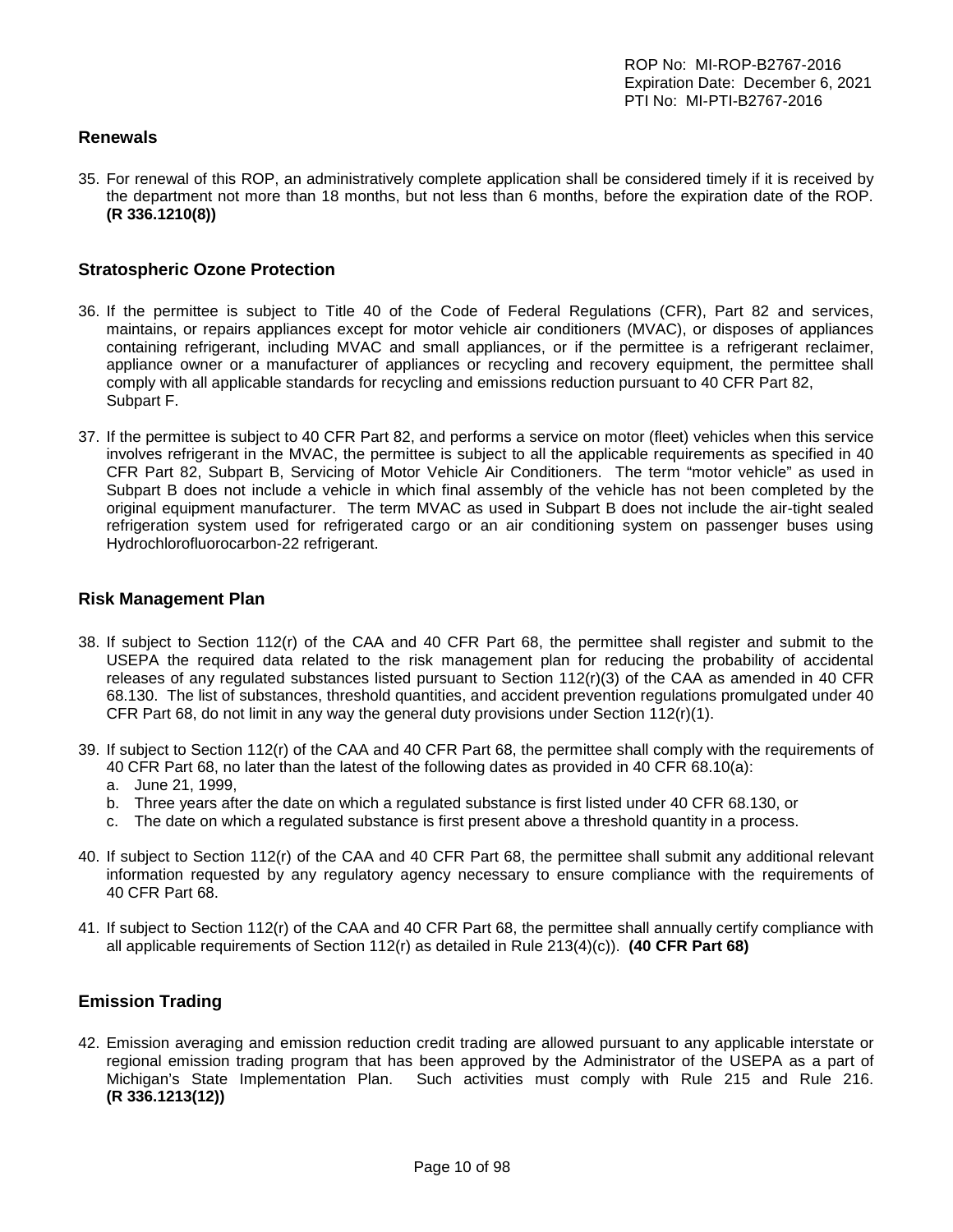## Renewals

35. For renewal of this ROP, an administratively complete application shall be considered timely if it is received by the department not more than 18 months, but not less than 6 months, before the expiration date of the ROP. **(R 336.1210(8))**

## Stratospheric Ozone Protection

36. If the permittee is subject to Title 40 of the Code of Federal Regulations (CFR), Part 82 and services, maintains, or repairs appliances except for motor vehicle air conditioners (MVAC), or disposes of appliances containing refrigerant, including MVAC and small appliances, or if the permittee is a refrigerant reclaimer, appliance owner or a manufacturer of appliances or recycling and recovery equipment, the permittee shall comply with all applicable standards for recycling and emissions reduction pursuant to 40 CFR Part 82, Subpart F.

37. If the permittee is subject to 40 CFR Part 82, and performs a service on motor (fleet) vehicles when this service involves refrigerant in the MVAC, the permittee is subject to all the applicable requirements as specified in 40 CFR Part 82, Subpart B, Servicing of Motor Vehicle Air Conditioners. The term "motor vehicle" as used in Subpart B does not include a vehicle in which final assembly of the vehicle has not been completed by the original equipment manufacturer. The term MVAC as used in Subpart B does not include the air-tight sealed refrigeration system used for refrigerated cargo or an air conditioning system on passenger buses using Hydrochlorofluorocarbon-22 refrigerant.

## Risk Management Plan

38. If subject to Section 112(r) of the CAA and 40 CFR Part 68, the permittee shall register and submit to the USEPA the required data related to the risk management plan for reducing the probability of accidental releases of any regulated substances listed pursuant to Section 112(r)(3) of the CAA as amended in 40 CFR 68.130. The list of substances, threshold quantities, and accident prevention regulations promulgated under 40 CFR Part 68, do not limit in any way the general duty provisions under Section 112(r)(1).

39. If subject to Section 112(r) of the CAA and 40 CFR Part 68, the permittee shall comply with the requirements of 40 CFR Part 68, no later than the latest of the following dates as provided in 40 CFR 68.10(a):
    a. June 21, 1999,
    b. Three years after the date on which a regulated substance is first listed under 40 CFR 68.130, or
    c. The date on which a regulated substance is first present above a threshold quantity in a process.

40. If subject to Section 112(r) of the CAA and 40 CFR Part 68, the permittee shall submit any additional relevant information requested by any regulatory agency necessary to ensure compliance with the requirements of 40 CFR Part 68.

41. If subject to Section 112(r) of the CAA and 40 CFR Part 68, the permittee shall annually certify compliance with all applicable requirements of Section 112(r) as detailed in Rule 213(4)(c)). **(40 CFR Part 68)**

## Emission Trading

42. Emission averaging and emission reduction credit trading are allowed pursuant to any applicable interstate or regional emission trading program that has been approved by the Administrator of the USEPA as a part of Michigan's State Implementation Plan. Such activities must comply with Rule 215 and Rule 216. **(R 336.1213(12))**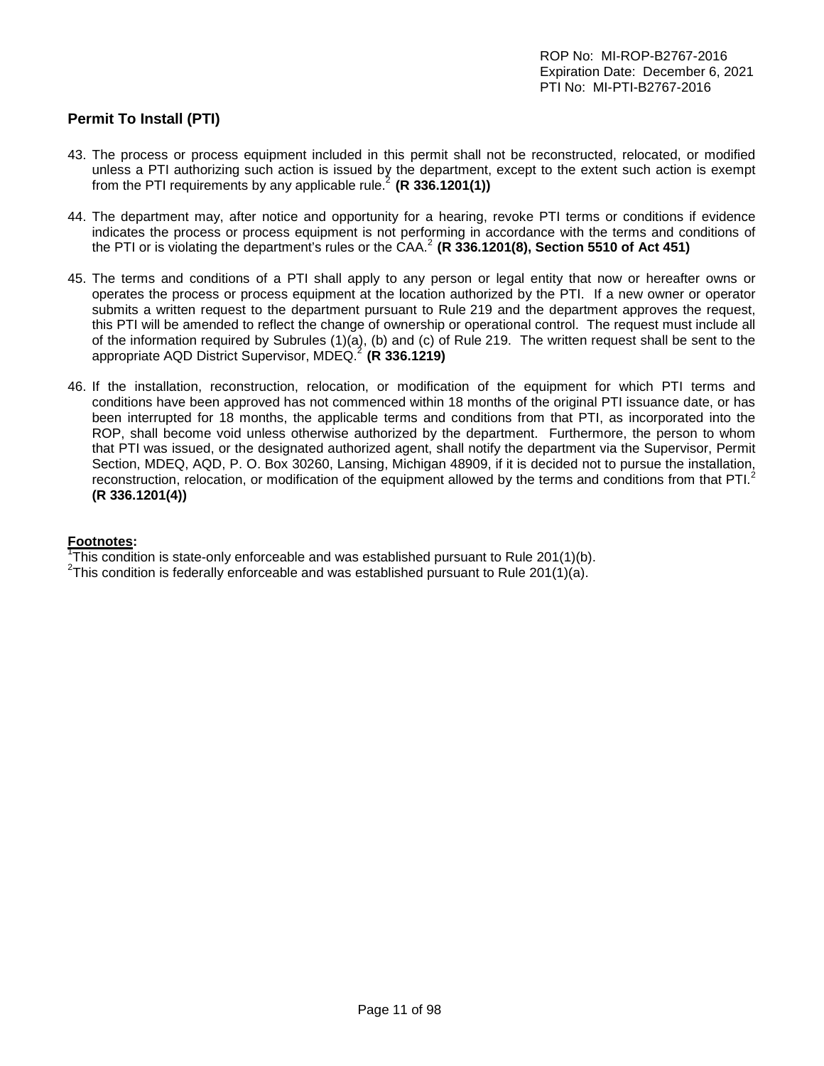## Permit To Install (PTI)

43. The process or process equipment included in this permit shall not be reconstructed, relocated, or modified unless a PTI authorizing such action is issued by the department, except to the extent such action is exempt from the PTI requirements by any applicable rule.[2] **(R 336.1201(1))**

44. The department may, after notice and opportunity for a hearing, revoke PTI terms or conditions if evidence indicates the process or process equipment is not performing in accordance with the terms and conditions of the PTI or is violating the department's rules or the CAA.[2] **(R 336.1201(8), Section 5510 of Act 451)**

45. The terms and conditions of a PTI shall apply to any person or legal entity that now or hereafter owns or operates the process or process equipment at the location authorized by the PTI. If a new owner or operator submits a written request to the department pursuant to Rule 219 and the department approves the request, this PTI will be amended to reflect the change of ownership or operational control. The request must include all of the information required by Subrules (1)(a), (b) and (c) of Rule 219. The written request shall be sent to the appropriate AQD District Supervisor, MDEQ.[2] **(R 336.1219)**

46. If the installation, reconstruction, relocation, or modification of the equipment for which PTI terms and conditions have been approved has not commenced within 18 months of the original PTI issuance date, or has been interrupted for 18 months, the applicable terms and conditions from that PTI, as incorporated into the ROP, shall become void unless otherwise authorized by the department. Furthermore, the person to whom that PTI was issued, or the designated authorized agent, shall notify the department via the Supervisor, Permit Section, MDEQ, AQD, P. O. Box 30260, Lansing, Michigan 48909, if it is decided not to pursue the installation, reconstruction, relocation, or modification of the equipment allowed by the terms and conditions from that PTI.[2] **(R 336.1201(4))**

**Footnotes:**

[1]This condition is state-only enforceable and was established pursuant to Rule 201(1)(b).
[2]This condition is federally enforceable and was established pursuant to Rule 201(1)(a).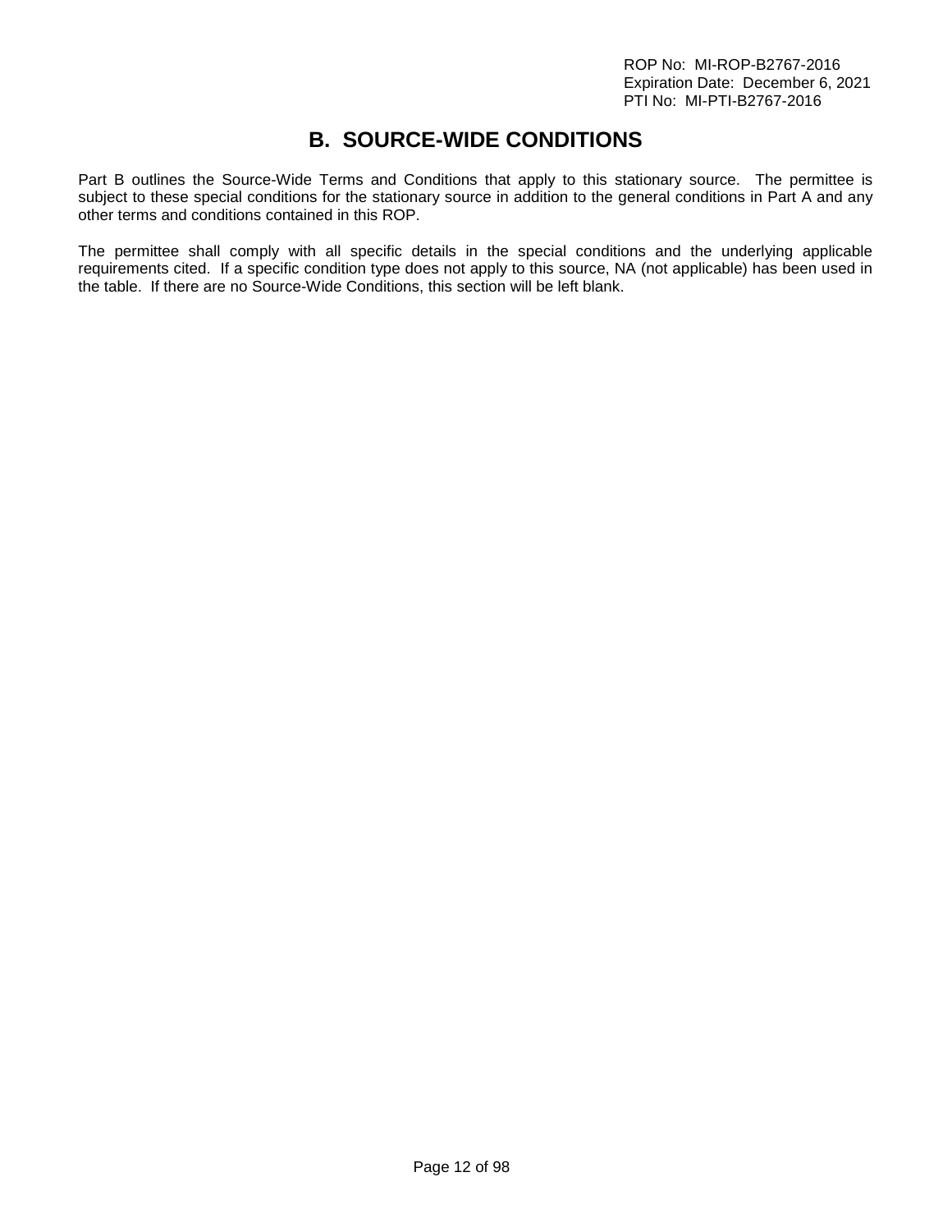# B. SOURCE-WIDE CONDITIONS

Part B outlines the Source-Wide Terms and Conditions that apply to this stationary source. The permittee is subject to these special conditions for the stationary source in addition to the general conditions in Part A and any other terms and conditions contained in this ROP.

The permittee shall comply with all specific details in the special conditions and the underlying applicable requirements cited. If a specific condition type does not apply to this source, NA (not applicable) has been used in the table. If there are no Source-Wide Conditions, this section will be left blank.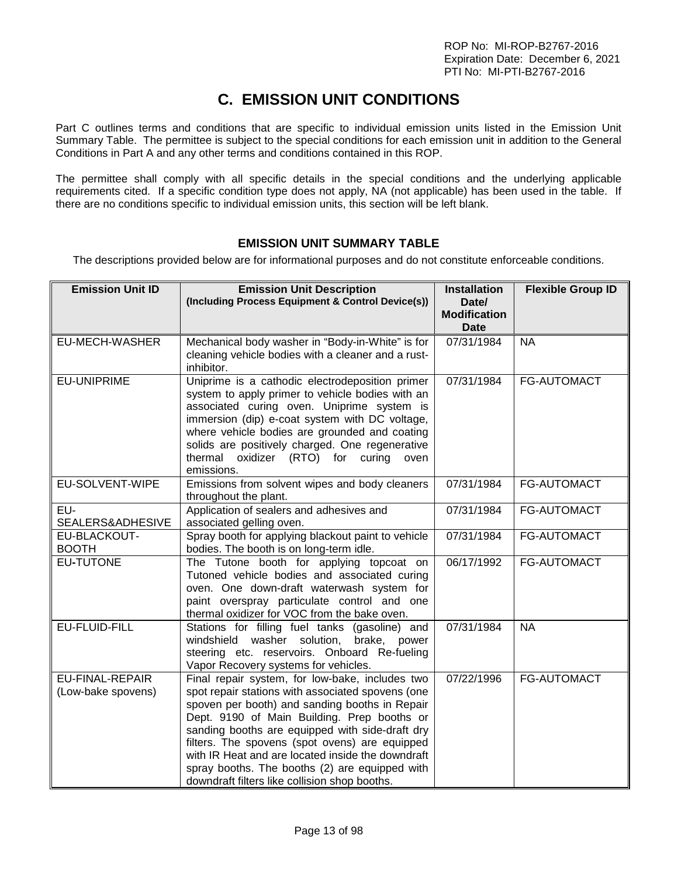# C. EMISSION UNIT CONDITIONS

Part C outlines terms and conditions that are specific to individual emission units listed in the Emission Unit Summary Table. The permittee is subject to the special conditions for each emission unit in addition to the General Conditions in Part A and any other terms and conditions contained in this ROP.

The permittee shall comply with all specific details in the special conditions and the underlying applicable requirements cited. If a specific condition type does not apply, NA (not applicable) has been used in the table. If there are no conditions specific to individual emission units, this section will be left blank.

### EMISSION UNIT SUMMARY TABLE

The descriptions provided below are for informational purposes and do not constitute enforceable conditions.

| Emission Unit ID | Emission Unit Description (Including Process Equipment & Control Device(s)) | Installation Date/ Modification Date | Flexible Group ID |
|---|---|---|---|
| EU-MECH-WASHER | Mechanical body washer in "Body-in-White" is for cleaning vehicle bodies with a cleaner and a rust-inhibitor. | 07/31/1984 | NA |
| EU-UNIPRIME | Uniprime is a cathodic electrodeposition primer system to apply primer to vehicle bodies with an associated curing oven. Uniprime system is immersion (dip) e-coat system with DC voltage, where vehicle bodies are grounded and coating solids are positively charged. One regenerative thermal oxidizer (RTO) for curing oven emissions. | 07/31/1984 | FG-AUTOMACT |
| EU-SOLVENT-WIPE | Emissions from solvent wipes and body cleaners throughout the plant. | 07/31/1984 | FG-AUTOMACT |
| EU-SEALERS&ADHESIVE | Application of sealers and adhesives and associated gelling oven. | 07/31/1984 | FG-AUTOMACT |
| EU-BLACKOUT-BOOTH | Spray booth for applying blackout paint to vehicle bodies. The booth is on long-term idle. | 07/31/1984 | FG-AUTOMACT |
| EU-TUTONE | The Tutone booth for applying topcoat on Tutoned vehicle bodies and associated curing oven. One down-draft waterwash system for paint overspray particulate control and one thermal oxidizer for VOC from the bake oven. | 06/17/1992 | FG-AUTOMACT |
| EU-FLUID-FILL | Stations for filling fuel tanks (gasoline) and windshield washer solution, brake, power steering etc. reservoirs. Onboard Re-fueling Vapor Recovery systems for vehicles. | 07/31/1984 | NA |
| EU-FINAL-REPAIR (Low-bake spovens) | Final repair system, for low-bake, includes two spot repair stations with associated spovens (one spoven per booth) and sanding booths in Repair Dept. 9190 of Main Building. Prep booths or sanding booths are equipped with side-draft dry filters. The spovens (spot ovens) are equipped with IR Heat and are located inside the downdraft spray booths. The booths (2) are equipped with downdraft filters like collision shop booths. | 07/22/1996 | FG-AUTOMACT |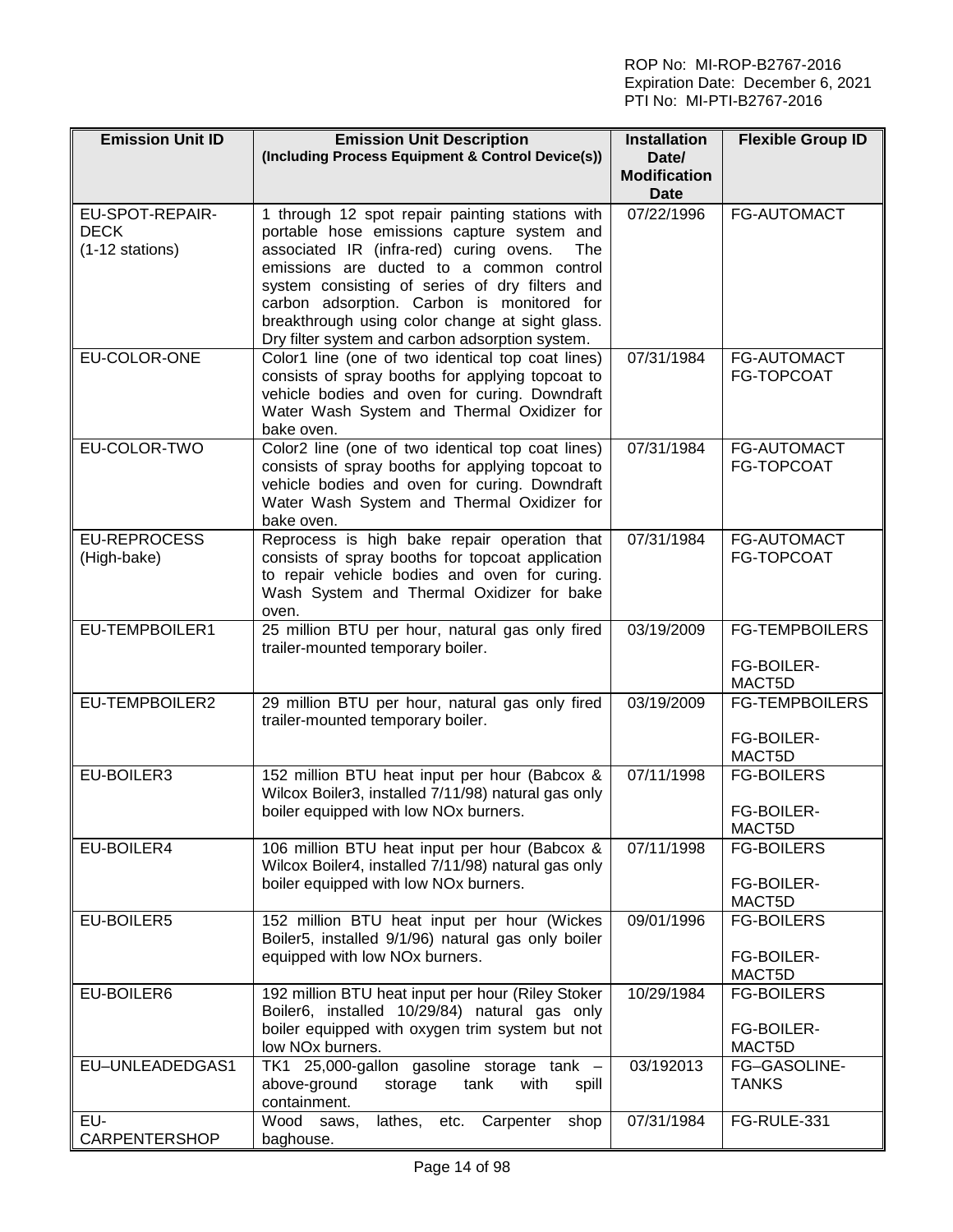| Emission Unit ID | Emission Unit Description (Including Process Equipment & Control Device(s)) | Installation Date/ Modification Date | Flexible Group ID |
|---|---|---|---|
| EU-SPOT-REPAIR-DECK (1-12 stations) | 1 through 12 spot repair painting stations with portable hose emissions capture system and associated IR (infra-red) curing ovens. The emissions are ducted to a common control system consisting of series of dry filters and carbon adsorption. Carbon is monitored for breakthrough using color change at sight glass. Dry filter system and carbon adsorption system. | 07/22/1996 | FG-AUTOMACT |
| EU-COLOR-ONE | Color1 line (one of two identical top coat lines) consists of spray booths for applying topcoat to vehicle bodies and oven for curing. Downdraft Water Wash System and Thermal Oxidizer for bake oven. | 07/31/1984 | FG-AUTOMACT FG-TOPCOAT |
| EU-COLOR-TWO | Color2 line (one of two identical top coat lines) consists of spray booths for applying topcoat to vehicle bodies and oven for curing. Downdraft Water Wash System and Thermal Oxidizer for bake oven. | 07/31/1984 | FG-AUTOMACT FG-TOPCOAT |
| EU-REPROCESS (High-bake) | Reprocess is high bake repair operation that consists of spray booths for topcoat application to repair vehicle bodies and oven for curing. Wash System and Thermal Oxidizer for bake oven. | 07/31/1984 | FG-AUTOMACT FG-TOPCOAT |
| EU-TEMPBOILER1 | 25 million BTU per hour, natural gas only fired trailer-mounted temporary boiler. | 03/19/2009 | FG-TEMPBOILERS<br><br>FG-BOILER-MACT5D |
| EU-TEMPBOILER2 | 29 million BTU per hour, natural gas only fired trailer-mounted temporary boiler. | 03/19/2009 | FG-TEMPBOILERS<br><br>FG-BOILER-MACT5D |
| EU-BOILER3 | 152 million BTU heat input per hour (Babcox & Wilcox Boiler3, installed 7/11/98) natural gas only boiler equipped with low NOx burners. | 07/11/1998 | FG-BOILERS<br><br>FG-BOILER-MACT5D |
| EU-BOILER4 | 106 million BTU heat input per hour (Babcox & Wilcox Boiler4, installed 7/11/98) natural gas only boiler equipped with low NOx burners. | 07/11/1998 | FG-BOILERS<br><br>FG-BOILER-MACT5D |
| EU-BOILER5 | 152 million BTU heat input per hour (Wickes Boiler5, installed 9/1/96) natural gas only boiler equipped with low NOx burners. | 09/01/1996 | FG-BOILERS<br><br>FG-BOILER-MACT5D |
| EU-BOILER6 | 192 million BTU heat input per hour (Riley Stoker Boiler6, installed 10/29/84) natural gas only boiler equipped with oxygen trim system but not low NOx burners. | 10/29/1984 | FG-BOILERS<br><br>FG-BOILER-MACT5D |
| EU–UNLEADEDGAS1 | TK1 25,000-gallon gasoline storage tank – above-ground storage tank with spill containment. | 03/192013 | FG–GASOLINE-TANKS |
| EU-CARPENTERSHOP | Wood saws, lathes, etc. Carpenter shop baghouse. | 07/31/1984 | FG-RULE-331 |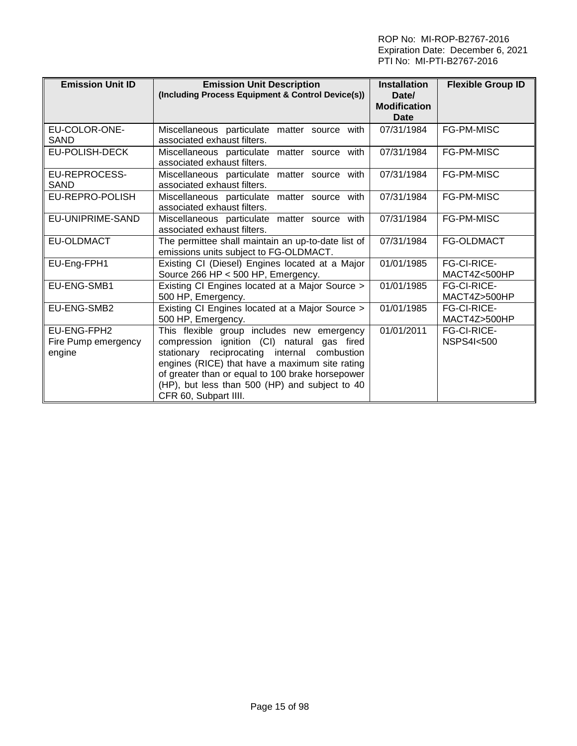| Emission Unit ID | Emission Unit Description (Including Process Equipment & Control Device(s)) | Installation Date/ Modification Date | Flexible Group ID |
|---|---|---|---|
| EU-COLOR-ONE-SAND | Miscellaneous particulate matter source with associated exhaust filters. | 07/31/1984 | FG-PM-MISC |
| EU-POLISH-DECK | Miscellaneous particulate matter source with associated exhaust filters. | 07/31/1984 | FG-PM-MISC |
| EU-REPROCESS-SAND | Miscellaneous particulate matter source with associated exhaust filters. | 07/31/1984 | FG-PM-MISC |
| EU-REPRO-POLISH | Miscellaneous particulate matter source with associated exhaust filters. | 07/31/1984 | FG-PM-MISC |
| EU-UNIPRIME-SAND | Miscellaneous particulate matter source with associated exhaust filters. | 07/31/1984 | FG-PM-MISC |
| EU-OLDMACT | The permittee shall maintain an up-to-date list of emissions units subject to FG-OLDMACT. | 07/31/1984 | FG-OLDMACT |
| EU-Eng-FPH1 | Existing CI (Diesel) Engines located at a Major Source 266 HP < 500 HP, Emergency. | 01/01/1985 | FG-CI-RICE-MACT4Z<500HP |
| EU-ENG-SMB1 | Existing CI Engines located at a Major Source > 500 HP, Emergency. | 01/01/1985 | FG-CI-RICE-MACT4Z>500HP |
| EU-ENG-SMB2 | Existing CI Engines located at a Major Source > 500 HP, Emergency. | 01/01/1985 | FG-CI-RICE-MACT4Z>500HP |
| EU-ENG-FPH2 Fire Pump emergency engine | This flexible group includes new emergency compression ignition (CI) natural gas fired stationary reciprocating internal combustion engines (RICE) that have a maximum site rating of greater than or equal to 100 brake horsepower (HP), but less than 500 (HP) and subject to 40 CFR 60, Subpart IIII. | 01/01/2011 | FG-CI-RICE-NSPS4I<500 |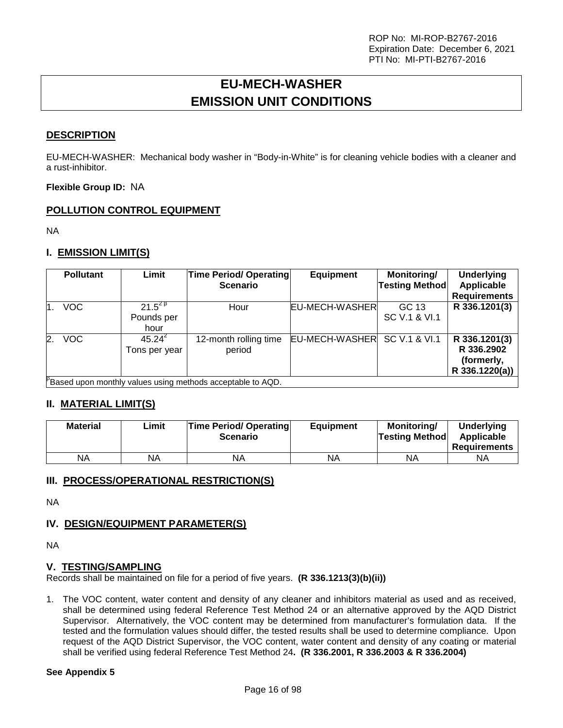# EU-MECH-WASHER
# EMISSION UNIT CONDITIONS

## DESCRIPTION

EU-MECH-WASHER: Mechanical body washer in "Body-in-White" is for cleaning vehicle bodies with a cleaner and a rust-inhibitor.

**Flexible Group ID:** NA

## POLLUTION CONTROL EQUIPMENT

NA

## I. EMISSION LIMIT(S)

| Pollutant | Limit | Time Period/ Operating Scenario | Equipment | Monitoring/ Testing Method | Underlying Applicable Requirements |
|---|---|---|---|---|---|
| 1. VOC | 21.5[2 β] Pounds per hour | Hour | EU-MECH-WASHER | GC 13 SC V.1 & VI.1 | **R 336.1201(3)** |
| 2. VOC | 45.24[2] Tons per year | 12-month rolling time period | EU-MECH-WASHER | SC V.1 & VI.1 | **R 336.1201(3) R 336.2902 (formerly, R 336.1220(a))** |

[β]Based upon monthly values using methods acceptable to AQD.

## II. MATERIAL LIMIT(S)

| Material | Limit | Time Period/ Operating Scenario | Equipment | Monitoring/ Testing Method | Underlying Applicable Requirements |
|---|---|---|---|---|---|
| NA | NA | NA | NA | NA | NA |

## III. PROCESS/OPERATIONAL RESTRICTION(S)

NA

## IV. DESIGN/EQUIPMENT PARAMETER(S)

NA

## V. TESTING/SAMPLING

Records shall be maintained on file for a period of five years. **(R 336.1213(3)(b)(ii))**

1. The VOC content, water content and density of any cleaner and inhibitors material as used and as received, shall be determined using federal Reference Test Method 24 or an alternative approved by the AQD District Supervisor. Alternatively, the VOC content may be determined from manufacturer's formulation data. If the tested and the formulation values should differ, the tested results shall be used to determine compliance. Upon request of the AQD District Supervisor, the VOC content, water content and density of any coating or material shall be verified using federal Reference Test Method 24**. (R 336.2001, R 336.2003 & R 336.2004)**

**See Appendix 5**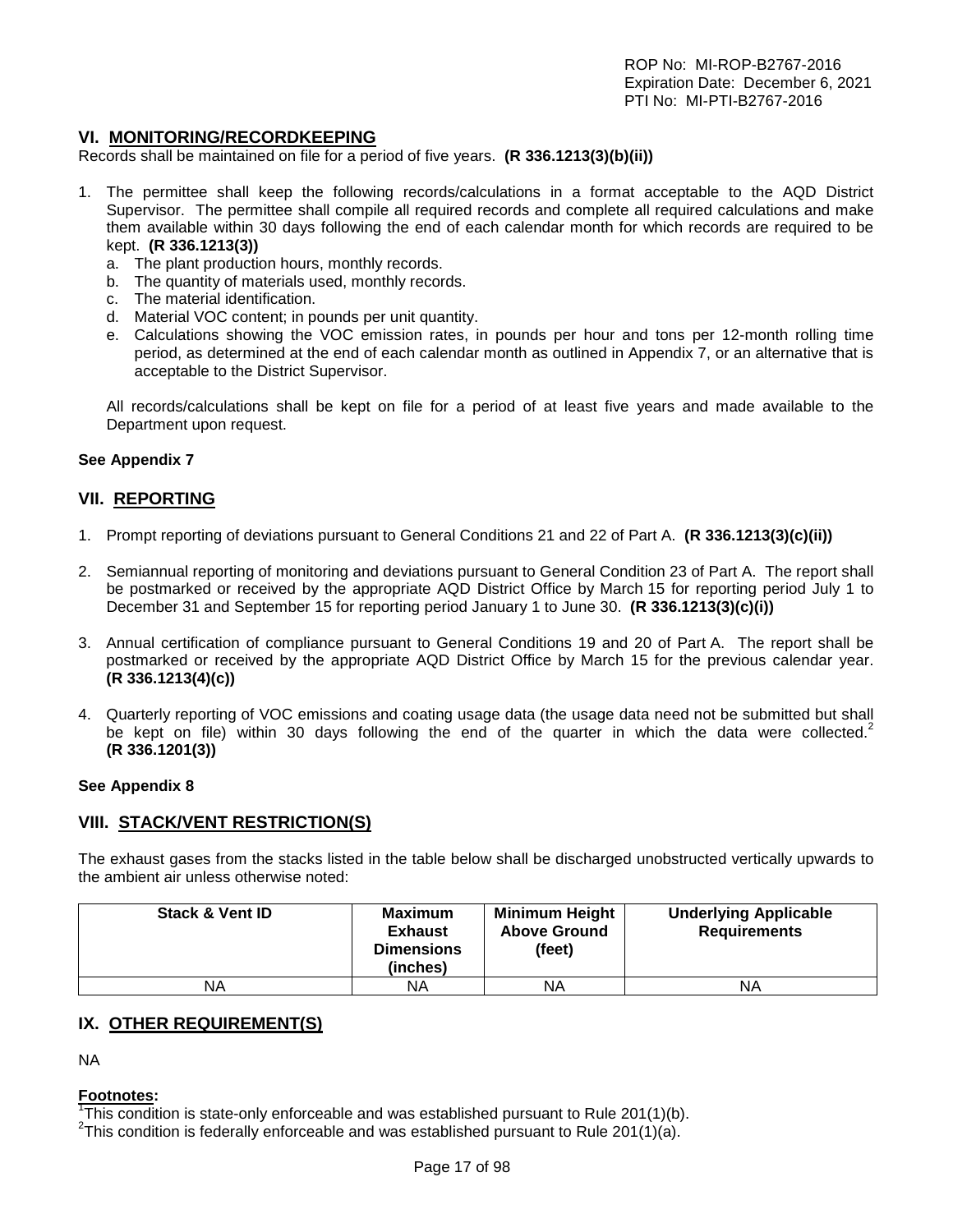ROP No: MI-ROP-B2767-2016
Expiration Date: December 6, 2021
PTI No: MI-PTI-B2767-2016

## VI. MONITORING/RECORDKEEPING

Records shall be maintained on file for a period of five years. **(R 336.1213(3)(b)(ii))**

1. The permittee shall keep the following records/calculations in a format acceptable to the AQD District Supervisor. The permittee shall compile all required records and complete all required calculations and make them available within 30 days following the end of each calendar month for which records are required to be kept. **(R 336.1213(3))**
   a. The plant production hours, monthly records.
   b. The quantity of materials used, monthly records.
   c. The material identification.
   d. Material VOC content; in pounds per unit quantity.
   e. Calculations showing the VOC emission rates, in pounds per hour and tons per 12-month rolling time period, as determined at the end of each calendar month as outlined in Appendix 7, or an alternative that is acceptable to the District Supervisor.

   All records/calculations shall be kept on file for a period of at least five years and made available to the Department upon request.

**See Appendix 7**

## VII. REPORTING

1. Prompt reporting of deviations pursuant to General Conditions 21 and 22 of Part A. **(R 336.1213(3)(c)(ii))**

2. Semiannual reporting of monitoring and deviations pursuant to General Condition 23 of Part A. The report shall be postmarked or received by the appropriate AQD District Office by March 15 for reporting period July 1 to December 31 and September 15 for reporting period January 1 to June 30. **(R 336.1213(3)(c)(i))**

3. Annual certification of compliance pursuant to General Conditions 19 and 20 of Part A. The report shall be postmarked or received by the appropriate AQD District Office by March 15 for the previous calendar year. **(R 336.1213(4)(c))**

4. Quarterly reporting of VOC emissions and coating usage data (the usage data need not be submitted but shall be kept on file) within 30 days following the end of the quarter in which the data were collected.[2] **(R 336.1201(3))**

**See Appendix 8**

## VIII. STACK/VENT RESTRICTION(S)

The exhaust gases from the stacks listed in the table below shall be discharged unobstructed vertically upwards to the ambient air unless otherwise noted:

| Stack & Vent ID | Maximum Exhaust Dimensions (inches) | Minimum Height Above Ground (feet) | Underlying Applicable Requirements |
|---|---|---|---|
| NA | NA | NA | NA |

## IX. OTHER REQUIREMENT(S)

NA

**Footnotes:**
[1]This condition is state-only enforceable and was established pursuant to Rule 201(1)(b).
[2]This condition is federally enforceable and was established pursuant to Rule 201(1)(a).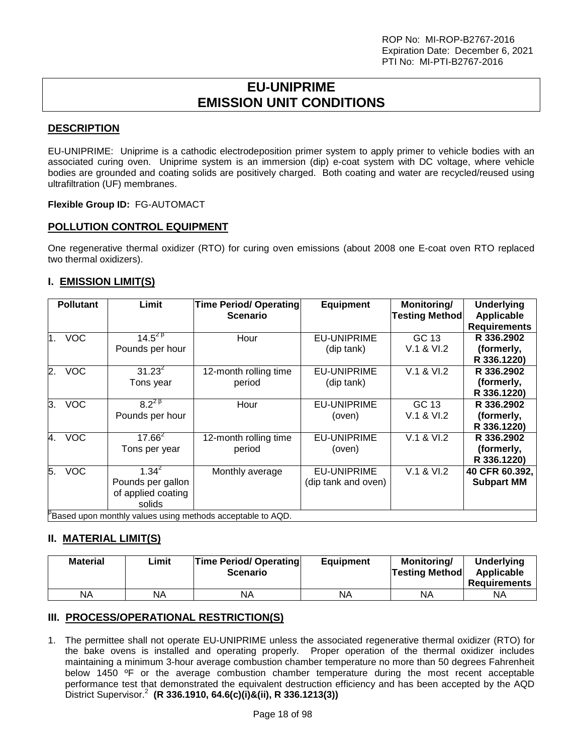ROP No: MI-ROP-B2767-2016
Expiration Date: December 6, 2021
PTI No: MI-PTI-B2767-2016

# EU-UNIPRIME
# EMISSION UNIT CONDITIONS

## DESCRIPTION

EU-UNIPRIME: Uniprime is a cathodic electrodeposition primer system to apply primer to vehicle bodies with an associated curing oven. Uniprime system is an immersion (dip) e-coat system with DC voltage, where vehicle bodies are grounded and coating solids are positively charged. Both coating and water are recycled/reused using ultrafiltration (UF) membranes.

**Flexible Group ID:** FG-AUTOMACT

## POLLUTION CONTROL EQUIPMENT

One regenerative thermal oxidizer (RTO) for curing oven emissions (about 2008 one E-coat oven RTO replaced two thermal oxidizers).

## I. EMISSION LIMIT(S)

| Pollutant | Limit | Time Period/ Operating Scenario | Equipment | Monitoring/ Testing Method | Underlying Applicable Requirements |
|---|---|---|---|---|---|
| 1. VOC | 14.5[2 β] Pounds per hour | Hour | EU-UNIPRIME (dip tank) | GC 13 V.1 & VI.2 | **R 336.2902 (formerly, R 336.1220)** |
| 2. VOC | 31.23[2] Tons year | 12-month rolling time period | EU-UNIPRIME (dip tank) | V.1 & VI.2 | **R 336.2902 (formerly, R 336.1220)** |
| 3. VOC | 8.2[2 β] Pounds per hour | Hour | EU-UNIPRIME (oven) | GC 13 V.1 & VI.2 | **R 336.2902 (formerly, R 336.1220)** |
| 4. VOC | 17.66[2] Tons per year | 12-month rolling time period | EU-UNIPRIME (oven) | V.1 & VI.2 | **R 336.2902 (formerly, R 336.1220)** |
| 5. VOC | 1.34[2] Pounds per gallon of applied coating solids | Monthly average | EU-UNIPRIME (dip tank and oven) | V.1 & VI.2 | **40 CFR 60.392, Subpart MM** |

[β]Based upon monthly values using methods acceptable to AQD.

## II. MATERIAL LIMIT(S)

| Material | Limit | Time Period/ Operating Scenario | Equipment | Monitoring/ Testing Method | Underlying Applicable Requirements |
|---|---|---|---|---|---|
| NA | NA | NA | NA | NA | NA |

## III. PROCESS/OPERATIONAL RESTRICTION(S)

1. The permittee shall not operate EU-UNIPRIME unless the associated regenerative thermal oxidizer (RTO) for the bake ovens is installed and operating properly. Proper operation of the thermal oxidizer includes maintaining a minimum 3-hour average combustion chamber temperature no more than 50 degrees Fahrenheit below 1450 ºF or the average combustion chamber temperature during the most recent acceptable performance test that demonstrated the equivalent destruction efficiency and has been accepted by the AQD District Supervisor.[2] **(R 336.1910, 64.6(c)(i)&(ii), R 336.1213(3))**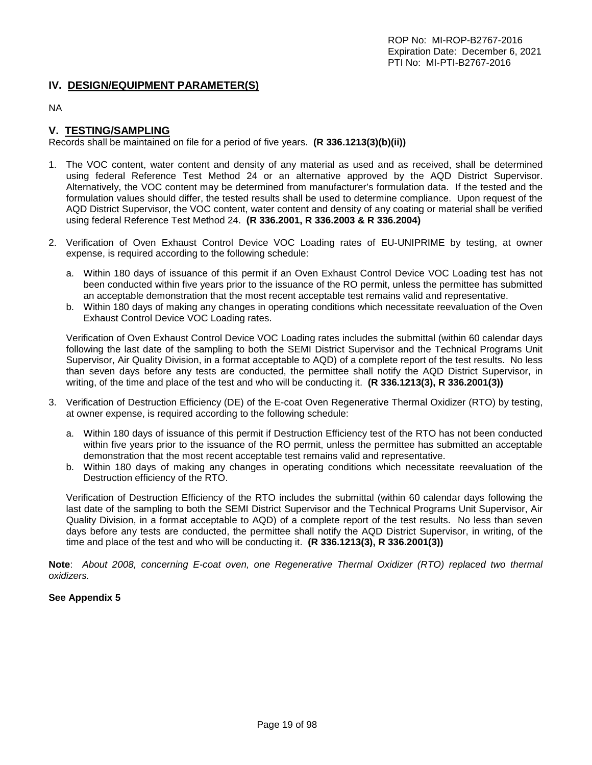## IV. DESIGN/EQUIPMENT PARAMETER(S)

NA

## V. TESTING/SAMPLING

Records shall be maintained on file for a period of five years. **(R 336.1213(3)(b)(ii))**

1. The VOC content, water content and density of any material as used and as received, shall be determined using federal Reference Test Method 24 or an alternative approved by the AQD District Supervisor. Alternatively, the VOC content may be determined from manufacturer's formulation data. If the tested and the formulation values should differ, the tested results shall be used to determine compliance. Upon request of the AQD District Supervisor, the VOC content, water content and density of any coating or material shall be verified using federal Reference Test Method 24. **(R 336.2001, R 336.2003 & R 336.2004)**

2. Verification of Oven Exhaust Control Device VOC Loading rates of EU-UNIPRIME by testing, at owner expense, is required according to the following schedule:

   a. Within 180 days of issuance of this permit if an Oven Exhaust Control Device VOC Loading test has not been conducted within five years prior to the issuance of the RO permit, unless the permittee has submitted an acceptable demonstration that the most recent acceptable test remains valid and representative.
   b. Within 180 days of making any changes in operating conditions which necessitate reevaluation of the Oven Exhaust Control Device VOC Loading rates.

   Verification of Oven Exhaust Control Device VOC Loading rates includes the submittal (within 60 calendar days following the last date of the sampling to both the SEMI District Supervisor and the Technical Programs Unit Supervisor, Air Quality Division, in a format acceptable to AQD) of a complete report of the test results. No less than seven days before any tests are conducted, the permittee shall notify the AQD District Supervisor, in writing, of the time and place of the test and who will be conducting it. **(R 336.1213(3), R 336.2001(3))**

3. Verification of Destruction Efficiency (DE) of the E-coat Oven Regenerative Thermal Oxidizer (RTO) by testing, at owner expense, is required according to the following schedule:

   a. Within 180 days of issuance of this permit if Destruction Efficiency test of the RTO has not been conducted within five years prior to the issuance of the RO permit, unless the permittee has submitted an acceptable demonstration that the most recent acceptable test remains valid and representative.
   b. Within 180 days of making any changes in operating conditions which necessitate reevaluation of the Destruction efficiency of the RTO.

   Verification of Destruction Efficiency of the RTO includes the submittal (within 60 calendar days following the last date of the sampling to both the SEMI District Supervisor and the Technical Programs Unit Supervisor, Air Quality Division, in a format acceptable to AQD) of a complete report of the test results. No less than seven days before any tests are conducted, the permittee shall notify the AQD District Supervisor, in writing, of the time and place of the test and who will be conducting it. **(R 336.1213(3), R 336.2001(3))**

**Note**: *About 2008, concerning E-coat oven, one Regenerative Thermal Oxidizer (RTO) replaced two thermal oxidizers.*

**See Appendix 5**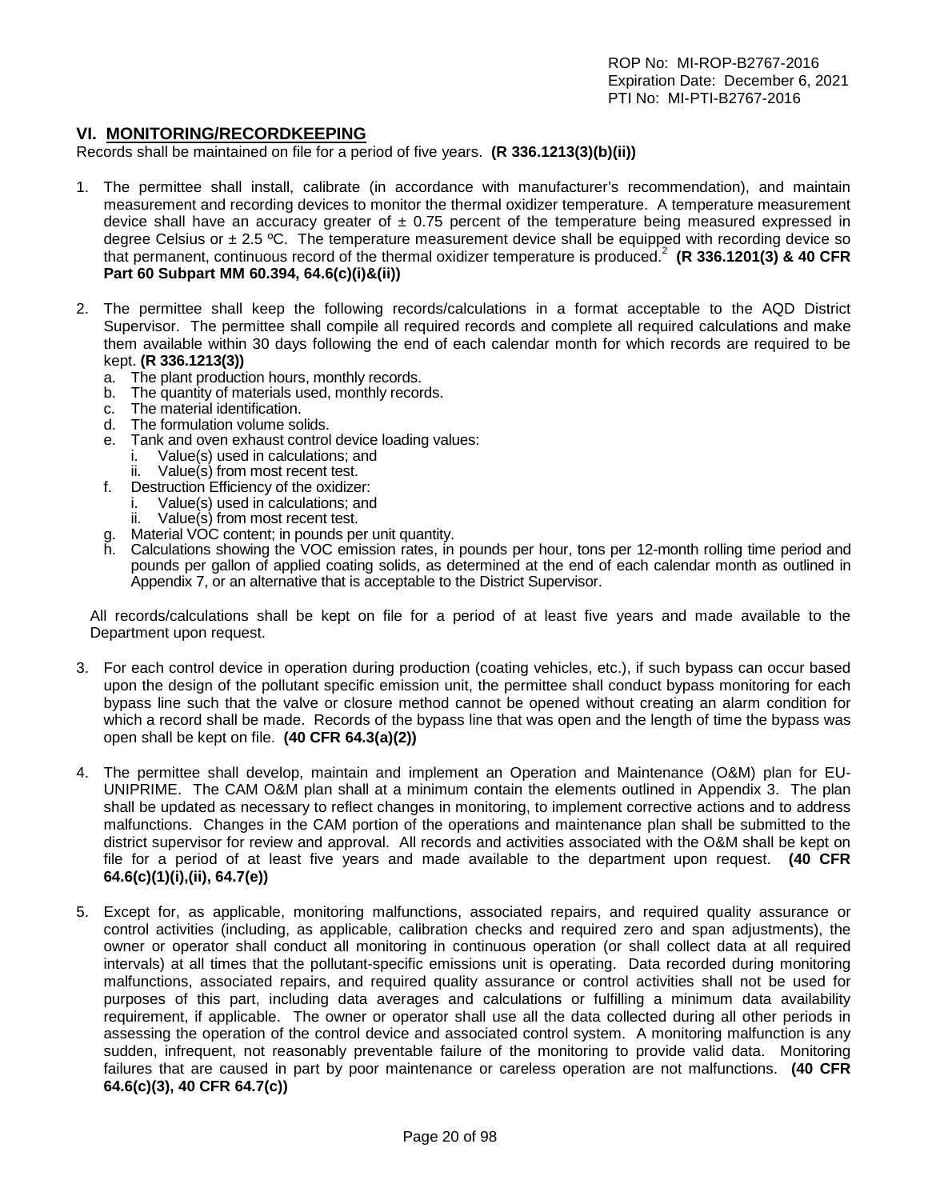## VI. MONITORING/RECORDKEEPING

Records shall be maintained on file for a period of five years. **(R 336.1213(3)(b)(ii))**

1. The permittee shall install, calibrate (in accordance with manufacturer's recommendation), and maintain measurement and recording devices to monitor the thermal oxidizer temperature. A temperature measurement device shall have an accuracy greater of ± 0.75 percent of the temperature being measured expressed in degree Celsius or ± 2.5 ºC. The temperature measurement device shall be equipped with recording device so that permanent, continuous record of the thermal oxidizer temperature is produced.[2] **(R 336.1201(3) & 40 CFR Part 60 Subpart MM 60.394, 64.6(c)(i)&(ii))**

2. The permittee shall keep the following records/calculations in a format acceptable to the AQD District Supervisor. The permittee shall compile all required records and complete all required calculations and make them available within 30 days following the end of each calendar month for which records are required to be kept. **(R 336.1213(3))**
   a. The plant production hours, monthly records.
   b. The quantity of materials used, monthly records.
   c. The material identification.
   d. The formulation volume solids.
   e. Tank and oven exhaust control device loading values:
      i. Value(s) used in calculations; and
      ii. Value(s) from most recent test.
   f. Destruction Efficiency of the oxidizer:
      i. Value(s) used in calculations; and
      ii. Value(s) from most recent test.
   g. Material VOC content; in pounds per unit quantity.
   h. Calculations showing the VOC emission rates, in pounds per hour, tons per 12-month rolling time period and pounds per gallon of applied coating solids, as determined at the end of each calendar month as outlined in Appendix 7, or an alternative that is acceptable to the District Supervisor.

   All records/calculations shall be kept on file for a period of at least five years and made available to the Department upon request.

3. For each control device in operation during production (coating vehicles, etc.), if such bypass can occur based upon the design of the pollutant specific emission unit, the permittee shall conduct bypass monitoring for each bypass line such that the valve or closure method cannot be opened without creating an alarm condition for which a record shall be made. Records of the bypass line that was open and the length of time the bypass was open shall be kept on file. **(40 CFR 64.3(a)(2))**

4. The permittee shall develop, maintain and implement an Operation and Maintenance (O&M) plan for EU-UNIPRIME. The CAM O&M plan shall at a minimum contain the elements outlined in Appendix 3. The plan shall be updated as necessary to reflect changes in monitoring, to implement corrective actions and to address malfunctions. Changes in the CAM portion of the operations and maintenance plan shall be submitted to the district supervisor for review and approval. All records and activities associated with the O&M shall be kept on file for a period of at least five years and made available to the department upon request. **(40 CFR 64.6(c)(1)(i),(ii), 64.7(e))**

5. Except for, as applicable, monitoring malfunctions, associated repairs, and required quality assurance or control activities (including, as applicable, calibration checks and required zero and span adjustments), the owner or operator shall conduct all monitoring in continuous operation (or shall collect data at all required intervals) at all times that the pollutant-specific emissions unit is operating. Data recorded during monitoring malfunctions, associated repairs, and required quality assurance or control activities shall not be used for purposes of this part, including data averages and calculations or fulfilling a minimum data availability requirement, if applicable. The owner or operator shall use all the data collected during all other periods in assessing the operation of the control device and associated control system. A monitoring malfunction is any sudden, infrequent, not reasonably preventable failure of the monitoring to provide valid data. Monitoring failures that are caused in part by poor maintenance or careless operation are not malfunctions. **(40 CFR 64.6(c)(3), 40 CFR 64.7(c))**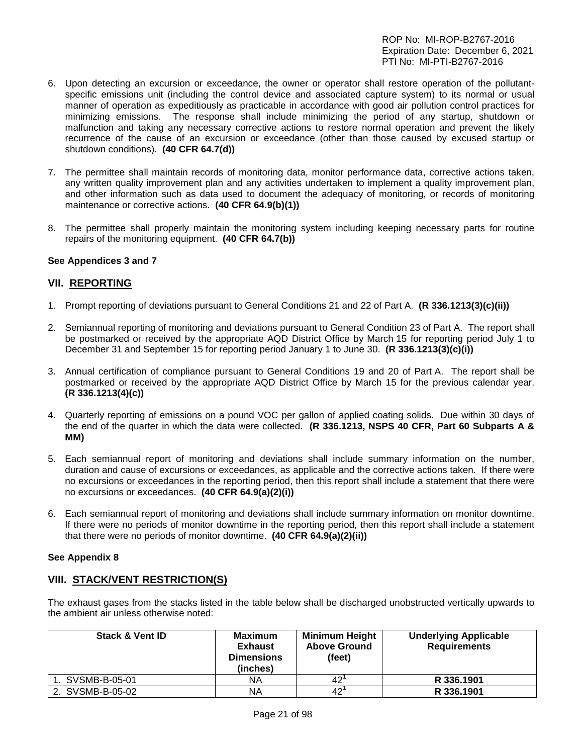6. Upon detecting an excursion or exceedance, the owner or operator shall restore operation of the pollutant-specific emissions unit (including the control device and associated capture system) to its normal or usual manner of operation as expeditiously as practicable in accordance with good air pollution control practices for minimizing emissions. The response shall include minimizing the period of any startup, shutdown or malfunction and taking any necessary corrective actions to restore normal operation and prevent the likely recurrence of the cause of an excursion or exceedance (other than those caused by excused startup or shutdown conditions). **(40 CFR 64.7(d))**

7. The permittee shall maintain records of monitoring data, monitor performance data, corrective actions taken, any written quality improvement plan and any activities undertaken to implement a quality improvement plan, and other information such as data used to document the adequacy of monitoring, or records of monitoring maintenance or corrective actions. **(40 CFR 64.9(b)(1))**

8. The permittee shall properly maintain the monitoring system including keeping necessary parts for routine repairs of the monitoring equipment. **(40 CFR 64.7(b))**

**See Appendices 3 and 7**

## VII. REPORTING

1. Prompt reporting of deviations pursuant to General Conditions 21 and 22 of Part A. **(R 336.1213(3)(c)(ii))**

2. Semiannual reporting of monitoring and deviations pursuant to General Condition 23 of Part A. The report shall be postmarked or received by the appropriate AQD District Office by March 15 for reporting period July 1 to December 31 and September 15 for reporting period January 1 to June 30. **(R 336.1213(3)(c)(i))**

3. Annual certification of compliance pursuant to General Conditions 19 and 20 of Part A. The report shall be postmarked or received by the appropriate AQD District Office by March 15 for the previous calendar year. **(R 336.1213(4)(c))**

4. Quarterly reporting of emissions on a pound VOC per gallon of applied coating solids. Due within 30 days of the end of the quarter in which the data were collected. **(R 336.1213, NSPS 40 CFR, Part 60 Subparts A & MM)**

5. Each semiannual report of monitoring and deviations shall include summary information on the number, duration and cause of excursions or exceedances, as applicable and the corrective actions taken. If there were no excursions or exceedances in the reporting period, then this report shall include a statement that there were no excursions or exceedances. **(40 CFR 64.9(a)(2)(i))**

6. Each semiannual report of monitoring and deviations shall include summary information on monitor downtime. If there were no periods of monitor downtime in the reporting period, then this report shall include a statement that there were no periods of monitor downtime. **(40 CFR 64.9(a)(2)(ii))**

**See Appendix 8**

## VIII. STACK/VENT RESTRICTION(S)

The exhaust gases from the stacks listed in the table below shall be discharged unobstructed vertically upwards to the ambient air unless otherwise noted:

| Stack & Vent ID | Maximum Exhaust Dimensions (inches) | Minimum Height Above Ground (feet) | Underlying Applicable Requirements |
|---|---|---|---|
| 1. SVSMB-B-05-01 | NA | 42[1] | **R 336.1901** |
| 2. SVSMB-B-05-02 | NA | 42[1] | **R 336.1901** |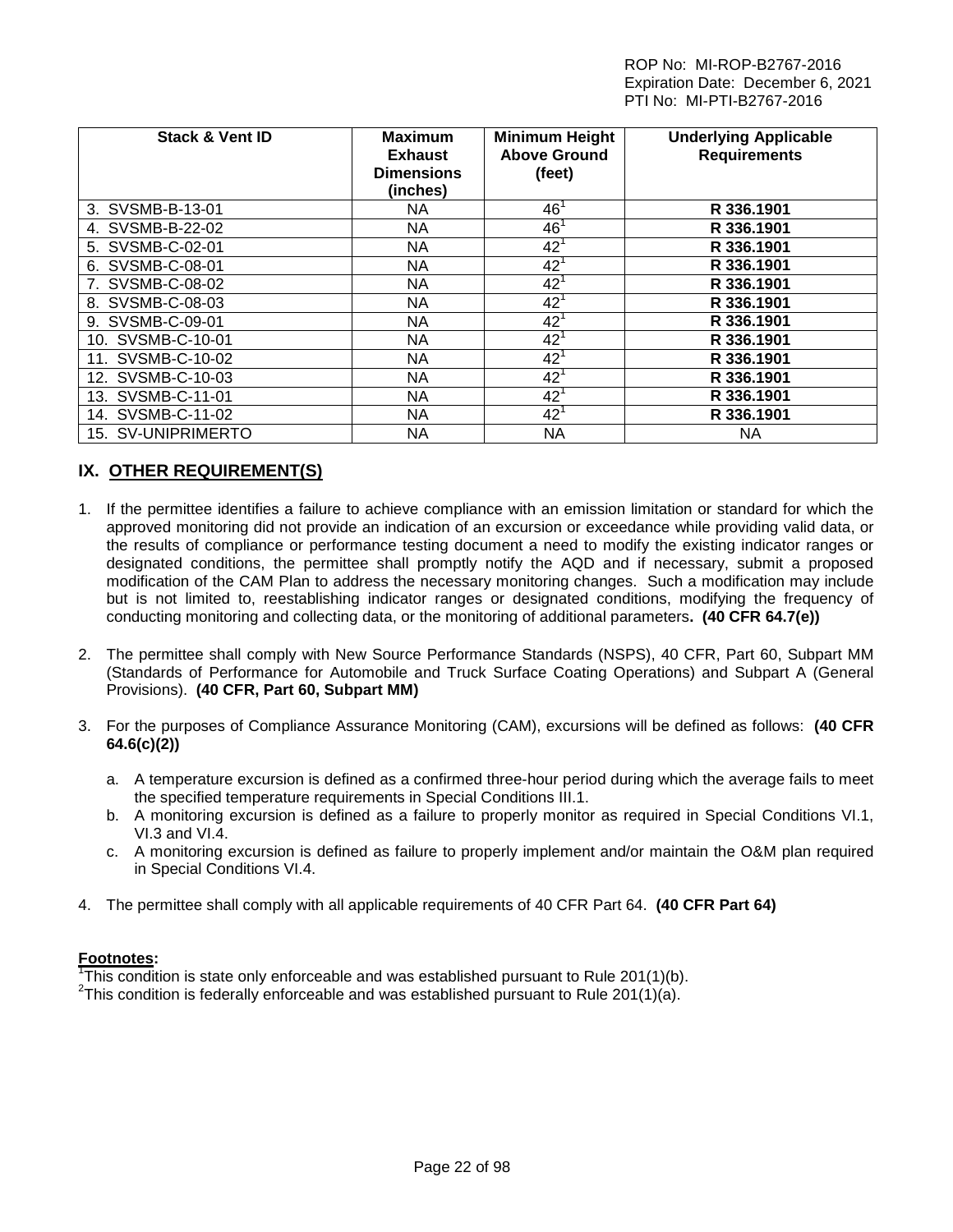| Stack & Vent ID | Maximum Exhaust Dimensions (inches) | Minimum Height Above Ground (feet) | Underlying Applicable Requirements |
|---|---|---|---|
| 3. SVSMB-B-13-01 | NA | 46[1] | **R 336.1901** |
| 4. SVSMB-B-22-02 | NA | 46[1] | **R 336.1901** |
| 5. SVSMB-C-02-01 | NA | 42[1] | **R 336.1901** |
| 6. SVSMB-C-08-01 | NA | 42[1] | **R 336.1901** |
| 7. SVSMB-C-08-02 | NA | 42[1] | **R 336.1901** |
| 8. SVSMB-C-08-03 | NA | 42[1] | **R 336.1901** |
| 9. SVSMB-C-09-01 | NA | 42[1] | **R 336.1901** |
| 10. SVSMB-C-10-01 | NA | 42[1] | **R 336.1901** |
| 11. SVSMB-C-10-02 | NA | 42[1] | **R 336.1901** |
| 12. SVSMB-C-10-03 | NA | 42[1] | **R 336.1901** |
| 13. SVSMB-C-11-01 | NA | 42[1] | **R 336.1901** |
| 14. SVSMB-C-11-02 | NA | 42[1] | **R 336.1901** |
| 15. SV-UNIPRIMERTO | NA | NA | NA |

## IX. OTHER REQUIREMENT(S)

1. If the permittee identifies a failure to achieve compliance with an emission limitation or standard for which the approved monitoring did not provide an indication of an excursion or exceedance while providing valid data, or the results of compliance or performance testing document a need to modify the existing indicator ranges or designated conditions, the permittee shall promptly notify the AQD and if necessary, submit a proposed modification of the CAM Plan to address the necessary monitoring changes. Such a modification may include but is not limited to, reestablishing indicator ranges or designated conditions, modifying the frequency of conducting monitoring and collecting data, or the monitoring of additional parameters**. (40 CFR 64.7(e))**

2. The permittee shall comply with New Source Performance Standards (NSPS), 40 CFR, Part 60, Subpart MM (Standards of Performance for Automobile and Truck Surface Coating Operations) and Subpart A (General Provisions). **(40 CFR, Part 60, Subpart MM)**

3. For the purposes of Compliance Assurance Monitoring (CAM), excursions will be defined as follows: **(40 CFR 64.6(c)(2))**

   a. A temperature excursion is defined as a confirmed three-hour period during which the average fails to meet the specified temperature requirements in Special Conditions III.1.
   b. A monitoring excursion is defined as a failure to properly monitor as required in Special Conditions VI.1, VI.3 and VI.4.
   c. A monitoring excursion is defined as failure to properly implement and/or maintain the O&M plan required in Special Conditions VI.4.

4. The permittee shall comply with all applicable requirements of 40 CFR Part 64. **(40 CFR Part 64)**

**Footnotes:**

[1]This condition is state only enforceable and was established pursuant to Rule 201(1)(b).
[2]This condition is federally enforceable and was established pursuant to Rule 201(1)(a).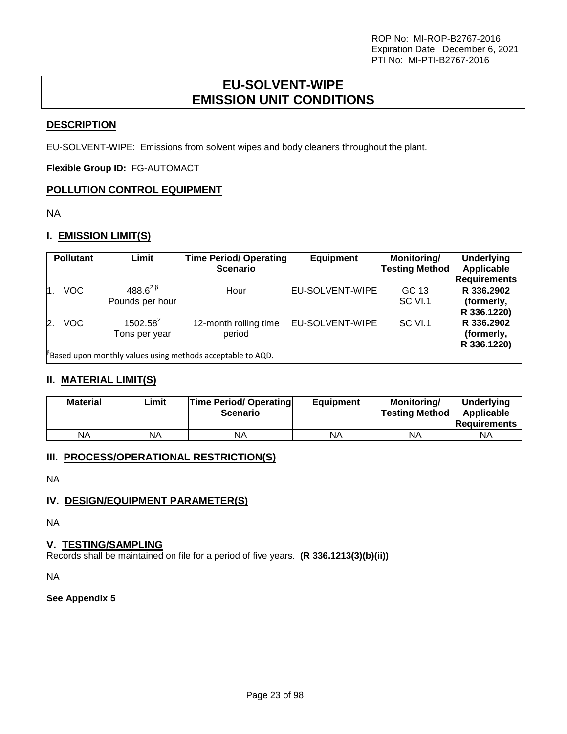ROP No: MI-ROP-B2767-2016
Expiration Date: December 6, 2021
PTI No: MI-PTI-B2767-2016

# EU-SOLVENT-WIPE EMISSION UNIT CONDITIONS

## DESCRIPTION

EU-SOLVENT-WIPE: Emissions from solvent wipes and body cleaners throughout the plant.

**Flexible Group ID:** FG-AUTOMACT

## POLLUTION CONTROL EQUIPMENT

NA

## I. EMISSION LIMIT(S)

| Pollutant | Limit | Time Period/ Operating Scenario | Equipment | Monitoring/ Testing Method | Underlying Applicable Requirements |
|---|---|---|---|---|---|
| 1. VOC | 488.6[2 β] Pounds per hour | Hour | EU-SOLVENT-WIPE | GC 13 SC VI.1 | **R 336.2902 (formerly, R 336.1220)** |
| 2. VOC | 1502.58[2] Tons per year | 12-month rolling time period | EU-SOLVENT-WIPE | SC VI.1 | **R 336.2902 (formerly, R 336.1220)** |

[β]Based upon monthly values using methods acceptable to AQD.

## II. MATERIAL LIMIT(S)

| Material | Limit | Time Period/ Operating Scenario | Equipment | Monitoring/ Testing Method | Underlying Applicable Requirements |
|---|---|---|---|---|---|
| NA | NA | NA | NA | NA | NA |

## III. PROCESS/OPERATIONAL RESTRICTION(S)

NA

## IV. DESIGN/EQUIPMENT PARAMETER(S)

NA

## V. TESTING/SAMPLING

Records shall be maintained on file for a period of five years. **(R 336.1213(3)(b)(ii))**

NA

**See Appendix 5**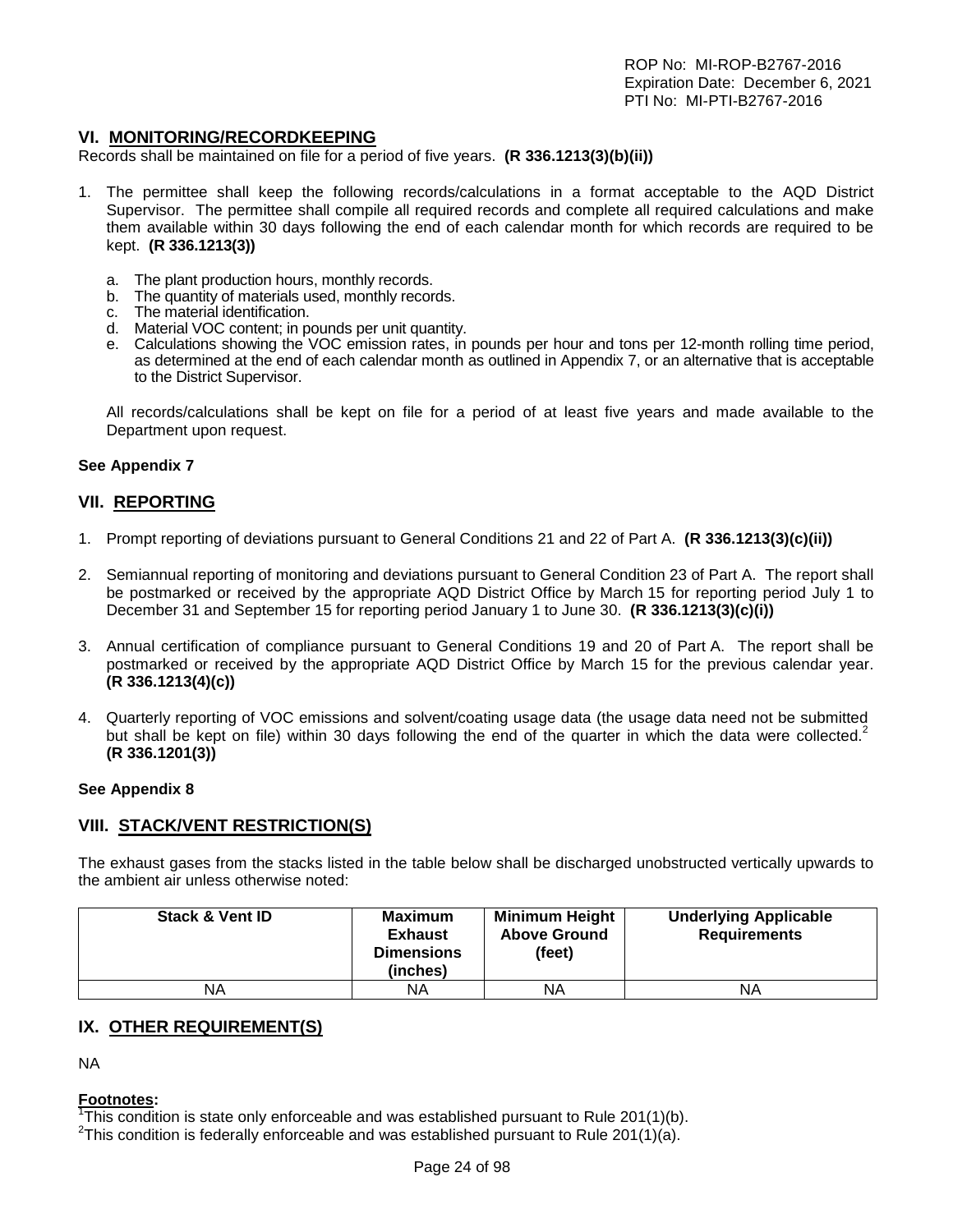## VI. MONITORING/RECORDKEEPING

Records shall be maintained on file for a period of five years. **(R 336.1213(3)(b)(ii))**

1. The permittee shall keep the following records/calculations in a format acceptable to the AQD District Supervisor. The permittee shall compile all required records and complete all required calculations and make them available within 30 days following the end of each calendar month for which records are required to be kept. **(R 336.1213(3))**

   a. The plant production hours, monthly records.
   b. The quantity of materials used, monthly records.
   c. The material identification.
   d. Material VOC content; in pounds per unit quantity.
   e. Calculations showing the VOC emission rates, in pounds per hour and tons per 12-month rolling time period, as determined at the end of each calendar month as outlined in Appendix 7, or an alternative that is acceptable to the District Supervisor.

   All records/calculations shall be kept on file for a period of at least five years and made available to the Department upon request.

**See Appendix 7**

## VII. REPORTING

1. Prompt reporting of deviations pursuant to General Conditions 21 and 22 of Part A. **(R 336.1213(3)(c)(ii))**

2. Semiannual reporting of monitoring and deviations pursuant to General Condition 23 of Part A. The report shall be postmarked or received by the appropriate AQD District Office by March 15 for reporting period July 1 to December 31 and September 15 for reporting period January 1 to June 30. **(R 336.1213(3)(c)(i))**

3. Annual certification of compliance pursuant to General Conditions 19 and 20 of Part A. The report shall be postmarked or received by the appropriate AQD District Office by March 15 for the previous calendar year. **(R 336.1213(4)(c))**

4. Quarterly reporting of VOC emissions and solvent/coating usage data (the usage data need not be submitted but shall be kept on file) within 30 days following the end of the quarter in which the data were collected.[2] **(R 336.1201(3))**

**See Appendix 8**

## VIII. STACK/VENT RESTRICTION(S)

The exhaust gases from the stacks listed in the table below shall be discharged unobstructed vertically upwards to the ambient air unless otherwise noted:

| Stack & Vent ID | Maximum Exhaust Dimensions (inches) | Minimum Height Above Ground (feet) | Underlying Applicable Requirements |
|---|---|---|---|
| NA | NA | NA | NA |

## IX. OTHER REQUIREMENT(S)

NA

**Footnotes:**

[1]This condition is state only enforceable and was established pursuant to Rule 201(1)(b).
[2]This condition is federally enforceable and was established pursuant to Rule 201(1)(a).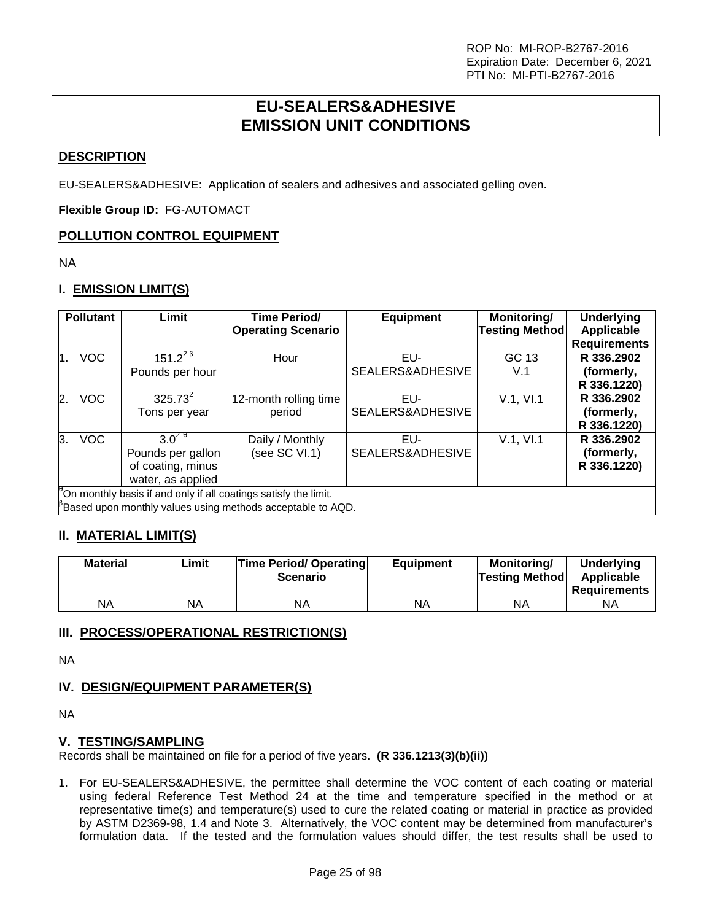ROP No: MI-ROP-B2767-2016
Expiration Date: December 6, 2021
PTI No: MI-PTI-B2767-2016

# EU-SEALERS&ADHESIVE EMISSION UNIT CONDITIONS

## DESCRIPTION

EU-SEALERS&ADHESIVE: Application of sealers and adhesives and associated gelling oven.

**Flexible Group ID:** FG-AUTOMACT

## POLLUTION CONTROL EQUIPMENT

NA

## I. EMISSION LIMIT(S)

| Pollutant | Limit | Time Period/ Operating Scenario | Equipment | Monitoring/ Testing Method | Underlying Applicable Requirements |
|---|---|---|---|---|---|
| 1. VOC | 151.2[2 β] Pounds per hour | Hour | EU-SEALERS&ADHESIVE | GC 13 V.1 | **R 336.2902 (formerly, R 336.1220)** |
| 2. VOC | 325.73[2] Tons per year | 12-month rolling time period | EU-SEALERS&ADHESIVE | V.1, VI.1 | **R 336.2902 (formerly, R 336.1220)** |
| 3. VOC | 3.0[2 θ] Pounds per gallon of coating, minus water, as applied | Daily / Monthly (see SC VI.1) | EU-SEALERS&ADHESIVE | V.1, VI.1 | **R 336.2902 (formerly, R 336.1220)** |

[θ]On monthly basis if and only if all coatings satisfy the limit.
[β]Based upon monthly values using methods acceptable to AQD.

## II. MATERIAL LIMIT(S)

| Material | Limit | Time Period/ Operating Scenario | Equipment | Monitoring/ Testing Method | Underlying Applicable Requirements |
|---|---|---|---|---|---|
| NA | NA | NA | NA | NA | NA |

## III. PROCESS/OPERATIONAL RESTRICTION(S)

NA

## IV. DESIGN/EQUIPMENT PARAMETER(S)

NA

## V. TESTING/SAMPLING

Records shall be maintained on file for a period of five years. **(R 336.1213(3)(b)(ii))**

1. For EU-SEALERS&ADHESIVE, the permittee shall determine the VOC content of each coating or material using federal Reference Test Method 24 at the time and temperature specified in the method or at representative time(s) and temperature(s) used to cure the related coating or material in practice as provided by ASTM D2369-98, 1.4 and Note 3. Alternatively, the VOC content may be determined from manufacturer's formulation data. If the tested and the formulation values should differ, the test results shall be used to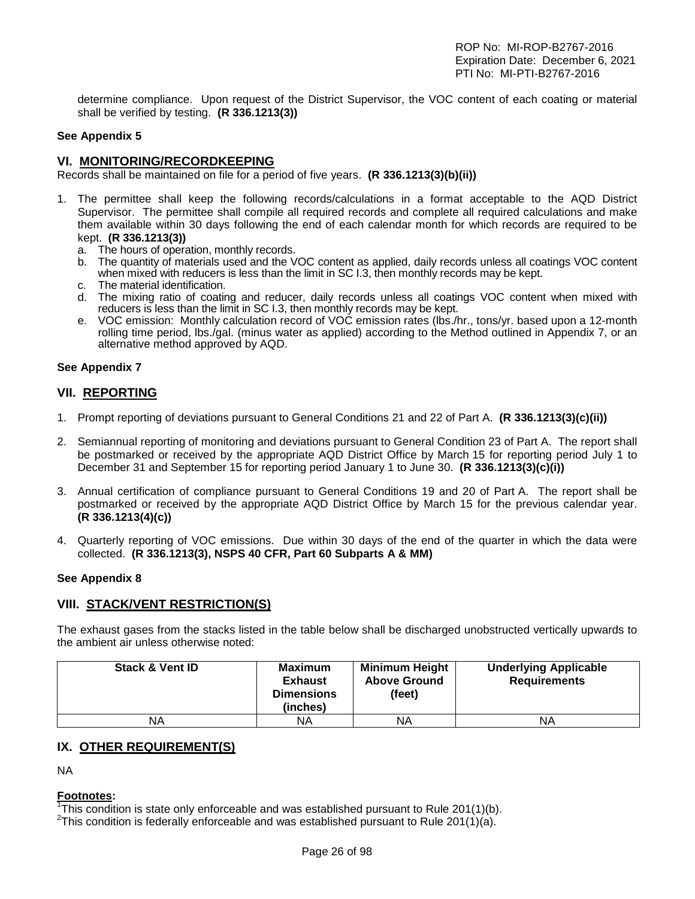determine compliance. Upon request of the District Supervisor, the VOC content of each coating or material shall be verified by testing. **(R 336.1213(3))**

**See Appendix 5**

## VI. MONITORING/RECORDKEEPING

Records shall be maintained on file for a period of five years. **(R 336.1213(3)(b)(ii))**

1. The permittee shall keep the following records/calculations in a format acceptable to the AQD District Supervisor. The permittee shall compile all required records and complete all required calculations and make them available within 30 days following the end of each calendar month for which records are required to be kept. **(R 336.1213(3))**
   a. The hours of operation, monthly records.
   b. The quantity of materials used and the VOC content as applied, daily records unless all coatings VOC content when mixed with reducers is less than the limit in SC I.3, then monthly records may be kept.
   c. The material identification.
   d. The mixing ratio of coating and reducer, daily records unless all coatings VOC content when mixed with reducers is less than the limit in SC I.3, then monthly records may be kept.
   e. VOC emission: Monthly calculation record of VOC emission rates (lbs./hr., tons/yr. based upon a 12-month rolling time period, lbs./gal. (minus water as applied) according to the Method outlined in Appendix 7, or an alternative method approved by AQD.

**See Appendix 7**

## VII. REPORTING

1. Prompt reporting of deviations pursuant to General Conditions 21 and 22 of Part A. **(R 336.1213(3)(c)(ii))**

2. Semiannual reporting of monitoring and deviations pursuant to General Condition 23 of Part A. The report shall be postmarked or received by the appropriate AQD District Office by March 15 for reporting period July 1 to December 31 and September 15 for reporting period January 1 to June 30. **(R 336.1213(3)(c)(i))**

3. Annual certification of compliance pursuant to General Conditions 19 and 20 of Part A. The report shall be postmarked or received by the appropriate AQD District Office by March 15 for the previous calendar year. **(R 336.1213(4)(c))**

4. Quarterly reporting of VOC emissions. Due within 30 days of the end of the quarter in which the data were collected. **(R 336.1213(3), NSPS 40 CFR, Part 60 Subparts A & MM)**

**See Appendix 8**

## VIII. STACK/VENT RESTRICTION(S)

The exhaust gases from the stacks listed in the table below shall be discharged unobstructed vertically upwards to the ambient air unless otherwise noted:

| Stack & Vent ID | Maximum Exhaust Dimensions (inches) | Minimum Height Above Ground (feet) | Underlying Applicable Requirements |
|---|---|---|---|
| NA | NA | NA | NA |

## IX. OTHER REQUIREMENT(S)

NA

**Footnotes:**

[1]This condition is state only enforceable and was established pursuant to Rule 201(1)(b).
[2]This condition is federally enforceable and was established pursuant to Rule 201(1)(a).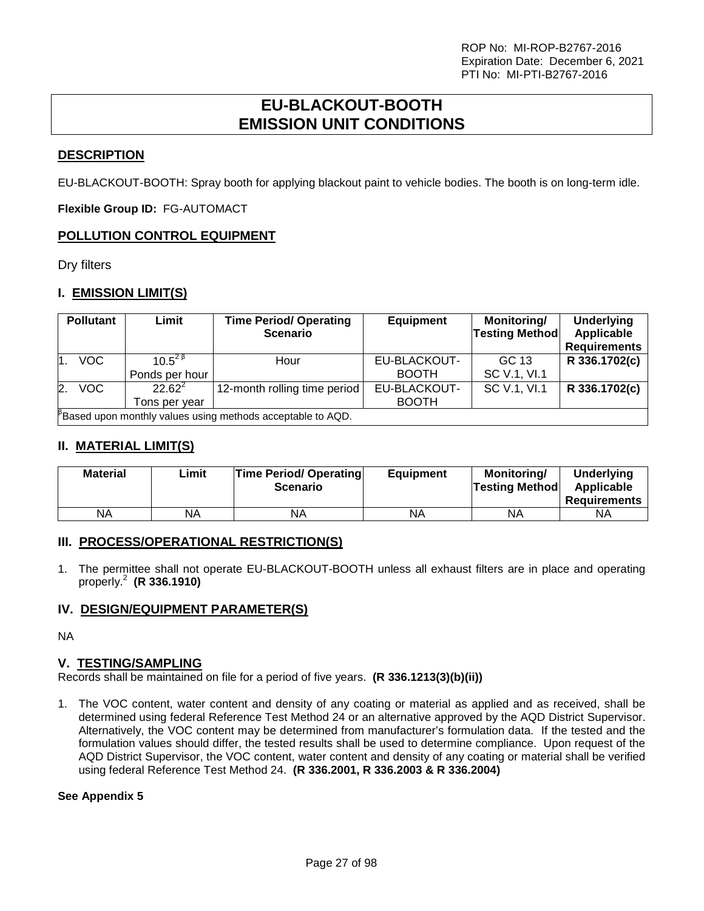ROP No: MI-ROP-B2767-2016
Expiration Date: December 6, 2021
PTI No: MI-PTI-B2767-2016

# EU-BLACKOUT-BOOTH EMISSION UNIT CONDITIONS

## DESCRIPTION

EU-BLACKOUT-BOOTH: Spray booth for applying blackout paint to vehicle bodies. The booth is on long-term idle.

**Flexible Group ID:** FG-AUTOMACT

## POLLUTION CONTROL EQUIPMENT

Dry filters

## I. EMISSION LIMIT(S)

| Pollutant | Limit | Time Period/ Operating Scenario | Equipment | Monitoring/ Testing Method | Underlying Applicable Requirements |
|---|---|---|---|---|---|
| 1. VOC | 10.5[2 β] Ponds per hour | Hour | EU-BLACKOUT-BOOTH | GC 13 SC V.1, VI.1 | **R 336.1702(c)** |
| 2. VOC | 22.62[2] Tons per year | 12-month rolling time period | EU-BLACKOUT-BOOTH | SC V.1, VI.1 | **R 336.1702(c)** |

[β]Based upon monthly values using methods acceptable to AQD.

## II. MATERIAL LIMIT(S)

| Material | Limit | Time Period/ Operating Scenario | Equipment | Monitoring/ Testing Method | Underlying Applicable Requirements |
|---|---|---|---|---|---|
| NA | NA | NA | NA | NA | NA |

## III. PROCESS/OPERATIONAL RESTRICTION(S)

1. The permittee shall not operate EU-BLACKOUT-BOOTH unless all exhaust filters are in place and operating properly.[2] **(R 336.1910)**

## IV. DESIGN/EQUIPMENT PARAMETER(S)

NA

## V. TESTING/SAMPLING

Records shall be maintained on file for a period of five years. **(R 336.1213(3)(b)(ii))**

1. The VOC content, water content and density of any coating or material as applied and as received, shall be determined using federal Reference Test Method 24 or an alternative approved by the AQD District Supervisor. Alternatively, the VOC content may be determined from manufacturer's formulation data. If the tested and the formulation values should differ, the tested results shall be used to determine compliance. Upon request of the AQD District Supervisor, the VOC content, water content and density of any coating or material shall be verified using federal Reference Test Method 24. **(R 336.2001, R 336.2003 & R 336.2004)**

**See Appendix 5**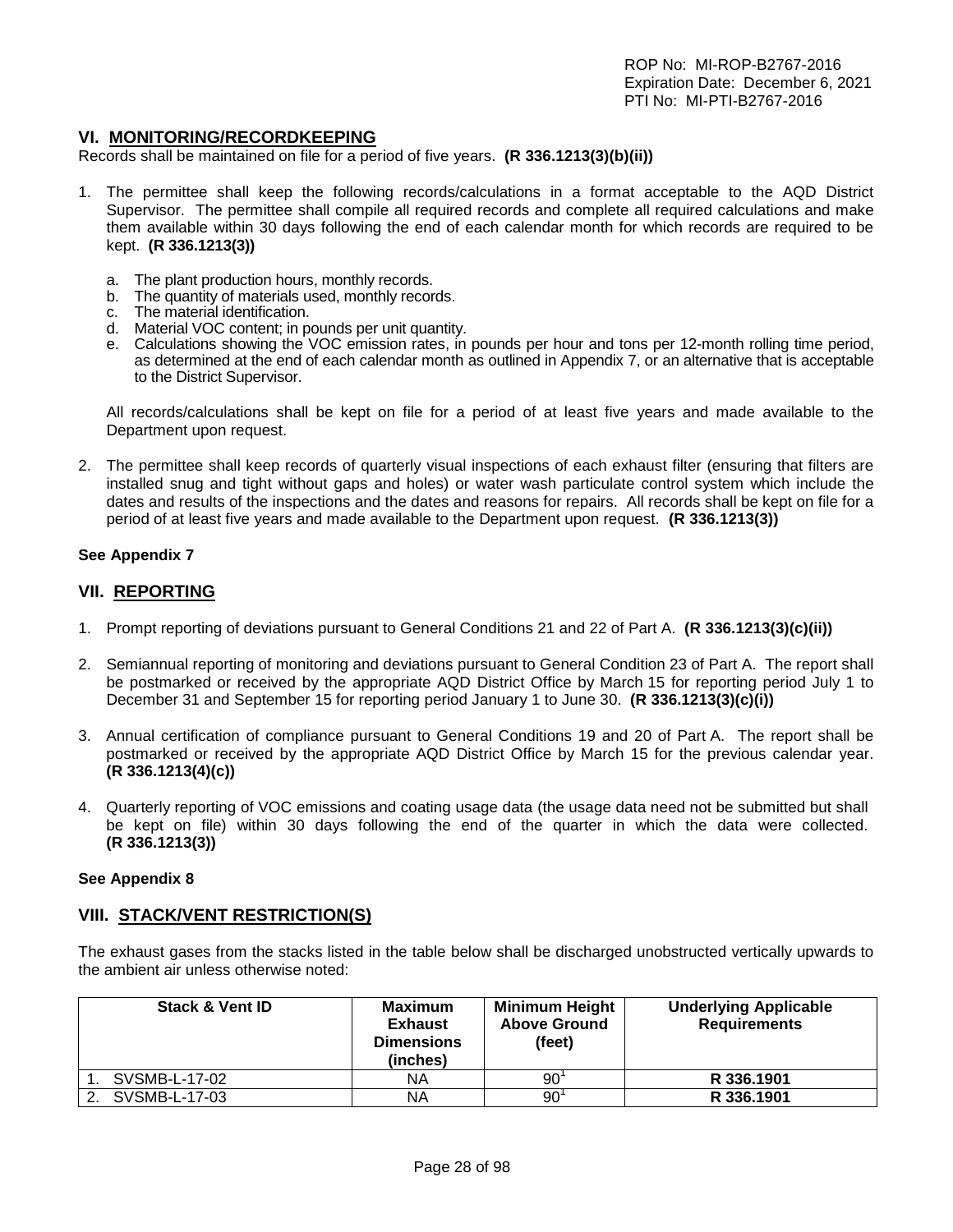## VI. MONITORING/RECORDKEEPING

Records shall be maintained on file for a period of five years. **(R 336.1213(3)(b)(ii))**

1. The permittee shall keep the following records/calculations in a format acceptable to the AQD District Supervisor. The permittee shall compile all required records and complete all required calculations and make them available within 30 days following the end of each calendar month for which records are required to be kept. **(R 336.1213(3))**

   a. The plant production hours, monthly records.
   b. The quantity of materials used, monthly records.
   c. The material identification.
   d. Material VOC content; in pounds per unit quantity.
   e. Calculations showing the VOC emission rates, in pounds per hour and tons per 12-month rolling time period, as determined at the end of each calendar month as outlined in Appendix 7, or an alternative that is acceptable to the District Supervisor.

   All records/calculations shall be kept on file for a period of at least five years and made available to the Department upon request.

2. The permittee shall keep records of quarterly visual inspections of each exhaust filter (ensuring that filters are installed snug and tight without gaps and holes) or water wash particulate control system which include the dates and results of the inspections and the dates and reasons for repairs. All records shall be kept on file for a period of at least five years and made available to the Department upon request. **(R 336.1213(3))**

**See Appendix 7**

## VII. REPORTING

1. Prompt reporting of deviations pursuant to General Conditions 21 and 22 of Part A. **(R 336.1213(3)(c)(ii))**

2. Semiannual reporting of monitoring and deviations pursuant to General Condition 23 of Part A. The report shall be postmarked or received by the appropriate AQD District Office by March 15 for reporting period July 1 to December 31 and September 15 for reporting period January 1 to June 30. **(R 336.1213(3)(c)(i))**

3. Annual certification of compliance pursuant to General Conditions 19 and 20 of Part A. The report shall be postmarked or received by the appropriate AQD District Office by March 15 for the previous calendar year. **(R 336.1213(4)(c))**

4. Quarterly reporting of VOC emissions and coating usage data (the usage data need not be submitted but shall be kept on file) within 30 days following the end of the quarter in which the data were collected. **(R 336.1213(3))**

**See Appendix 8**

## VIII. STACK/VENT RESTRICTION(S)

The exhaust gases from the stacks listed in the table below shall be discharged unobstructed vertically upwards to the ambient air unless otherwise noted:

| Stack & Vent ID | Maximum Exhaust Dimensions (inches) | Minimum Height Above Ground (feet) | Underlying Applicable Requirements |
|---|---|---|---|
| 1. SVSMB-L-17-02 | NA | 90[1] | **R 336.1901** |
| 2. SVSMB-L-17-03 | NA | 90[1] | **R 336.1901** |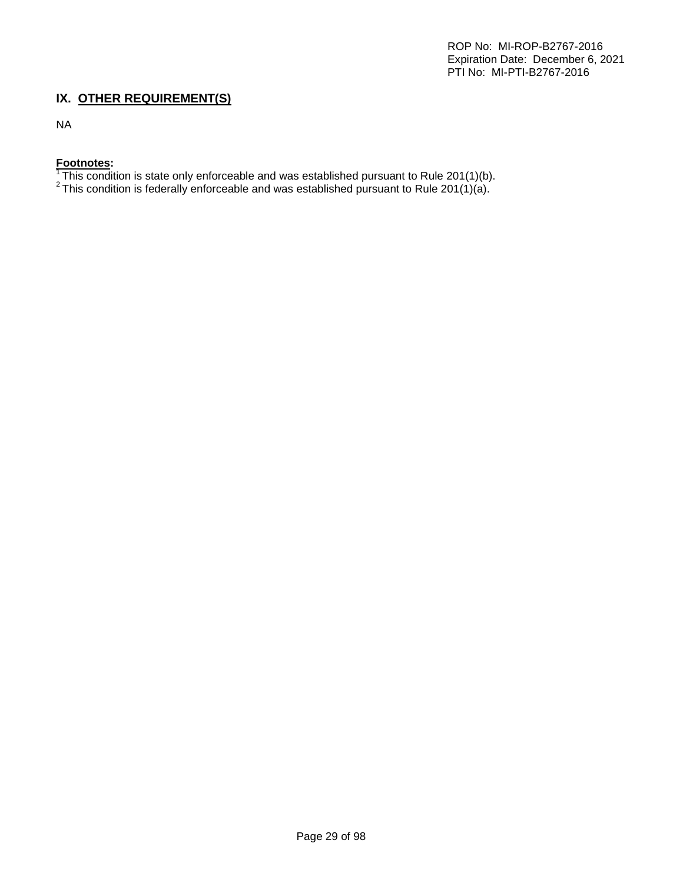## IX. OTHER REQUIREMENT(S)

NA

**Footnotes:**

[1] This condition is state only enforceable and was established pursuant to Rule 201(1)(b).
[2] This condition is federally enforceable and was established pursuant to Rule 201(1)(a).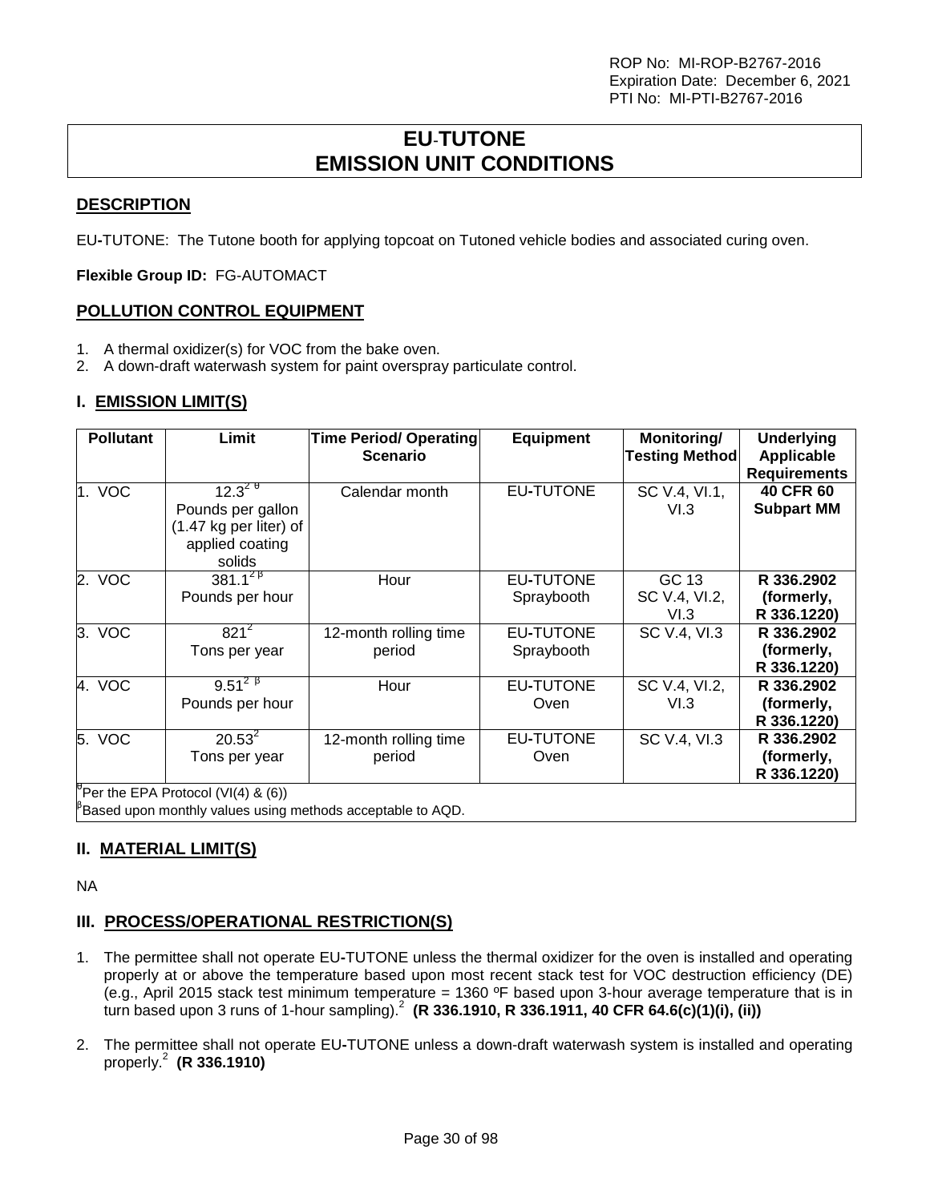ROP No: MI-ROP-B2767-2016
Expiration Date: December 6, 2021
PTI No: MI-PTI-B2767-2016

# EU-TUTONE EMISSION UNIT CONDITIONS

## DESCRIPTION

EU-TUTONE: The Tutone booth for applying topcoat on Tutoned vehicle bodies and associated curing oven.

**Flexible Group ID:** FG-AUTOMACT

## POLLUTION CONTROL EQUIPMENT

1. A thermal oxidizer(s) for VOC from the bake oven.
2. A down-draft waterwash system for paint overspray particulate control.

## I. EMISSION LIMIT(S)

| Pollutant | Limit | Time Period/ Operating Scenario | Equipment | Monitoring/ Testing Method | Underlying Applicable Requirements |
|---|---|---|---|---|---|
| 1. VOC | 12.3[2 θ] Pounds per gallon (1.47 kg per liter) of applied coating solids | Calendar month | EU-TUTONE | SC V.4, VI.1, VI.3 | **40 CFR 60 Subpart MM** |
| 2. VOC | 381.1[2 β] Pounds per hour | Hour | EU-TUTONE Spraybooth | GC 13 SC V.4, VI.2, VI.3 | **R 336.2902 (formerly, R 336.1220)** |
| 3. VOC | 821[2] Tons per year | 12-month rolling time period | EU-TUTONE Spraybooth | SC V.4, VI.3 | **R 336.2902 (formerly, R 336.1220)** |
| 4. VOC | 9.51[2 β] Pounds per hour | Hour | EU-TUTONE Oven | SC V.4, VI.2, VI.3 | **R 336.2902 (formerly, R 336.1220)** |
| 5. VOC | 20.53[2] Tons per year | 12-month rolling time period | EU-TUTONE Oven | SC V.4, VI.3 | **R 336.2902 (formerly, R 336.1220)** |

[θ]Per the EPA Protocol (VI(4) & (6))
[β]Based upon monthly values using methods acceptable to AQD.

## II. MATERIAL LIMIT(S)

NA

## III. PROCESS/OPERATIONAL RESTRICTION(S)

1. The permittee shall not operate EU-TUTONE unless the thermal oxidizer for the oven is installed and operating properly at or above the temperature based upon most recent stack test for VOC destruction efficiency (DE) (e.g., April 2015 stack test minimum temperature = 1360 ºF based upon 3-hour average temperature that is in turn based upon 3 runs of 1-hour sampling).[2] **(R 336.1910, R 336.1911, 40 CFR 64.6(c)(1)(i), (ii))**

2. The permittee shall not operate EU-TUTONE unless a down-draft waterwash system is installed and operating properly.[2] **(R 336.1910)**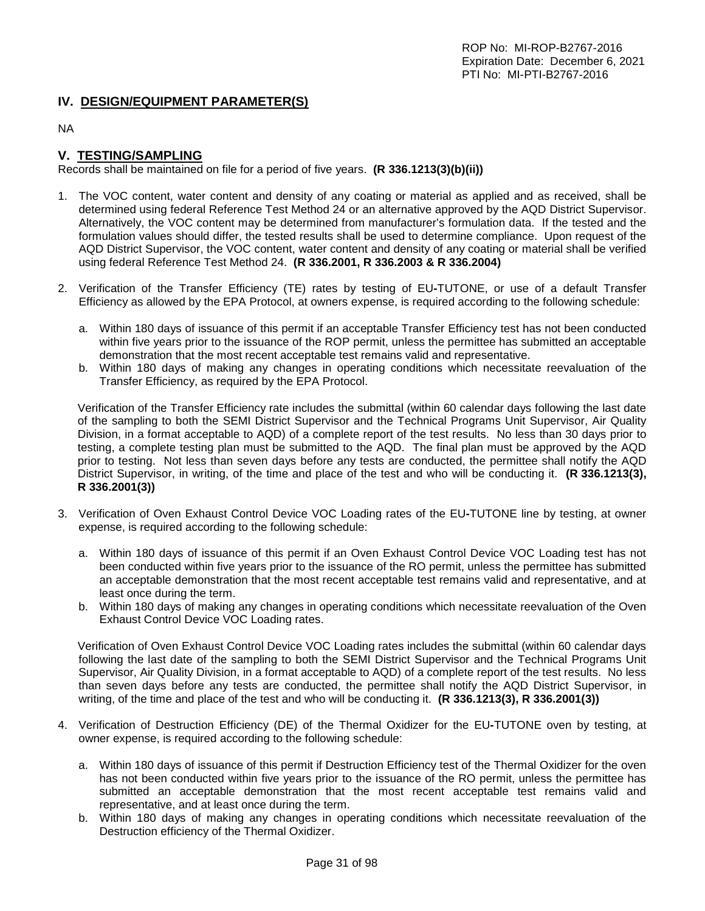## IV. DESIGN/EQUIPMENT PARAMETER(S)

NA

## V. TESTING/SAMPLING

Records shall be maintained on file for a period of five years. **(R 336.1213(3)(b)(ii))**

1. The VOC content, water content and density of any coating or material as applied and as received, shall be determined using federal Reference Test Method 24 or an alternative approved by the AQD District Supervisor. Alternatively, the VOC content may be determined from manufacturer's formulation data. If the tested and the formulation values should differ, the tested results shall be used to determine compliance. Upon request of the AQD District Supervisor, the VOC content, water content and density of any coating or material shall be verified using federal Reference Test Method 24. **(R 336.2001, R 336.2003 & R 336.2004)**

2. Verification of the Transfer Efficiency (TE) rates by testing of EU-TUTONE, or use of a default Transfer Efficiency as allowed by the EPA Protocol, at owners expense, is required according to the following schedule:

   a. Within 180 days of issuance of this permit if an acceptable Transfer Efficiency test has not been conducted within five years prior to the issuance of the ROP permit, unless the permittee has submitted an acceptable demonstration that the most recent acceptable test remains valid and representative.
   b. Within 180 days of making any changes in operating conditions which necessitate reevaluation of the Transfer Efficiency, as required by the EPA Protocol.

   Verification of the Transfer Efficiency rate includes the submittal (within 60 calendar days following the last date of the sampling to both the SEMI District Supervisor and the Technical Programs Unit Supervisor, Air Quality Division, in a format acceptable to AQD) of a complete report of the test results. No less than 30 days prior to testing, a complete testing plan must be submitted to the AQD. The final plan must be approved by the AQD prior to testing. Not less than seven days before any tests are conducted, the permittee shall notify the AQD District Supervisor, in writing, of the time and place of the test and who will be conducting it. **(R 336.1213(3), R 336.2001(3))**

3. Verification of Oven Exhaust Control Device VOC Loading rates of the EU-TUTONE line by testing, at owner expense, is required according to the following schedule:

   a. Within 180 days of issuance of this permit if an Oven Exhaust Control Device VOC Loading test has not been conducted within five years prior to the issuance of the RO permit, unless the permittee has submitted an acceptable demonstration that the most recent acceptable test remains valid and representative, and at least once during the term.
   b. Within 180 days of making any changes in operating conditions which necessitate reevaluation of the Oven Exhaust Control Device VOC Loading rates.

   Verification of Oven Exhaust Control Device VOC Loading rates includes the submittal (within 60 calendar days following the last date of the sampling to both the SEMI District Supervisor and the Technical Programs Unit Supervisor, Air Quality Division, in a format acceptable to AQD) of a complete report of the test results. No less than seven days before any tests are conducted, the permittee shall notify the AQD District Supervisor, in writing, of the time and place of the test and who will be conducting it. **(R 336.1213(3), R 336.2001(3))**

4. Verification of Destruction Efficiency (DE) of the Thermal Oxidizer for the EU-TUTONE oven by testing, at owner expense, is required according to the following schedule:

   a. Within 180 days of issuance of this permit if Destruction Efficiency test of the Thermal Oxidizer for the oven has not been conducted within five years prior to the issuance of the RO permit, unless the permittee has submitted an acceptable demonstration that the most recent acceptable test remains valid and representative, and at least once during the term.
   b. Within 180 days of making any changes in operating conditions which necessitate reevaluation of the Destruction efficiency of the Thermal Oxidizer.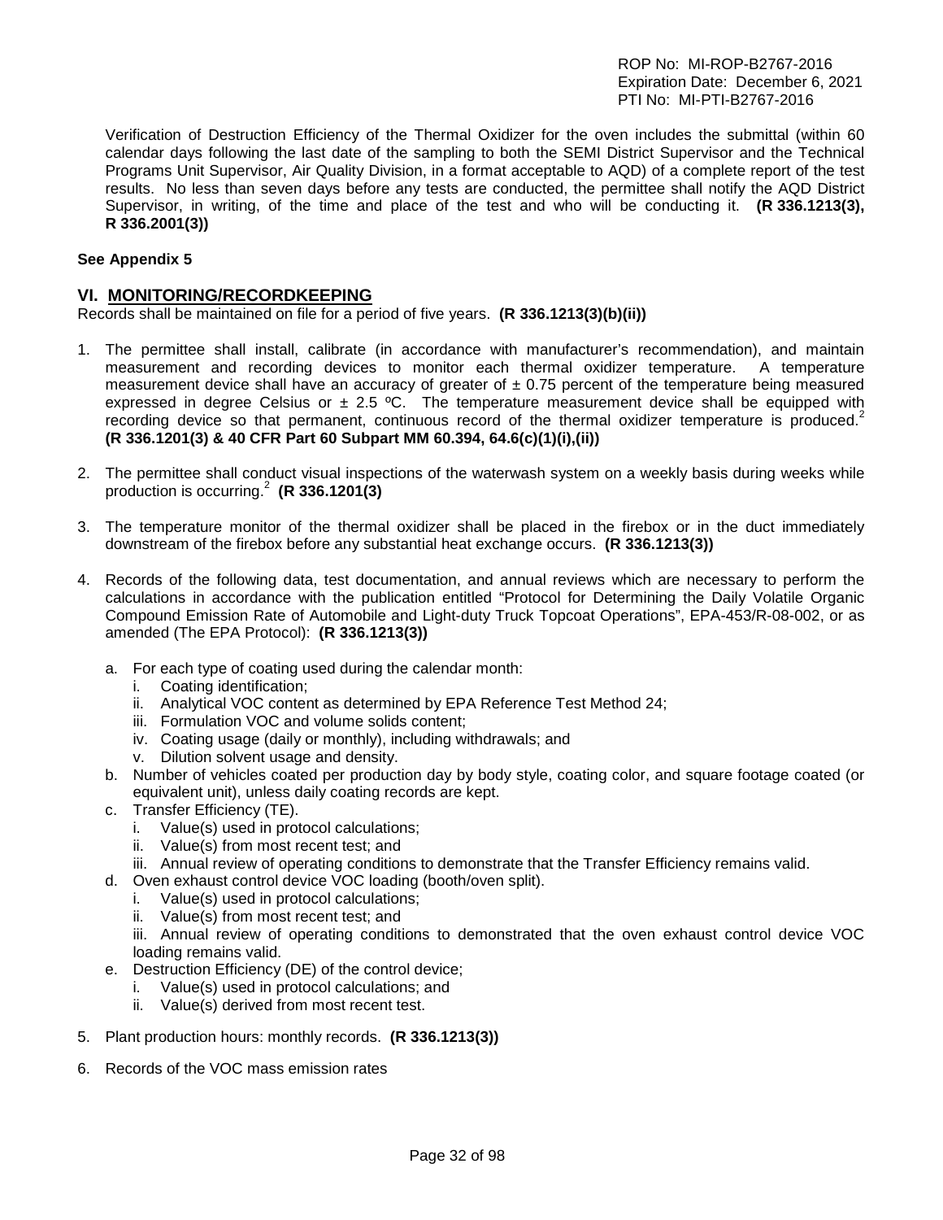Verification of Destruction Efficiency of the Thermal Oxidizer for the oven includes the submittal (within 60 calendar days following the last date of the sampling to both the SEMI District Supervisor and the Technical Programs Unit Supervisor, Air Quality Division, in a format acceptable to AQD) of a complete report of the test results. No less than seven days before any tests are conducted, the permittee shall notify the AQD District Supervisor, in writing, of the time and place of the test and who will be conducting it. **(R 336.1213(3), R 336.2001(3))**

**See Appendix 5**

## VI. MONITORING/RECORDKEEPING

Records shall be maintained on file for a period of five years. **(R 336.1213(3)(b)(ii))**

1. The permittee shall install, calibrate (in accordance with manufacturer's recommendation), and maintain measurement and recording devices to monitor each thermal oxidizer temperature. A temperature measurement device shall have an accuracy of greater of ± 0.75 percent of the temperature being measured expressed in degree Celsius or ± 2.5 ºC. The temperature measurement device shall be equipped with recording device so that permanent, continuous record of the thermal oxidizer temperature is produced.[2] **(R 336.1201(3) & 40 CFR Part 60 Subpart MM 60.394, 64.6(c)(1)(i),(ii))**

2. The permittee shall conduct visual inspections of the waterwash system on a weekly basis during weeks while production is occurring.[2] **(R 336.1201(3)**

3. The temperature monitor of the thermal oxidizer shall be placed in the firebox or in the duct immediately downstream of the firebox before any substantial heat exchange occurs. **(R 336.1213(3))**

4. Records of the following data, test documentation, and annual reviews which are necessary to perform the calculations in accordance with the publication entitled "Protocol for Determining the Daily Volatile Organic Compound Emission Rate of Automobile and Light-duty Truck Topcoat Operations", EPA-453/R-08-002, or as amended (The EPA Protocol): **(R 336.1213(3))**
   a. For each type of coating used during the calendar month:
      i. Coating identification;
      ii. Analytical VOC content as determined by EPA Reference Test Method 24;
      iii. Formulation VOC and volume solids content;
      iv. Coating usage (daily or monthly), including withdrawals; and
      v. Dilution solvent usage and density.
   b. Number of vehicles coated per production day by body style, coating color, and square footage coated (or equivalent unit), unless daily coating records are kept.
   c. Transfer Efficiency (TE).
      i. Value(s) used in protocol calculations;
      ii. Value(s) from most recent test; and
      iii. Annual review of operating conditions to demonstrate that the Transfer Efficiency remains valid.
   d. Oven exhaust control device VOC loading (booth/oven split).
      i. Value(s) used in protocol calculations;
      ii. Value(s) from most recent test; and
      iii. Annual review of operating conditions to demonstrated that the oven exhaust control device VOC loading remains valid.
   e. Destruction Efficiency (DE) of the control device;
      i. Value(s) used in protocol calculations; and
      ii. Value(s) derived from most recent test.

5. Plant production hours: monthly records. **(R 336.1213(3))**

6. Records of the VOC mass emission rates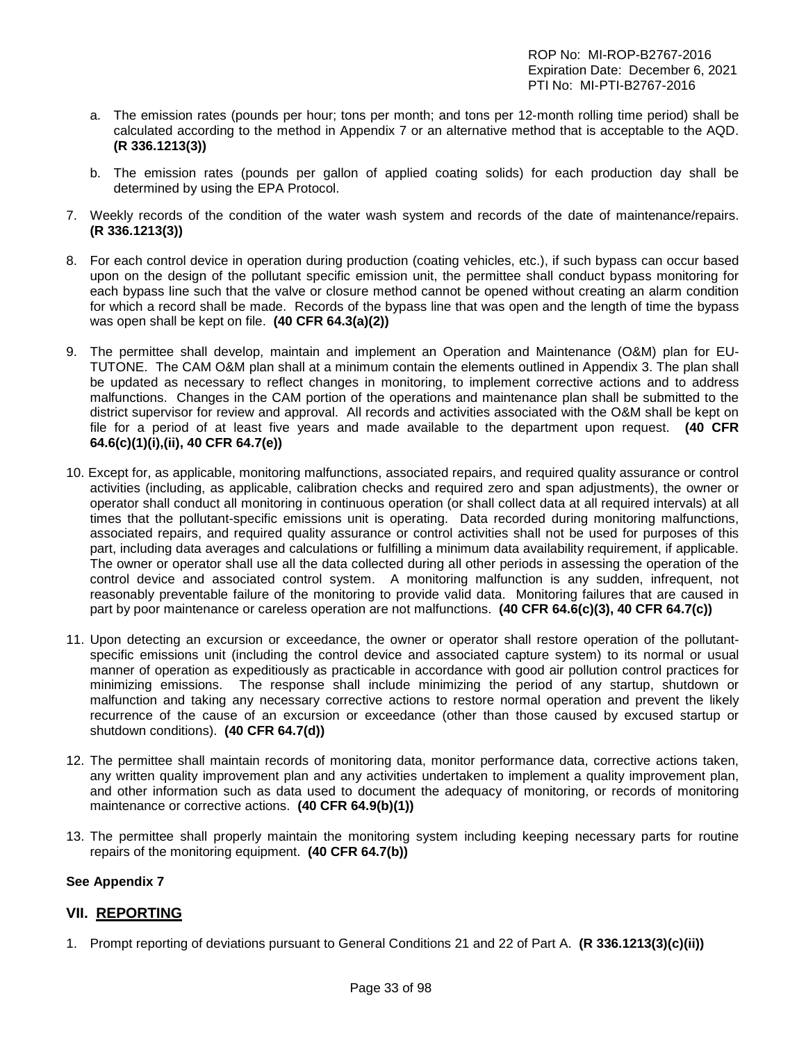a. The emission rates (pounds per hour; tons per month; and tons per 12-month rolling time period) shall be calculated according to the method in Appendix 7 or an alternative method that is acceptable to the AQD. **(R 336.1213(3))**

b. The emission rates (pounds per gallon of applied coating solids) for each production day shall be determined by using the EPA Protocol.

7. Weekly records of the condition of the water wash system and records of the date of maintenance/repairs. **(R 336.1213(3))**

8. For each control device in operation during production (coating vehicles, etc.), if such bypass can occur based upon on the design of the pollutant specific emission unit, the permittee shall conduct bypass monitoring for each bypass line such that the valve or closure method cannot be opened without creating an alarm condition for which a record shall be made. Records of the bypass line that was open and the length of time the bypass was open shall be kept on file. **(40 CFR 64.3(a)(2))**

9. The permittee shall develop, maintain and implement an Operation and Maintenance (O&M) plan for EU-TUTONE. The CAM O&M plan shall at a minimum contain the elements outlined in Appendix 3. The plan shall be updated as necessary to reflect changes in monitoring, to implement corrective actions and to address malfunctions. Changes in the CAM portion of the operations and maintenance plan shall be submitted to the district supervisor for review and approval. All records and activities associated with the O&M shall be kept on file for a period of at least five years and made available to the department upon request. **(40 CFR 64.6(c)(1)(i),(ii), 40 CFR 64.7(e))**

10. Except for, as applicable, monitoring malfunctions, associated repairs, and required quality assurance or control activities (including, as applicable, calibration checks and required zero and span adjustments), the owner or operator shall conduct all monitoring in continuous operation (or shall collect data at all required intervals) at all times that the pollutant-specific emissions unit is operating. Data recorded during monitoring malfunctions, associated repairs, and required quality assurance or control activities shall not be used for purposes of this part, including data averages and calculations or fulfilling a minimum data availability requirement, if applicable. The owner or operator shall use all the data collected during all other periods in assessing the operation of the control device and associated control system. A monitoring malfunction is any sudden, infrequent, not reasonably preventable failure of the monitoring to provide valid data. Monitoring failures that are caused in part by poor maintenance or careless operation are not malfunctions. **(40 CFR 64.6(c)(3), 40 CFR 64.7(c))**

11. Upon detecting an excursion or exceedance, the owner or operator shall restore operation of the pollutant-specific emissions unit (including the control device and associated capture system) to its normal or usual manner of operation as expeditiously as practicable in accordance with good air pollution control practices for minimizing emissions. The response shall include minimizing the period of any startup, shutdown or malfunction and taking any necessary corrective actions to restore normal operation and prevent the likely recurrence of the cause of an excursion or exceedance (other than those caused by excused startup or shutdown conditions). **(40 CFR 64.7(d))**

12. The permittee shall maintain records of monitoring data, monitor performance data, corrective actions taken, any written quality improvement plan and any activities undertaken to implement a quality improvement plan, and other information such as data used to document the adequacy of monitoring, or records of monitoring maintenance or corrective actions. **(40 CFR 64.9(b)(1))**

13. The permittee shall properly maintain the monitoring system including keeping necessary parts for routine repairs of the monitoring equipment. **(40 CFR 64.7(b))**

**See Appendix 7**

## VII. REPORTING

1. Prompt reporting of deviations pursuant to General Conditions 21 and 22 of Part A. **(R 336.1213(3)(c)(ii))**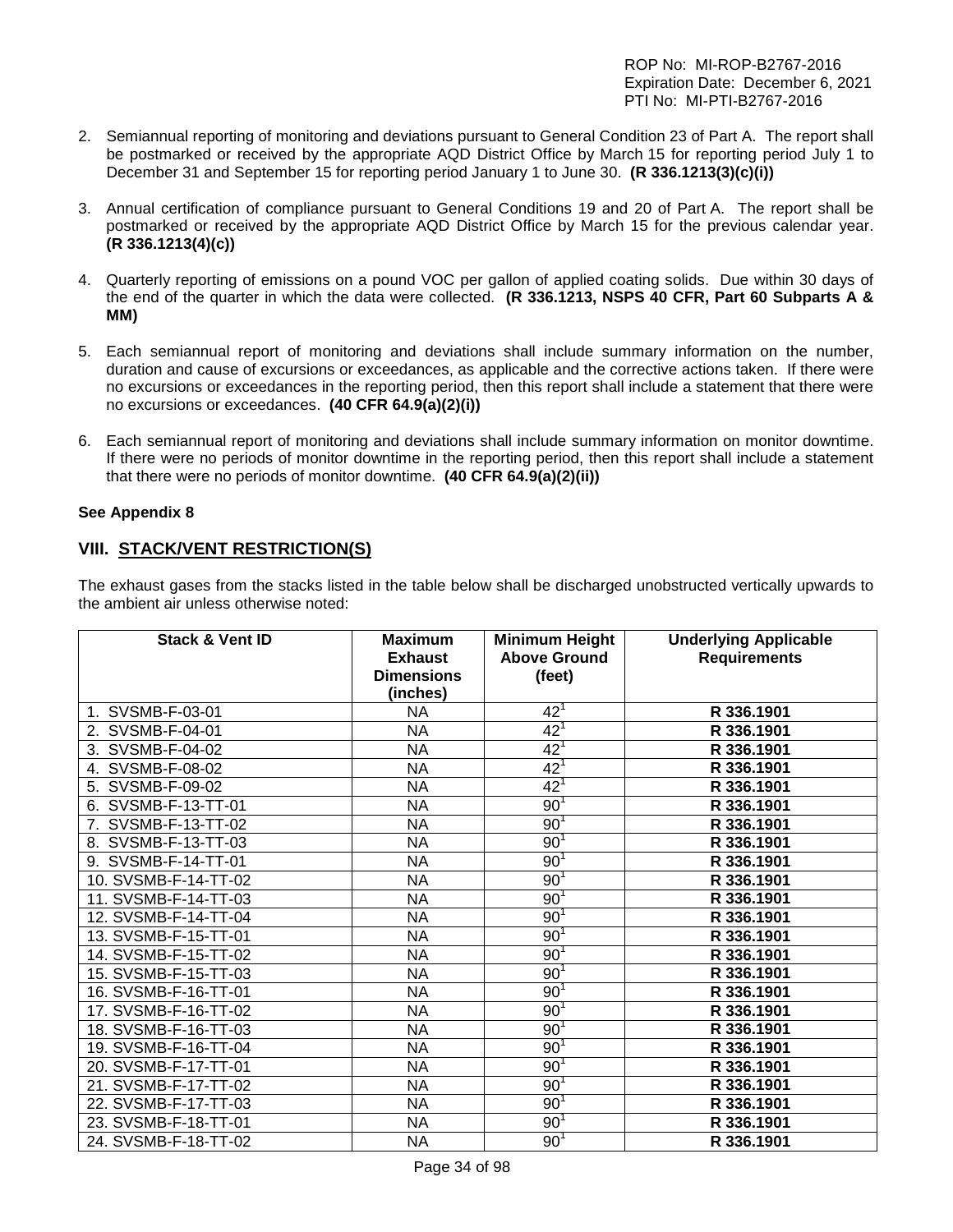2. Semiannual reporting of monitoring and deviations pursuant to General Condition 23 of Part A. The report shall be postmarked or received by the appropriate AQD District Office by March 15 for reporting period July 1 to December 31 and September 15 for reporting period January 1 to June 30. **(R 336.1213(3)(c)(i))**

3. Annual certification of compliance pursuant to General Conditions 19 and 20 of Part A. The report shall be postmarked or received by the appropriate AQD District Office by March 15 for the previous calendar year. **(R 336.1213(4)(c))**

4. Quarterly reporting of emissions on a pound VOC per gallon of applied coating solids. Due within 30 days of the end of the quarter in which the data were collected. **(R 336.1213, NSPS 40 CFR, Part 60 Subparts A & MM)**

5. Each semiannual report of monitoring and deviations shall include summary information on the number, duration and cause of excursions or exceedances, as applicable and the corrective actions taken. If there were no excursions or exceedances in the reporting period, then this report shall include a statement that there were no excursions or exceedances. **(40 CFR 64.9(a)(2)(i))**

6. Each semiannual report of monitoring and deviations shall include summary information on monitor downtime. If there were no periods of monitor downtime in the reporting period, then this report shall include a statement that there were no periods of monitor downtime. **(40 CFR 64.9(a)(2)(ii))**

**See Appendix 8**

## VIII. STACK/VENT RESTRICTION(S)

The exhaust gases from the stacks listed in the table below shall be discharged unobstructed vertically upwards to the ambient air unless otherwise noted:

| Stack & Vent ID | Maximum Exhaust Dimensions (inches) | Minimum Height Above Ground (feet) | Underlying Applicable Requirements |
|---|---|---|---|
| 1. SVSMB-F-03-01 | NA | 42[1] | **R 336.1901** |
| 2. SVSMB-F-04-01 | NA | 42[1] | **R 336.1901** |
| 3. SVSMB-F-04-02 | NA | 42[1] | **R 336.1901** |
| 4. SVSMB-F-08-02 | NA | 42[1] | **R 336.1901** |
| 5. SVSMB-F-09-02 | NA | 42[1] | **R 336.1901** |
| 6. SVSMB-F-13-TT-01 | NA | 90[1] | **R 336.1901** |
| 7. SVSMB-F-13-TT-02 | NA | 90[1] | **R 336.1901** |
| 8. SVSMB-F-13-TT-03 | NA | 90[1] | **R 336.1901** |
| 9. SVSMB-F-14-TT-01 | NA | 90[1] | **R 336.1901** |
| 10. SVSMB-F-14-TT-02 | NA | 90[1] | **R 336.1901** |
| 11. SVSMB-F-14-TT-03 | NA | 90[1] | **R 336.1901** |
| 12. SVSMB-F-14-TT-04 | NA | 90[1] | **R 336.1901** |
| 13. SVSMB-F-15-TT-01 | NA | 90[1] | **R 336.1901** |
| 14. SVSMB-F-15-TT-02 | NA | 90[1] | **R 336.1901** |
| 15. SVSMB-F-15-TT-03 | NA | 90[1] | **R 336.1901** |
| 16. SVSMB-F-16-TT-01 | NA | 90[1] | **R 336.1901** |
| 17. SVSMB-F-16-TT-02 | NA | 90[1] | **R 336.1901** |
| 18. SVSMB-F-16-TT-03 | NA | 90[1] | **R 336.1901** |
| 19. SVSMB-F-16-TT-04 | NA | 90[1] | **R 336.1901** |
| 20. SVSMB-F-17-TT-01 | NA | 90[1] | **R 336.1901** |
| 21. SVSMB-F-17-TT-02 | NA | 90[1] | **R 336.1901** |
| 22. SVSMB-F-17-TT-03 | NA | 90[1] | **R 336.1901** |
| 23. SVSMB-F-18-TT-01 | NA | 90[1] | **R 336.1901** |
| 24. SVSMB-F-18-TT-02 | NA | 90[1] | **R 336.1901** |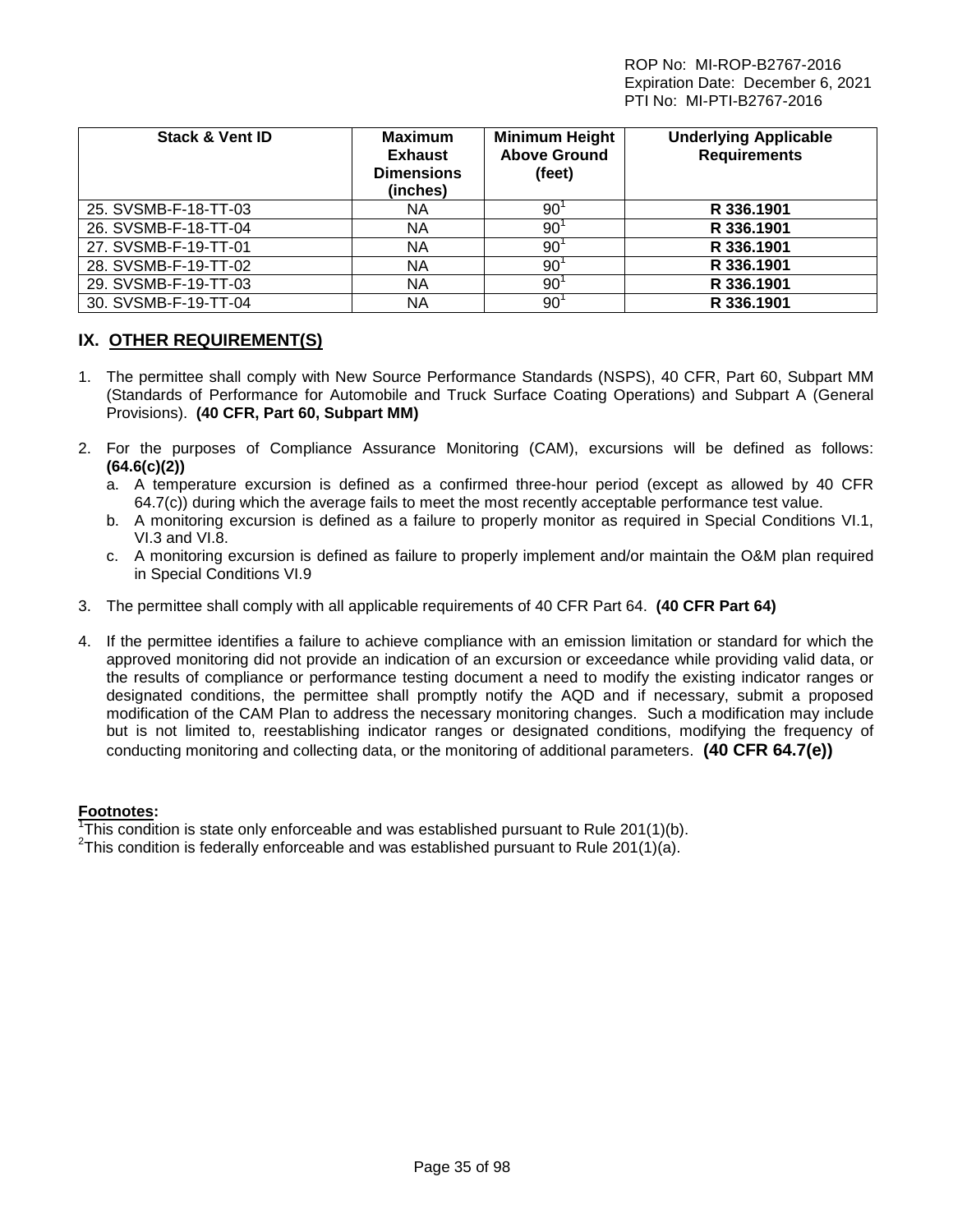| Stack & Vent ID | Maximum Exhaust Dimensions (inches) | Minimum Height Above Ground (feet) | Underlying Applicable Requirements |
|---|---|---|---|
| 25. SVSMB-F-18-TT-03 | NA | 90[1] | **R 336.1901** |
| 26. SVSMB-F-18-TT-04 | NA | 90[1] | **R 336.1901** |
| 27. SVSMB-F-19-TT-01 | NA | 90[1] | **R 336.1901** |
| 28. SVSMB-F-19-TT-02 | NA | 90[1] | **R 336.1901** |
| 29. SVSMB-F-19-TT-03 | NA | 90[1] | **R 336.1901** |
| 30. SVSMB-F-19-TT-04 | NA | 90[1] | **R 336.1901** |

## IX. OTHER REQUIREMENT(S)

1. The permittee shall comply with New Source Performance Standards (NSPS), 40 CFR, Part 60, Subpart MM (Standards of Performance for Automobile and Truck Surface Coating Operations) and Subpart A (General Provisions). **(40 CFR, Part 60, Subpart MM)**

2. For the purposes of Compliance Assurance Monitoring (CAM), excursions will be defined as follows: **(64.6(c)(2))**
   a. A temperature excursion is defined as a confirmed three-hour period (except as allowed by 40 CFR 64.7(c)) during which the average fails to meet the most recently acceptable performance test value.
   b. A monitoring excursion is defined as a failure to properly monitor as required in Special Conditions VI.1, VI.3 and VI.8.
   c. A monitoring excursion is defined as failure to properly implement and/or maintain the O&M plan required in Special Conditions VI.9

3. The permittee shall comply with all applicable requirements of 40 CFR Part 64. **(40 CFR Part 64)**

4. If the permittee identifies a failure to achieve compliance with an emission limitation or standard for which the approved monitoring did not provide an indication of an excursion or exceedance while providing valid data, or the results of compliance or performance testing document a need to modify the existing indicator ranges or designated conditions, the permittee shall promptly notify the AQD and if necessary, submit a proposed modification of the CAM Plan to address the necessary monitoring changes. Such a modification may include but is not limited to, reestablishing indicator ranges or designated conditions, modifying the frequency of conducting monitoring and collecting data, or the monitoring of additional parameters. **(40 CFR 64.7(e))**

**Footnotes:**
[1]This condition is state only enforceable and was established pursuant to Rule 201(1)(b).
[2]This condition is federally enforceable and was established pursuant to Rule 201(1)(a).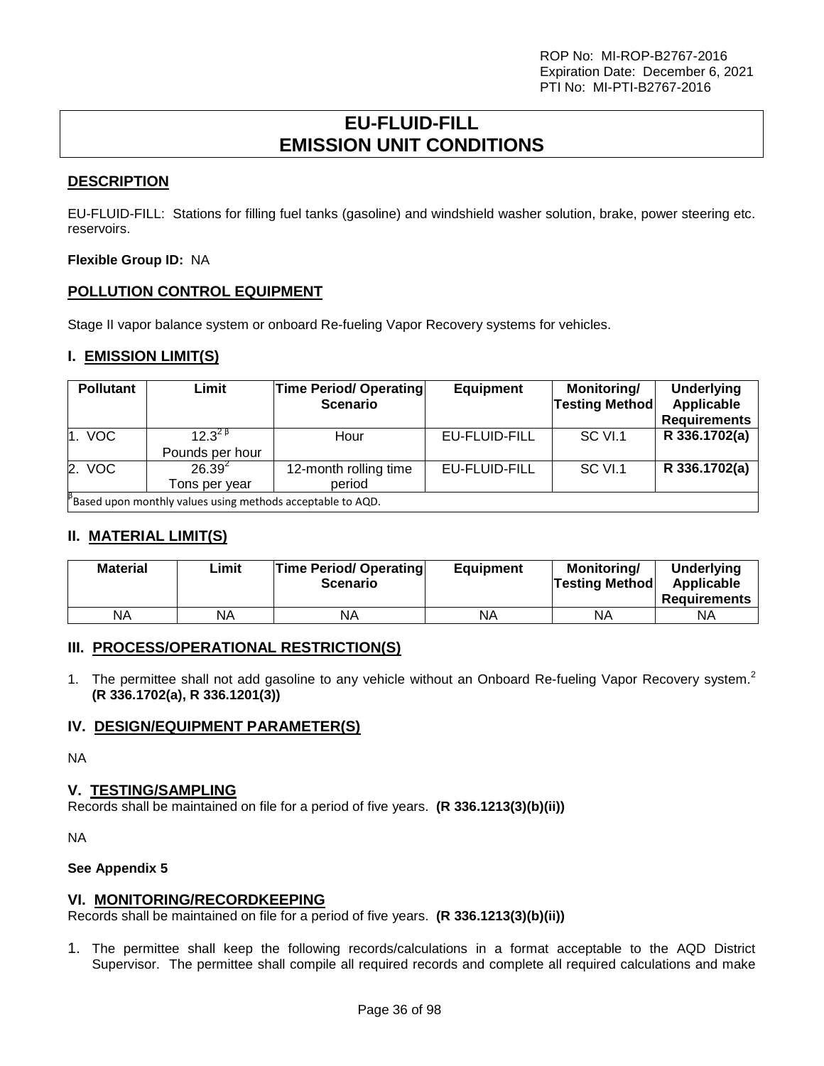ROP No: MI-ROP-B2767-2016
Expiration Date: December 6, 2021
PTI No: MI-PTI-B2767-2016

# EU-FLUID-FILL
# EMISSION UNIT CONDITIONS

## DESCRIPTION

EU-FLUID-FILL: Stations for filling fuel tanks (gasoline) and windshield washer solution, brake, power steering etc. reservoirs.

**Flexible Group ID:** NA

## POLLUTION CONTROL EQUIPMENT

Stage II vapor balance system or onboard Re-fueling Vapor Recovery systems for vehicles.

## I. EMISSION LIMIT(S)

| Pollutant | Limit | Time Period/ Operating Scenario | Equipment | Monitoring/ Testing Method | Underlying Applicable Requirements |
|---|---|---|---|---|---|
| 1. VOC | 12.3[2 β] Pounds per hour | Hour | EU-FLUID-FILL | SC VI.1 | **R 336.1702(a)** |
| 2. VOC | 26.39[2] Tons per year | 12-month rolling time period | EU-FLUID-FILL | SC VI.1 | **R 336.1702(a)** |
| [β]Based upon monthly values using methods acceptable to AQD. | | | | | |

## II. MATERIAL LIMIT(S)

| Material | Limit | Time Period/ Operating Scenario | Equipment | Monitoring/ Testing Method | Underlying Applicable Requirements |
|---|---|---|---|---|---|
| NA | NA | NA | NA | NA | NA |

## III. PROCESS/OPERATIONAL RESTRICTION(S)

1. The permittee shall not add gasoline to any vehicle without an Onboard Re-fueling Vapor Recovery system.[2] **(R 336.1702(a), R 336.1201(3))**

## IV. DESIGN/EQUIPMENT PARAMETER(S)

NA

## V. TESTING/SAMPLING

Records shall be maintained on file for a period of five years. **(R 336.1213(3)(b)(ii))**

NA

**See Appendix 5**

## VI. MONITORING/RECORDKEEPING

Records shall be maintained on file for a period of five years. **(R 336.1213(3)(b)(ii))**

1. The permittee shall keep the following records/calculations in a format acceptable to the AQD District Supervisor. The permittee shall compile all required records and complete all required calculations and make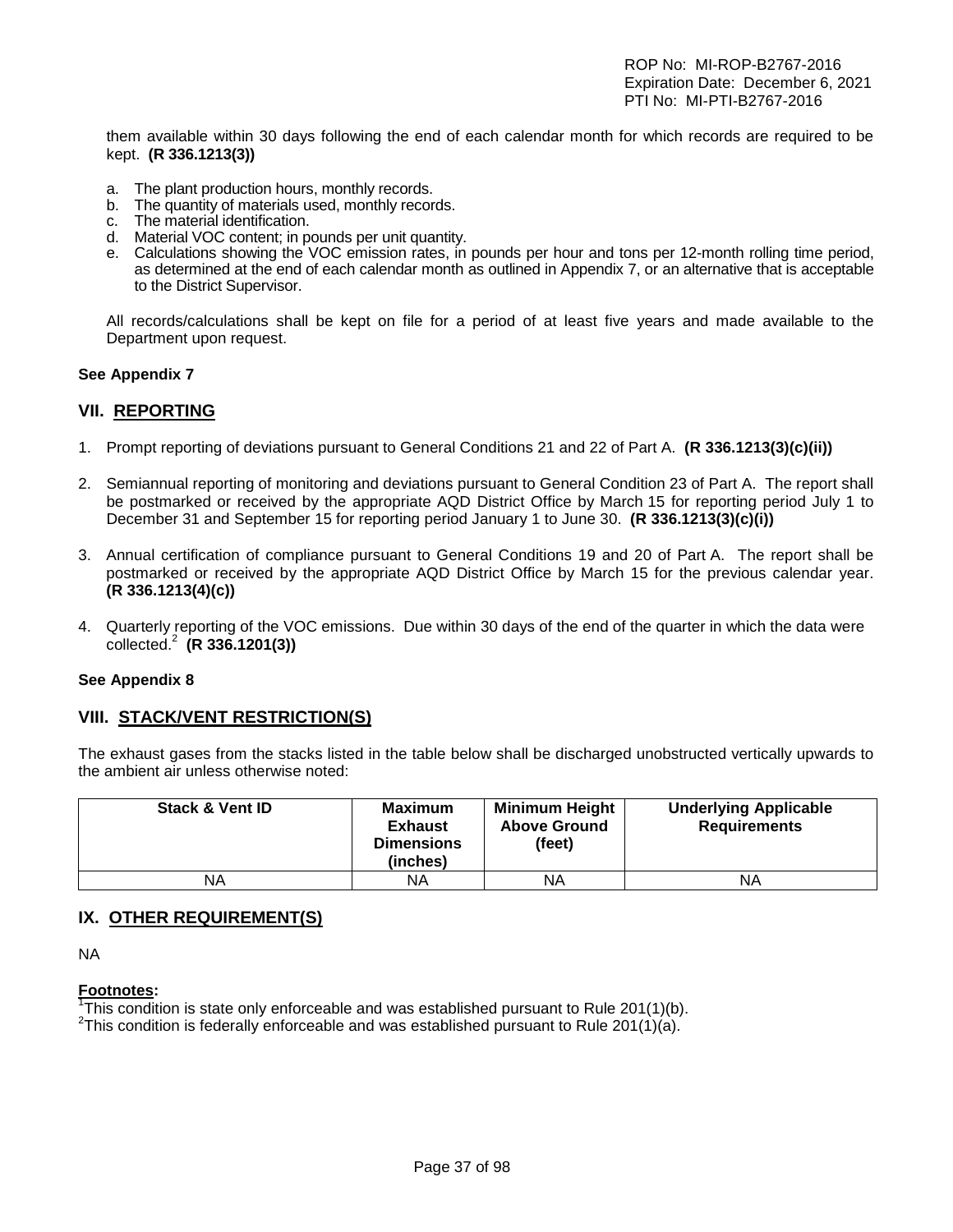them available within 30 days following the end of each calendar month for which records are required to be kept. **(R 336.1213(3))**

a. The plant production hours, monthly records.
b. The quantity of materials used, monthly records.
c. The material identification.
d. Material VOC content; in pounds per unit quantity.
e. Calculations showing the VOC emission rates, in pounds per hour and tons per 12-month rolling time period, as determined at the end of each calendar month as outlined in Appendix 7, or an alternative that is acceptable to the District Supervisor.

All records/calculations shall be kept on file for a period of at least five years and made available to the Department upon request.

**See Appendix 7**

## VII. REPORTING

1. Prompt reporting of deviations pursuant to General Conditions 21 and 22 of Part A. **(R 336.1213(3)(c)(ii))**

2. Semiannual reporting of monitoring and deviations pursuant to General Condition 23 of Part A. The report shall be postmarked or received by the appropriate AQD District Office by March 15 for reporting period July 1 to December 31 and September 15 for reporting period January 1 to June 30. **(R 336.1213(3)(c)(i))**

3. Annual certification of compliance pursuant to General Conditions 19 and 20 of Part A. The report shall be postmarked or received by the appropriate AQD District Office by March 15 for the previous calendar year. **(R 336.1213(4)(c))**

4. Quarterly reporting of the VOC emissions. Due within 30 days of the end of the quarter in which the data were collected.[2] **(R 336.1201(3))**

**See Appendix 8**

## VIII. STACK/VENT RESTRICTION(S)

The exhaust gases from the stacks listed in the table below shall be discharged unobstructed vertically upwards to the ambient air unless otherwise noted:

| Stack & Vent ID | Maximum Exhaust Dimensions (inches) | Minimum Height Above Ground (feet) | Underlying Applicable Requirements |
|---|---|---|---|
| NA | NA | NA | NA |

## IX. OTHER REQUIREMENT(S)

NA

**Footnotes:**
[1]This condition is state only enforceable and was established pursuant to Rule 201(1)(b).
[2]This condition is federally enforceable and was established pursuant to Rule 201(1)(a).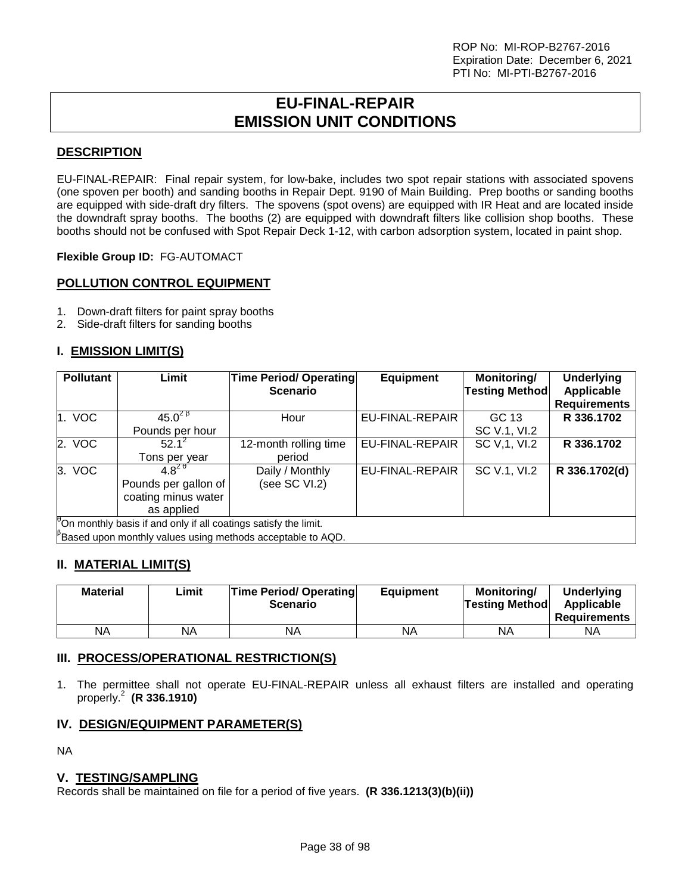ROP No: MI-ROP-B2767-2016
Expiration Date: December 6, 2021
PTI No: MI-PTI-B2767-2016

# EU-FINAL-REPAIR
# EMISSION UNIT CONDITIONS

## DESCRIPTION

EU-FINAL-REPAIR: Final repair system, for low-bake, includes two spot repair stations with associated spovens (one spoven per booth) and sanding booths in Repair Dept. 9190 of Main Building. Prep booths or sanding booths are equipped with side-draft dry filters. The spovens (spot ovens) are equipped with IR Heat and are located inside the downdraft spray booths. The booths (2) are equipped with downdraft filters like collision shop booths. These booths should not be confused with Spot Repair Deck 1-12, with carbon adsorption system, located in paint shop.

**Flexible Group ID:** FG-AUTOMACT

## POLLUTION CONTROL EQUIPMENT

1. Down-draft filters for paint spray booths
2. Side-draft filters for sanding booths

## I. EMISSION LIMIT(S)

| Pollutant | Limit | Time Period/ Operating Scenario | Equipment | Monitoring/ Testing Method | Underlying Applicable Requirements |
|---|---|---|---|---|---|
| 1. VOC | 45.0[2 β] Pounds per hour | Hour | EU-FINAL-REPAIR | GC 13 SC V.1, VI.2 | **R 336.1702** |
| 2. VOC | 52.1[2] Tons per year | 12-month rolling time period | EU-FINAL-REPAIR | SC V,1, VI.2 | **R 336.1702** |
| 3. VOC | 4.8[2 θ] Pounds per gallon of coating minus water as applied | Daily / Monthly (see SC VI.2) | EU-FINAL-REPAIR | SC V.1, VI.2 | **R 336.1702(d)** |

[θ]On monthly basis if and only if all coatings satisfy the limit.
[β]Based upon monthly values using methods acceptable to AQD.

## II. MATERIAL LIMIT(S)

| Material | Limit | Time Period/ Operating Scenario | Equipment | Monitoring/ Testing Method | Underlying Applicable Requirements |
|---|---|---|---|---|---|
| NA | NA | NA | NA | NA | NA |

## III. PROCESS/OPERATIONAL RESTRICTION(S)

1. The permittee shall not operate EU-FINAL-REPAIR unless all exhaust filters are installed and operating properly.[2] **(R 336.1910)**

## IV. DESIGN/EQUIPMENT PARAMETER(S)

NA

## V. TESTING/SAMPLING

Records shall be maintained on file for a period of five years. **(R 336.1213(3)(b)(ii))**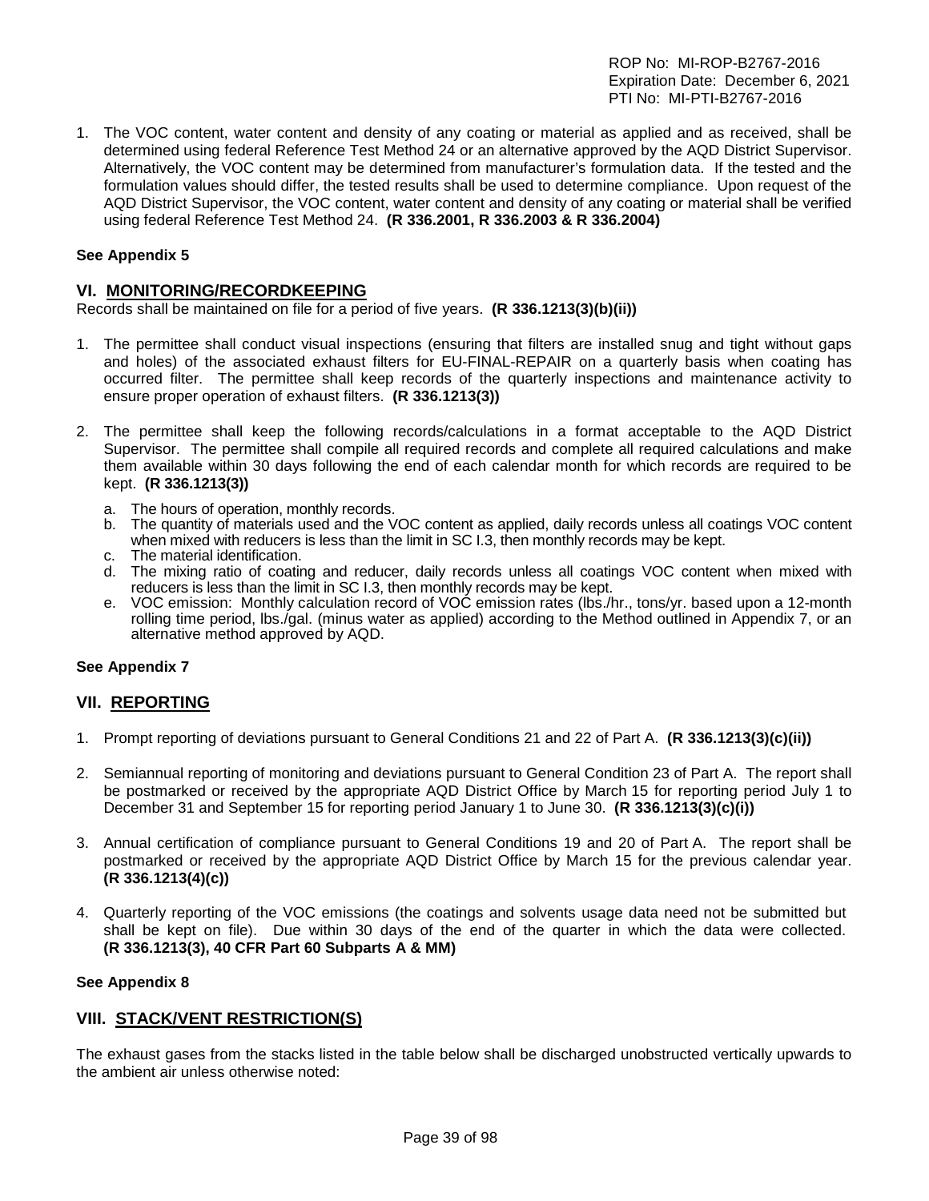1. The VOC content, water content and density of any coating or material as applied and as received, shall be determined using federal Reference Test Method 24 or an alternative approved by the AQD District Supervisor. Alternatively, the VOC content may be determined from manufacturer's formulation data. If the tested and the formulation values should differ, the tested results shall be used to determine compliance. Upon request of the AQD District Supervisor, the VOC content, water content and density of any coating or material shall be verified using federal Reference Test Method 24. **(R 336.2001, R 336.2003 & R 336.2004)**

**See Appendix 5**

## VI. MONITORING/RECORDKEEPING

Records shall be maintained on file for a period of five years. **(R 336.1213(3)(b)(ii))**

1. The permittee shall conduct visual inspections (ensuring that filters are installed snug and tight without gaps and holes) of the associated exhaust filters for EU-FINAL-REPAIR on a quarterly basis when coating has occurred filter. The permittee shall keep records of the quarterly inspections and maintenance activity to ensure proper operation of exhaust filters. **(R 336.1213(3))**

2. The permittee shall keep the following records/calculations in a format acceptable to the AQD District Supervisor. The permittee shall compile all required records and complete all required calculations and make them available within 30 days following the end of each calendar month for which records are required to be kept. **(R 336.1213(3))**
   a. The hours of operation, monthly records.
   b. The quantity of materials used and the VOC content as applied, daily records unless all coatings VOC content when mixed with reducers is less than the limit in SC I.3, then monthly records may be kept.
   c. The material identification.
   d. The mixing ratio of coating and reducer, daily records unless all coatings VOC content when mixed with reducers is less than the limit in SC I.3, then monthly records may be kept.
   e. VOC emission: Monthly calculation record of VOC emission rates (lbs./hr., tons/yr. based upon a 12-month rolling time period, lbs./gal. (minus water as applied) according to the Method outlined in Appendix 7, or an alternative method approved by AQD.

**See Appendix 7**

## VII. REPORTING

1. Prompt reporting of deviations pursuant to General Conditions 21 and 22 of Part A. **(R 336.1213(3)(c)(ii))**

2. Semiannual reporting of monitoring and deviations pursuant to General Condition 23 of Part A. The report shall be postmarked or received by the appropriate AQD District Office by March 15 for reporting period July 1 to December 31 and September 15 for reporting period January 1 to June 30. **(R 336.1213(3)(c)(i))**

3. Annual certification of compliance pursuant to General Conditions 19 and 20 of Part A. The report shall be postmarked or received by the appropriate AQD District Office by March 15 for the previous calendar year. **(R 336.1213(4)(c))**

4. Quarterly reporting of the VOC emissions (the coatings and solvents usage data need not be submitted but shall be kept on file). Due within 30 days of the end of the quarter in which the data were collected. **(R 336.1213(3), 40 CFR Part 60 Subparts A & MM)**

**See Appendix 8**

## VIII. STACK/VENT RESTRICTION(S)

The exhaust gases from the stacks listed in the table below shall be discharged unobstructed vertically upwards to the ambient air unless otherwise noted: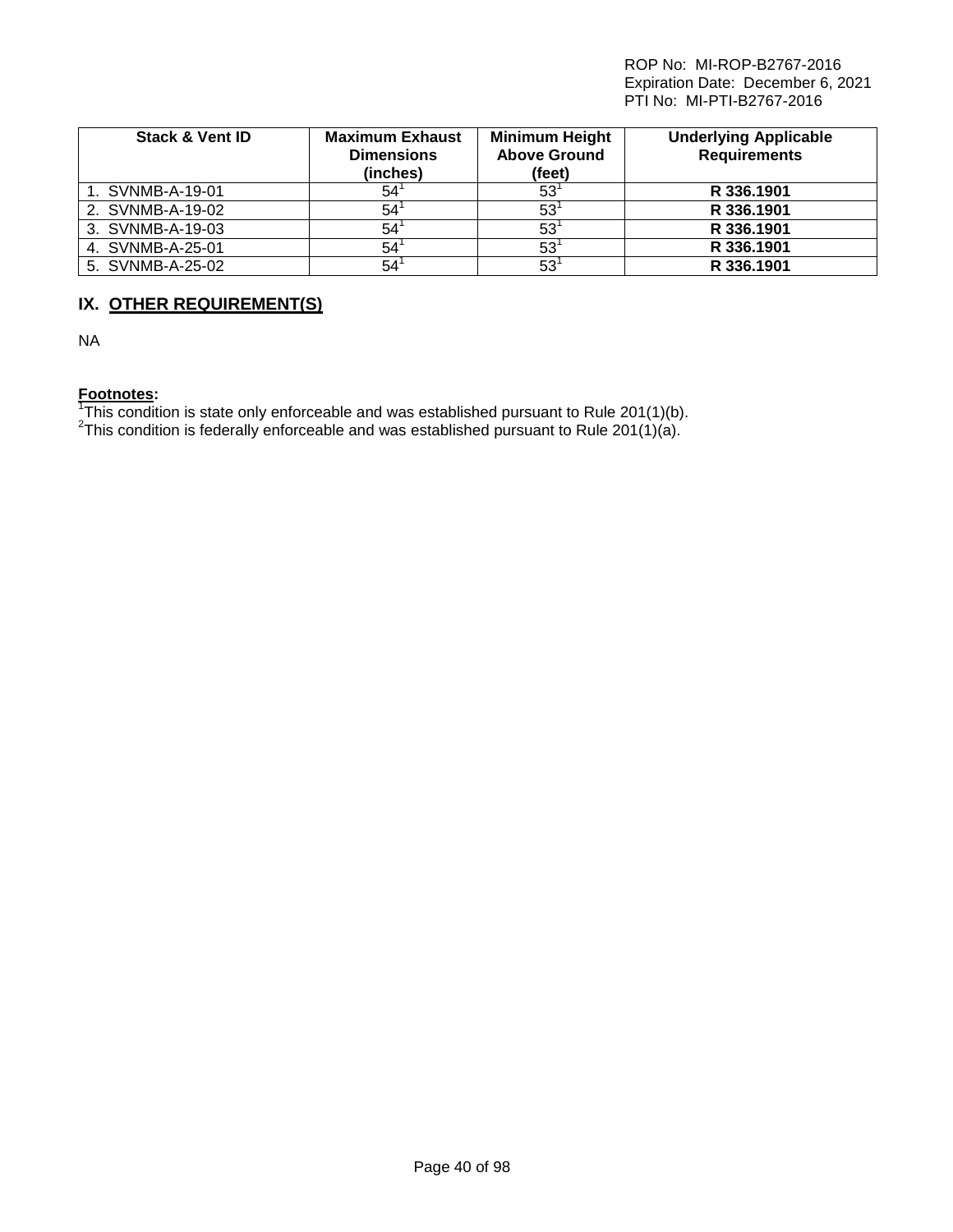| Stack & Vent ID | Maximum Exhaust Dimensions (inches) | Minimum Height Above Ground (feet) | Underlying Applicable Requirements |
|---|---|---|---|
| 1. SVNMB-A-19-01 | 54[1] | 53[1] | **R 336.1901** |
| 2. SVNMB-A-19-02 | 54[1] | 53[1] | **R 336.1901** |
| 3. SVNMB-A-19-03 | 54[1] | 53[1] | **R 336.1901** |
| 4. SVNMB-A-25-01 | 54[1] | 53[1] | **R 336.1901** |
| 5. SVNMB-A-25-02 | 54[1] | 53[1] | **R 336.1901** |

## IX. OTHER REQUIREMENT(S)

NA

**Footnotes:**

[1]This condition is state only enforceable and was established pursuant to Rule 201(1)(b).
[2]This condition is federally enforceable and was established pursuant to Rule 201(1)(a).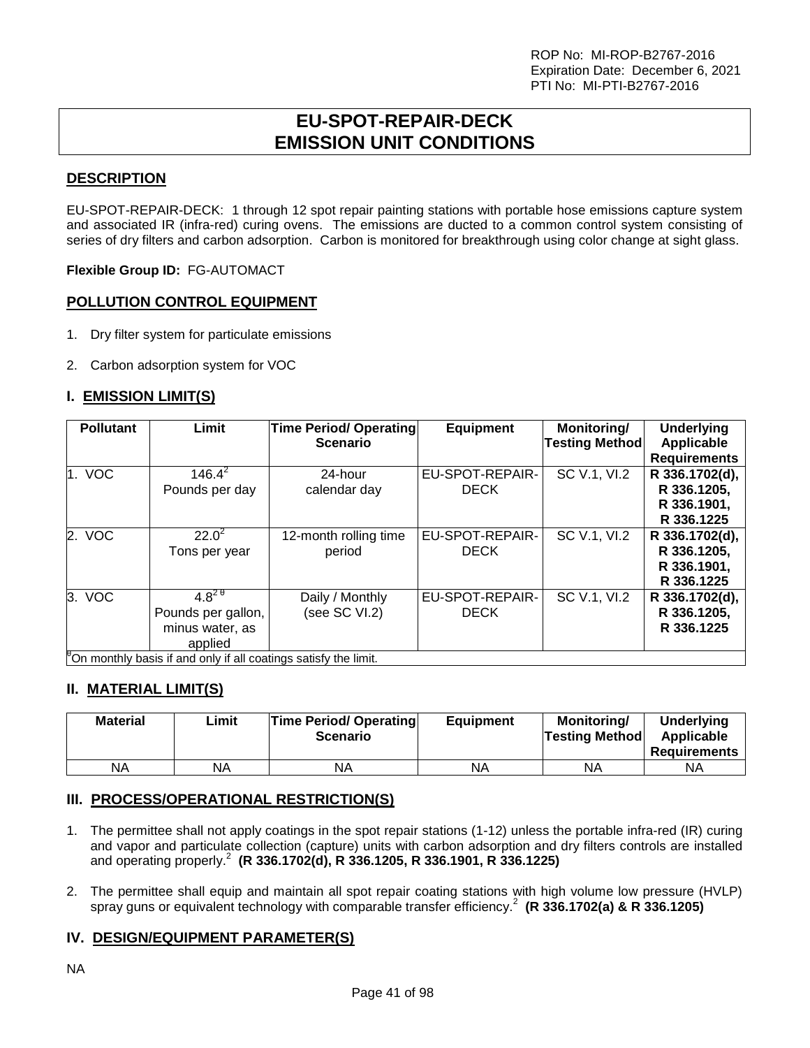ROP No: MI-ROP-B2767-2016
Expiration Date: December 6, 2021
PTI No: MI-PTI-B2767-2016

# EU-SPOT-REPAIR-DECK
# EMISSION UNIT CONDITIONS

## DESCRIPTION

EU-SPOT-REPAIR-DECK: 1 through 12 spot repair painting stations with portable hose emissions capture system and associated IR (infra-red) curing ovens. The emissions are ducted to a common control system consisting of series of dry filters and carbon adsorption. Carbon is monitored for breakthrough using color change at sight glass.

**Flexible Group ID:** FG-AUTOMACT

## POLLUTION CONTROL EQUIPMENT

1. Dry filter system for particulate emissions
2. Carbon adsorption system for VOC

## I. EMISSION LIMIT(S)

| Pollutant | Limit | Time Period/ Operating Scenario | Equipment | Monitoring/ Testing Method | Underlying Applicable Requirements |
|---|---|---|---|---|---|
| 1. VOC | 146.4[2] Pounds per day | 24-hour calendar day | EU-SPOT-REPAIR-DECK | SC V.1, VI.2 | **R 336.1702(d), R 336.1205, R 336.1901, R 336.1225** |
| 2. VOC | 22.0[2] Tons per year | 12-month rolling time period | EU-SPOT-REPAIR-DECK | SC V.1, VI.2 | **R 336.1702(d), R 336.1205, R 336.1901, R 336.1225** |
| 3. VOC | 4.8[2 θ] Pounds per gallon, minus water, as applied | Daily / Monthly (see SC VI.2) | EU-SPOT-REPAIR-DECK | SC V.1, VI.2 | **R 336.1702(d), R 336.1205, R 336.1225** |

[θ]On monthly basis if and only if all coatings satisfy the limit.

## II. MATERIAL LIMIT(S)

| Material | Limit | Time Period/ Operating Scenario | Equipment | Monitoring/ Testing Method | Underlying Applicable Requirements |
|---|---|---|---|---|---|
| NA | NA | NA | NA | NA | NA |

## III. PROCESS/OPERATIONAL RESTRICTION(S)

1. The permittee shall not apply coatings in the spot repair stations (1-12) unless the portable infra-red (IR) curing and vapor and particulate collection (capture) units with carbon adsorption and dry filters controls are installed and operating properly.[2] **(R 336.1702(d), R 336.1205, R 336.1901, R 336.1225)**

2. The permittee shall equip and maintain all spot repair coating stations with high volume low pressure (HVLP) spray guns or equivalent technology with comparable transfer efficiency.[2] **(R 336.1702(a) & R 336.1205)**

## IV. DESIGN/EQUIPMENT PARAMETER(S)

NA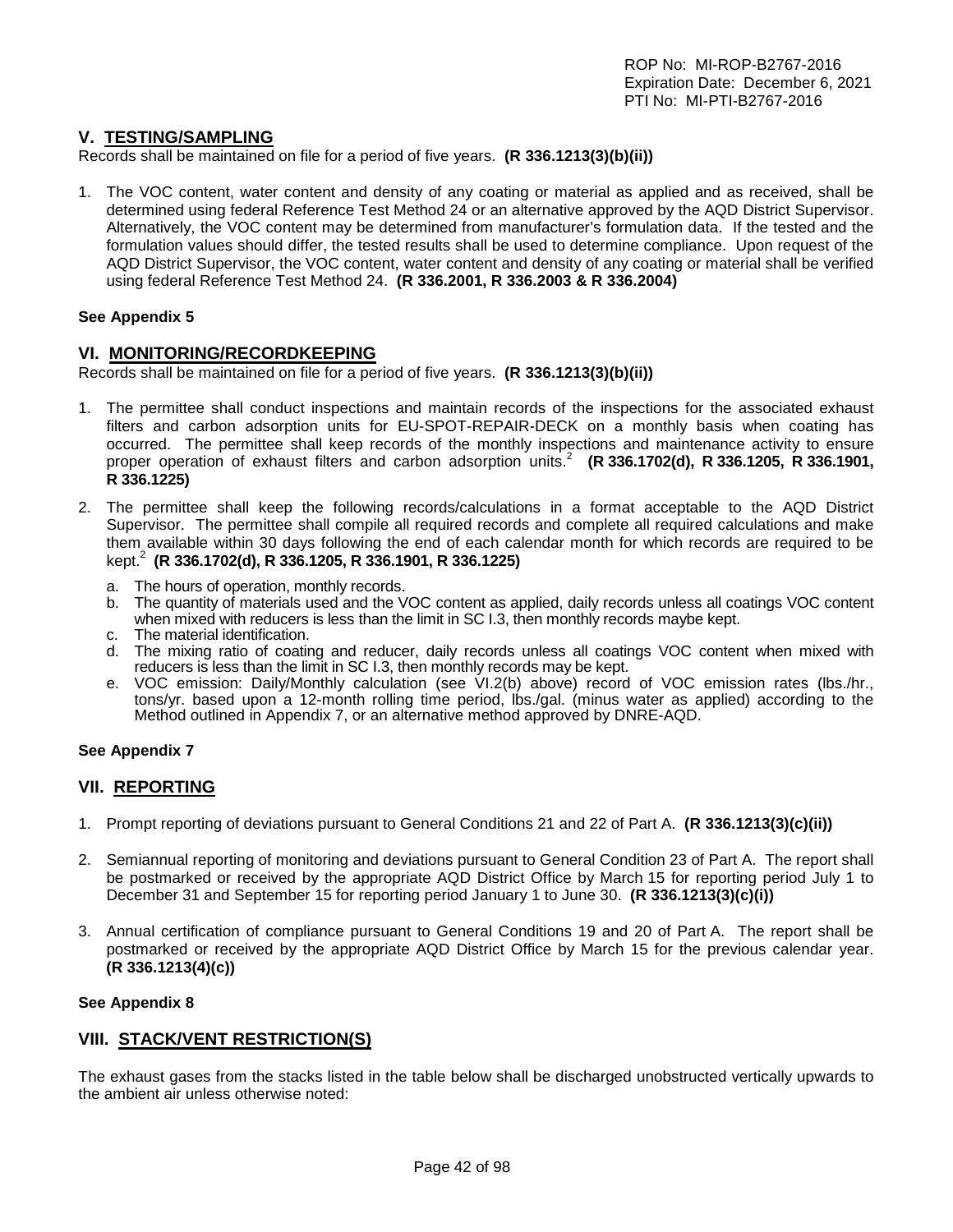## V. TESTING/SAMPLING

Records shall be maintained on file for a period of five years. **(R 336.1213(3)(b)(ii))**

1. The VOC content, water content and density of any coating or material as applied and as received, shall be determined using federal Reference Test Method 24 or an alternative approved by the AQD District Supervisor. Alternatively, the VOC content may be determined from manufacturer's formulation data. If the tested and the formulation values should differ, the tested results shall be used to determine compliance. Upon request of the AQD District Supervisor, the VOC content, water content and density of any coating or material shall be verified using federal Reference Test Method 24. **(R 336.2001, R 336.2003 & R 336.2004)**

**See Appendix 5**

## VI. MONITORING/RECORDKEEPING

Records shall be maintained on file for a period of five years. **(R 336.1213(3)(b)(ii))**

1. The permittee shall conduct inspections and maintain records of the inspections for the associated exhaust filters and carbon adsorption units for EU-SPOT-REPAIR-DECK on a monthly basis when coating has occurred. The permittee shall keep records of the monthly inspections and maintenance activity to ensure proper operation of exhaust filters and carbon adsorption units.[2] **(R 336.1702(d), R 336.1205, R 336.1901, R 336.1225)**

2. The permittee shall keep the following records/calculations in a format acceptable to the AQD District Supervisor. The permittee shall compile all required records and complete all required calculations and make them available within 30 days following the end of each calendar month for which records are required to be kept.[2] **(R 336.1702(d), R 336.1205, R 336.1901, R 336.1225)**

   a. The hours of operation, monthly records.
   b. The quantity of materials used and the VOC content as applied, daily records unless all coatings VOC content when mixed with reducers is less than the limit in SC I.3, then monthly records maybe kept.
   c. The material identification.
   d. The mixing ratio of coating and reducer, daily records unless all coatings VOC content when mixed with reducers is less than the limit in SC I.3, then monthly records may be kept.
   e. VOC emission: Daily/Monthly calculation (see VI.2(b) above) record of VOC emission rates (lbs./hr., tons/yr. based upon a 12-month rolling time period, lbs./gal. (minus water as applied) according to the Method outlined in Appendix 7, or an alternative method approved by DNRE-AQD.

**See Appendix 7**

## VII. REPORTING

1. Prompt reporting of deviations pursuant to General Conditions 21 and 22 of Part A. **(R 336.1213(3)(c)(ii))**

2. Semiannual reporting of monitoring and deviations pursuant to General Condition 23 of Part A. The report shall be postmarked or received by the appropriate AQD District Office by March 15 for reporting period July 1 to December 31 and September 15 for reporting period January 1 to June 30. **(R 336.1213(3)(c)(i))**

3. Annual certification of compliance pursuant to General Conditions 19 and 20 of Part A. The report shall be postmarked or received by the appropriate AQD District Office by March 15 for the previous calendar year. **(R 336.1213(4)(c))**

**See Appendix 8**

## VIII. STACK/VENT RESTRICTION(S)

The exhaust gases from the stacks listed in the table below shall be discharged unobstructed vertically upwards to the ambient air unless otherwise noted: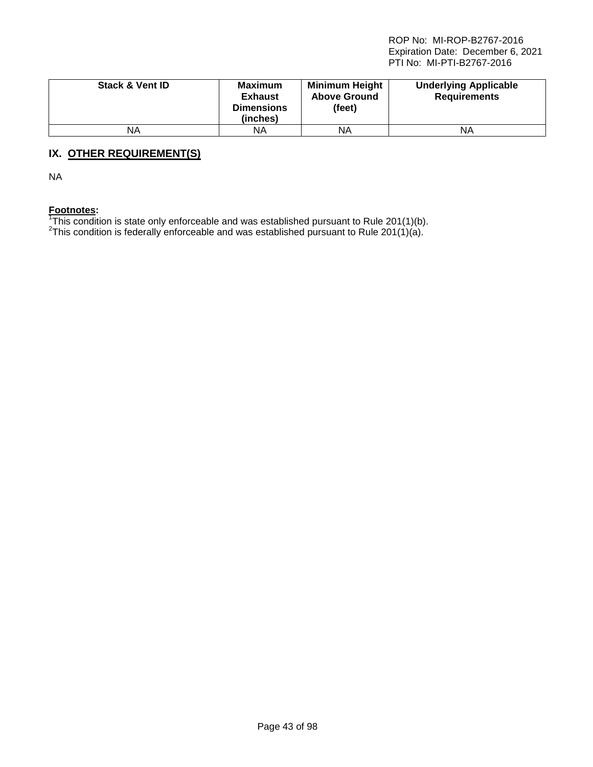| Stack & Vent ID | Maximum Exhaust Dimensions (inches) | Minimum Height Above Ground (feet) | Underlying Applicable Requirements |
|---|---|---|---|
| NA | NA | NA | NA |

## IX. OTHER REQUIREMENT(S)

NA

**Footnotes:**
[1]This condition is state only enforceable and was established pursuant to Rule 201(1)(b).
[2]This condition is federally enforceable and was established pursuant to Rule 201(1)(a).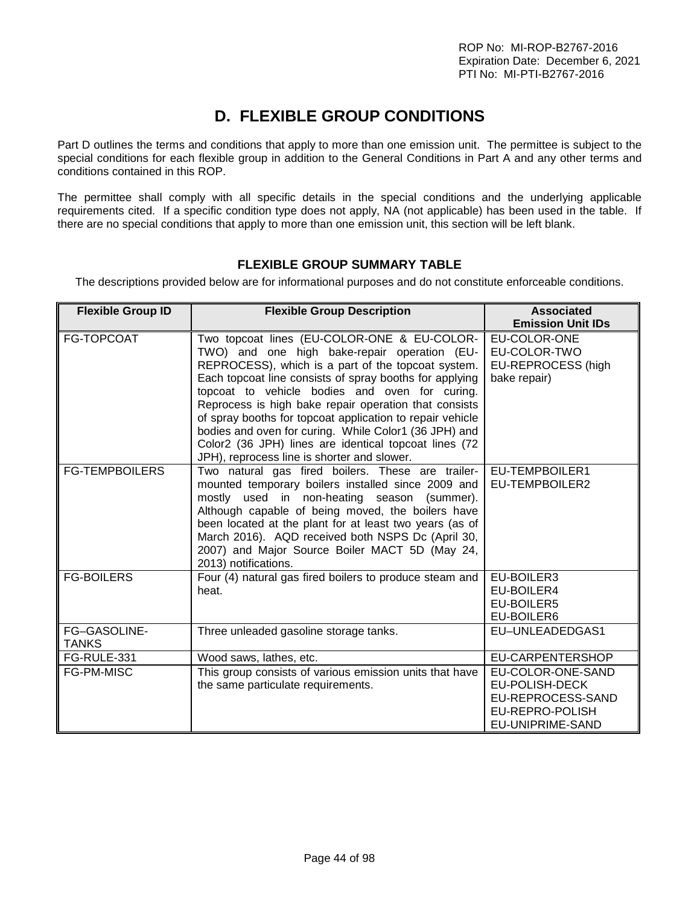# D. FLEXIBLE GROUP CONDITIONS

Part D outlines the terms and conditions that apply to more than one emission unit. The permittee is subject to the special conditions for each flexible group in addition to the General Conditions in Part A and any other terms and conditions contained in this ROP.

The permittee shall comply with all specific details in the special conditions and the underlying applicable requirements cited. If a specific condition type does not apply, NA (not applicable) has been used in the table. If there are no special conditions that apply to more than one emission unit, this section will be left blank.

### FLEXIBLE GROUP SUMMARY TABLE

The descriptions provided below are for informational purposes and do not constitute enforceable conditions.

| Flexible Group ID | Flexible Group Description | Associated Emission Unit IDs |
|---|---|---|
| FG-TOPCOAT | Two topcoat lines (EU-COLOR-ONE & EU-COLOR-TWO) and one high bake-repair operation (EU-REPROCESS), which is a part of the topcoat system. Each topcoat line consists of spray booths for applying topcoat to vehicle bodies and oven for curing. Reprocess is high bake repair operation that consists of spray booths for topcoat application to repair vehicle bodies and oven for curing. While Color1 (36 JPH) and Color2 (36 JPH) lines are identical topcoat lines (72 JPH), reprocess line is shorter and slower. | EU-COLOR-ONE<br>EU-COLOR-TWO<br>EU-REPROCESS (high bake repair) |
| FG-TEMPBOILERS | Two natural gas fired boilers. These are trailer-mounted temporary boilers installed since 2009 and mostly used in non-heating season (summer). Although capable of being moved, the boilers have been located at the plant for at least two years (as of March 2016). AQD received both NSPS Dc (April 30, 2007) and Major Source Boiler MACT 5D (May 24, 2013) notifications. | EU-TEMPBOILER1<br>EU-TEMPBOILER2 |
| FG-BOILERS | Four (4) natural gas fired boilers to produce steam and heat. | EU-BOILER3<br>EU-BOILER4<br>EU-BOILER5<br>EU-BOILER6 |
| FG–GASOLINE-TANKS | Three unleaded gasoline storage tanks. | EU–UNLEADEDGAS1 |
| FG-RULE-331 | Wood saws, lathes, etc. | EU-CARPENTERSHOP |
| FG-PM-MISC | This group consists of various emission units that have the same particulate requirements. | EU-COLOR-ONE-SAND<br>EU-POLISH-DECK<br>EU-REPROCESS-SAND<br>EU-REPRO-POLISH<br>EU-UNIPRIME-SAND |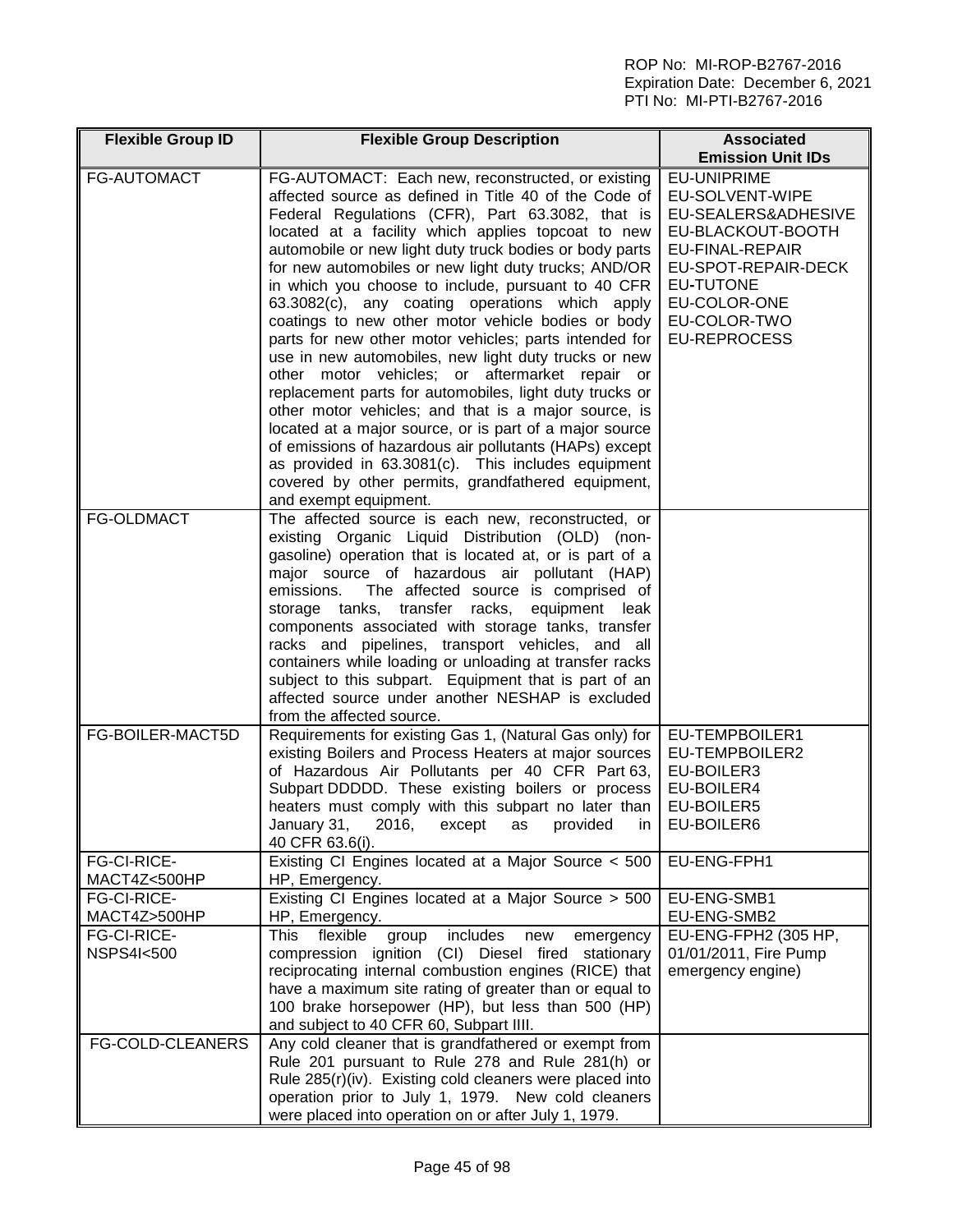| Flexible Group ID | Flexible Group Description | Associated Emission Unit IDs |
|---|---|---|
| FG-AUTOMACT | FG-AUTOMACT: Each new, reconstructed, or existing affected source as defined in Title 40 of the Code of Federal Regulations (CFR), Part 63.3082, that is located at a facility which applies topcoat to new automobile or new light duty truck bodies or body parts for new automobiles or new light duty trucks; AND/OR in which you choose to include, pursuant to 40 CFR 63.3082(c), any coating operations which apply coatings to new other motor vehicle bodies or body parts for new other motor vehicles; parts intended for use in new automobiles, new light duty trucks or new other motor vehicles; or aftermarket repair or replacement parts for automobiles, light duty trucks or other motor vehicles; and that is a major source, is located at a major source, or is part of a major source of emissions of hazardous air pollutants (HAPs) except as provided in 63.3081(c). This includes equipment covered by other permits, grandfathered equipment, and exempt equipment. | EU-UNIPRIME<br>EU-SOLVENT-WIPE<br>EU-SEALERS&ADHESIVE<br>EU-BLACKOUT-BOOTH<br>EU-FINAL-REPAIR<br>EU-SPOT-REPAIR-DECK<br>EU-TUTONE<br>EU-COLOR-ONE<br>EU-COLOR-TWO<br>EU-REPROCESS |
| FG-OLDMACT | The affected source is each new, reconstructed, or existing Organic Liquid Distribution (OLD) (non-gasoline) operation that is located at, or is part of a major source of hazardous air pollutant (HAP) emissions. The affected source is comprised of storage tanks, transfer racks, equipment leak components associated with storage tanks, transfer racks and pipelines, transport vehicles, and all containers while loading or unloading at transfer racks subject to this subpart. Equipment that is part of an affected source under another NESHAP is excluded from the affected source. | |
| FG-BOILER-MACT5D | Requirements for existing Gas 1, (Natural Gas only) for existing Boilers and Process Heaters at major sources of Hazardous Air Pollutants per 40 CFR Part 63, Subpart DDDDD. These existing boilers or process heaters must comply with this subpart no later than January 31, 2016, except as provided in 40 CFR 63.6(i). | EU-TEMPBOILER1<br>EU-TEMPBOILER2<br>EU-BOILER3<br>EU-BOILER4<br>EU-BOILER5<br>EU-BOILER6 |
| FG-CI-RICE-MACT4Z<500HP | Existing CI Engines located at a Major Source < 500 HP, Emergency. | EU-ENG-FPH1 |
| FG-CI-RICE-MACT4Z>500HP | Existing CI Engines located at a Major Source > 500 HP, Emergency. | EU-ENG-SMB1<br>EU-ENG-SMB2 |
| FG-CI-RICE-NSPS4I<500 | This flexible group includes new emergency compression ignition (CI) Diesel fired stationary reciprocating internal combustion engines (RICE) that have a maximum site rating of greater than or equal to 100 brake horsepower (HP), but less than 500 (HP) and subject to 40 CFR 60, Subpart IIII. | EU-ENG-FPH2 (305 HP, 01/01/2011, Fire Pump emergency engine) |
| FG-COLD-CLEANERS | Any cold cleaner that is grandfathered or exempt from Rule 201 pursuant to Rule 278 and Rule 281(h) or Rule 285(r)(iv). Existing cold cleaners were placed into operation prior to July 1, 1979. New cold cleaners were placed into operation on or after July 1, 1979. | |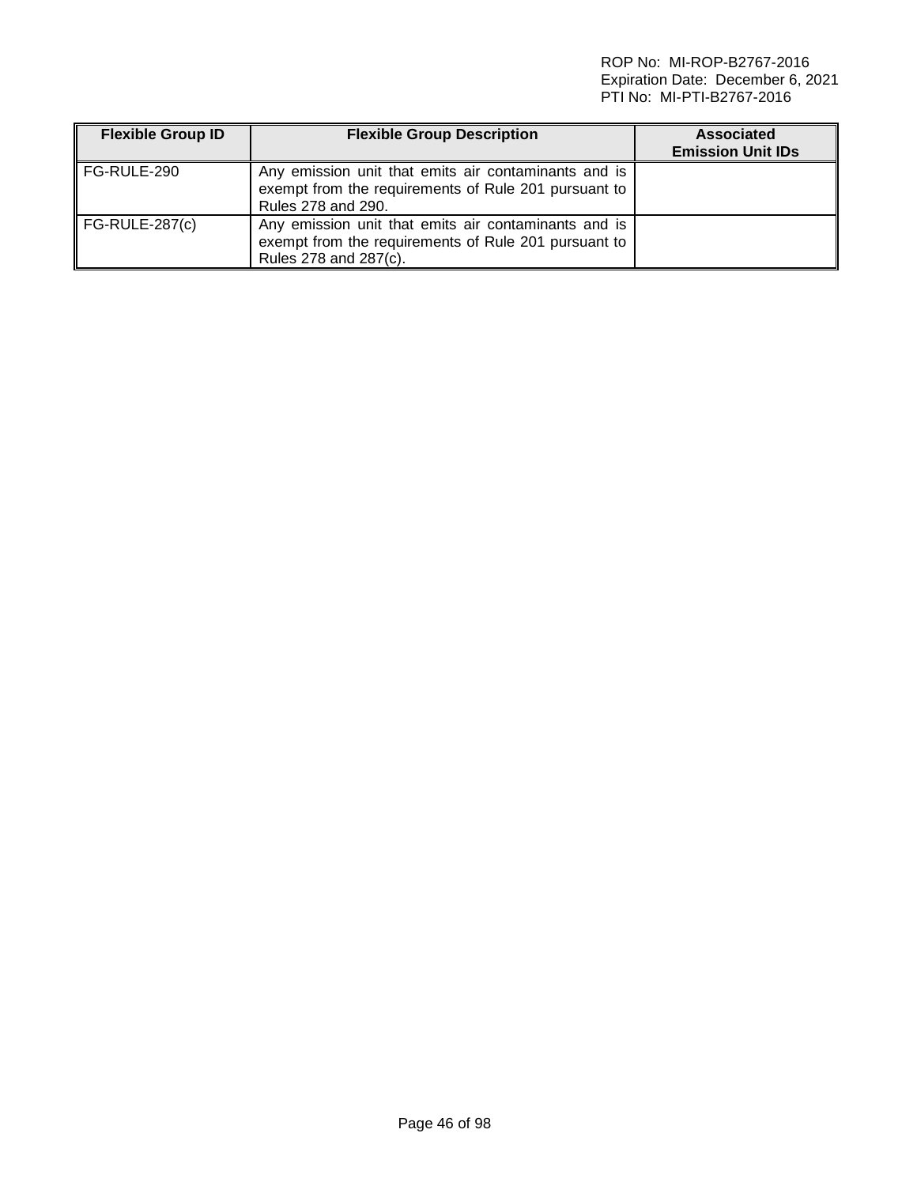| Flexible Group ID | Flexible Group Description | Associated Emission Unit IDs |
|---|---|---|
| FG-RULE-290 | Any emission unit that emits air contaminants and is exempt from the requirements of Rule 201 pursuant to Rules 278 and 290. | |
| FG-RULE-287(c) | Any emission unit that emits air contaminants and is exempt from the requirements of Rule 201 pursuant to Rules 278 and 287(c). | |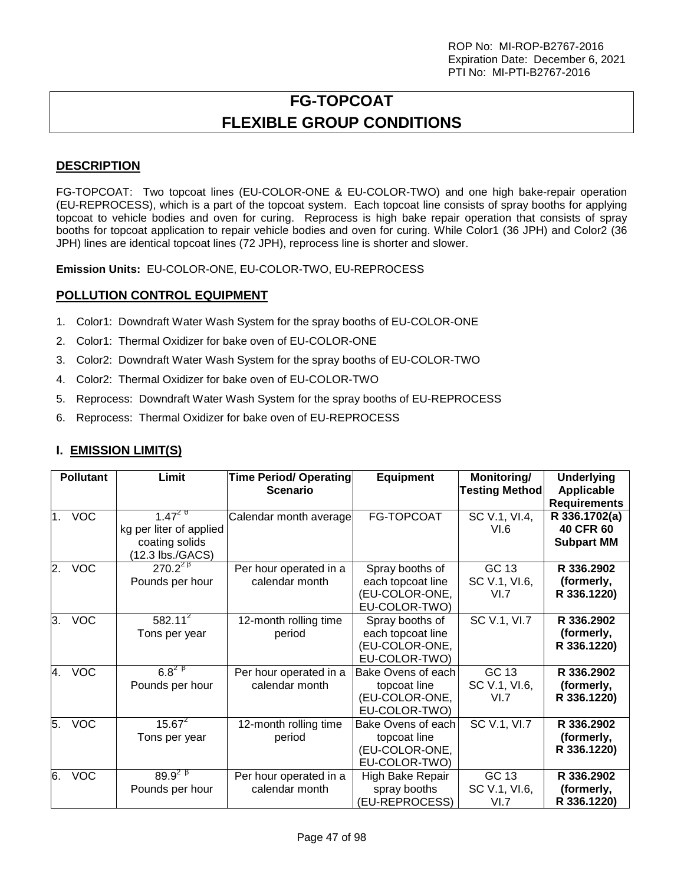ROP No: MI-ROP-B2767-2016
Expiration Date: December 6, 2021
PTI No: MI-PTI-B2767-2016

# FG-TOPCOAT
# FLEXIBLE GROUP CONDITIONS

## DESCRIPTION

FG-TOPCOAT: Two topcoat lines (EU-COLOR-ONE & EU-COLOR-TWO) and one high bake-repair operation (EU-REPROCESS), which is a part of the topcoat system. Each topcoat line consists of spray booths for applying topcoat to vehicle bodies and oven for curing. Reprocess is high bake repair operation that consists of spray booths for topcoat application to repair vehicle bodies and oven for curing. While Color1 (36 JPH) and Color2 (36 JPH) lines are identical topcoat lines (72 JPH), reprocess line is shorter and slower.

**Emission Units:** EU-COLOR-ONE, EU-COLOR-TWO, EU-REPROCESS

## POLLUTION CONTROL EQUIPMENT

1. Color1: Downdraft Water Wash System for the spray booths of EU-COLOR-ONE
2. Color1: Thermal Oxidizer for bake oven of EU-COLOR-ONE
3. Color2: Downdraft Water Wash System for the spray booths of EU-COLOR-TWO
4. Color2: Thermal Oxidizer for bake oven of EU-COLOR-TWO
5. Reprocess: Downdraft Water Wash System for the spray booths of EU-REPROCESS
6. Reprocess: Thermal Oxidizer for bake oven of EU-REPROCESS

## I. EMISSION LIMIT(S)

| Pollutant | Limit | Time Period/ Operating Scenario | Equipment | Monitoring/ Testing Method | Underlying Applicable Requirements |
|---|---|---|---|---|---|
| 1. VOC | 1.47[2 θ] kg per liter of applied coating solids (12.3 lbs./GACS) | Calendar month average | FG-TOPCOAT | SC V.1, VI.4, VI.6 | **R 336.1702(a) 40 CFR 60 Subpart MM** |
| 2. VOC | 270.2[2 β] Pounds per hour | Per hour operated in a calendar month | Spray booths of each topcoat line (EU-COLOR-ONE, EU-COLOR-TWO) | GC 13 SC V.1, VI.6, VI.7 | **R 336.2902 (formerly, R 336.1220)** |
| 3. VOC | 582.11[2] Tons per year | 12-month rolling time period | Spray booths of each topcoat line (EU-COLOR-ONE, EU-COLOR-TWO) | SC V.1, VI.7 | **R 336.2902 (formerly, R 336.1220)** |
| 4. VOC | 6.8[2 β] Pounds per hour | Per hour operated in a calendar month | Bake Ovens of each topcoat line (EU-COLOR-ONE, EU-COLOR-TWO) | GC 13 SC V.1, VI.6, VI.7 | **R 336.2902 (formerly, R 336.1220)** |
| 5. VOC | 15.67[2] Tons per year | 12-month rolling time period | Bake Ovens of each topcoat line (EU-COLOR-ONE, EU-COLOR-TWO) | SC V.1, VI.7 | **R 336.2902 (formerly, R 336.1220)** |
| 6. VOC | 89.9[2 β] Pounds per hour | Per hour operated in a calendar month | High Bake Repair spray booths (EU-REPROCESS) | GC 13 SC V.1, VI.6, VI.7 | **R 336.2902 (formerly, R 336.1220)** |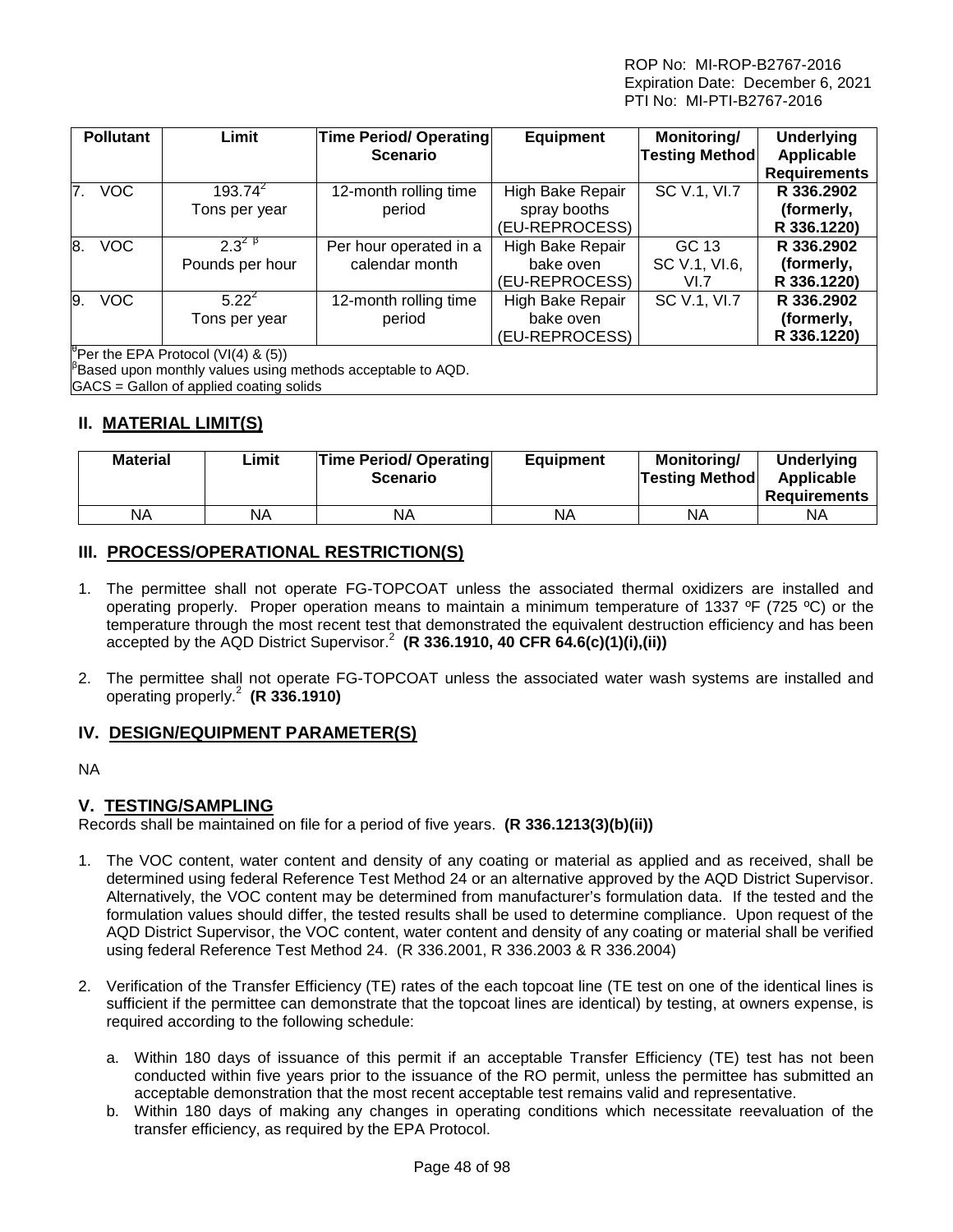ROP No: MI-ROP-B2767-2016
Expiration Date: December 6, 2021
PTI No: MI-PTI-B2767-2016

| Pollutant | Limit | Time Period/ Operating Scenario | Equipment | Monitoring/ Testing Method | Underlying Applicable Requirements |
|---|---|---|---|---|---|
| 7. VOC | 193.74[2] Tons per year | 12-month rolling time period | High Bake Repair spray booths (EU-REPROCESS) | SC V.1, VI.7 | **R 336.2902 (formerly, R 336.1220)** |
| 8. VOC | 2.3[2 β] Pounds per hour | Per hour operated in a calendar month | High Bake Repair bake oven (EU-REPROCESS) | GC 13 SC V.1, VI.6, VI.7 | **R 336.2902 (formerly, R 336.1220)** |
| 9. VOC | 5.22[2] Tons per year | 12-month rolling time period | High Bake Repair bake oven (EU-REPROCESS) | SC V.1, VI.7 | **R 336.2902 (formerly, R 336.1220)** |

[θ]Per the EPA Protocol (VI(4) & (5))
[β]Based upon monthly values using methods acceptable to AQD.
GACS = Gallon of applied coating solids

## II. MATERIAL LIMIT(S)

| Material | Limit | Time Period/ Operating Scenario | Equipment | Monitoring/ Testing Method | Underlying Applicable Requirements |
|---|---|---|---|---|---|
| NA | NA | NA | NA | NA | NA |

## III. PROCESS/OPERATIONAL RESTRICTION(S)

1. The permittee shall not operate FG-TOPCOAT unless the associated thermal oxidizers are installed and operating properly. Proper operation means to maintain a minimum temperature of 1337 ºF (725 ºC) or the temperature through the most recent test that demonstrated the equivalent destruction efficiency and has been accepted by the AQD District Supervisor.[2] **(R 336.1910, 40 CFR 64.6(c)(1)(i),(ii))**

2. The permittee shall not operate FG-TOPCOAT unless the associated water wash systems are installed and operating properly.[2] **(R 336.1910)**

## IV. DESIGN/EQUIPMENT PARAMETER(S)

NA

## V. TESTING/SAMPLING

Records shall be maintained on file for a period of five years. **(R 336.1213(3)(b)(ii))**

1. The VOC content, water content and density of any coating or material as applied and as received, shall be determined using federal Reference Test Method 24 or an alternative approved by the AQD District Supervisor. Alternatively, the VOC content may be determined from manufacturer's formulation data. If the tested and the formulation values should differ, the tested results shall be used to determine compliance. Upon request of the AQD District Supervisor, the VOC content, water content and density of any coating or material shall be verified using federal Reference Test Method 24. (R 336.2001, R 336.2003 & R 336.2004)

2. Verification of the Transfer Efficiency (TE) rates of the each topcoat line (TE test on one of the identical lines is sufficient if the permittee can demonstrate that the topcoat lines are identical) by testing, at owners expense, is required according to the following schedule:

   a. Within 180 days of issuance of this permit if an acceptable Transfer Efficiency (TE) test has not been conducted within five years prior to the issuance of the RO permit, unless the permittee has submitted an acceptable demonstration that the most recent acceptable test remains valid and representative.

   b. Within 180 days of making any changes in operating conditions which necessitate reevaluation of the transfer efficiency, as required by the EPA Protocol.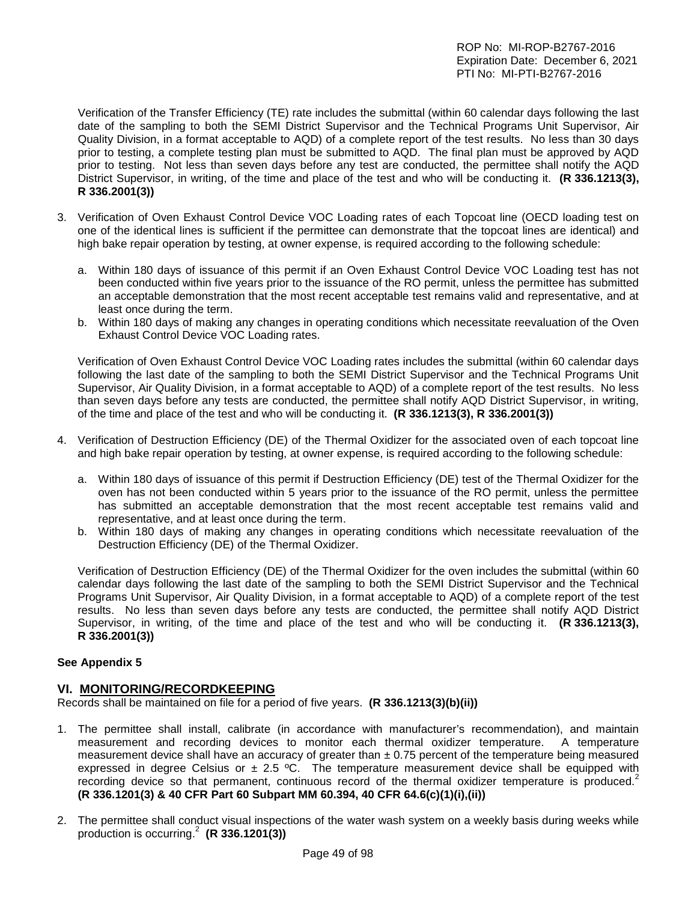Verification of the Transfer Efficiency (TE) rate includes the submittal (within 60 calendar days following the last date of the sampling to both the SEMI District Supervisor and the Technical Programs Unit Supervisor, Air Quality Division, in a format acceptable to AQD) of a complete report of the test results. No less than 30 days prior to testing, a complete testing plan must be submitted to AQD. The final plan must be approved by AQD prior to testing. Not less than seven days before any test are conducted, the permittee shall notify the AQD District Supervisor, in writing, of the time and place of the test and who will be conducting it. **(R 336.1213(3), R 336.2001(3))**

3. Verification of Oven Exhaust Control Device VOC Loading rates of each Topcoat line (OECD loading test on one of the identical lines is sufficient if the permittee can demonstrate that the topcoat lines are identical) and high bake repair operation by testing, at owner expense, is required according to the following schedule:

   a. Within 180 days of issuance of this permit if an Oven Exhaust Control Device VOC Loading test has not been conducted within five years prior to the issuance of the RO permit, unless the permittee has submitted an acceptable demonstration that the most recent acceptable test remains valid and representative, and at least once during the term.
   b. Within 180 days of making any changes in operating conditions which necessitate reevaluation of the Oven Exhaust Control Device VOC Loading rates.

   Verification of Oven Exhaust Control Device VOC Loading rates includes the submittal (within 60 calendar days following the last date of the sampling to both the SEMI District Supervisor and the Technical Programs Unit Supervisor, Air Quality Division, in a format acceptable to AQD) of a complete report of the test results. No less than seven days before any tests are conducted, the permittee shall notify AQD District Supervisor, in writing, of the time and place of the test and who will be conducting it. **(R 336.1213(3), R 336.2001(3))**

4. Verification of Destruction Efficiency (DE) of the Thermal Oxidizer for the associated oven of each topcoat line and high bake repair operation by testing, at owner expense, is required according to the following schedule:

   a. Within 180 days of issuance of this permit if Destruction Efficiency (DE) test of the Thermal Oxidizer for the oven has not been conducted within 5 years prior to the issuance of the RO permit, unless the permittee has submitted an acceptable demonstration that the most recent acceptable test remains valid and representative, and at least once during the term.
   b. Within 180 days of making any changes in operating conditions which necessitate reevaluation of the Destruction Efficiency (DE) of the Thermal Oxidizer.

   Verification of Destruction Efficiency (DE) of the Thermal Oxidizer for the oven includes the submittal (within 60 calendar days following the last date of the sampling to both the SEMI District Supervisor and the Technical Programs Unit Supervisor, Air Quality Division, in a format acceptable to AQD) of a complete report of the test results. No less than seven days before any tests are conducted, the permittee shall notify AQD District Supervisor, in writing, of the time and place of the test and who will be conducting it. **(R 336.1213(3), R 336.2001(3))**

**See Appendix 5**

## VI. MONITORING/RECORDKEEPING

Records shall be maintained on file for a period of five years. **(R 336.1213(3)(b)(ii))**

1. The permittee shall install, calibrate (in accordance with manufacturer's recommendation), and maintain measurement and recording devices to monitor each thermal oxidizer temperature. A temperature measurement device shall have an accuracy of greater than ± 0.75 percent of the temperature being measured expressed in degree Celsius or ± 2.5 ºC. The temperature measurement device shall be equipped with recording device so that permanent, continuous record of the thermal oxidizer temperature is produced.[2] **(R 336.1201(3) & 40 CFR Part 60 Subpart MM 60.394, 40 CFR 64.6(c)(1)(i),(ii))**

2. The permittee shall conduct visual inspections of the water wash system on a weekly basis during weeks while production is occurring.[2] **(R 336.1201(3))**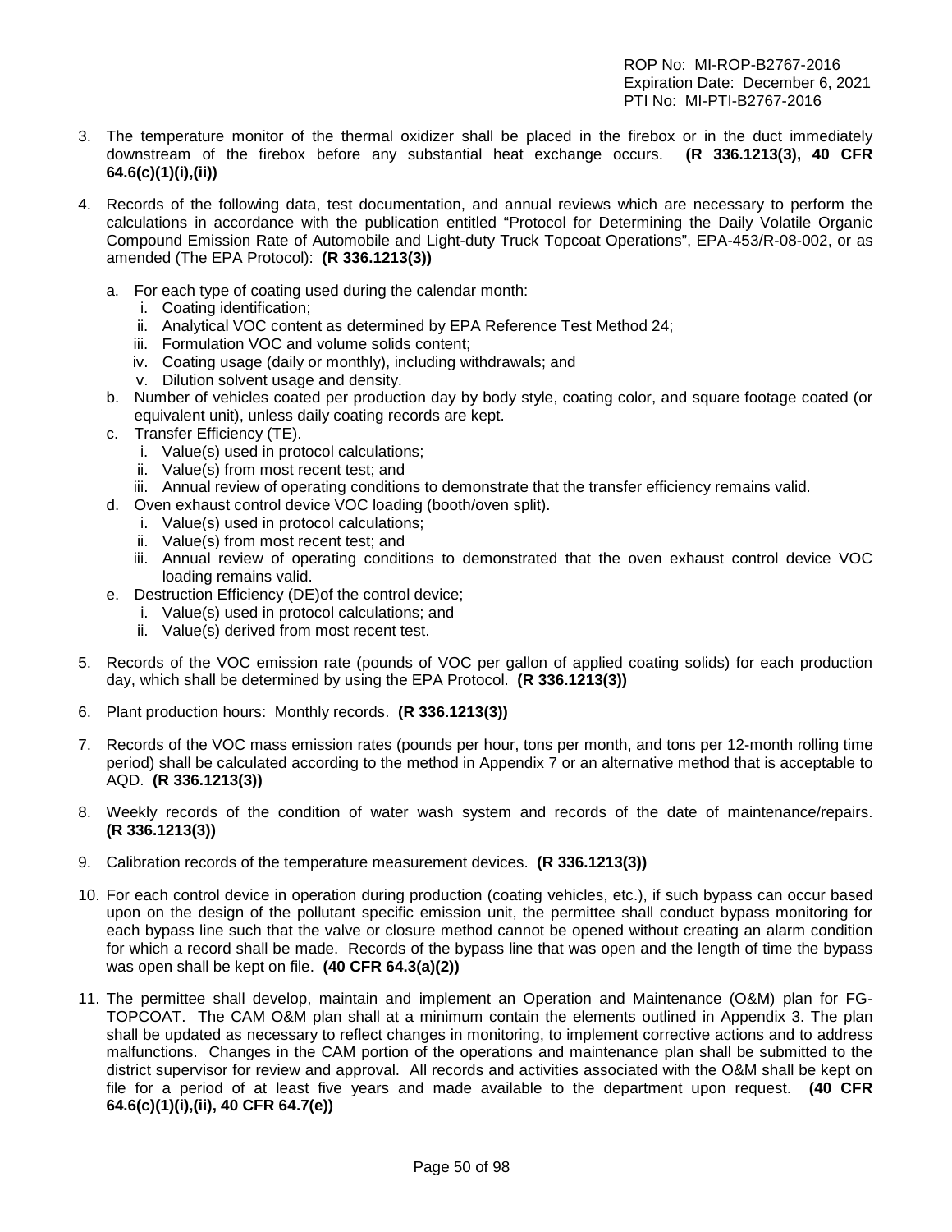3. The temperature monitor of the thermal oxidizer shall be placed in the firebox or in the duct immediately downstream of the firebox before any substantial heat exchange occurs. **(R 336.1213(3), 40 CFR 64.6(c)(1)(i),(ii))**

4. Records of the following data, test documentation, and annual reviews which are necessary to perform the calculations in accordance with the publication entitled "Protocol for Determining the Daily Volatile Organic Compound Emission Rate of Automobile and Light-duty Truck Topcoat Operations", EPA-453/R-08-002, or as amended (The EPA Protocol): **(R 336.1213(3))**

   a. For each type of coating used during the calendar month:
      i. Coating identification;
      ii. Analytical VOC content as determined by EPA Reference Test Method 24;
      iii. Formulation VOC and volume solids content;
      iv. Coating usage (daily or monthly), including withdrawals; and
      v. Dilution solvent usage and density.
   b. Number of vehicles coated per production day by body style, coating color, and square footage coated (or equivalent unit), unless daily coating records are kept.
   c. Transfer Efficiency (TE).
      i. Value(s) used in protocol calculations;
      ii. Value(s) from most recent test; and
      iii. Annual review of operating conditions to demonstrate that the transfer efficiency remains valid.
   d. Oven exhaust control device VOC loading (booth/oven split).
      i. Value(s) used in protocol calculations;
      ii. Value(s) from most recent test; and
      iii. Annual review of operating conditions to demonstrated that the oven exhaust control device VOC loading remains valid.
   e. Destruction Efficiency (DE)of the control device;
      i. Value(s) used in protocol calculations; and
      ii. Value(s) derived from most recent test.

5. Records of the VOC emission rate (pounds of VOC per gallon of applied coating solids) for each production day, which shall be determined by using the EPA Protocol. **(R 336.1213(3))**

6. Plant production hours: Monthly records. **(R 336.1213(3))**

7. Records of the VOC mass emission rates (pounds per hour, tons per month, and tons per 12-month rolling time period) shall be calculated according to the method in Appendix 7 or an alternative method that is acceptable to AQD. **(R 336.1213(3))**

8. Weekly records of the condition of water wash system and records of the date of maintenance/repairs. **(R 336.1213(3))**

9. Calibration records of the temperature measurement devices. **(R 336.1213(3))**

10. For each control device in operation during production (coating vehicles, etc.), if such bypass can occur based upon on the design of the pollutant specific emission unit, the permittee shall conduct bypass monitoring for each bypass line such that the valve or closure method cannot be opened without creating an alarm condition for which a record shall be made. Records of the bypass line that was open and the length of time the bypass was open shall be kept on file. **(40 CFR 64.3(a)(2))**

11. The permittee shall develop, maintain and implement an Operation and Maintenance (O&M) plan for FG-TOPCOAT. The CAM O&M plan shall at a minimum contain the elements outlined in Appendix 3. The plan shall be updated as necessary to reflect changes in monitoring, to implement corrective actions and to address malfunctions. Changes in the CAM portion of the operations and maintenance plan shall be submitted to the district supervisor for review and approval. All records and activities associated with the O&M shall be kept on file for a period of at least five years and made available to the department upon request. **(40 CFR 64.6(c)(1)(i),(ii), 40 CFR 64.7(e))**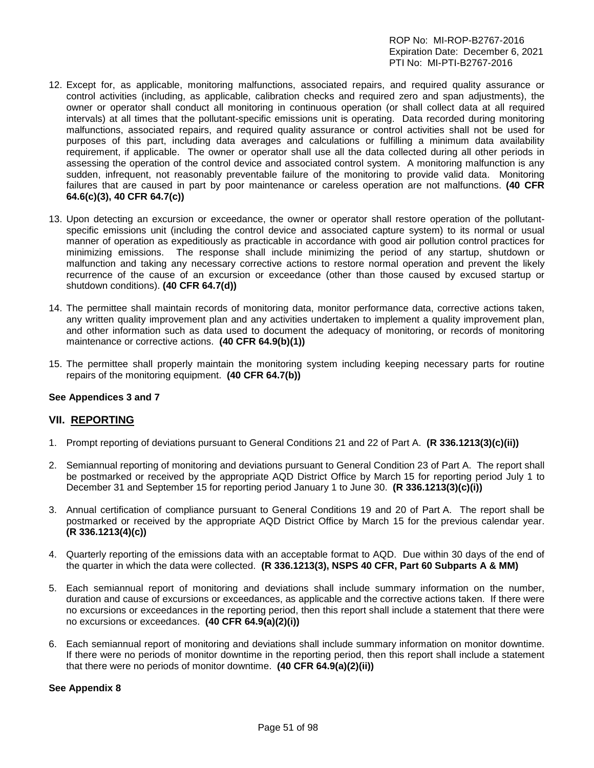12. Except for, as applicable, monitoring malfunctions, associated repairs, and required quality assurance or control activities (including, as applicable, calibration checks and required zero and span adjustments), the owner or operator shall conduct all monitoring in continuous operation (or shall collect data at all required intervals) at all times that the pollutant-specific emissions unit is operating. Data recorded during monitoring malfunctions, associated repairs, and required quality assurance or control activities shall not be used for purposes of this part, including data averages and calculations or fulfilling a minimum data availability requirement, if applicable. The owner or operator shall use all the data collected during all other periods in assessing the operation of the control device and associated control system. A monitoring malfunction is any sudden, infrequent, not reasonably preventable failure of the monitoring to provide valid data. Monitoring failures that are caused in part by poor maintenance or careless operation are not malfunctions. **(40 CFR 64.6(c)(3), 40 CFR 64.7(c))**

13. Upon detecting an excursion or exceedance, the owner or operator shall restore operation of the pollutant-specific emissions unit (including the control device and associated capture system) to its normal or usual manner of operation as expeditiously as practicable in accordance with good air pollution control practices for minimizing emissions. The response shall include minimizing the period of any startup, shutdown or malfunction and taking any necessary corrective actions to restore normal operation and prevent the likely recurrence of the cause of an excursion or exceedance (other than those caused by excused startup or shutdown conditions). **(40 CFR 64.7(d))**

14. The permittee shall maintain records of monitoring data, monitor performance data, corrective actions taken, any written quality improvement plan and any activities undertaken to implement a quality improvement plan, and other information such as data used to document the adequacy of monitoring, or records of monitoring maintenance or corrective actions. **(40 CFR 64.9(b)(1))**

15. The permittee shall properly maintain the monitoring system including keeping necessary parts for routine repairs of the monitoring equipment. **(40 CFR 64.7(b))**

**See Appendices 3 and 7**

## VII. REPORTING

1. Prompt reporting of deviations pursuant to General Conditions 21 and 22 of Part A. **(R 336.1213(3)(c)(ii))**

2. Semiannual reporting of monitoring and deviations pursuant to General Condition 23 of Part A. The report shall be postmarked or received by the appropriate AQD District Office by March 15 for reporting period July 1 to December 31 and September 15 for reporting period January 1 to June 30. **(R 336.1213(3)(c)(i))**

3. Annual certification of compliance pursuant to General Conditions 19 and 20 of Part A. The report shall be postmarked or received by the appropriate AQD District Office by March 15 for the previous calendar year. **(R 336.1213(4)(c))**

4. Quarterly reporting of the emissions data with an acceptable format to AQD. Due within 30 days of the end of the quarter in which the data were collected. **(R 336.1213(3), NSPS 40 CFR, Part 60 Subparts A & MM)**

5. Each semiannual report of monitoring and deviations shall include summary information on the number, duration and cause of excursions or exceedances, as applicable and the corrective actions taken. If there were no excursions or exceedances in the reporting period, then this report shall include a statement that there were no excursions or exceedances. **(40 CFR 64.9(a)(2)(i))**

6. Each semiannual report of monitoring and deviations shall include summary information on monitor downtime. If there were no periods of monitor downtime in the reporting period, then this report shall include a statement that there were no periods of monitor downtime. **(40 CFR 64.9(a)(2)(ii))**

**See Appendix 8**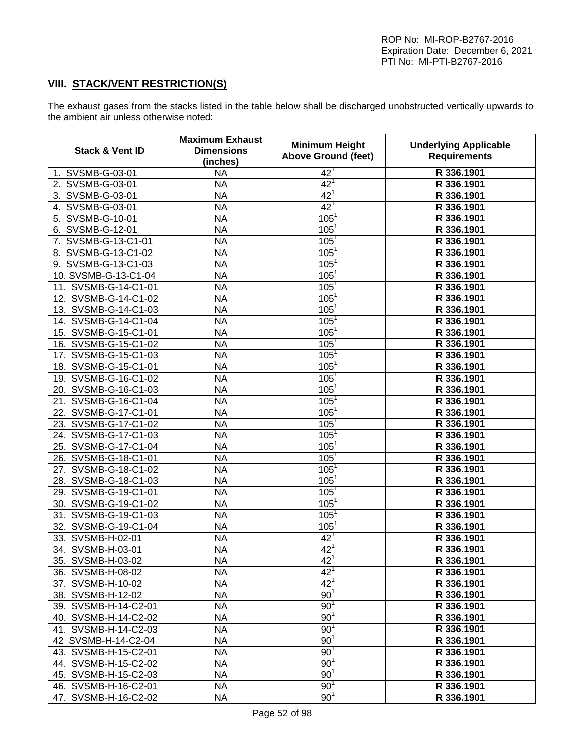ROP No: MI-ROP-B2767-2016
Expiration Date: December 6, 2021
PTI No: MI-PTI-B2767-2016

## VIII. STACK/VENT RESTRICTION(S)

The exhaust gases from the stacks listed in the table below shall be discharged unobstructed vertically upwards to the ambient air unless otherwise noted:

| Stack & Vent ID | Maximum Exhaust Dimensions (inches) | Minimum Height Above Ground (feet) | Underlying Applicable Requirements |
|---|---|---|---|
| 1. SVSMB-G-03-01 | NA | 42[1] | **R 336.1901** |
| 2. SVSMB-G-03-01 | NA | 42[1] | **R 336.1901** |
| 3. SVSMB-G-03-01 | NA | 42[1] | **R 336.1901** |
| 4. SVSMB-G-03-01 | NA | 42[1] | **R 336.1901** |
| 5. SVSMB-G-10-01 | NA | 105[1] | **R 336.1901** |
| 6. SVSMB-G-12-01 | NA | 105[1] | **R 336.1901** |
| 7. SVSMB-G-13-C1-01 | NA | 105[1] | **R 336.1901** |
| 8. SVSMB-G-13-C1-02 | NA | 105[1] | **R 336.1901** |
| 9. SVSMB-G-13-C1-03 | NA | 105[1] | **R 336.1901** |
| 10. SVSMB-G-13-C1-04 | NA | 105[1] | **R 336.1901** |
| 11. SVSMB-G-14-C1-01 | NA | 105[1] | **R 336.1901** |
| 12. SVSMB-G-14-C1-02 | NA | 105[1] | **R 336.1901** |
| 13. SVSMB-G-14-C1-03 | NA | 105[1] | **R 336.1901** |
| 14. SVSMB-G-14-C1-04 | NA | 105[1] | **R 336.1901** |
| 15. SVSMB-G-15-C1-01 | NA | 105[1] | **R 336.1901** |
| 16. SVSMB-G-15-C1-02 | NA | 105[1] | **R 336.1901** |
| 17. SVSMB-G-15-C1-03 | NA | 105[1] | **R 336.1901** |
| 18. SVSMB-G-15-C1-01 | NA | 105[1] | **R 336.1901** |
| 19. SVSMB-G-16-C1-02 | NA | 105[1] | **R 336.1901** |
| 20. SVSMB-G-16-C1-03 | NA | 105[1] | **R 336.1901** |
| 21. SVSMB-G-16-C1-04 | NA | 105[1] | **R 336.1901** |
| 22. SVSMB-G-17-C1-01 | NA | 105[1] | **R 336.1901** |
| 23. SVSMB-G-17-C1-02 | NA | 105[1] | **R 336.1901** |
| 24. SVSMB-G-17-C1-03 | NA | 105[1] | **R 336.1901** |
| 25. SVSMB-G-17-C1-04 | NA | 105[1] | **R 336.1901** |
| 26. SVSMB-G-18-C1-01 | NA | 105[1] | **R 336.1901** |
| 27. SVSMB-G-18-C1-02 | NA | 105[1] | **R 336.1901** |
| 28. SVSMB-G-18-C1-03 | NA | 105[1] | **R 336.1901** |
| 29. SVSMB-G-19-C1-01 | NA | 105[1] | **R 336.1901** |
| 30. SVSMB-G-19-C1-02 | NA | 105[1] | **R 336.1901** |
| 31. SVSMB-G-19-C1-03 | NA | 105[1] | **R 336.1901** |
| 32. SVSMB-G-19-C1-04 | NA | 105[1] | **R 336.1901** |
| 33. SVSMB-H-02-01 | NA | 42[1] | **R 336.1901** |
| 34. SVSMB-H-03-01 | NA | 42[1] | **R 336.1901** |
| 35. SVSMB-H-03-02 | NA | 42[1] | **R 336.1901** |
| 36. SVSMB-H-08-02 | NA | 42[1] | **R 336.1901** |
| 37. SVSMB-H-10-02 | NA | 42[1] | **R 336.1901** |
| 38. SVSMB-H-12-02 | NA | 90[1] | **R 336.1901** |
| 39. SVSMB-H-14-C2-01 | NA | 90[1] | **R 336.1901** |
| 40. SVSMB-H-14-C2-02 | NA | 90[1] | **R 336.1901** |
| 41. SVSMB-H-14-C2-03 | NA | 90[1] | **R 336.1901** |
| 42 SVSMB-H-14-C2-04 | NA | 90[1] | **R 336.1901** |
| 43. SVSMB-H-15-C2-01 | NA | 90[1] | **R 336.1901** |
| 44. SVSMB-H-15-C2-02 | NA | 90[1] | **R 336.1901** |
| 45. SVSMB-H-15-C2-03 | NA | 90[1] | **R 336.1901** |
| 46. SVSMB-H-16-C2-01 | NA | 90[1] | **R 336.1901** |
| 47. SVSMB-H-16-C2-02 | NA | 90[1] | **R 336.1901** |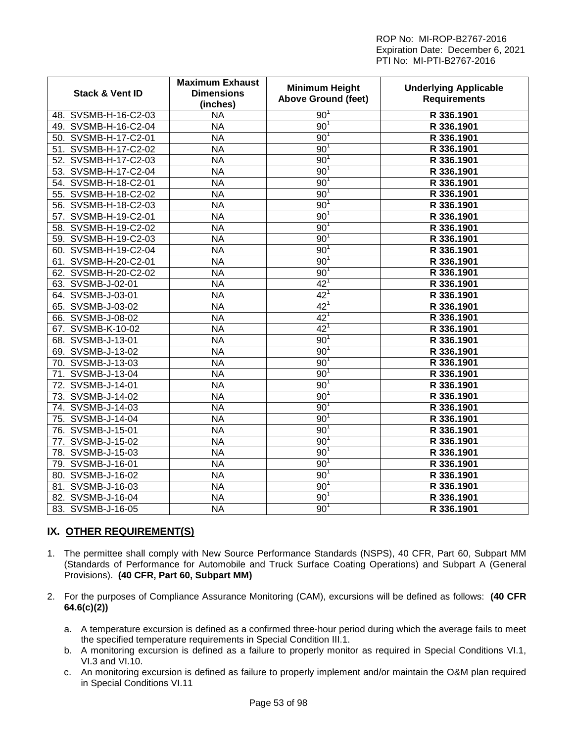| Stack & Vent ID | Maximum Exhaust Dimensions (inches) | Minimum Height Above Ground (feet) | Underlying Applicable Requirements |
|---|---|---|---|
| 48. SVSMB-H-16-C2-03 | NA | 90[1] | **R 336.1901** |
| 49. SVSMB-H-16-C2-04 | NA | 90[1] | **R 336.1901** |
| 50. SVSMB-H-17-C2-01 | NA | 90[1] | **R 336.1901** |
| 51. SVSMB-H-17-C2-02 | NA | 90[1] | **R 336.1901** |
| 52. SVSMB-H-17-C2-03 | NA | 90[1] | **R 336.1901** |
| 53. SVSMB-H-17-C2-04 | NA | 90[1] | **R 336.1901** |
| 54. SVSMB-H-18-C2-01 | NA | 90[1] | **R 336.1901** |
| 55. SVSMB-H-18-C2-02 | NA | 90[1] | **R 336.1901** |
| 56. SVSMB-H-18-C2-03 | NA | 90[1] | **R 336.1901** |
| 57. SVSMB-H-19-C2-01 | NA | 90[1] | **R 336.1901** |
| 58. SVSMB-H-19-C2-02 | NA | 90[1] | **R 336.1901** |
| 59. SVSMB-H-19-C2-03 | NA | 90[1] | **R 336.1901** |
| 60. SVSMB-H-19-C2-04 | NA | 90[1] | **R 336.1901** |
| 61. SVSMB-H-20-C2-01 | NA | 90[1] | **R 336.1901** |
| 62. SVSMB-H-20-C2-02 | NA | 90[1] | **R 336.1901** |
| 63. SVSMB-J-02-01 | NA | 42[1] | **R 336.1901** |
| 64. SVSMB-J-03-01 | NA | 42[1] | **R 336.1901** |
| 65. SVSMB-J-03-02 | NA | 42[1] | **R 336.1901** |
| 66. SVSMB-J-08-02 | NA | 42[1] | **R 336.1901** |
| 67. SVSMB-K-10-02 | NA | 42[1] | **R 336.1901** |
| 68. SVSMB-J-13-01 | NA | 90[1] | **R 336.1901** |
| 69. SVSMB-J-13-02 | NA | 90[1] | **R 336.1901** |
| 70. SVSMB-J-13-03 | NA | 90[1] | **R 336.1901** |
| 71. SVSMB-J-13-04 | NA | 90[1] | **R 336.1901** |
| 72. SVSMB-J-14-01 | NA | 90[1] | **R 336.1901** |
| 73. SVSMB-J-14-02 | NA | 90[1] | **R 336.1901** |
| 74. SVSMB-J-14-03 | NA | 90[1] | **R 336.1901** |
| 75. SVSMB-J-14-04 | NA | 90[1] | **R 336.1901** |
| 76. SVSMB-J-15-01 | NA | 90[1] | **R 336.1901** |
| 77. SVSMB-J-15-02 | NA | 90[1] | **R 336.1901** |
| 78. SVSMB-J-15-03 | NA | 90[1] | **R 336.1901** |
| 79. SVSMB-J-16-01 | NA | 90[1] | **R 336.1901** |
| 80. SVSMB-J-16-02 | NA | 90[1] | **R 336.1901** |
| 81. SVSMB-J-16-03 | NA | 90[1] | **R 336.1901** |
| 82. SVSMB-J-16-04 | NA | 90[1] | **R 336.1901** |
| 83. SVSMB-J-16-05 | NA | 90[1] | **R 336.1901** |

## IX. OTHER REQUIREMENT(S)

1. The permittee shall comply with New Source Performance Standards (NSPS), 40 CFR, Part 60, Subpart MM (Standards of Performance for Automobile and Truck Surface Coating Operations) and Subpart A (General Provisions). **(40 CFR, Part 60, Subpart MM)**

2. For the purposes of Compliance Assurance Monitoring (CAM), excursions will be defined as follows: **(40 CFR 64.6(c)(2))**

   a. A temperature excursion is defined as a confirmed three-hour period during which the average fails to meet the specified temperature requirements in Special Condition III.1.
   b. A monitoring excursion is defined as a failure to properly monitor as required in Special Conditions VI.1, VI.3 and VI.10.
   c. An monitoring excursion is defined as failure to properly implement and/or maintain the O&M plan required in Special Conditions VI.11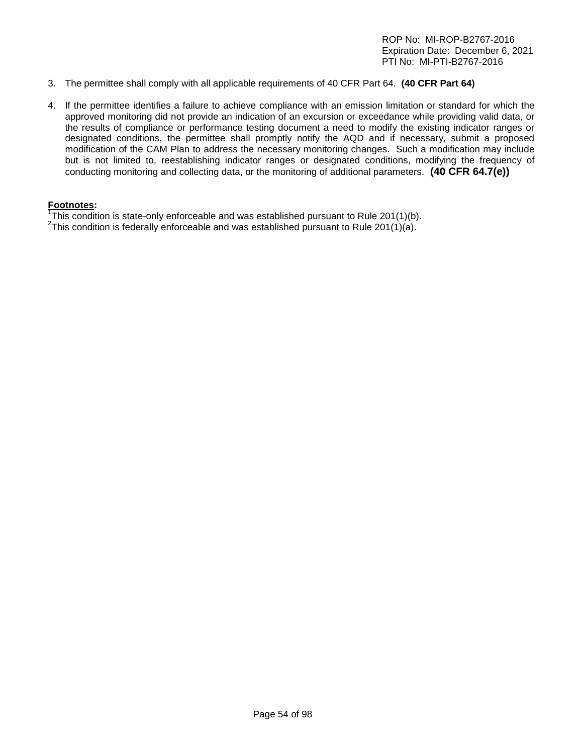3. The permittee shall comply with all applicable requirements of 40 CFR Part 64. **(40 CFR Part 64)**

4. If the permittee identifies a failure to achieve compliance with an emission limitation or standard for which the approved monitoring did not provide an indication of an excursion or exceedance while providing valid data, or the results of compliance or performance testing document a need to modify the existing indicator ranges or designated conditions, the permittee shall promptly notify the AQD and if necessary, submit a proposed modification of the CAM Plan to address the necessary monitoring changes. Such a modification may include but is not limited to, reestablishing indicator ranges or designated conditions, modifying the frequency of conducting monitoring and collecting data, or the monitoring of additional parameters. **(40 CFR 64.7(e))**

**Footnotes:**

[1]This condition is state-only enforceable and was established pursuant to Rule 201(1)(b).

[2]This condition is federally enforceable and was established pursuant to Rule 201(1)(a).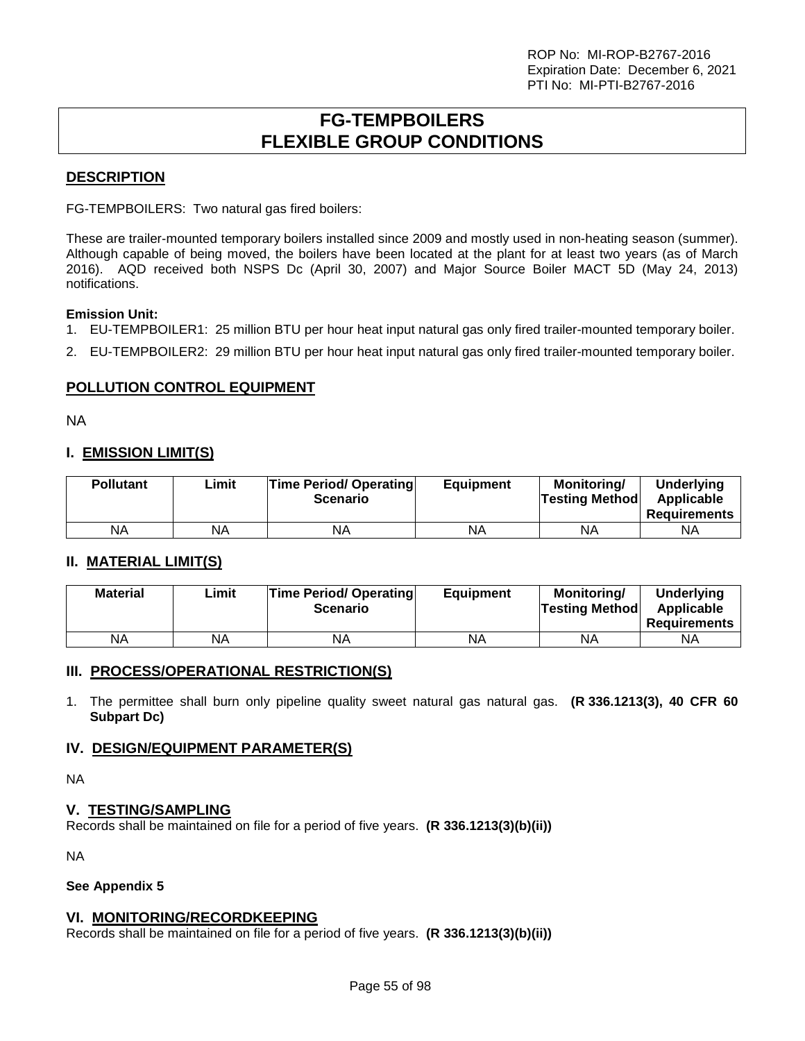# FG-TEMPBOILERS FLEXIBLE GROUP CONDITIONS

## DESCRIPTION

FG-TEMPBOILERS: Two natural gas fired boilers:

These are trailer-mounted temporary boilers installed since 2009 and mostly used in non-heating season (summer). Although capable of being moved, the boilers have been located at the plant for at least two years (as of March 2016). AQD received both NSPS Dc (April 30, 2007) and Major Source Boiler MACT 5D (May 24, 2013) notifications.

**Emission Unit:**

1. EU-TEMPBOILER1: 25 million BTU per hour heat input natural gas only fired trailer-mounted temporary boiler.
2. EU-TEMPBOILER2: 29 million BTU per hour heat input natural gas only fired trailer-mounted temporary boiler.

## POLLUTION CONTROL EQUIPMENT

NA

## I. EMISSION LIMIT(S)

| Pollutant | Limit | Time Period/ Operating Scenario | Equipment | Monitoring/ Testing Method | Underlying Applicable Requirements |
|---|---|---|---|---|---|
| NA | NA | NA | NA | NA | NA |

## II. MATERIAL LIMIT(S)

| Material | Limit | Time Period/ Operating Scenario | Equipment | Monitoring/ Testing Method | Underlying Applicable Requirements |
|---|---|---|---|---|---|
| NA | NA | NA | NA | NA | NA |

## III. PROCESS/OPERATIONAL RESTRICTION(S)

1. The permittee shall burn only pipeline quality sweet natural gas natural gas. **(R 336.1213(3), 40 CFR 60 Subpart Dc)**

## IV. DESIGN/EQUIPMENT PARAMETER(S)

NA

## V. TESTING/SAMPLING

Records shall be maintained on file for a period of five years. **(R 336.1213(3)(b)(ii))**

NA

**See Appendix 5**

## VI. MONITORING/RECORDKEEPING

Records shall be maintained on file for a period of five years. **(R 336.1213(3)(b)(ii))**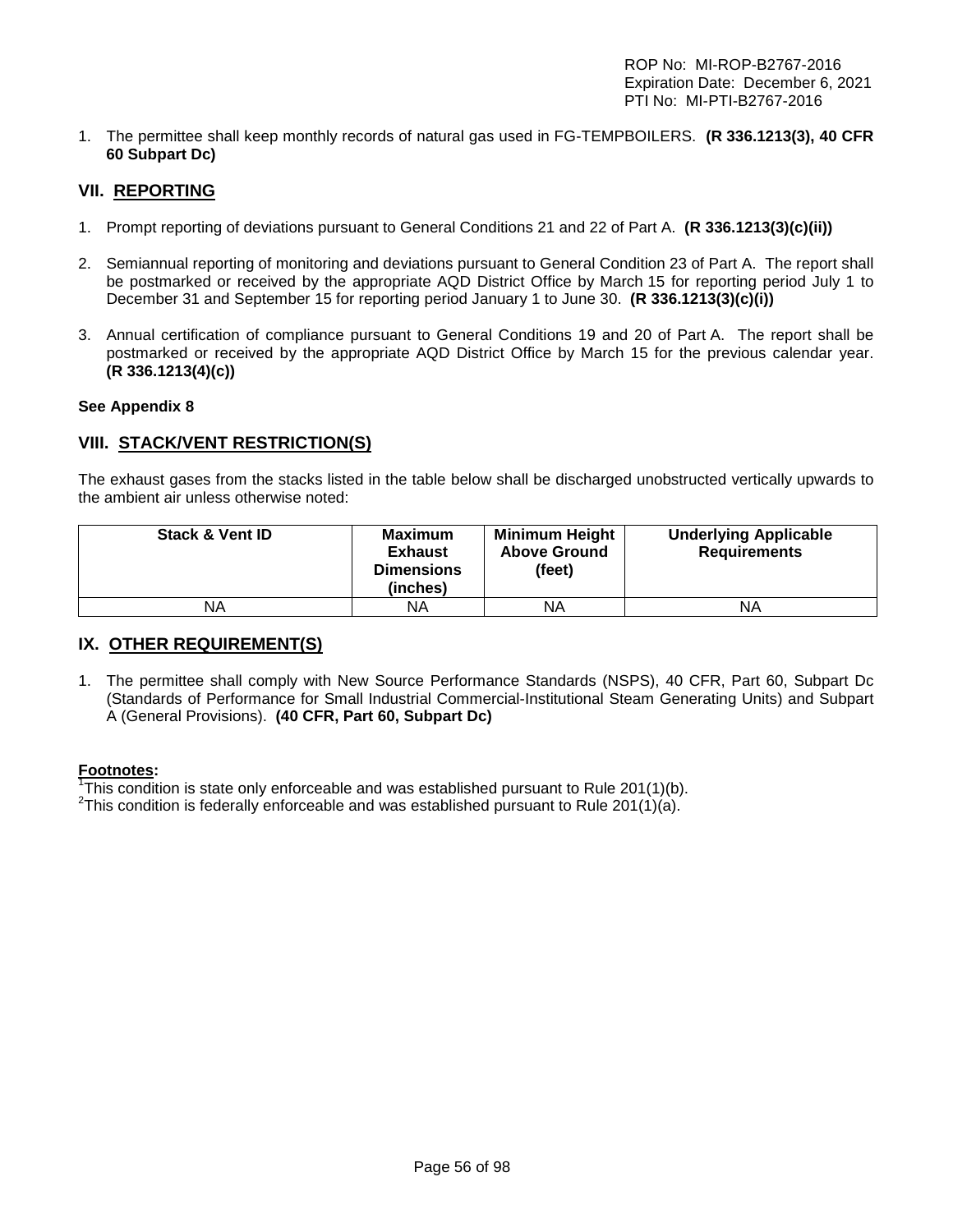1. The permittee shall keep monthly records of natural gas used in FG-TEMPBOILERS. **(R 336.1213(3), 40 CFR 60 Subpart Dc)**

## VII. REPORTING

1. Prompt reporting of deviations pursuant to General Conditions 21 and 22 of Part A. **(R 336.1213(3)(c)(ii))**

2. Semiannual reporting of monitoring and deviations pursuant to General Condition 23 of Part A. The report shall be postmarked or received by the appropriate AQD District Office by March 15 for reporting period July 1 to December 31 and September 15 for reporting period January 1 to June 30. **(R 336.1213(3)(c)(i))**

3. Annual certification of compliance pursuant to General Conditions 19 and 20 of Part A. The report shall be postmarked or received by the appropriate AQD District Office by March 15 for the previous calendar year. **(R 336.1213(4)(c))**

**See Appendix 8**

## VIII. STACK/VENT RESTRICTION(S)

The exhaust gases from the stacks listed in the table below shall be discharged unobstructed vertically upwards to the ambient air unless otherwise noted:

| Stack & Vent ID | Maximum Exhaust Dimensions (inches) | Minimum Height Above Ground (feet) | Underlying Applicable Requirements |
|---|---|---|---|
| NA | NA | NA | NA |

## IX. OTHER REQUIREMENT(S)

1. The permittee shall comply with New Source Performance Standards (NSPS), 40 CFR, Part 60, Subpart Dc (Standards of Performance for Small Industrial Commercial-Institutional Steam Generating Units) and Subpart A (General Provisions). **(40 CFR, Part 60, Subpart Dc)**

**Footnotes:**

[1]This condition is state only enforceable and was established pursuant to Rule 201(1)(b).
[2]This condition is federally enforceable and was established pursuant to Rule 201(1)(a).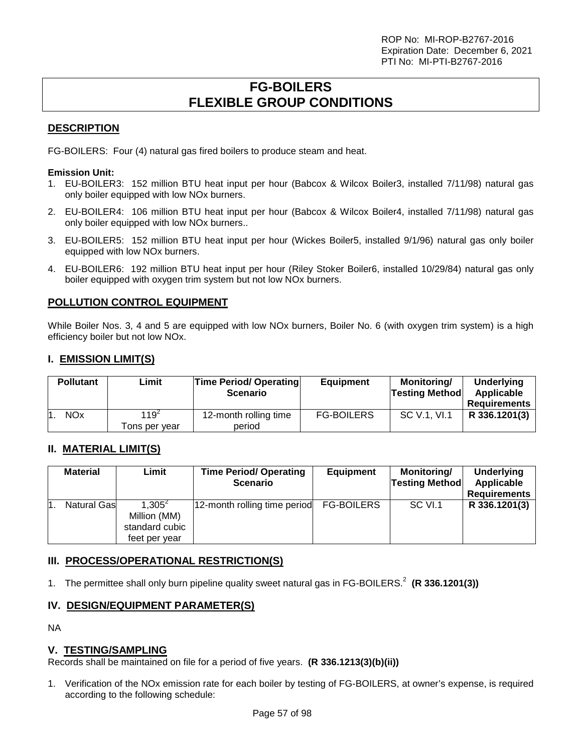ROP No: MI-ROP-B2767-2016
Expiration Date: December 6, 2021
PTI No: MI-PTI-B2767-2016

# FG-BOILERS
# FLEXIBLE GROUP CONDITIONS

## DESCRIPTION

FG-BOILERS: Four (4) natural gas fired boilers to produce steam and heat.

**Emission Unit:**

1. EU-BOILER3: 152 million BTU heat input per hour (Babcox & Wilcox Boiler3, installed 7/11/98) natural gas only boiler equipped with low NOx burners.
2. EU-BOILER4: 106 million BTU heat input per hour (Babcox & Wilcox Boiler4, installed 7/11/98) natural gas only boiler equipped with low NOx burners..
3. EU-BOILER5: 152 million BTU heat input per hour (Wickes Boiler5, installed 9/1/96) natural gas only boiler equipped with low NOx burners.
4. EU-BOILER6: 192 million BTU heat input per hour (Riley Stoker Boiler6, installed 10/29/84) natural gas only boiler equipped with oxygen trim system but not low NOx burners.

## POLLUTION CONTROL EQUIPMENT

While Boiler Nos. 3, 4 and 5 are equipped with low NOx burners, Boiler No. 6 (with oxygen trim system) is a high efficiency boiler but not low NOx.

## I. EMISSION LIMIT(S)

| Pollutant | Limit | Time Period/ Operating Scenario | Equipment | Monitoring/ Testing Method | Underlying Applicable Requirements |
|---|---|---|---|---|---|
| 1. NOx | 119[2] Tons per year | 12-month rolling time period | FG-BOILERS | SC V.1, VI.1 | **R 336.1201(3)** |

## II. MATERIAL LIMIT(S)

| Material | Limit | Time Period/ Operating Scenario | Equipment | Monitoring/ Testing Method | Underlying Applicable Requirements |
|---|---|---|---|---|---|
| 1. Natural Gas | 1,305[2] Million (MM) standard cubic feet per year | 12-month rolling time period | FG-BOILERS | SC VI.1 | **R 336.1201(3)** |

## III. PROCESS/OPERATIONAL RESTRICTION(S)

1. The permittee shall only burn pipeline quality sweet natural gas in FG-BOILERS.[2] **(R 336.1201(3))**

## IV. DESIGN/EQUIPMENT PARAMETER(S)

NA

## V. TESTING/SAMPLING

Records shall be maintained on file for a period of five years. **(R 336.1213(3)(b)(ii))**

1. Verification of the NOx emission rate for each boiler by testing of FG-BOILERS, at owner's expense, is required according to the following schedule: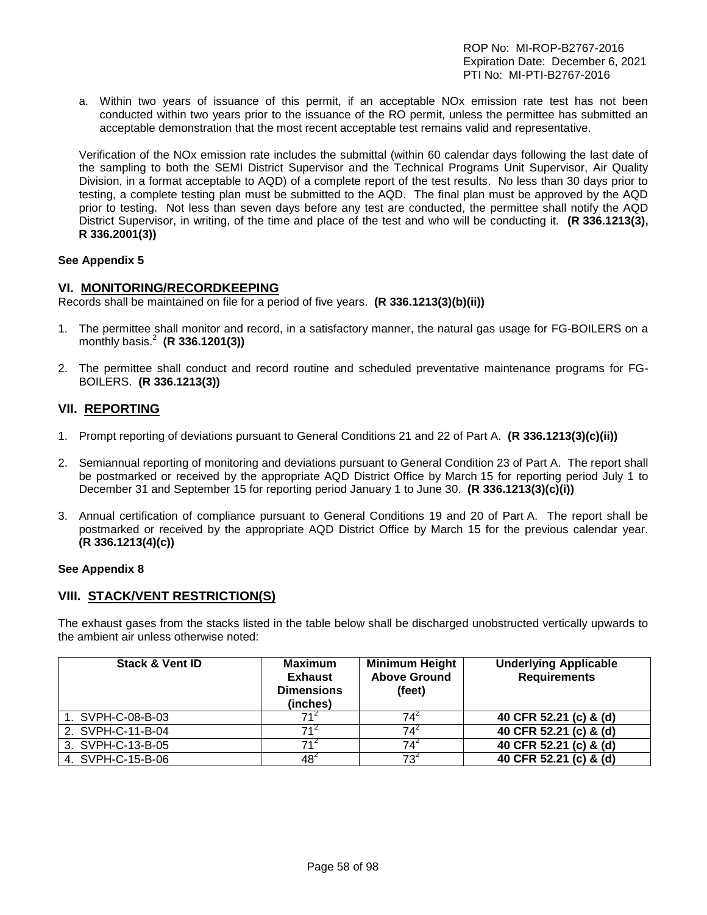a. Within two years of issuance of this permit, if an acceptable NOx emission rate test has not been conducted within two years prior to the issuance of the RO permit, unless the permittee has submitted an acceptable demonstration that the most recent acceptable test remains valid and representative.

Verification of the NOx emission rate includes the submittal (within 60 calendar days following the last date of the sampling to both the SEMI District Supervisor and the Technical Programs Unit Supervisor, Air Quality Division, in a format acceptable to AQD) of a complete report of the test results. No less than 30 days prior to testing, a complete testing plan must be submitted to the AQD. The final plan must be approved by the AQD prior to testing. Not less than seven days before any test are conducted, the permittee shall notify the AQD District Supervisor, in writing, of the time and place of the test and who will be conducting it. **(R 336.1213(3), R 336.2001(3))**

**See Appendix 5**

## VI. MONITORING/RECORDKEEPING

Records shall be maintained on file for a period of five years. **(R 336.1213(3)(b)(ii))**

1. The permittee shall monitor and record, in a satisfactory manner, the natural gas usage for FG-BOILERS on a monthly basis.[2] **(R 336.1201(3))**

2. The permittee shall conduct and record routine and scheduled preventative maintenance programs for FG-BOILERS. **(R 336.1213(3))**

## VII. REPORTING

1. Prompt reporting of deviations pursuant to General Conditions 21 and 22 of Part A. **(R 336.1213(3)(c)(ii))**

2. Semiannual reporting of monitoring and deviations pursuant to General Condition 23 of Part A. The report shall be postmarked or received by the appropriate AQD District Office by March 15 for reporting period July 1 to December 31 and September 15 for reporting period January 1 to June 30. **(R 336.1213(3)(c)(i))**

3. Annual certification of compliance pursuant to General Conditions 19 and 20 of Part A. The report shall be postmarked or received by the appropriate AQD District Office by March 15 for the previous calendar year. **(R 336.1213(4)(c))**

**See Appendix 8**

## VIII. STACK/VENT RESTRICTION(S)

The exhaust gases from the stacks listed in the table below shall be discharged unobstructed vertically upwards to the ambient air unless otherwise noted:

| Stack & Vent ID | Maximum Exhaust Dimensions (inches) | Minimum Height Above Ground (feet) | Underlying Applicable Requirements |
|---|---|---|---|
| 1. SVPH-C-08-B-03 | 71[2] | 74[2] | **40 CFR 52.21 (c) & (d)** |
| 2. SVPH-C-11-B-04 | 71[2] | 74[2] | **40 CFR 52.21 (c) & (d)** |
| 3. SVPH-C-13-B-05 | 71[2] | 74[2] | **40 CFR 52.21 (c) & (d)** |
| 4. SVPH-C-15-B-06 | 48[2] | 73[2] | **40 CFR 52.21 (c) & (d)** |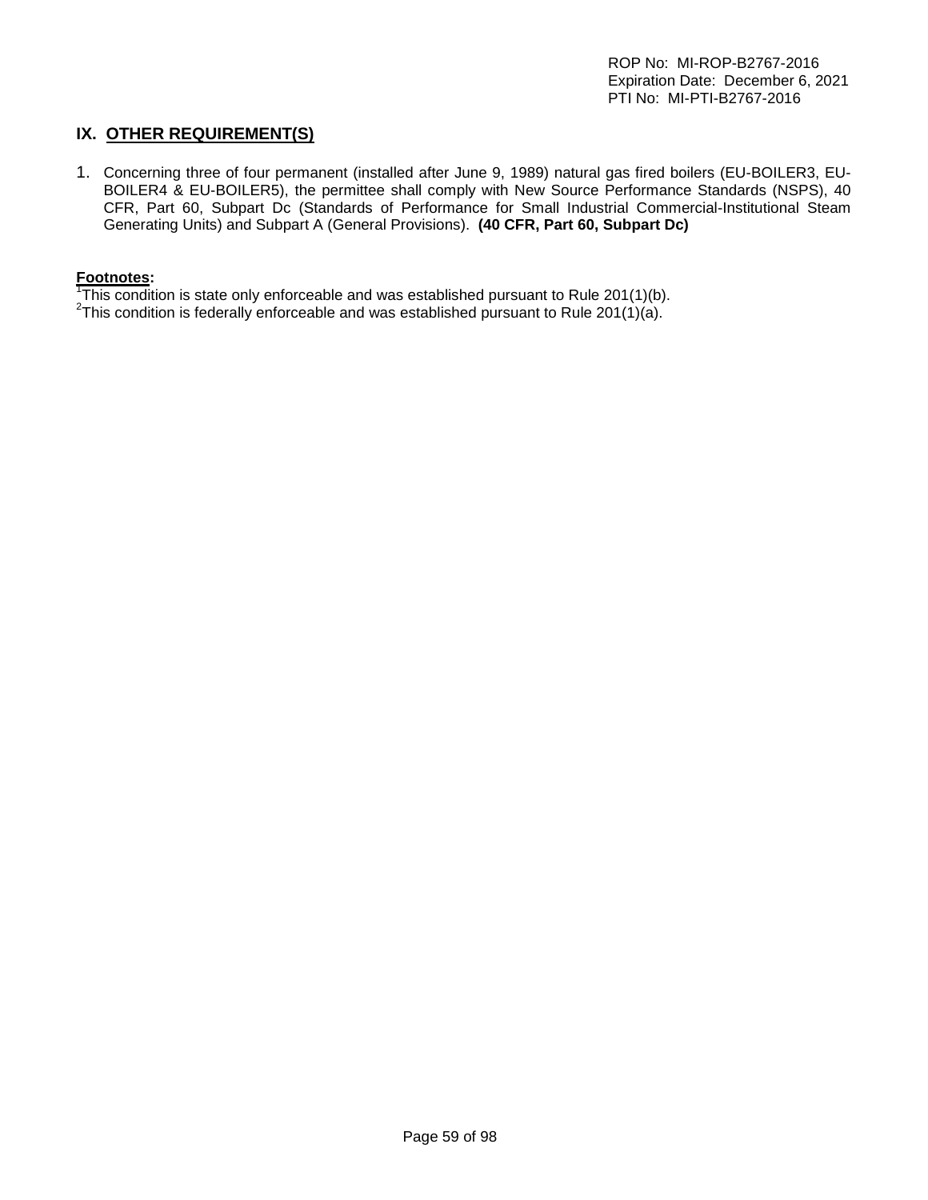## IX. OTHER REQUIREMENT(S)

1. Concerning three of four permanent (installed after June 9, 1989) natural gas fired boilers (EU-BOILER3, EU-BOILER4 & EU-BOILER5), the permittee shall comply with New Source Performance Standards (NSPS), 40 CFR, Part 60, Subpart Dc (Standards of Performance for Small Industrial Commercial-Institutional Steam Generating Units) and Subpart A (General Provisions). **(40 CFR, Part 60, Subpart Dc)**

**Footnotes:**
[1]This condition is state only enforceable and was established pursuant to Rule 201(1)(b).
[2]This condition is federally enforceable and was established pursuant to Rule 201(1)(a).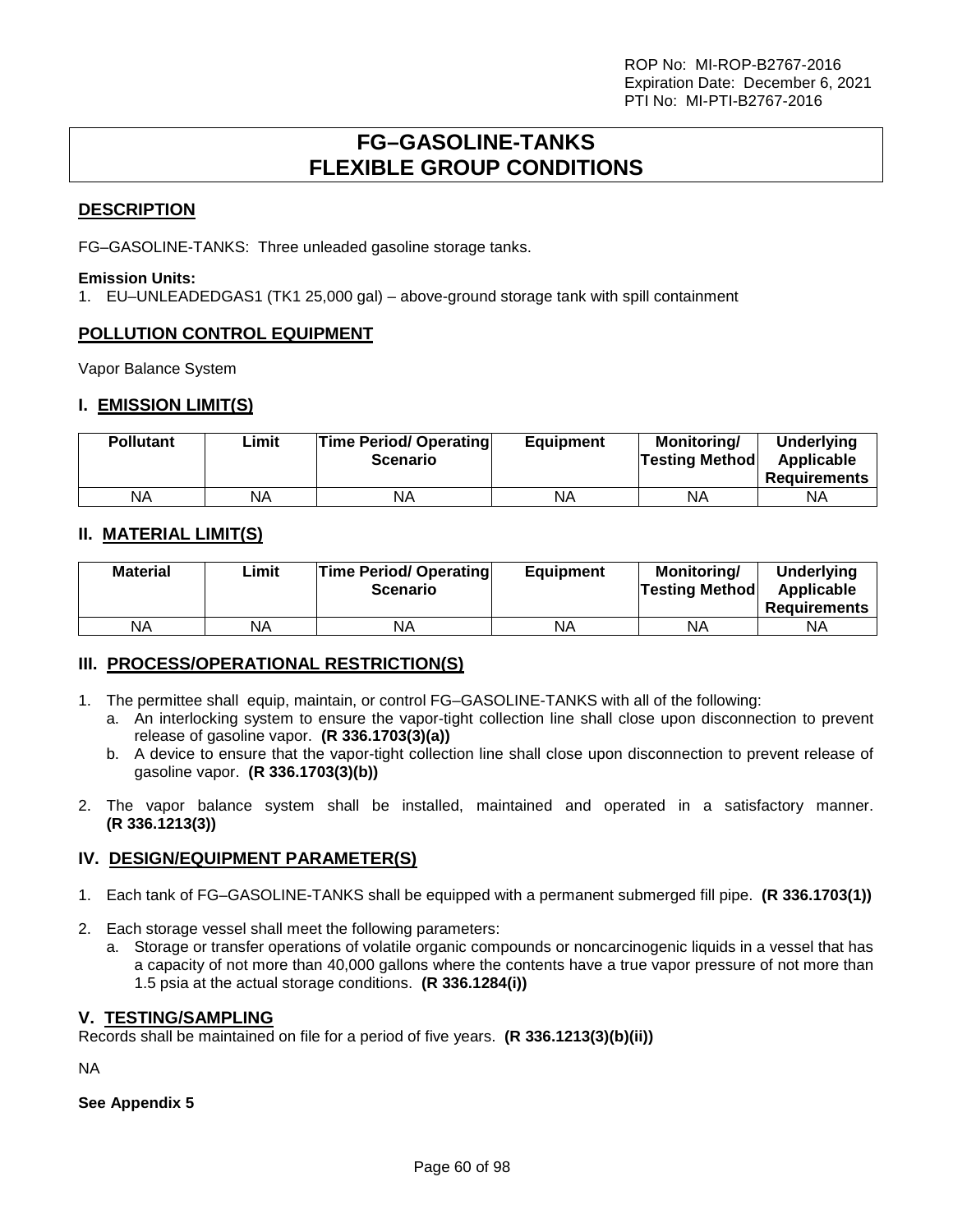# FG–GASOLINE-TANKS
# FLEXIBLE GROUP CONDITIONS

## DESCRIPTION

FG–GASOLINE-TANKS: Three unleaded gasoline storage tanks.

**Emission Units:**

1. EU–UNLEADEDGAS1 (TK1 25,000 gal) – above-ground storage tank with spill containment

## POLLUTION CONTROL EQUIPMENT

Vapor Balance System

## I. EMISSION LIMIT(S)

| Pollutant | Limit | Time Period/ Operating Scenario | Equipment | Monitoring/ Testing Method | Underlying Applicable Requirements |
|---|---|---|---|---|---|
| NA | NA | NA | NA | NA | NA |

## II. MATERIAL LIMIT(S)

| Material | Limit | Time Period/ Operating Scenario | Equipment | Monitoring/ Testing Method | Underlying Applicable Requirements |
|---|---|---|---|---|---|
| NA | NA | NA | NA | NA | NA |

## III. PROCESS/OPERATIONAL RESTRICTION(S)

1. The permittee shall equip, maintain, or control FG–GASOLINE-TANKS with all of the following:
   a. An interlocking system to ensure the vapor-tight collection line shall close upon disconnection to prevent release of gasoline vapor. **(R 336.1703(3)(a))**
   b. A device to ensure that the vapor-tight collection line shall close upon disconnection to prevent release of gasoline vapor. **(R 336.1703(3)(b))**

2. The vapor balance system shall be installed, maintained and operated in a satisfactory manner. **(R 336.1213(3))**

## IV. DESIGN/EQUIPMENT PARAMETER(S)

1. Each tank of FG–GASOLINE-TANKS shall be equipped with a permanent submerged fill pipe. **(R 336.1703(1))**

2. Each storage vessel shall meet the following parameters:
   a. Storage or transfer operations of volatile organic compounds or noncarcinogenic liquids in a vessel that has a capacity of not more than 40,000 gallons where the contents have a true vapor pressure of not more than 1.5 psia at the actual storage conditions. **(R 336.1284(i))**

## V. TESTING/SAMPLING

Records shall be maintained on file for a period of five years. **(R 336.1213(3)(b)(ii))**

NA

**See Appendix 5**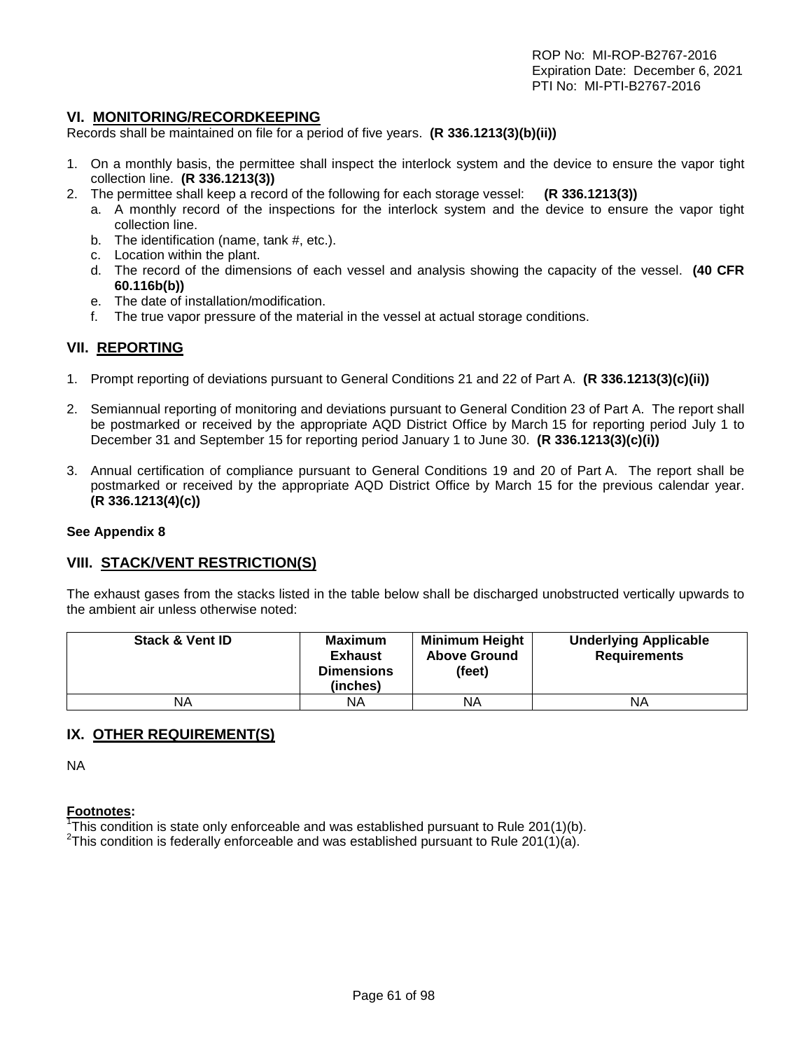## VI. MONITORING/RECORDKEEPING

Records shall be maintained on file for a period of five years. **(R 336.1213(3)(b)(ii))**

1. On a monthly basis, the permittee shall inspect the interlock system and the device to ensure the vapor tight collection line. **(R 336.1213(3))**
2. The permittee shall keep a record of the following for each storage vessel: **(R 336.1213(3))**
   a. A monthly record of the inspections for the interlock system and the device to ensure the vapor tight collection line.
   b. The identification (name, tank #, etc.).
   c. Location within the plant.
   d. The record of the dimensions of each vessel and analysis showing the capacity of the vessel. **(40 CFR 60.116b(b))**
   e. The date of installation/modification.
   f. The true vapor pressure of the material in the vessel at actual storage conditions.

## VII. REPORTING

1. Prompt reporting of deviations pursuant to General Conditions 21 and 22 of Part A. **(R 336.1213(3)(c)(ii))**

2. Semiannual reporting of monitoring and deviations pursuant to General Condition 23 of Part A. The report shall be postmarked or received by the appropriate AQD District Office by March 15 for reporting period July 1 to December 31 and September 15 for reporting period January 1 to June 30. **(R 336.1213(3)(c)(i))**

3. Annual certification of compliance pursuant to General Conditions 19 and 20 of Part A. The report shall be postmarked or received by the appropriate AQD District Office by March 15 for the previous calendar year. **(R 336.1213(4)(c))**

**See Appendix 8**

## VIII. STACK/VENT RESTRICTION(S)

The exhaust gases from the stacks listed in the table below shall be discharged unobstructed vertically upwards to the ambient air unless otherwise noted:

| Stack & Vent ID | Maximum Exhaust Dimensions (inches) | Minimum Height Above Ground (feet) | Underlying Applicable Requirements |
|---|---|---|---|
| NA | NA | NA | NA |

## IX. OTHER REQUIREMENT(S)

NA

**Footnotes:**

[1]This condition is state only enforceable and was established pursuant to Rule 201(1)(b).
[2]This condition is federally enforceable and was established pursuant to Rule 201(1)(a).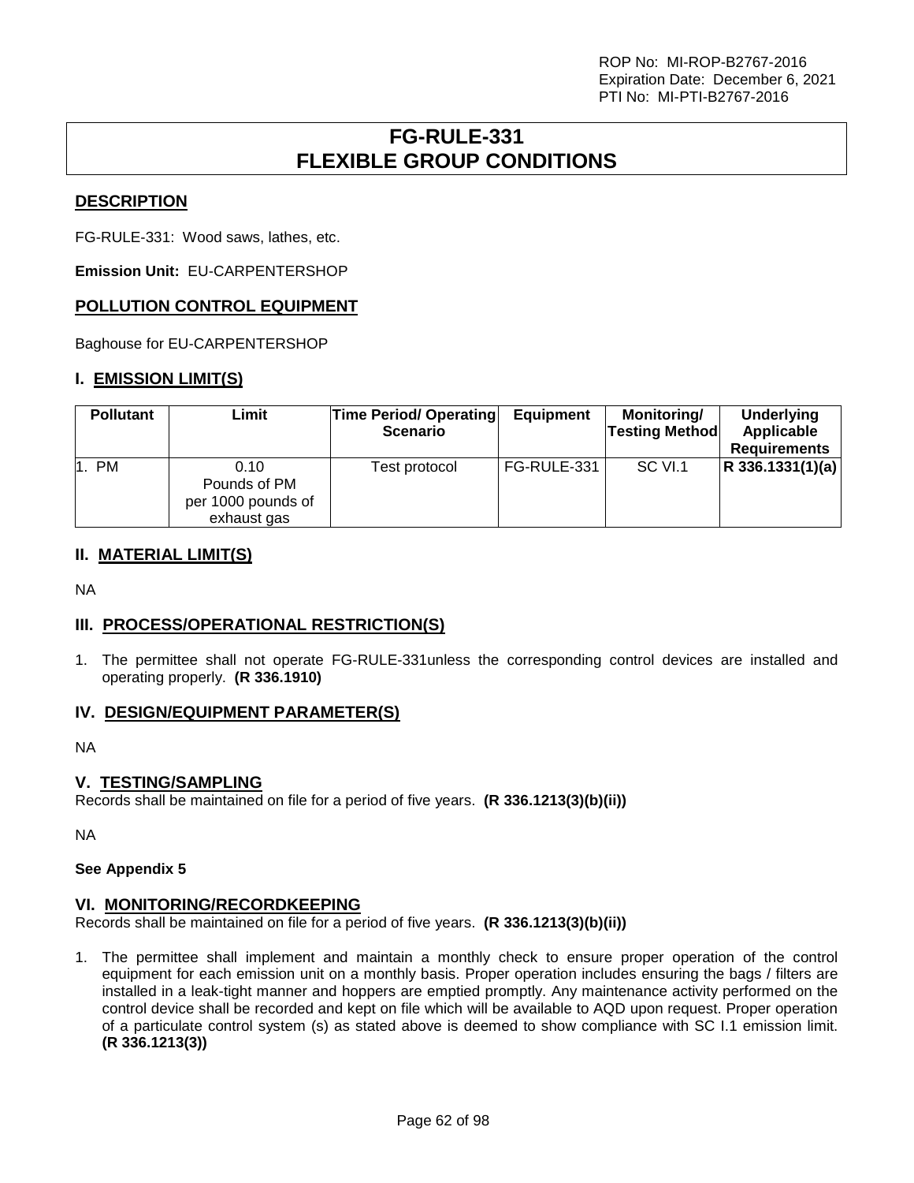ROP No: MI-ROP-B2767-2016
Expiration Date: December 6, 2021
PTI No: MI-PTI-B2767-2016

# FG-RULE-331 FLEXIBLE GROUP CONDITIONS

## DESCRIPTION

FG-RULE-331: Wood saws, lathes, etc.

**Emission Unit:** EU-CARPENTERSHOP

## POLLUTION CONTROL EQUIPMENT

Baghouse for EU-CARPENTERSHOP

## I. EMISSION LIMIT(S)

| Pollutant | Limit | Time Period/ Operating Scenario | Equipment | Monitoring/ Testing Method | Underlying Applicable Requirements |
|---|---|---|---|---|---|
| 1. PM | 0.10 Pounds of PM per 1000 pounds of exhaust gas | Test protocol | FG-RULE-331 | SC VI.1 | **R 336.1331(1)(a)** |

## II. MATERIAL LIMIT(S)

NA

## III. PROCESS/OPERATIONAL RESTRICTION(S)

1. The permittee shall not operate FG-RULE-331unless the corresponding control devices are installed and operating properly. **(R 336.1910)**

## IV. DESIGN/EQUIPMENT PARAMETER(S)

NA

## V. TESTING/SAMPLING

Records shall be maintained on file for a period of five years. **(R 336.1213(3)(b)(ii))**

NA

**See Appendix 5**

## VI. MONITORING/RECORDKEEPING

Records shall be maintained on file for a period of five years. **(R 336.1213(3)(b)(ii))**

1. The permittee shall implement and maintain a monthly check to ensure proper operation of the control equipment for each emission unit on a monthly basis. Proper operation includes ensuring the bags / filters are installed in a leak-tight manner and hoppers are emptied promptly. Any maintenance activity performed on the control device shall be recorded and kept on file which will be available to AQD upon request. Proper operation of a particulate control system (s) as stated above is deemed to show compliance with SC I.1 emission limit. **(R 336.1213(3))**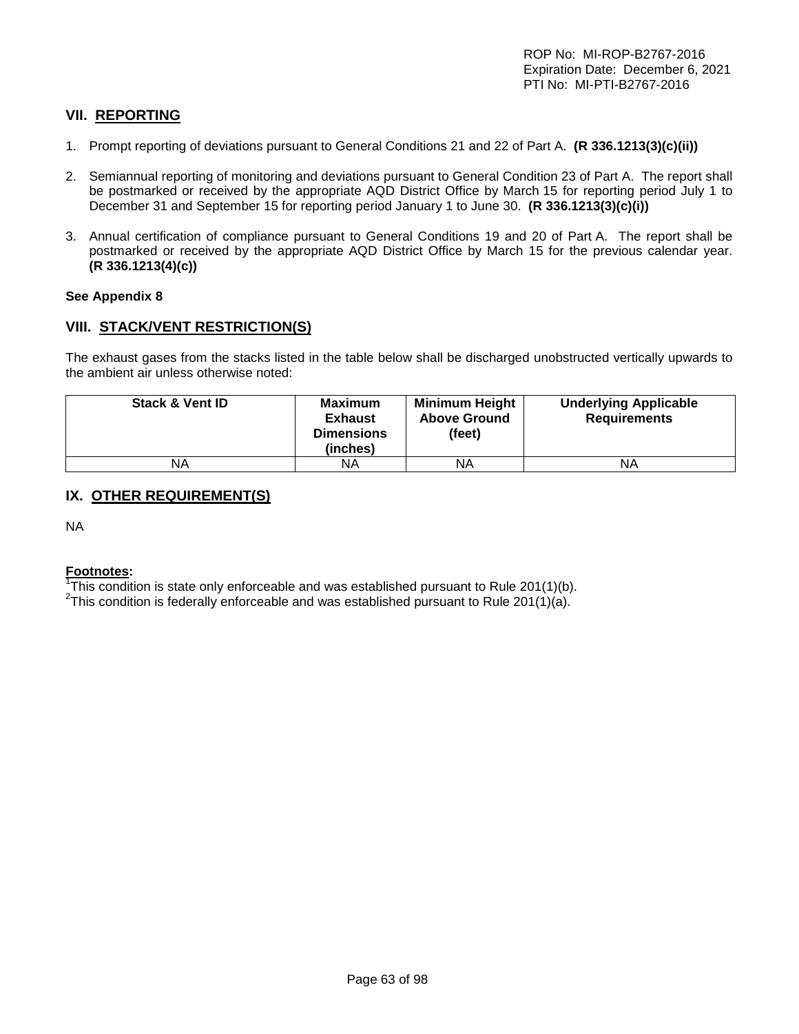## VII. REPORTING

1. Prompt reporting of deviations pursuant to General Conditions 21 and 22 of Part A. **(R 336.1213(3)(c)(ii))**

2. Semiannual reporting of monitoring and deviations pursuant to General Condition 23 of Part A. The report shall be postmarked or received by the appropriate AQD District Office by March 15 for reporting period July 1 to December 31 and September 15 for reporting period January 1 to June 30. **(R 336.1213(3)(c)(i))**

3. Annual certification of compliance pursuant to General Conditions 19 and 20 of Part A. The report shall be postmarked or received by the appropriate AQD District Office by March 15 for the previous calendar year. **(R 336.1213(4)(c))**

**See Appendix 8**

## VIII. STACK/VENT RESTRICTION(S)

The exhaust gases from the stacks listed in the table below shall be discharged unobstructed vertically upwards to the ambient air unless otherwise noted:

| Stack & Vent ID | Maximum Exhaust Dimensions (inches) | Minimum Height Above Ground (feet) | Underlying Applicable Requirements |
|---|---|---|---|
| NA | NA | NA | NA |

## IX. OTHER REQUIREMENT(S)

NA

**Footnotes:**

[1]This condition is state only enforceable and was established pursuant to Rule 201(1)(b).
[2]This condition is federally enforceable and was established pursuant to Rule 201(1)(a).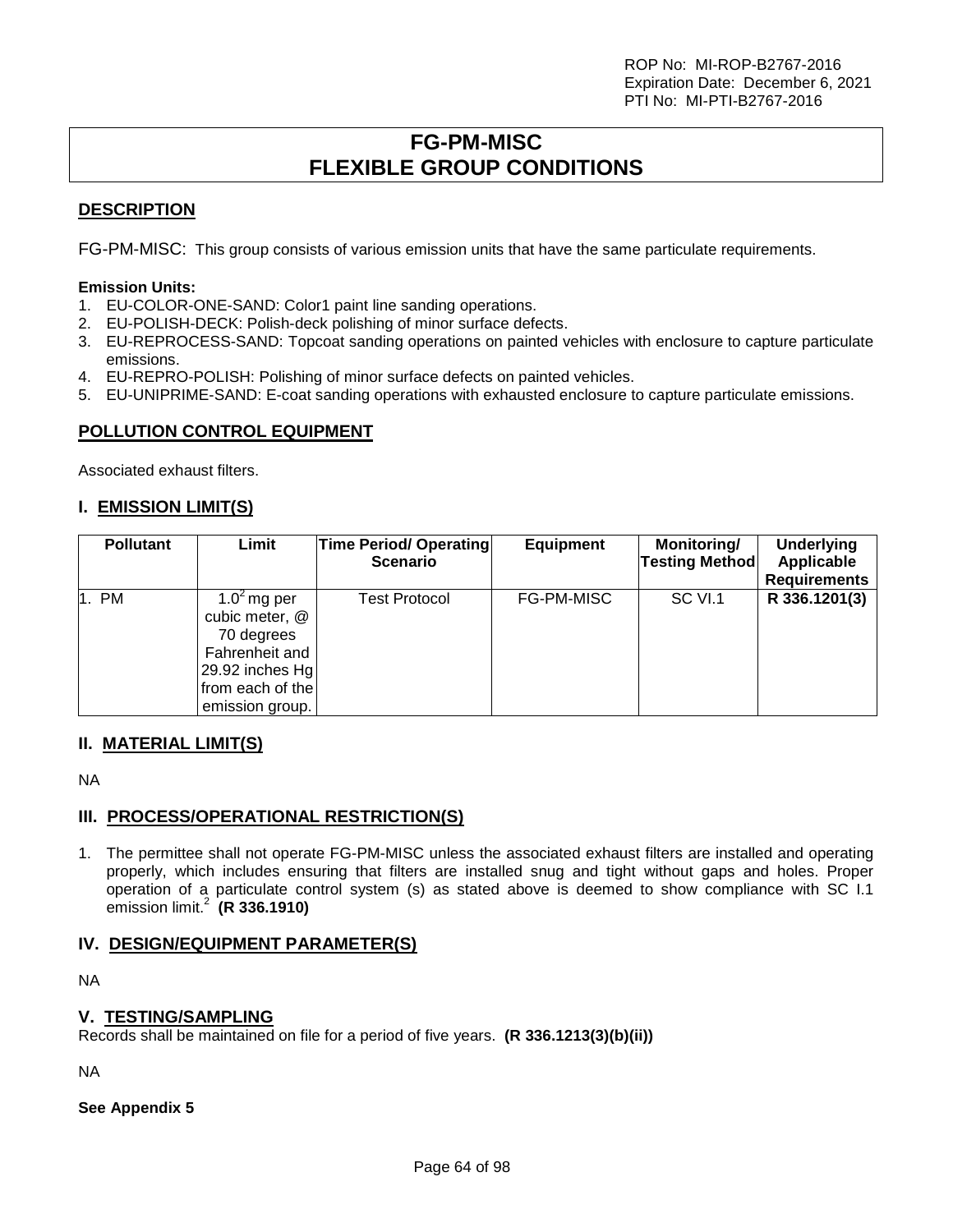ROP No: MI-ROP-B2767-2016
Expiration Date: December 6, 2021
PTI No: MI-PTI-B2767-2016

# FG-PM-MISC
# FLEXIBLE GROUP CONDITIONS

## DESCRIPTION

FG-PM-MISC: This group consists of various emission units that have the same particulate requirements.

**Emission Units:**

1. EU-COLOR-ONE-SAND: Color1 paint line sanding operations.
2. EU-POLISH-DECK: Polish-deck polishing of minor surface defects.
3. EU-REPROCESS-SAND: Topcoat sanding operations on painted vehicles with enclosure to capture particulate emissions.
4. EU-REPRO-POLISH: Polishing of minor surface defects on painted vehicles.
5. EU-UNIPRIME-SAND: E-coat sanding operations with exhausted enclosure to capture particulate emissions.

## POLLUTION CONTROL EQUIPMENT

Associated exhaust filters.

## I. EMISSION LIMIT(S)

| Pollutant | Limit | Time Period/ Operating Scenario | Equipment | Monitoring/ Testing Method | Underlying Applicable Requirements |
|---|---|---|---|---|---|
| 1. PM | 1.0[2] mg per cubic meter, @ 70 degrees Fahrenheit and 29.92 inches Hg from each of the emission group. | Test Protocol | FG-PM-MISC | SC VI.1 | **R 336.1201(3)** |

## II. MATERIAL LIMIT(S)

NA

## III. PROCESS/OPERATIONAL RESTRICTION(S)

1. The permittee shall not operate FG-PM-MISC unless the associated exhaust filters are installed and operating properly, which includes ensuring that filters are installed snug and tight without gaps and holes. Proper operation of a particulate control system (s) as stated above is deemed to show compliance with SC I.1 emission limit.[2] **(R 336.1910)**

## IV. DESIGN/EQUIPMENT PARAMETER(S)

NA

## V. TESTING/SAMPLING

Records shall be maintained on file for a period of five years. **(R 336.1213(3)(b)(ii))**

NA

**See Appendix 5**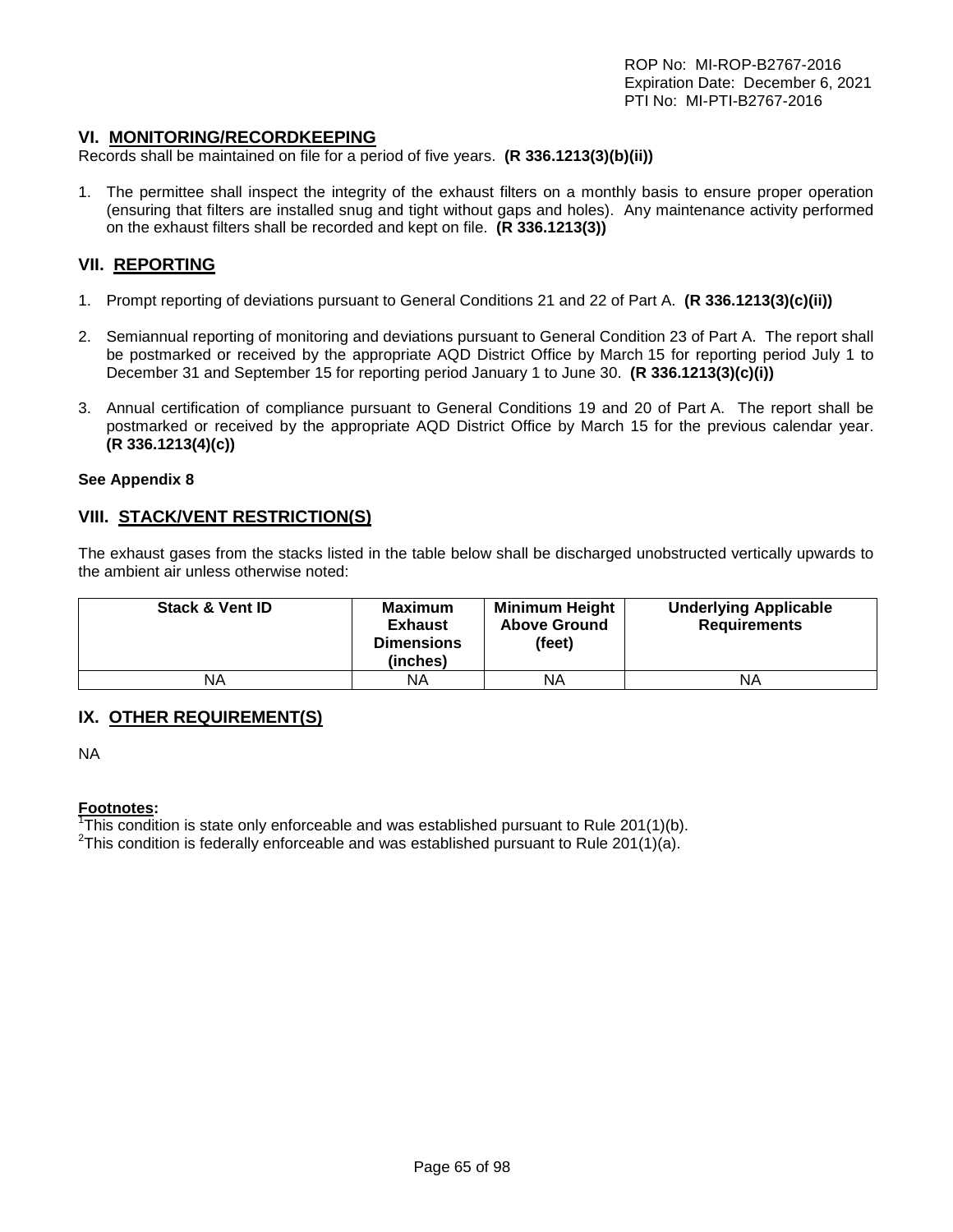## VI. MONITORING/RECORDKEEPING

Records shall be maintained on file for a period of five years. **(R 336.1213(3)(b)(ii))**

1. The permittee shall inspect the integrity of the exhaust filters on a monthly basis to ensure proper operation (ensuring that filters are installed snug and tight without gaps and holes). Any maintenance activity performed on the exhaust filters shall be recorded and kept on file. **(R 336.1213(3))**

## VII. REPORTING

1. Prompt reporting of deviations pursuant to General Conditions 21 and 22 of Part A. **(R 336.1213(3)(c)(ii))**

2. Semiannual reporting of monitoring and deviations pursuant to General Condition 23 of Part A. The report shall be postmarked or received by the appropriate AQD District Office by March 15 for reporting period July 1 to December 31 and September 15 for reporting period January 1 to June 30. **(R 336.1213(3)(c)(i))**

3. Annual certification of compliance pursuant to General Conditions 19 and 20 of Part A. The report shall be postmarked or received by the appropriate AQD District Office by March 15 for the previous calendar year. **(R 336.1213(4)(c))**

**See Appendix 8**

## VIII. STACK/VENT RESTRICTION(S)

The exhaust gases from the stacks listed in the table below shall be discharged unobstructed vertically upwards to the ambient air unless otherwise noted:

| Stack & Vent ID | Maximum Exhaust Dimensions (inches) | Minimum Height Above Ground (feet) | Underlying Applicable Requirements |
|---|---|---|---|
| NA | NA | NA | NA |

## IX. OTHER REQUIREMENT(S)

NA

**Footnotes:**

[1]This condition is state only enforceable and was established pursuant to Rule 201(1)(b).

[2]This condition is federally enforceable and was established pursuant to Rule 201(1)(a).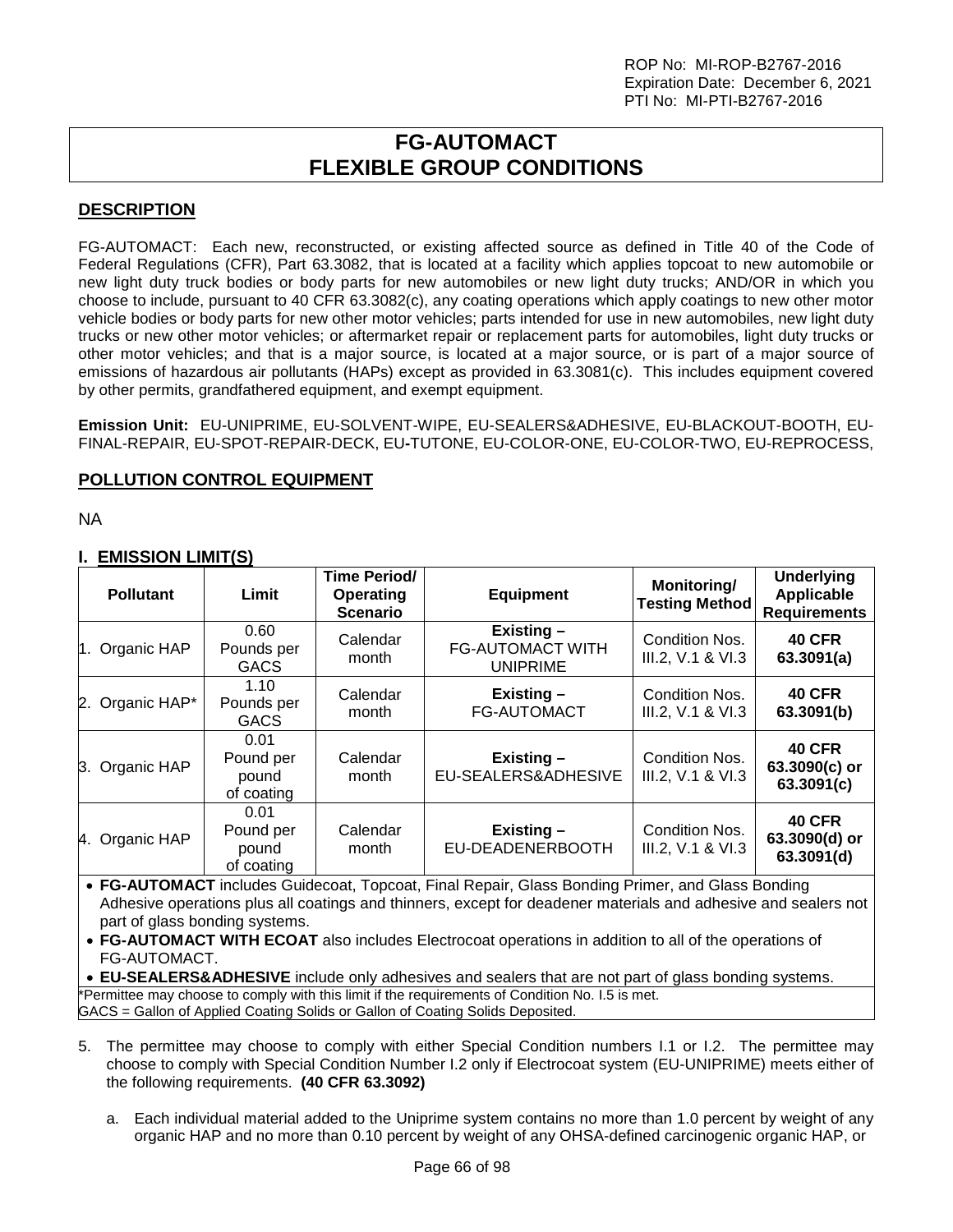ROP No: MI-ROP-B2767-2016
Expiration Date: December 6, 2021
PTI No: MI-PTI-B2767-2016

# FG-AUTOMACT FLEXIBLE GROUP CONDITIONS

## DESCRIPTION

FG-AUTOMACT: Each new, reconstructed, or existing affected source as defined in Title 40 of the Code of Federal Regulations (CFR), Part 63.3082, that is located at a facility which applies topcoat to new automobile or new light duty truck bodies or body parts for new automobiles or new light duty trucks; AND/OR in which you choose to include, pursuant to 40 CFR 63.3082(c), any coating operations which apply coatings to new other motor vehicle bodies or body parts for new other motor vehicles; parts intended for use in new automobiles, new light duty trucks or new other motor vehicles; or aftermarket repair or replacement parts for automobiles, light duty trucks or other motor vehicles; and that is a major source, is located at a major source, or is part of a major source of emissions of hazardous air pollutants (HAPs) except as provided in 63.3081(c). This includes equipment covered by other permits, grandfathered equipment, and exempt equipment.

**Emission Unit:** EU-UNIPRIME, EU-SOLVENT-WIPE, EU-SEALERS&ADHESIVE, EU-BLACKOUT-BOOTH, EU-FINAL-REPAIR, EU-SPOT-REPAIR-DECK, EU-TUTONE, EU-COLOR-ONE, EU-COLOR-TWO, EU-REPROCESS,

## POLLUTION CONTROL EQUIPMENT

NA

## I. EMISSION LIMIT(S)

| Pollutant | Limit | Time Period/ Operating Scenario | Equipment | Monitoring/ Testing Method | Underlying Applicable Requirements |
|---|---|---|---|---|---|
| 1. Organic HAP | 0.60 Pounds per GACS | Calendar month | **Existing –** FG-AUTOMACT WITH UNIPRIME | Condition Nos. III.2, V.1 & VI.3 | **40 CFR 63.3091(a)** |
| 2. Organic HAP* | 1.10 Pounds per GACS | Calendar month | **Existing –** FG-AUTOMACT | Condition Nos. III.2, V.1 & VI.3 | **40 CFR 63.3091(b)** |
| 3. Organic HAP | 0.01 Pound per pound of coating | Calendar month | **Existing –** EU-SEALERS&ADHESIVE | Condition Nos. III.2, V.1 & VI.3 | **40 CFR 63.3090(c) or 63.3091(c)** |
| 4. Organic HAP | 0.01 Pound per pound of coating | Calendar month | **Existing –** EU-DEADENERBOOTH | Condition Nos. III.2, V.1 & VI.3 | **40 CFR 63.3090(d) or 63.3091(d)** |

- **FG-AUTOMACT** includes Guidecoat, Topcoat, Final Repair, Glass Bonding Primer, and Glass Bonding Adhesive operations plus all coatings and thinners, except for deadener materials and adhesive and sealers not part of glass bonding systems.
- **FG-AUTOMACT WITH ECOAT** also includes Electrocoat operations in addition to all of the operations of FG-AUTOMACT.
- **EU-SEALERS&ADHESIVE** include only adhesives and sealers that are not part of glass bonding systems.

*Permittee may choose to comply with this limit if the requirements of Condition No. I.5 is met.
GACS = Gallon of Applied Coating Solids or Gallon of Coating Solids Deposited.

5. The permittee may choose to comply with either Special Condition numbers I.1 or I.2. The permittee may choose to comply with Special Condition Number I.2 only if Electrocoat system (EU-UNIPRIME) meets either of the following requirements. **(40 CFR 63.3092)**

   a. Each individual material added to the Uniprime system contains no more than 1.0 percent by weight of any organic HAP and no more than 0.10 percent by weight of any OHSA-defined carcinogenic organic HAP, or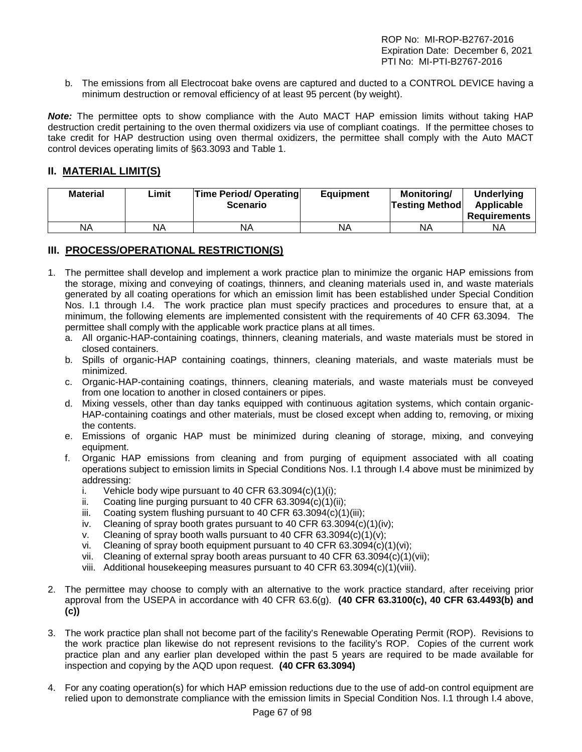b. The emissions from all Electrocoat bake ovens are captured and ducted to a CONTROL DEVICE having a minimum destruction or removal efficiency of at least 95 percent (by weight).

***Note:*** The permittee opts to show compliance with the Auto MACT HAP emission limits without taking HAP destruction credit pertaining to the oven thermal oxidizers via use of compliant coatings. If the permittee choses to take credit for HAP destruction using oven thermal oxidizers, the permittee shall comply with the Auto MACT control devices operating limits of §63.3093 and Table 1.

## II. MATERIAL LIMIT(S)

| Material | Limit | Time Period/ Operating Scenario | Equipment | Monitoring/ Testing Method | Underlying Applicable Requirements |
|---|---|---|---|---|---|
| NA | NA | NA | NA | NA | NA |

## III. PROCESS/OPERATIONAL RESTRICTION(S)

1. The permittee shall develop and implement a work practice plan to minimize the organic HAP emissions from the storage, mixing and conveying of coatings, thinners, and cleaning materials used in, and waste materials generated by all coating operations for which an emission limit has been established under Special Condition Nos. I.1 through I.4. The work practice plan must specify practices and procedures to ensure that, at a minimum, the following elements are implemented consistent with the requirements of 40 CFR 63.3094. The permittee shall comply with the applicable work practice plans at all times.
   a. All organic-HAP-containing coatings, thinners, cleaning materials, and waste materials must be stored in closed containers.
   b. Spills of organic-HAP containing coatings, thinners, cleaning materials, and waste materials must be minimized.
   c. Organic-HAP-containing coatings, thinners, cleaning materials, and waste materials must be conveyed from one location to another in closed containers or pipes.
   d. Mixing vessels, other than day tanks equipped with continuous agitation systems, which contain organic-HAP-containing coatings and other materials, must be closed except when adding to, removing, or mixing the contents.
   e. Emissions of organic HAP must be minimized during cleaning of storage, mixing, and conveying equipment.
   f. Organic HAP emissions from cleaning and from purging of equipment associated with all coating operations subject to emission limits in Special Conditions Nos. I.1 through I.4 above must be minimized by addressing:
      i. Vehicle body wipe pursuant to 40 CFR 63.3094(c)(1)(i);
      ii. Coating line purging pursuant to 40 CFR 63.3094(c)(1)(ii);
      iii. Coating system flushing pursuant to 40 CFR 63.3094(c)(1)(iii);
      iv. Cleaning of spray booth grates pursuant to 40 CFR 63.3094(c)(1)(iv);
      v. Cleaning of spray booth walls pursuant to 40 CFR 63.3094(c)(1)(v);
      vi. Cleaning of spray booth equipment pursuant to 40 CFR 63.3094(c)(1)(vi);
      vii. Cleaning of external spray booth areas pursuant to 40 CFR 63.3094(c)(1)(vii);
      viii. Additional housekeeping measures pursuant to 40 CFR 63.3094(c)(1)(viii).

2. The permittee may choose to comply with an alternative to the work practice standard, after receiving prior approval from the USEPA in accordance with 40 CFR 63.6(g). **(40 CFR 63.3100(c), 40 CFR 63.4493(b) and (c))**

3. The work practice plan shall not become part of the facility's Renewable Operating Permit (ROP). Revisions to the work practice plan likewise do not represent revisions to the facility's ROP. Copies of the current work practice plan and any earlier plan developed within the past 5 years are required to be made available for inspection and copying by the AQD upon request. **(40 CFR 63.3094)**

4. For any coating operation(s) for which HAP emission reductions due to the use of add-on control equipment are relied upon to demonstrate compliance with the emission limits in Special Condition Nos. I.1 through I.4 above,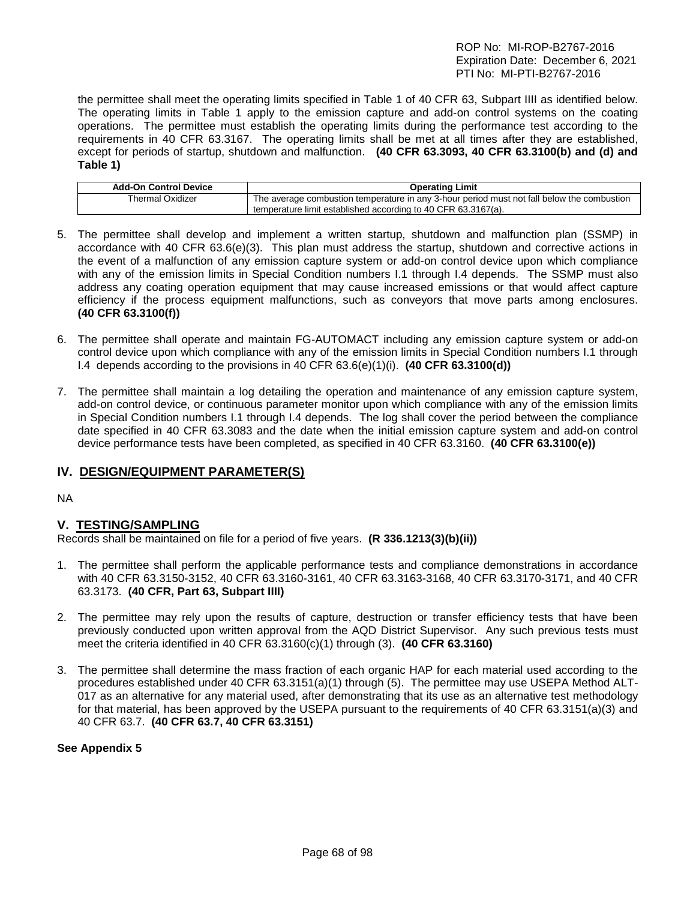the permittee shall meet the operating limits specified in Table 1 of 40 CFR 63, Subpart IIII as identified below. The operating limits in Table 1 apply to the emission capture and add-on control systems on the coating operations. The permittee must establish the operating limits during the performance test according to the requirements in 40 CFR 63.3167. The operating limits shall be met at all times after they are established, except for periods of startup, shutdown and malfunction. **(40 CFR 63.3093, 40 CFR 63.3100(b) and (d) and Table 1)**

| Add-On Control Device | Operating Limit |
|---|---|
| Thermal Oxidizer | The average combustion temperature in any 3-hour period must not fall below the combustion temperature limit established according to 40 CFR 63.3167(a). |

5. The permittee shall develop and implement a written startup, shutdown and malfunction plan (SSMP) in accordance with 40 CFR 63.6(e)(3). This plan must address the startup, shutdown and corrective actions in the event of a malfunction of any emission capture system or add-on control device upon which compliance with any of the emission limits in Special Condition numbers I.1 through I.4 depends. The SSMP must also address any coating operation equipment that may cause increased emissions or that would affect capture efficiency if the process equipment malfunctions, such as conveyors that move parts among enclosures. **(40 CFR 63.3100(f))**

6. The permittee shall operate and maintain FG-AUTOMACT including any emission capture system or add-on control device upon which compliance with any of the emission limits in Special Condition numbers I.1 through I.4 depends according to the provisions in 40 CFR 63.6(e)(1)(i). **(40 CFR 63.3100(d))**

7. The permittee shall maintain a log detailing the operation and maintenance of any emission capture system, add-on control device, or continuous parameter monitor upon which compliance with any of the emission limits in Special Condition numbers I.1 through I.4 depends. The log shall cover the period between the compliance date specified in 40 CFR 63.3083 and the date when the initial emission capture system and add-on control device performance tests have been completed, as specified in 40 CFR 63.3160. **(40 CFR 63.3100(e))**

## IV. DESIGN/EQUIPMENT PARAMETER(S)

NA

## V. TESTING/SAMPLING

Records shall be maintained on file for a period of five years. **(R 336.1213(3)(b)(ii))**

1. The permittee shall perform the applicable performance tests and compliance demonstrations in accordance with 40 CFR 63.3150-3152, 40 CFR 63.3160-3161, 40 CFR 63.3163-3168, 40 CFR 63.3170-3171, and 40 CFR 63.3173. **(40 CFR, Part 63, Subpart IIII)**

2. The permittee may rely upon the results of capture, destruction or transfer efficiency tests that have been previously conducted upon written approval from the AQD District Supervisor. Any such previous tests must meet the criteria identified in 40 CFR 63.3160(c)(1) through (3). **(40 CFR 63.3160)**

3. The permittee shall determine the mass fraction of each organic HAP for each material used according to the procedures established under 40 CFR 63.3151(a)(1) through (5). The permittee may use USEPA Method ALT-017 as an alternative for any material used, after demonstrating that its use as an alternative test methodology for that material, has been approved by the USEPA pursuant to the requirements of 40 CFR 63.3151(a)(3) and 40 CFR 63.7. **(40 CFR 63.7, 40 CFR 63.3151)**

**See Appendix 5**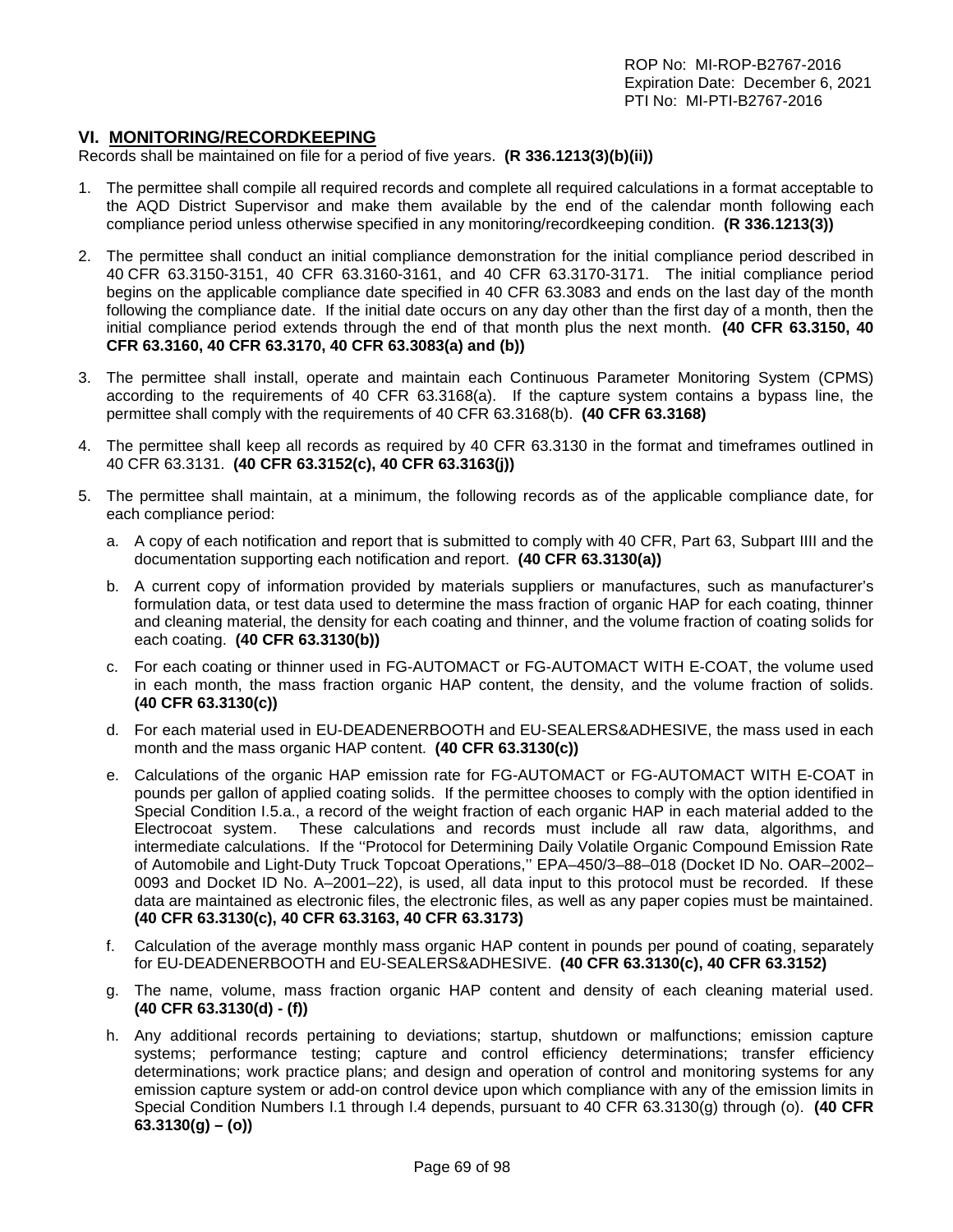## VI. MONITORING/RECORDKEEPING

Records shall be maintained on file for a period of five years. **(R 336.1213(3)(b)(ii))**

1. The permittee shall compile all required records and complete all required calculations in a format acceptable to the AQD District Supervisor and make them available by the end of the calendar month following each compliance period unless otherwise specified in any monitoring/recordkeeping condition. **(R 336.1213(3))**

2. The permittee shall conduct an initial compliance demonstration for the initial compliance period described in 40 CFR 63.3150-3151, 40 CFR 63.3160-3161, and 40 CFR 63.3170-3171. The initial compliance period begins on the applicable compliance date specified in 40 CFR 63.3083 and ends on the last day of the month following the compliance date. If the initial date occurs on any day other than the first day of a month, then the initial compliance period extends through the end of that month plus the next month. **(40 CFR 63.3150, 40 CFR 63.3160, 40 CFR 63.3170, 40 CFR 63.3083(a) and (b))**

3. The permittee shall install, operate and maintain each Continuous Parameter Monitoring System (CPMS) according to the requirements of 40 CFR 63.3168(a). If the capture system contains a bypass line, the permittee shall comply with the requirements of 40 CFR 63.3168(b). **(40 CFR 63.3168)**

4. The permittee shall keep all records as required by 40 CFR 63.3130 in the format and timeframes outlined in 40 CFR 63.3131. **(40 CFR 63.3152(c), 40 CFR 63.3163(j))**

5. The permittee shall maintain, at a minimum, the following records as of the applicable compliance date, for each compliance period:

   a. A copy of each notification and report that is submitted to comply with 40 CFR, Part 63, Subpart IIII and the documentation supporting each notification and report. **(40 CFR 63.3130(a))**

   b. A current copy of information provided by materials suppliers or manufactures, such as manufacturer's formulation data, or test data used to determine the mass fraction of organic HAP for each coating, thinner and cleaning material, the density for each coating and thinner, and the volume fraction of coating solids for each coating. **(40 CFR 63.3130(b))**

   c. For each coating or thinner used in FG-AUTOMACT or FG-AUTOMACT WITH E-COAT, the volume used in each month, the mass fraction organic HAP content, the density, and the volume fraction of solids. **(40 CFR 63.3130(c))**

   d. For each material used in EU-DEADENERBOOTH and EU-SEALERS&ADHESIVE, the mass used in each month and the mass organic HAP content. **(40 CFR 63.3130(c))**

   e. Calculations of the organic HAP emission rate for FG-AUTOMACT or FG-AUTOMACT WITH E-COAT in pounds per gallon of applied coating solids. If the permittee chooses to comply with the option identified in Special Condition I.5.a., a record of the weight fraction of each organic HAP in each material added to the Electrocoat system. These calculations and records must include all raw data, algorithms, and intermediate calculations. If the ''Protocol for Determining Daily Volatile Organic Compound Emission Rate of Automobile and Light-Duty Truck Topcoat Operations,'' EPA–450/3–88–018 (Docket ID No. OAR–2002–0093 and Docket ID No. A–2001–22), is used, all data input to this protocol must be recorded. If these data are maintained as electronic files, the electronic files, as well as any paper copies must be maintained. **(40 CFR 63.3130(c), 40 CFR 63.3163, 40 CFR 63.3173)**

   f. Calculation of the average monthly mass organic HAP content in pounds per pound of coating, separately for EU-DEADENERBOOTH and EU-SEALERS&ADHESIVE. **(40 CFR 63.3130(c), 40 CFR 63.3152)**

   g. The name, volume, mass fraction organic HAP content and density of each cleaning material used. **(40 CFR 63.3130(d) - (f))**

   h. Any additional records pertaining to deviations; startup, shutdown or malfunctions; emission capture systems; performance testing; capture and control efficiency determinations; transfer efficiency determinations; work practice plans; and design and operation of control and monitoring systems for any emission capture system or add-on control device upon which compliance with any of the emission limits in Special Condition Numbers I.1 through I.4 depends, pursuant to 40 CFR 63.3130(g) through (o). **(40 CFR 63.3130(g) – (o))**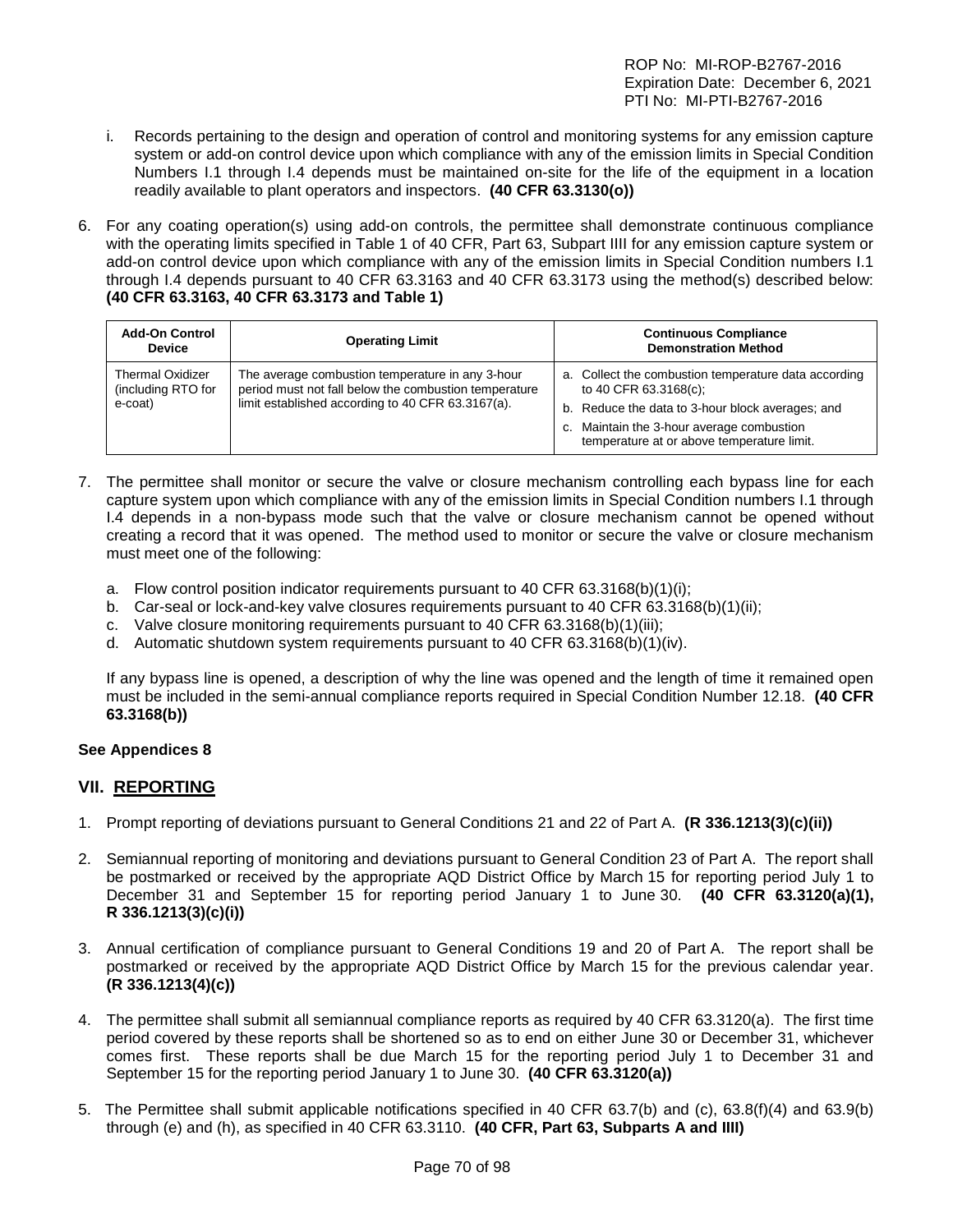i. Records pertaining to the design and operation of control and monitoring systems for any emission capture system or add-on control device upon which compliance with any of the emission limits in Special Condition Numbers I.1 through I.4 depends must be maintained on-site for the life of the equipment in a location readily available to plant operators and inspectors. **(40 CFR 63.3130(o))**

6. For any coating operation(s) using add-on controls, the permittee shall demonstrate continuous compliance with the operating limits specified in Table 1 of 40 CFR, Part 63, Subpart IIII for any emission capture system or add-on control device upon which compliance with any of the emission limits in Special Condition numbers I.1 through I.4 depends pursuant to 40 CFR 63.3163 and 40 CFR 63.3173 using the method(s) described below: **(40 CFR 63.3163, 40 CFR 63.3173 and Table 1)**

| Add-On Control Device | Operating Limit | Continuous Compliance Demonstration Method |
|---|---|---|
| Thermal Oxidizer (including RTO for e-coat) | The average combustion temperature in any 3-hour period must not fall below the combustion temperature limit established according to 40 CFR 63.3167(a). | a. Collect the combustion temperature data according to 40 CFR 63.3168(c);<br>b. Reduce the data to 3-hour block averages; and<br>c. Maintain the 3-hour average combustion temperature at or above temperature limit. |

7. The permittee shall monitor or secure the valve or closure mechanism controlling each bypass line for each capture system upon which compliance with any of the emission limits in Special Condition numbers I.1 through I.4 depends in a non-bypass mode such that the valve or closure mechanism cannot be opened without creating a record that it was opened. The method used to monitor or secure the valve or closure mechanism must meet one of the following:

   a. Flow control position indicator requirements pursuant to 40 CFR 63.3168(b)(1)(i);
   b. Car-seal or lock-and-key valve closures requirements pursuant to 40 CFR 63.3168(b)(1)(ii);
   c. Valve closure monitoring requirements pursuant to 40 CFR 63.3168(b)(1)(iii);
   d. Automatic shutdown system requirements pursuant to 40 CFR 63.3168(b)(1)(iv).

   If any bypass line is opened, a description of why the line was opened and the length of time it remained open must be included in the semi-annual compliance reports required in Special Condition Number 12.18. **(40 CFR 63.3168(b))**

**See Appendices 8**

## VII. REPORTING

1. Prompt reporting of deviations pursuant to General Conditions 21 and 22 of Part A. **(R 336.1213(3)(c)(ii))**

2. Semiannual reporting of monitoring and deviations pursuant to General Condition 23 of Part A. The report shall be postmarked or received by the appropriate AQD District Office by March 15 for reporting period July 1 to December 31 and September 15 for reporting period January 1 to June 30. **(40 CFR 63.3120(a)(1), R 336.1213(3)(c)(i))**

3. Annual certification of compliance pursuant to General Conditions 19 and 20 of Part A. The report shall be postmarked or received by the appropriate AQD District Office by March 15 for the previous calendar year. **(R 336.1213(4)(c))**

4. The permittee shall submit all semiannual compliance reports as required by 40 CFR 63.3120(a). The first time period covered by these reports shall be shortened so as to end on either June 30 or December 31, whichever comes first. These reports shall be due March 15 for the reporting period July 1 to December 31 and September 15 for the reporting period January 1 to June 30. **(40 CFR 63.3120(a))**

5. The Permittee shall submit applicable notifications specified in 40 CFR 63.7(b) and (c), 63.8(f)(4) and 63.9(b) through (e) and (h), as specified in 40 CFR 63.3110. **(40 CFR, Part 63, Subparts A and IIII)**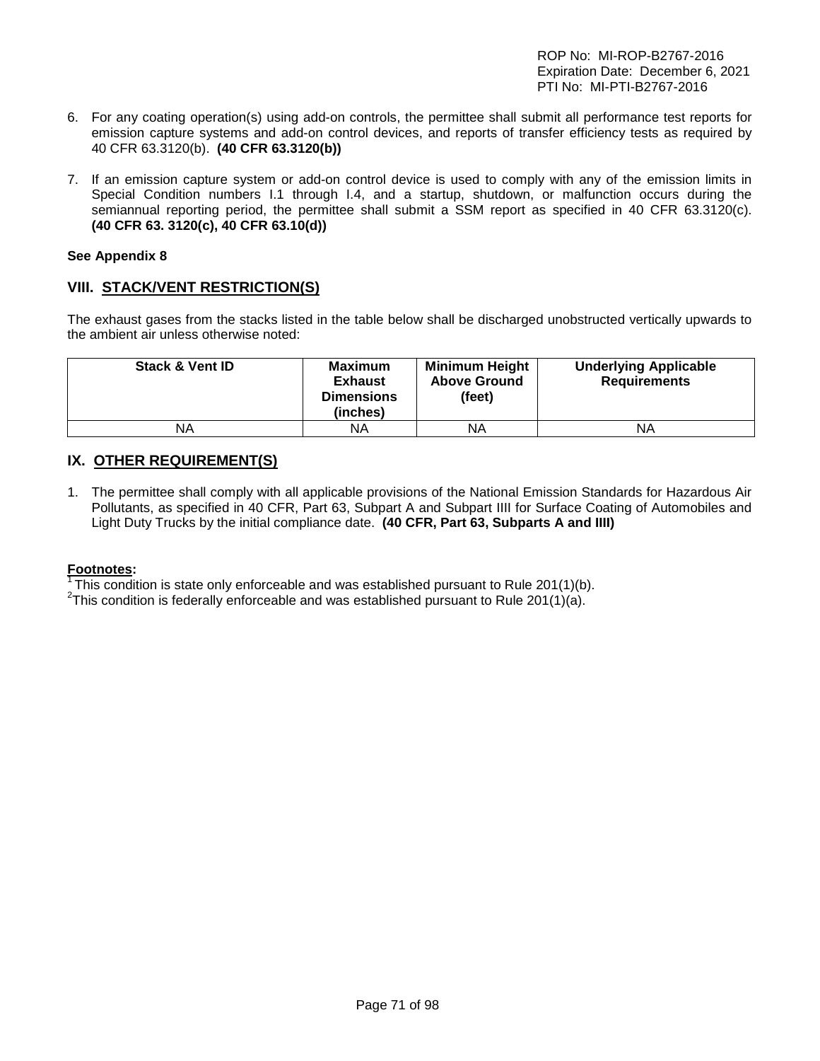6. For any coating operation(s) using add-on controls, the permittee shall submit all performance test reports for emission capture systems and add-on control devices, and reports of transfer efficiency tests as required by 40 CFR 63.3120(b). **(40 CFR 63.3120(b))**

7. If an emission capture system or add-on control device is used to comply with any of the emission limits in Special Condition numbers I.1 through I.4, and a startup, shutdown, or malfunction occurs during the semiannual reporting period, the permittee shall submit a SSM report as specified in 40 CFR 63.3120(c). **(40 CFR 63. 3120(c), 40 CFR 63.10(d))**

**See Appendix 8**

## VIII. STACK/VENT RESTRICTION(S)

The exhaust gases from the stacks listed in the table below shall be discharged unobstructed vertically upwards to the ambient air unless otherwise noted:

| Stack & Vent ID | Maximum Exhaust Dimensions (inches) | Minimum Height Above Ground (feet) | Underlying Applicable Requirements |
|---|---|---|---|
| NA | NA | NA | NA |

## IX. OTHER REQUIREMENT(S)

1. The permittee shall comply with all applicable provisions of the National Emission Standards for Hazardous Air Pollutants, as specified in 40 CFR, Part 63, Subpart A and Subpart IIII for Surface Coating of Automobiles and Light Duty Trucks by the initial compliance date. **(40 CFR, Part 63, Subparts A and IIII)**

**Footnotes:**

[1] This condition is state only enforceable and was established pursuant to Rule 201(1)(b).
[2] This condition is federally enforceable and was established pursuant to Rule 201(1)(a).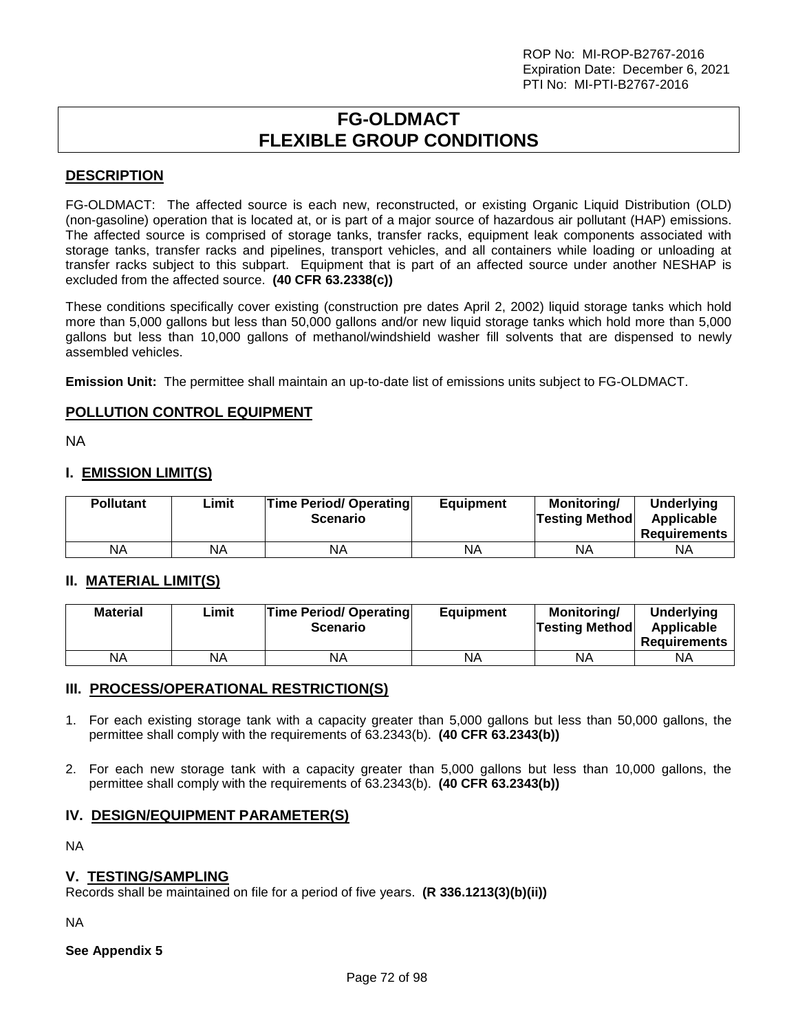# FG-OLDMACT
# FLEXIBLE GROUP CONDITIONS

## DESCRIPTION

FG-OLDMACT: The affected source is each new, reconstructed, or existing Organic Liquid Distribution (OLD) (non-gasoline) operation that is located at, or is part of a major source of hazardous air pollutant (HAP) emissions. The affected source is comprised of storage tanks, transfer racks, equipment leak components associated with storage tanks, transfer racks and pipelines, transport vehicles, and all containers while loading or unloading at transfer racks subject to this subpart. Equipment that is part of an affected source under another NESHAP is excluded from the affected source. **(40 CFR 63.2338(c))**

These conditions specifically cover existing (construction pre dates April 2, 2002) liquid storage tanks which hold more than 5,000 gallons but less than 50,000 gallons and/or new liquid storage tanks which hold more than 5,000 gallons but less than 10,000 gallons of methanol/windshield washer fill solvents that are dispensed to newly assembled vehicles.

**Emission Unit:** The permittee shall maintain an up-to-date list of emissions units subject to FG-OLDMACT.

## POLLUTION CONTROL EQUIPMENT

NA

## I. EMISSION LIMIT(S)

| Pollutant | Limit | Time Period/ Operating Scenario | Equipment | Monitoring/ Testing Method | Underlying Applicable Requirements |
|---|---|---|---|---|---|
| NA | NA | NA | NA | NA | NA |

## II. MATERIAL LIMIT(S)

| Material | Limit | Time Period/ Operating Scenario | Equipment | Monitoring/ Testing Method | Underlying Applicable Requirements |
|---|---|---|---|---|---|
| NA | NA | NA | NA | NA | NA |

## III. PROCESS/OPERATIONAL RESTRICTION(S)

1. For each existing storage tank with a capacity greater than 5,000 gallons but less than 50,000 gallons, the permittee shall comply with the requirements of 63.2343(b). **(40 CFR 63.2343(b))**

2. For each new storage tank with a capacity greater than 5,000 gallons but less than 10,000 gallons, the permittee shall comply with the requirements of 63.2343(b). **(40 CFR 63.2343(b))**

## IV. DESIGN/EQUIPMENT PARAMETER(S)

NA

## V. TESTING/SAMPLING

Records shall be maintained on file for a period of five years. **(R 336.1213(3)(b)(ii))**

NA

**See Appendix 5**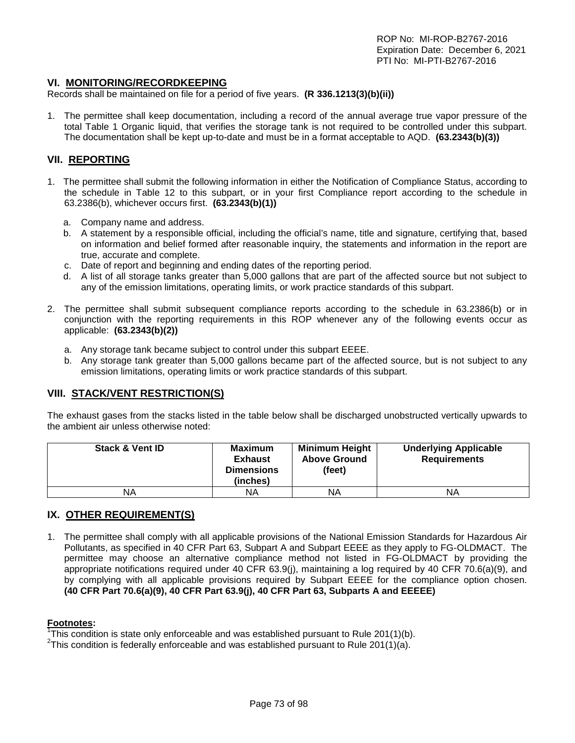ROP No: MI-ROP-B2767-2016
Expiration Date: December 6, 2021
PTI No: MI-PTI-B2767-2016

## VI. MONITORING/RECORDKEEPING

Records shall be maintained on file for a period of five years. **(R 336.1213(3)(b)(ii))**

1. The permittee shall keep documentation, including a record of the annual average true vapor pressure of the total Table 1 Organic liquid, that verifies the storage tank is not required to be controlled under this subpart. The documentation shall be kept up-to-date and must be in a format acceptable to AQD. **(63.2343(b)(3))**

## VII. REPORTING

1. The permittee shall submit the following information in either the Notification of Compliance Status, according to the schedule in Table 12 to this subpart, or in your first Compliance report according to the schedule in 63.2386(b), whichever occurs first. **(63.2343(b)(1))**

   a. Company name and address.
   b. A statement by a responsible official, including the official's name, title and signature, certifying that, based on information and belief formed after reasonable inquiry, the statements and information in the report are true, accurate and complete.
   c. Date of report and beginning and ending dates of the reporting period.
   d. A list of all storage tanks greater than 5,000 gallons that are part of the affected source but not subject to any of the emission limitations, operating limits, or work practice standards of this subpart.

2. The permittee shall submit subsequent compliance reports according to the schedule in 63.2386(b) or in conjunction with the reporting requirements in this ROP whenever any of the following events occur as applicable: **(63.2343(b)(2))**

   a. Any storage tank became subject to control under this subpart EEEE.
   b. Any storage tank greater than 5,000 gallons became part of the affected source, but is not subject to any emission limitations, operating limits or work practice standards of this subpart.

## VIII. STACK/VENT RESTRICTION(S)

The exhaust gases from the stacks listed in the table below shall be discharged unobstructed vertically upwards to the ambient air unless otherwise noted:

| Stack & Vent ID | Maximum Exhaust Dimensions (inches) | Minimum Height Above Ground (feet) | Underlying Applicable Requirements |
|---|---|---|---|
| NA | NA | NA | NA |

## IX. OTHER REQUIREMENT(S)

1. The permittee shall comply with all applicable provisions of the National Emission Standards for Hazardous Air Pollutants, as specified in 40 CFR Part 63, Subpart A and Subpart EEEE as they apply to FG-OLDMACT. The permittee may choose an alternative compliance method not listed in FG-OLDMACT by providing the appropriate notifications required under 40 CFR 63.9(j), maintaining a log required by 40 CFR 70.6(a)(9), and by complying with all applicable provisions required by Subpart EEEE for the compliance option chosen. **(40 CFR Part 70.6(a)(9), 40 CFR Part 63.9(j), 40 CFR Part 63, Subparts A and EEEEE)**

**Footnotes:**

[1]This condition is state only enforceable and was established pursuant to Rule 201(1)(b).
[2]This condition is federally enforceable and was established pursuant to Rule 201(1)(a).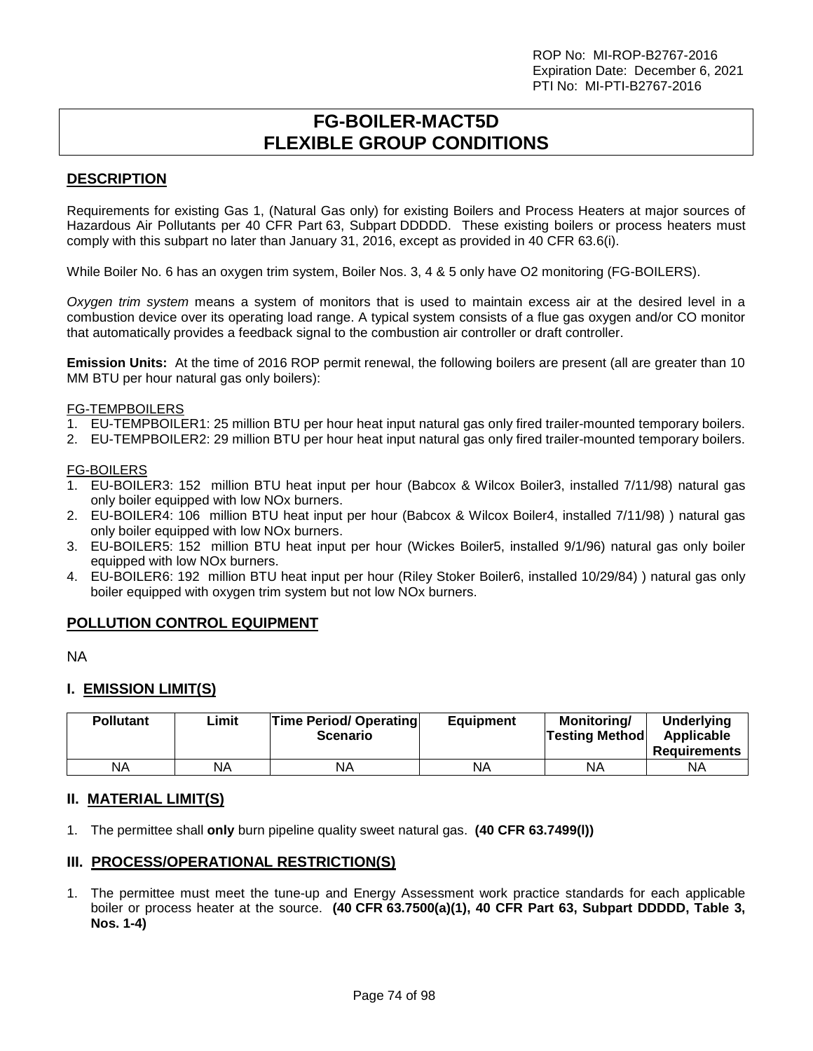ROP No: MI-ROP-B2767-2016
Expiration Date: December 6, 2021
PTI No: MI-PTI-B2767-2016

# FG-BOILER-MACT5D
# FLEXIBLE GROUP CONDITIONS

## DESCRIPTION

Requirements for existing Gas 1, (Natural Gas only) for existing Boilers and Process Heaters at major sources of Hazardous Air Pollutants per 40 CFR Part 63, Subpart DDDDD. These existing boilers or process heaters must comply with this subpart no later than January 31, 2016, except as provided in 40 CFR 63.6(i).

While Boiler No. 6 has an oxygen trim system, Boiler Nos. 3, 4 & 5 only have O2 monitoring (FG-BOILERS).

*Oxygen trim system* means a system of monitors that is used to maintain excess air at the desired level in a combustion device over its operating load range. A typical system consists of a flue gas oxygen and/or CO monitor that automatically provides a feedback signal to the combustion air controller or draft controller.

**Emission Units:** At the time of 2016 ROP permit renewal, the following boilers are present (all are greater than 10 MM BTU per hour natural gas only boilers):

FG-TEMPBOILERS

1. EU-TEMPBOILER1: 25 million BTU per hour heat input natural gas only fired trailer-mounted temporary boilers.
2. EU-TEMPBOILER2: 29 million BTU per hour heat input natural gas only fired trailer-mounted temporary boilers.

FG-BOILERS

1. EU-BOILER3: 152 million BTU heat input per hour (Babcox & Wilcox Boiler3, installed 7/11/98) natural gas only boiler equipped with low NOx burners.
2. EU-BOILER4: 106 million BTU heat input per hour (Babcox & Wilcox Boiler4, installed 7/11/98) ) natural gas only boiler equipped with low NOx burners.
3. EU-BOILER5: 152 million BTU heat input per hour (Wickes Boiler5, installed 9/1/96) natural gas only boiler equipped with low NOx burners.
4. EU-BOILER6: 192 million BTU heat input per hour (Riley Stoker Boiler6, installed 10/29/84) ) natural gas only boiler equipped with oxygen trim system but not low NOx burners.

## POLLUTION CONTROL EQUIPMENT

NA

## I. EMISSION LIMIT(S)

| Pollutant | Limit | Time Period/ Operating Scenario | Equipment | Monitoring/ Testing Method | Underlying Applicable Requirements |
|---|---|---|---|---|---|
| NA | NA | NA | NA | NA | NA |

## II. MATERIAL LIMIT(S)

1. The permittee shall **only** burn pipeline quality sweet natural gas. **(40 CFR 63.7499(l))**

## III. PROCESS/OPERATIONAL RESTRICTION(S)

1. The permittee must meet the tune-up and Energy Assessment work practice standards for each applicable boiler or process heater at the source. **(40 CFR 63.7500(a)(1), 40 CFR Part 63, Subpart DDDDD, Table 3, Nos. 1-4)**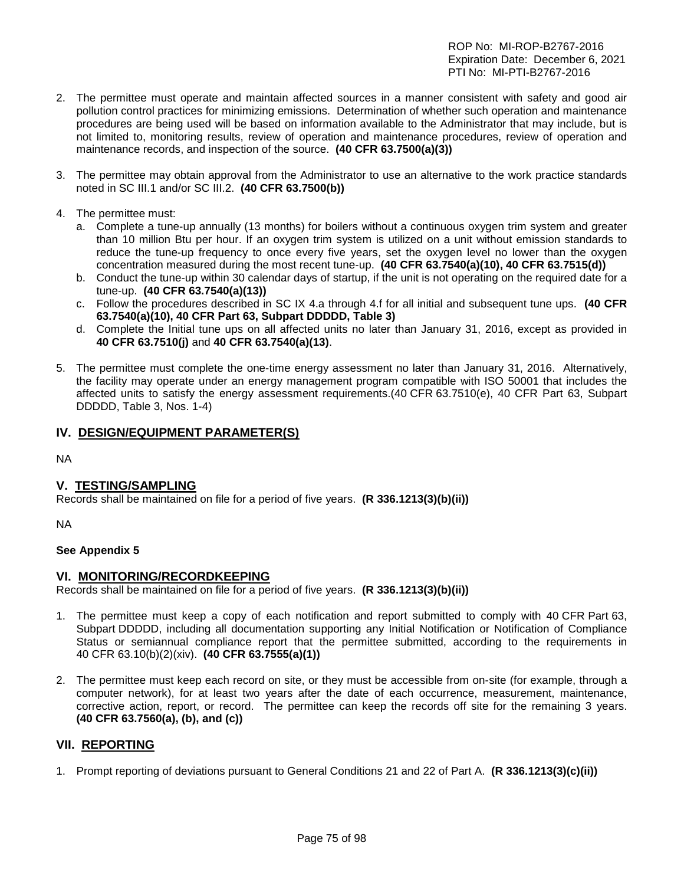2. The permittee must operate and maintain affected sources in a manner consistent with safety and good air pollution control practices for minimizing emissions. Determination of whether such operation and maintenance procedures are being used will be based on information available to the Administrator that may include, but is not limited to, monitoring results, review of operation and maintenance procedures, review of operation and maintenance records, and inspection of the source. **(40 CFR 63.7500(a)(3))**

3. The permittee may obtain approval from the Administrator to use an alternative to the work practice standards noted in SC III.1 and/or SC III.2. **(40 CFR 63.7500(b))**

4. The permittee must:
   a. Complete a tune-up annually (13 months) for boilers without a continuous oxygen trim system and greater than 10 million Btu per hour. If an oxygen trim system is utilized on a unit without emission standards to reduce the tune-up frequency to once every five years, set the oxygen level no lower than the oxygen concentration measured during the most recent tune-up. **(40 CFR 63.7540(a)(10), 40 CFR 63.7515(d))**
   b. Conduct the tune-up within 30 calendar days of startup, if the unit is not operating on the required date for a tune-up. **(40 CFR 63.7540(a)(13))**
   c. Follow the procedures described in SC IX 4.a through 4.f for all initial and subsequent tune ups. **(40 CFR 63.7540(a)(10), 40 CFR Part 63, Subpart DDDDD, Table 3)**
   d. Complete the Initial tune ups on all affected units no later than January 31, 2016, except as provided in **40 CFR 63.7510(j)** and **40 CFR 63.7540(a)(13)**.

5. The permittee must complete the one-time energy assessment no later than January 31, 2016. Alternatively, the facility may operate under an energy management program compatible with ISO 50001 that includes the affected units to satisfy the energy assessment requirements.(40 CFR 63.7510(e), 40 CFR Part 63, Subpart DDDDD, Table 3, Nos. 1-4)

## IV. DESIGN/EQUIPMENT PARAMETER(S)

NA

## V. TESTING/SAMPLING

Records shall be maintained on file for a period of five years. **(R 336.1213(3)(b)(ii))**

NA

**See Appendix 5**

## VI. MONITORING/RECORDKEEPING

Records shall be maintained on file for a period of five years. **(R 336.1213(3)(b)(ii))**

1. The permittee must keep a copy of each notification and report submitted to comply with 40 CFR Part 63, Subpart DDDDD, including all documentation supporting any Initial Notification or Notification of Compliance Status or semiannual compliance report that the permittee submitted, according to the requirements in 40 CFR 63.10(b)(2)(xiv). **(40 CFR 63.7555(a)(1))**

2. The permittee must keep each record on site, or they must be accessible from on-site (for example, through a computer network), for at least two years after the date of each occurrence, measurement, maintenance, corrective action, report, or record. The permittee can keep the records off site for the remaining 3 years. **(40 CFR 63.7560(a), (b), and (c))**

## VII. REPORTING

1. Prompt reporting of deviations pursuant to General Conditions 21 and 22 of Part A. **(R 336.1213(3)(c)(ii))**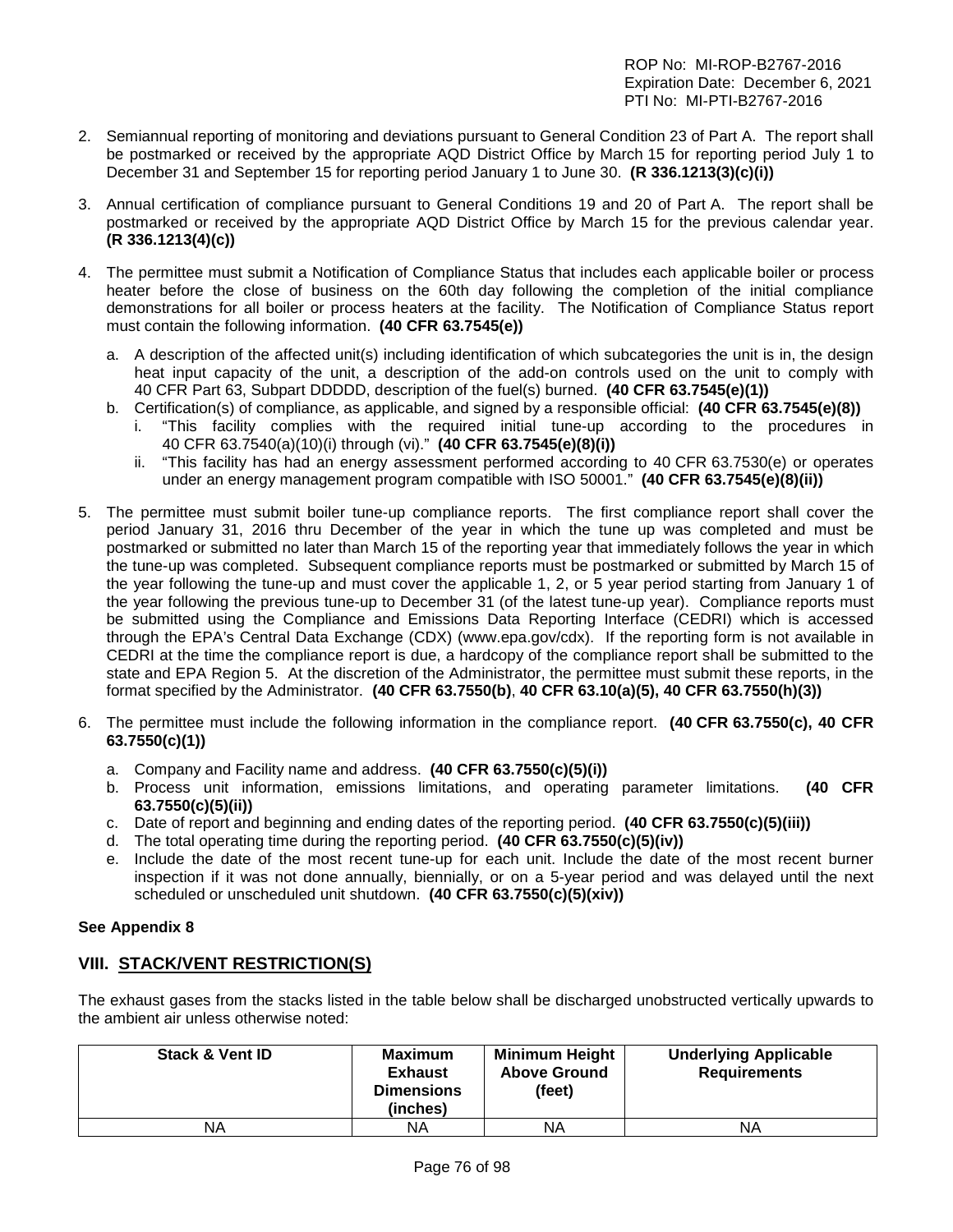2. Semiannual reporting of monitoring and deviations pursuant to General Condition 23 of Part A. The report shall be postmarked or received by the appropriate AQD District Office by March 15 for reporting period July 1 to December 31 and September 15 for reporting period January 1 to June 30. **(R 336.1213(3)(c)(i))**

3. Annual certification of compliance pursuant to General Conditions 19 and 20 of Part A. The report shall be postmarked or received by the appropriate AQD District Office by March 15 for the previous calendar year. **(R 336.1213(4)(c))**

4. The permittee must submit a Notification of Compliance Status that includes each applicable boiler or process heater before the close of business on the 60th day following the completion of the initial compliance demonstrations for all boiler or process heaters at the facility. The Notification of Compliance Status report must contain the following information. **(40 CFR 63.7545(e))**

   a. A description of the affected unit(s) including identification of which subcategories the unit is in, the design heat input capacity of the unit, a description of the add-on controls used on the unit to comply with 40 CFR Part 63, Subpart DDDDD, description of the fuel(s) burned. **(40 CFR 63.7545(e)(1))**
   b. Certification(s) of compliance, as applicable, and signed by a responsible official: **(40 CFR 63.7545(e)(8))**
      i. "This facility complies with the required initial tune-up according to the procedures in 40 CFR 63.7540(a)(10)(i) through (vi)." **(40 CFR 63.7545(e)(8)(i))**
      ii. "This facility has had an energy assessment performed according to 40 CFR 63.7530(e) or operates under an energy management program compatible with ISO 50001." **(40 CFR 63.7545(e)(8)(ii))**

5. The permittee must submit boiler tune-up compliance reports. The first compliance report shall cover the period January 31, 2016 thru December of the year in which the tune up was completed and must be postmarked or submitted no later than March 15 of the reporting year that immediately follows the year in which the tune-up was completed. Subsequent compliance reports must be postmarked or submitted by March 15 of the year following the tune-up and must cover the applicable 1, 2, or 5 year period starting from January 1 of the year following the previous tune-up to December 31 (of the latest tune-up year). Compliance reports must be submitted using the Compliance and Emissions Data Reporting Interface (CEDRI) which is accessed through the EPA's Central Data Exchange (CDX) (www.epa.gov/cdx). If the reporting form is not available in CEDRI at the time the compliance report is due, a hardcopy of the compliance report shall be submitted to the state and EPA Region 5. At the discretion of the Administrator, the permittee must submit these reports, in the format specified by the Administrator. **(40 CFR 63.7550(b)**, **40 CFR 63.10(a)(5), 40 CFR 63.7550(h)(3))**

6. The permittee must include the following information in the compliance report. **(40 CFR 63.7550(c), 40 CFR 63.7550(c)(1))**

   a. Company and Facility name and address. **(40 CFR 63.7550(c)(5)(i))**
   b. Process unit information, emissions limitations, and operating parameter limitations. **(40 CFR 63.7550(c)(5)(ii))**
   c. Date of report and beginning and ending dates of the reporting period. **(40 CFR 63.7550(c)(5)(iii))**
   d. The total operating time during the reporting period. **(40 CFR 63.7550(c)(5)(iv))**
   e. Include the date of the most recent tune-up for each unit. Include the date of the most recent burner inspection if it was not done annually, biennially, or on a 5-year period and was delayed until the next scheduled or unscheduled unit shutdown. **(40 CFR 63.7550(c)(5)(xiv))**

**See Appendix 8**

## VIII. STACK/VENT RESTRICTION(S)

The exhaust gases from the stacks listed in the table below shall be discharged unobstructed vertically upwards to the ambient air unless otherwise noted:

| Stack & Vent ID | Maximum Exhaust Dimensions (inches) | Minimum Height Above Ground (feet) | Underlying Applicable Requirements |
|---|---|---|---|
| NA | NA | NA | NA |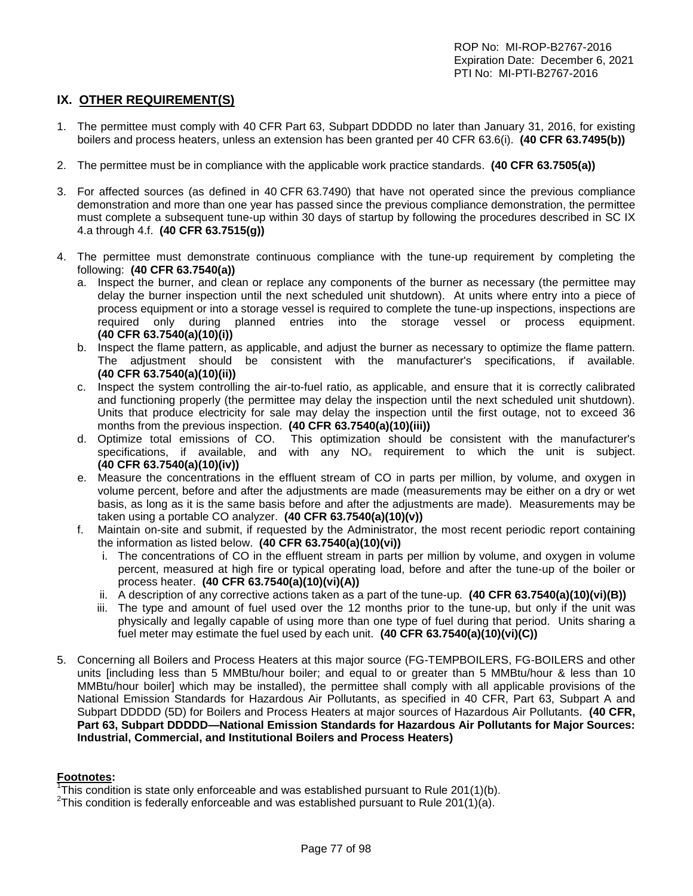ROP No: MI-ROP-B2767-2016
Expiration Date: December 6, 2021
PTI No: MI-PTI-B2767-2016

## IX. OTHER REQUIREMENT(S)

1. The permittee must comply with 40 CFR Part 63, Subpart DDDDD no later than January 31, 2016, for existing boilers and process heaters, unless an extension has been granted per 40 CFR 63.6(i). **(40 CFR 63.7495(b))**

2. The permittee must be in compliance with the applicable work practice standards. **(40 CFR 63.7505(a))**

3. For affected sources (as defined in 40 CFR 63.7490) that have not operated since the previous compliance demonstration and more than one year has passed since the previous compliance demonstration, the permittee must complete a subsequent tune-up within 30 days of startup by following the procedures described in SC IX 4.a through 4.f. **(40 CFR 63.7515(g))**

4. The permittee must demonstrate continuous compliance with the tune-up requirement by completing the following: **(40 CFR 63.7540(a))**
   a. Inspect the burner, and clean or replace any components of the burner as necessary (the permittee may delay the burner inspection until the next scheduled unit shutdown). At units where entry into a piece of process equipment or into a storage vessel is required to complete the tune-up inspections, inspections are required only during planned entries into the storage vessel or process equipment. **(40 CFR 63.7540(a)(10)(i))**
   b. Inspect the flame pattern, as applicable, and adjust the burner as necessary to optimize the flame pattern. The adjustment should be consistent with the manufacturer's specifications, if available. **(40 CFR 63.7540(a)(10)(ii))**
   c. Inspect the system controlling the air-to-fuel ratio, as applicable, and ensure that it is correctly calibrated and functioning properly (the permittee may delay the inspection until the next scheduled unit shutdown). Units that produce electricity for sale may delay the inspection until the first outage, not to exceed 36 months from the previous inspection. **(40 CFR 63.7540(a)(10)(iii))**
   d. Optimize total emissions of CO. This optimization should be consistent with the manufacturer's specifications, if available, and with any $NO_x$ requirement to which the unit is subject. **(40 CFR 63.7540(a)(10)(iv))**
   e. Measure the concentrations in the effluent stream of CO in parts per million, by volume, and oxygen in volume percent, before and after the adjustments are made (measurements may be either on a dry or wet basis, as long as it is the same basis before and after the adjustments are made). Measurements may be taken using a portable CO analyzer. **(40 CFR 63.7540(a)(10)(v))**
   f. Maintain on-site and submit, if requested by the Administrator, the most recent periodic report containing the information as listed below. **(40 CFR 63.7540(a)(10)(vi))**
      i. The concentrations of CO in the effluent stream in parts per million by volume, and oxygen in volume percent, measured at high fire or typical operating load, before and after the tune-up of the boiler or process heater. **(40 CFR 63.7540(a)(10)(vi)(A))**
      ii. A description of any corrective actions taken as a part of the tune-up. **(40 CFR 63.7540(a)(10)(vi)(B))**
      iii. The type and amount of fuel used over the 12 months prior to the tune-up, but only if the unit was physically and legally capable of using more than one type of fuel during that period. Units sharing a fuel meter may estimate the fuel used by each unit. **(40 CFR 63.7540(a)(10)(vi)(C))**

5. Concerning all Boilers and Process Heaters at this major source (FG-TEMPBOILERS, FG-BOILERS and other units [including less than 5 MMBtu/hour boiler; and equal to or greater than 5 MMBtu/hour & less than 10 MMBtu/hour boiler] which may be installed), the permittee shall comply with all applicable provisions of the National Emission Standards for Hazardous Air Pollutants, as specified in 40 CFR, Part 63, Subpart A and Subpart DDDDD (5D) for Boilers and Process Heaters at major sources of Hazardous Air Pollutants. **(40 CFR, Part 63, Subpart DDDDD—National Emission Standards for Hazardous Air Pollutants for Major Sources: Industrial, Commercial, and Institutional Boilers and Process Heaters)**

**Footnotes:**
[1]This condition is state only enforceable and was established pursuant to Rule 201(1)(b).
[2]This condition is federally enforceable and was established pursuant to Rule 201(1)(a).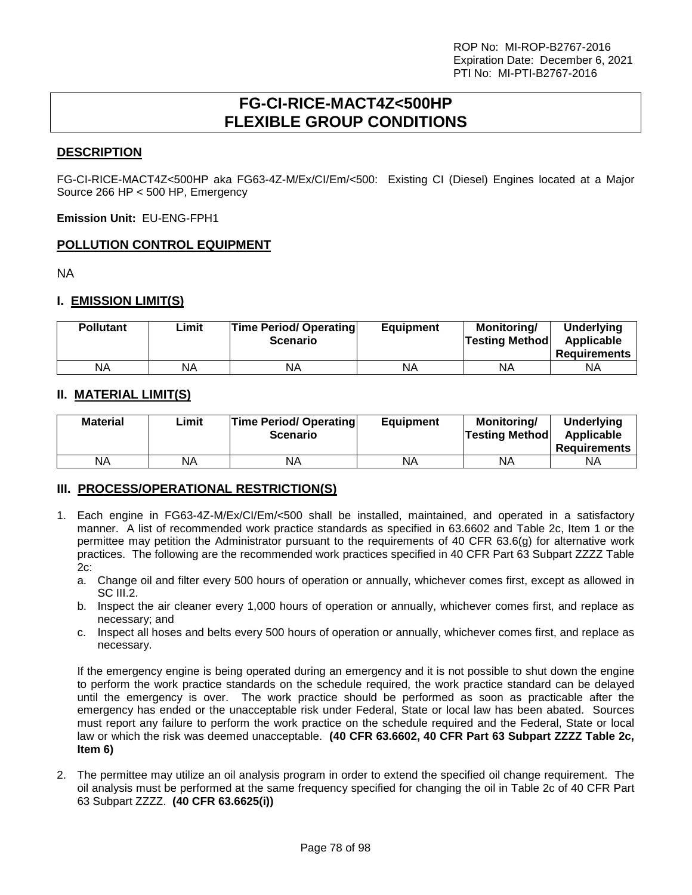# FG-CI-RICE-MACT4Z<500HP
# FLEXIBLE GROUP CONDITIONS

## DESCRIPTION

FG-CI-RICE-MACT4Z<500HP aka FG63-4Z-M/Ex/CI/Em/<500: Existing CI (Diesel) Engines located at a Major Source 266 HP < 500 HP, Emergency

**Emission Unit:** EU-ENG-FPH1

## POLLUTION CONTROL EQUIPMENT

NA

## I. EMISSION LIMIT(S)

| Pollutant | Limit | Time Period/ Operating Scenario | Equipment | Monitoring/ Testing Method | Underlying Applicable Requirements |
|---|---|---|---|---|---|
| NA | NA | NA | NA | NA | NA |

## II. MATERIAL LIMIT(S)

| Material | Limit | Time Period/ Operating Scenario | Equipment | Monitoring/ Testing Method | Underlying Applicable Requirements |
|---|---|---|---|---|---|
| NA | NA | NA | NA | NA | NA |

## III. PROCESS/OPERATIONAL RESTRICTION(S)

1. Each engine in FG63-4Z-M/Ex/CI/Em/<500 shall be installed, maintained, and operated in a satisfactory manner. A list of recommended work practice standards as specified in 63.6602 and Table 2c, Item 1 or the permittee may petition the Administrator pursuant to the requirements of 40 CFR 63.6(g) for alternative work practices. The following are the recommended work practices specified in 40 CFR Part 63 Subpart ZZZZ Table 2c:
   a. Change oil and filter every 500 hours of operation or annually, whichever comes first, except as allowed in SC III.2.
   b. Inspect the air cleaner every 1,000 hours of operation or annually, whichever comes first, and replace as necessary; and
   c. Inspect all hoses and belts every 500 hours of operation or annually, whichever comes first, and replace as necessary.

   If the emergency engine is being operated during an emergency and it is not possible to shut down the engine to perform the work practice standards on the schedule required, the work practice standard can be delayed until the emergency is over. The work practice should be performed as soon as practicable after the emergency has ended or the unacceptable risk under Federal, State or local law has been abated. Sources must report any failure to perform the work practice on the schedule required and the Federal, State or local law or which the risk was deemed unacceptable. **(40 CFR 63.6602, 40 CFR Part 63 Subpart ZZZZ Table 2c, Item 6)**

2. The permittee may utilize an oil analysis program in order to extend the specified oil change requirement. The oil analysis must be performed at the same frequency specified for changing the oil in Table 2c of 40 CFR Part 63 Subpart ZZZZ. **(40 CFR 63.6625(i))**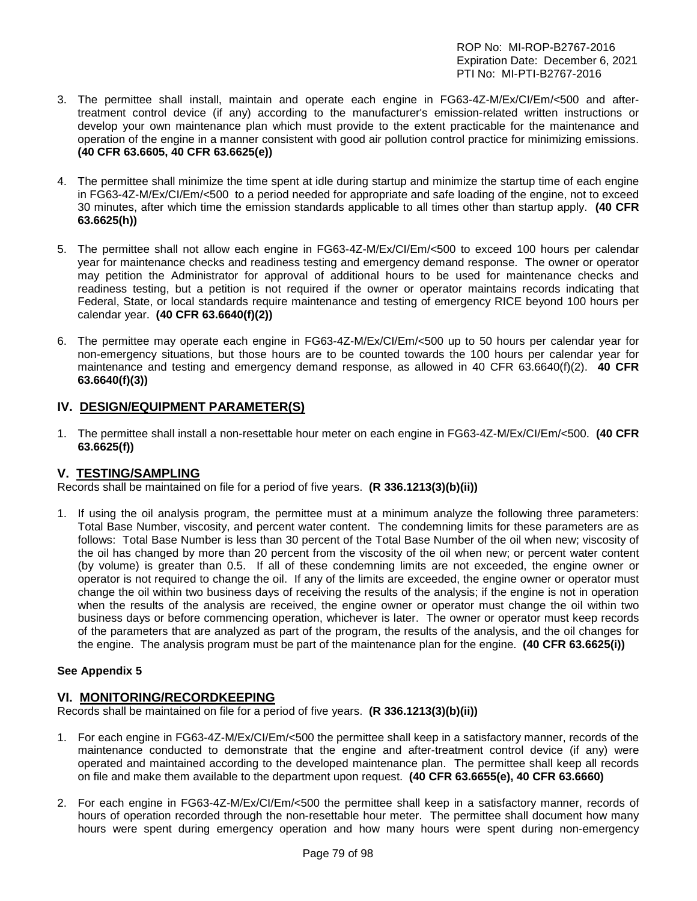3. The permittee shall install, maintain and operate each engine in FG63-4Z-M/Ex/CI/Em/<500 and after-treatment control device (if any) according to the manufacturer's emission-related written instructions or develop your own maintenance plan which must provide to the extent practicable for the maintenance and operation of the engine in a manner consistent with good air pollution control practice for minimizing emissions. **(40 CFR 63.6605, 40 CFR 63.6625(e))**

4. The permittee shall minimize the time spent at idle during startup and minimize the startup time of each engine in FG63-4Z-M/Ex/CI/Em/<500 to a period needed for appropriate and safe loading of the engine, not to exceed 30 minutes, after which time the emission standards applicable to all times other than startup apply. **(40 CFR 63.6625(h))**

5. The permittee shall not allow each engine in FG63-4Z-M/Ex/CI/Em/<500 to exceed 100 hours per calendar year for maintenance checks and readiness testing and emergency demand response. The owner or operator may petition the Administrator for approval of additional hours to be used for maintenance checks and readiness testing, but a petition is not required if the owner or operator maintains records indicating that Federal, State, or local standards require maintenance and testing of emergency RICE beyond 100 hours per calendar year. **(40 CFR 63.6640(f)(2))**

6. The permittee may operate each engine in FG63-4Z-M/Ex/CI/Em/<500 up to 50 hours per calendar year for non-emergency situations, but those hours are to be counted towards the 100 hours per calendar year for maintenance and testing and emergency demand response, as allowed in 40 CFR 63.6640(f)(2). **40 CFR 63.6640(f)(3))**

## IV. DESIGN/EQUIPMENT PARAMETER(S)

1. The permittee shall install a non-resettable hour meter on each engine in FG63-4Z-M/Ex/CI/Em/<500. **(40 CFR 63.6625(f))**

## V. TESTING/SAMPLING

Records shall be maintained on file for a period of five years. **(R 336.1213(3)(b)(ii))**

1. If using the oil analysis program, the permittee must at a minimum analyze the following three parameters: Total Base Number, viscosity, and percent water content. The condemning limits for these parameters are as follows: Total Base Number is less than 30 percent of the Total Base Number of the oil when new; viscosity of the oil has changed by more than 20 percent from the viscosity of the oil when new; or percent water content (by volume) is greater than 0.5. If all of these condemning limits are not exceeded, the engine owner or operator is not required to change the oil. If any of the limits are exceeded, the engine owner or operator must change the oil within two business days of receiving the results of the analysis; if the engine is not in operation when the results of the analysis are received, the engine owner or operator must change the oil within two business days or before commencing operation, whichever is later. The owner or operator must keep records of the parameters that are analyzed as part of the program, the results of the analysis, and the oil changes for the engine. The analysis program must be part of the maintenance plan for the engine. **(40 CFR 63.6625(i))**

**See Appendix 5**

## VI. MONITORING/RECORDKEEPING

Records shall be maintained on file for a period of five years. **(R 336.1213(3)(b)(ii))**

1. For each engine in FG63-4Z-M/Ex/CI/Em/<500 the permittee shall keep in a satisfactory manner, records of the maintenance conducted to demonstrate that the engine and after-treatment control device (if any) were operated and maintained according to the developed maintenance plan. The permittee shall keep all records on file and make them available to the department upon request. **(40 CFR 63.6655(e), 40 CFR 63.6660)**

2. For each engine in FG63-4Z-M/Ex/CI/Em/<500 the permittee shall keep in a satisfactory manner, records of hours of operation recorded through the non-resettable hour meter. The permittee shall document how many hours were spent during emergency operation and how many hours were spent during non-emergency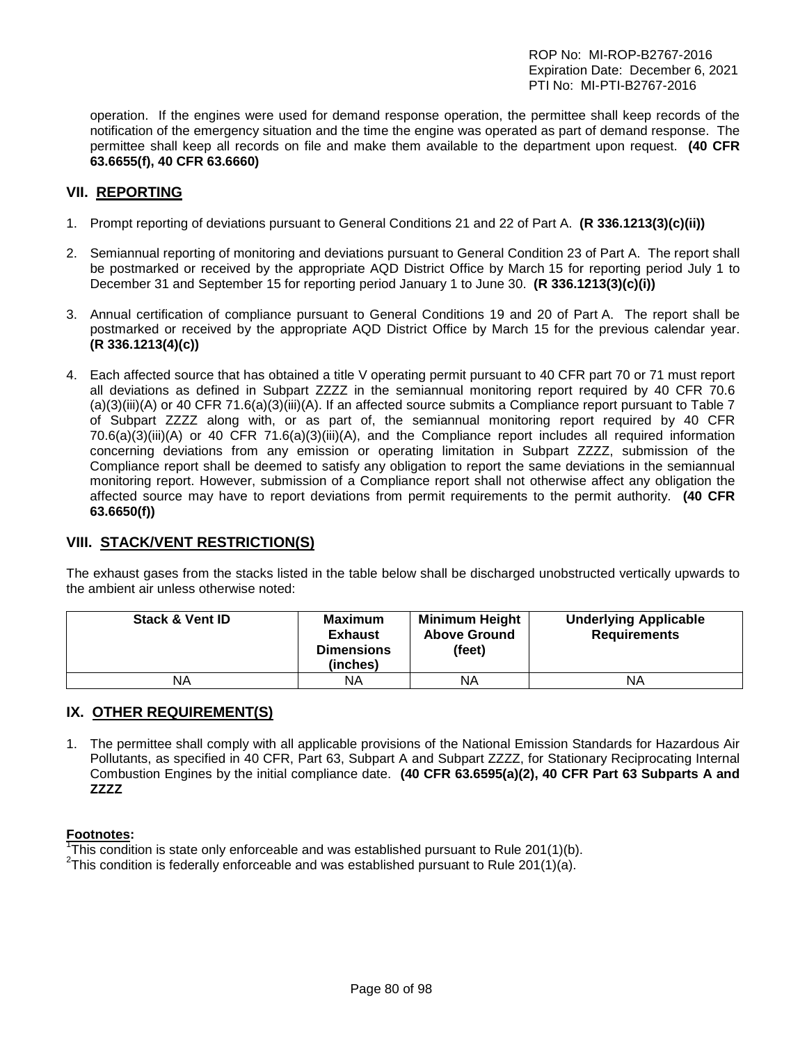operation. If the engines were used for demand response operation, the permittee shall keep records of the notification of the emergency situation and the time the engine was operated as part of demand response. The permittee shall keep all records on file and make them available to the department upon request. **(40 CFR 63.6655(f), 40 CFR 63.6660)**

## VII. REPORTING

1. Prompt reporting of deviations pursuant to General Conditions 21 and 22 of Part A. **(R 336.1213(3)(c)(ii))**

2. Semiannual reporting of monitoring and deviations pursuant to General Condition 23 of Part A. The report shall be postmarked or received by the appropriate AQD District Office by March 15 for reporting period July 1 to December 31 and September 15 for reporting period January 1 to June 30. **(R 336.1213(3)(c)(i))**

3. Annual certification of compliance pursuant to General Conditions 19 and 20 of Part A. The report shall be postmarked or received by the appropriate AQD District Office by March 15 for the previous calendar year. **(R 336.1213(4)(c))**

4. Each affected source that has obtained a title V operating permit pursuant to 40 CFR part 70 or 71 must report all deviations as defined in Subpart ZZZZ in the semiannual monitoring report required by 40 CFR 70.6 (a)(3)(iii)(A) or 40 CFR 71.6(a)(3)(iii)(A). If an affected source submits a Compliance report pursuant to Table 7 of Subpart ZZZZ along with, or as part of, the semiannual monitoring report required by 40 CFR 70.6(a)(3)(iii)(A) or 40 CFR 71.6(a)(3)(iii)(A), and the Compliance report includes all required information concerning deviations from any emission or operating limitation in Subpart ZZZZ, submission of the Compliance report shall be deemed to satisfy any obligation to report the same deviations in the semiannual monitoring report. However, submission of a Compliance report shall not otherwise affect any obligation the affected source may have to report deviations from permit requirements to the permit authority. **(40 CFR 63.6650(f))**

## VIII. STACK/VENT RESTRICTION(S)

The exhaust gases from the stacks listed in the table below shall be discharged unobstructed vertically upwards to the ambient air unless otherwise noted:

| Stack & Vent ID | Maximum Exhaust Dimensions (inches) | Minimum Height Above Ground (feet) | Underlying Applicable Requirements |
|---|---|---|---|
| NA | NA | NA | NA |

## IX. OTHER REQUIREMENT(S)

1. The permittee shall comply with all applicable provisions of the National Emission Standards for Hazardous Air Pollutants, as specified in 40 CFR, Part 63, Subpart A and Subpart ZZZZ, for Stationary Reciprocating Internal Combustion Engines by the initial compliance date. **(40 CFR 63.6595(a)(2), 40 CFR Part 63 Subparts A and ZZZZ**

**Footnotes:**
[1]This condition is state only enforceable and was established pursuant to Rule 201(1)(b).
[2]This condition is federally enforceable and was established pursuant to Rule 201(1)(a).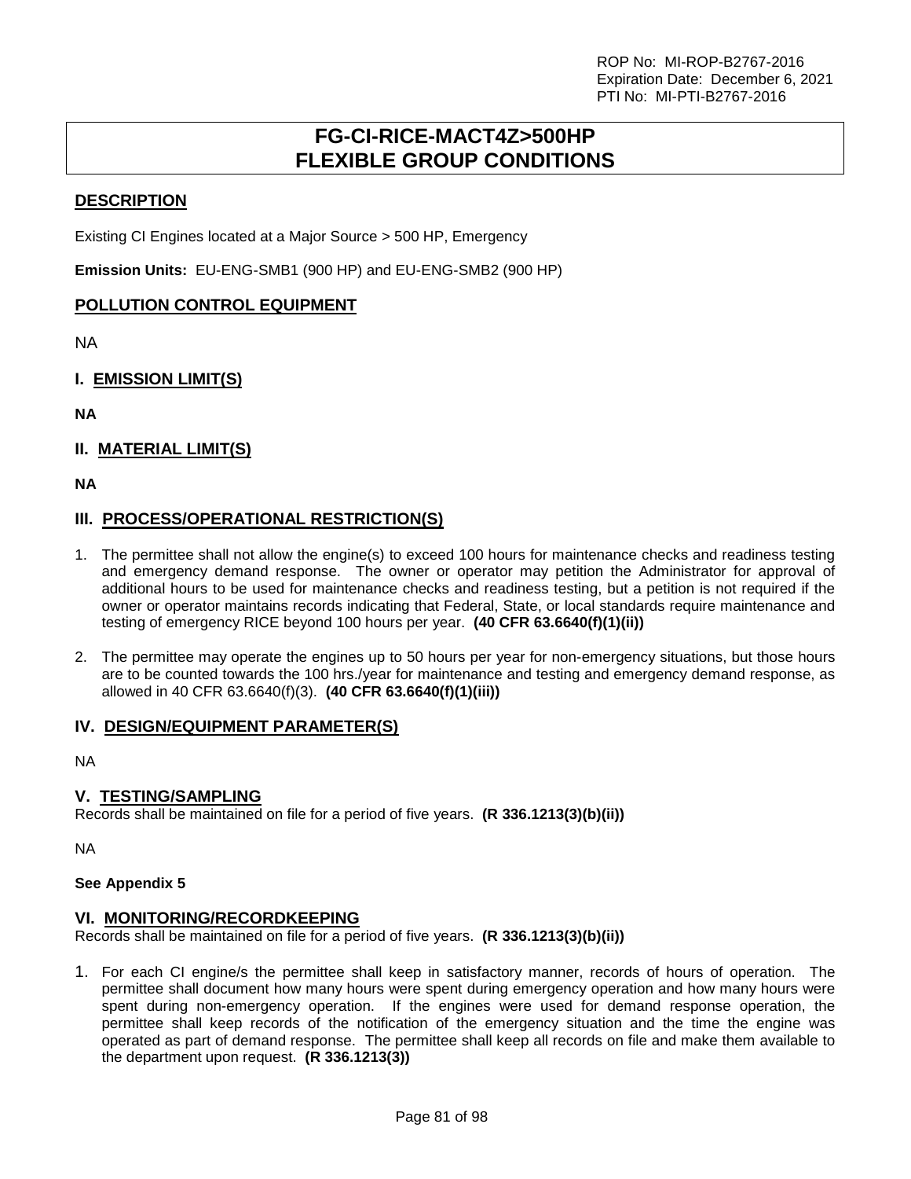# FG-CI-RICE-MACT4Z>500HP
# FLEXIBLE GROUP CONDITIONS

## DESCRIPTION

Existing CI Engines located at a Major Source > 500 HP, Emergency

**Emission Units:** EU-ENG-SMB1 (900 HP) and EU-ENG-SMB2 (900 HP)

## POLLUTION CONTROL EQUIPMENT

NA

## I. EMISSION LIMIT(S)

**NA**

## II. MATERIAL LIMIT(S)

**NA**

## III. PROCESS/OPERATIONAL RESTRICTION(S)

1. The permittee shall not allow the engine(s) to exceed 100 hours for maintenance checks and readiness testing and emergency demand response. The owner or operator may petition the Administrator for approval of additional hours to be used for maintenance checks and readiness testing, but a petition is not required if the owner or operator maintains records indicating that Federal, State, or local standards require maintenance and testing of emergency RICE beyond 100 hours per year. **(40 CFR 63.6640(f)(1)(ii))**

2. The permittee may operate the engines up to 50 hours per year for non-emergency situations, but those hours are to be counted towards the 100 hrs./year for maintenance and testing and emergency demand response, as allowed in 40 CFR 63.6640(f)(3). **(40 CFR 63.6640(f)(1)(iii))**

## IV. DESIGN/EQUIPMENT PARAMETER(S)

NA

## V. TESTING/SAMPLING

Records shall be maintained on file for a period of five years. **(R 336.1213(3)(b)(ii))**

NA

**See Appendix 5**

## VI. MONITORING/RECORDKEEPING

Records shall be maintained on file for a period of five years. **(R 336.1213(3)(b)(ii))**

1. For each CI engine/s the permittee shall keep in satisfactory manner, records of hours of operation. The permittee shall document how many hours were spent during emergency operation and how many hours were spent during non-emergency operation. If the engines were used for demand response operation, the permittee shall keep records of the notification of the emergency situation and the time the engine was operated as part of demand response. The permittee shall keep all records on file and make them available to the department upon request. **(R 336.1213(3))**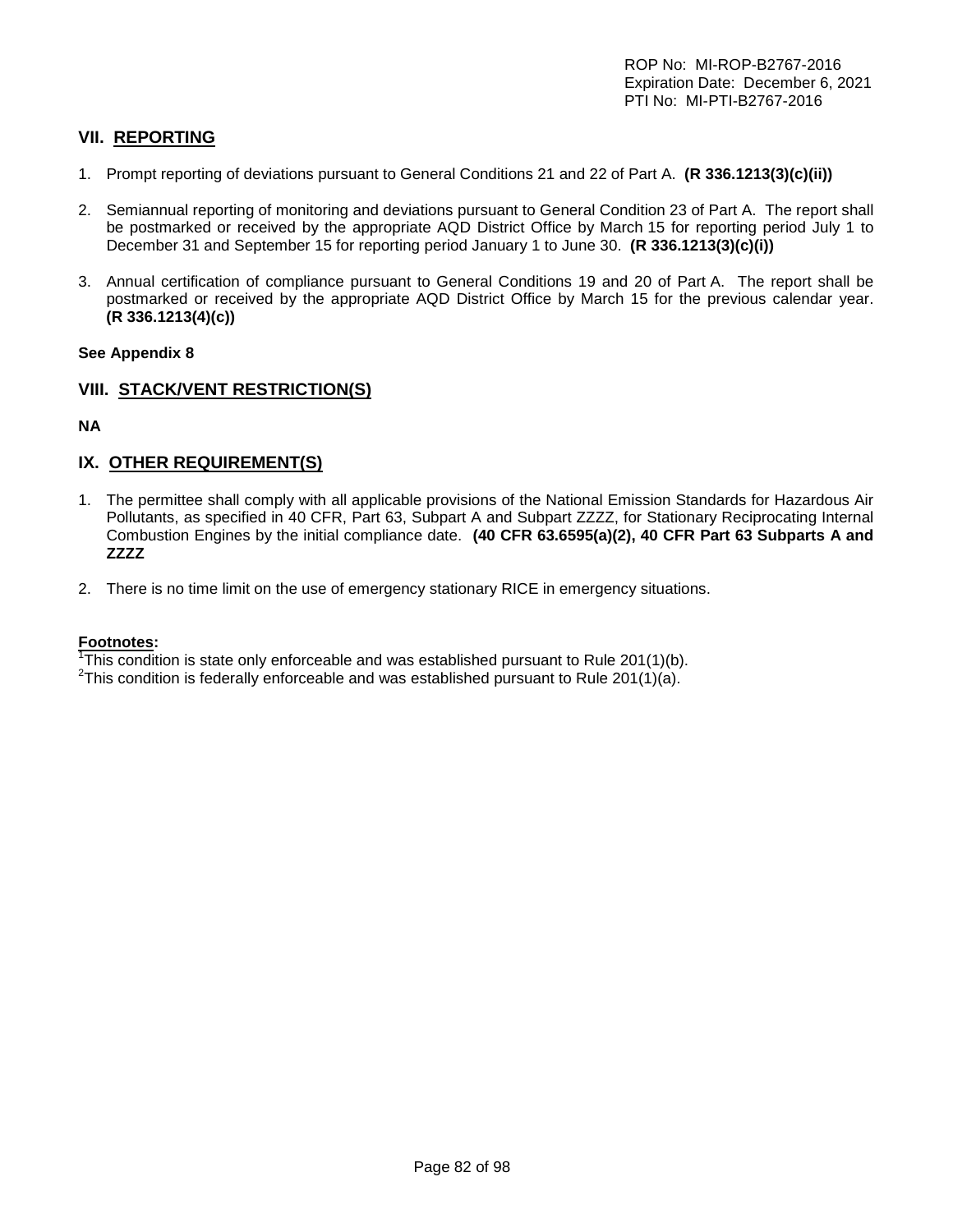## VII. REPORTING

1. Prompt reporting of deviations pursuant to General Conditions 21 and 22 of Part A. **(R 336.1213(3)(c)(ii))**

2. Semiannual reporting of monitoring and deviations pursuant to General Condition 23 of Part A. The report shall be postmarked or received by the appropriate AQD District Office by March 15 for reporting period July 1 to December 31 and September 15 for reporting period January 1 to June 30. **(R 336.1213(3)(c)(i))**

3. Annual certification of compliance pursuant to General Conditions 19 and 20 of Part A. The report shall be postmarked or received by the appropriate AQD District Office by March 15 for the previous calendar year. **(R 336.1213(4)(c))**

**See Appendix 8**

## VIII. STACK/VENT RESTRICTION(S)

**NA**

## IX. OTHER REQUIREMENT(S)

1. The permittee shall comply with all applicable provisions of the National Emission Standards for Hazardous Air Pollutants, as specified in 40 CFR, Part 63, Subpart A and Subpart ZZZZ, for Stationary Reciprocating Internal Combustion Engines by the initial compliance date. **(40 CFR 63.6595(a)(2), 40 CFR Part 63 Subparts A and ZZZZ**

2. There is no time limit on the use of emergency stationary RICE in emergency situations.

**Footnotes:**

[1]This condition is state only enforceable and was established pursuant to Rule 201(1)(b).

[2]This condition is federally enforceable and was established pursuant to Rule 201(1)(a).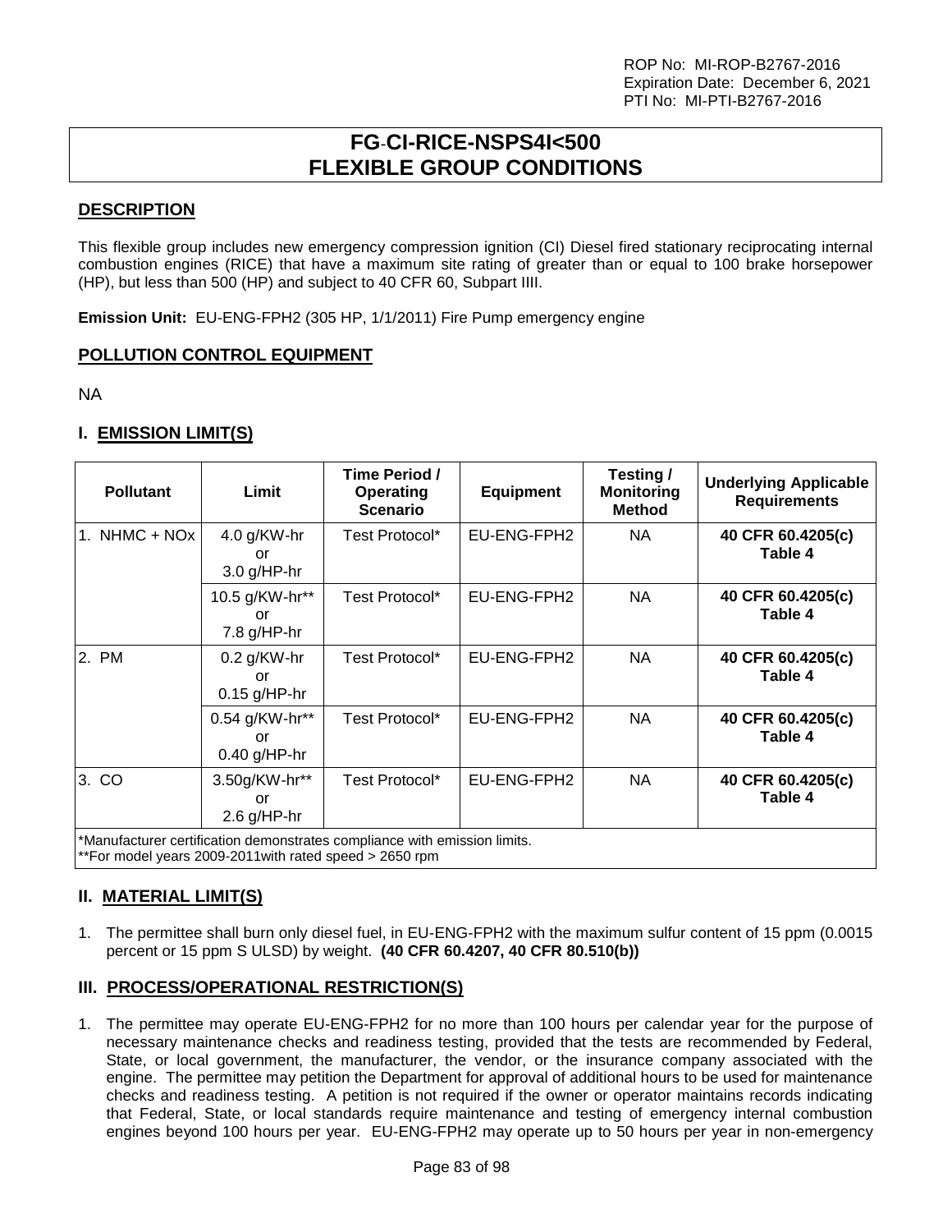# FG-CI-RICE-NSPS4I<500 FLEXIBLE GROUP CONDITIONS

## DESCRIPTION

This flexible group includes new emergency compression ignition (CI) Diesel fired stationary reciprocating internal combustion engines (RICE) that have a maximum site rating of greater than or equal to 100 brake horsepower (HP), but less than 500 (HP) and subject to 40 CFR 60, Subpart IIII.

**Emission Unit:** EU-ENG-FPH2 (305 HP, 1/1/2011) Fire Pump emergency engine

## POLLUTION CONTROL EQUIPMENT

NA

## I. EMISSION LIMIT(S)

| Pollutant | Limit | Time Period / Operating Scenario | Equipment | Testing / Monitoring Method | Underlying Applicable Requirements |
|---|---|---|---|---|---|
| 1. NHMC + NOx | 4.0 g/KW-hr or 3.0 g/HP-hr | Test Protocol* | EU-ENG-FPH2 | NA | **40 CFR 60.4205(c) Table 4** |
| | 10.5 g/KW-hr** or 7.8 g/HP-hr | Test Protocol* | EU-ENG-FPH2 | NA | **40 CFR 60.4205(c) Table 4** |
| 2. PM | 0.2 g/KW-hr or 0.15 g/HP-hr | Test Protocol* | EU-ENG-FPH2 | NA | **40 CFR 60.4205(c) Table 4** |
| | 0.54 g/KW-hr** or 0.40 g/HP-hr | Test Protocol* | EU-ENG-FPH2 | NA | **40 CFR 60.4205(c) Table 4** |
| 3. CO | 3.50g/KW-hr** or 2.6 g/HP-hr | Test Protocol* | EU-ENG-FPH2 | NA | **40 CFR 60.4205(c) Table 4** |

*Manufacturer certification demonstrates compliance with emission limits.
**For model years 2009-2011with rated speed > 2650 rpm

## II. MATERIAL LIMIT(S)

1. The permittee shall burn only diesel fuel, in EU-ENG-FPH2 with the maximum sulfur content of 15 ppm (0.0015 percent or 15 ppm S ULSD) by weight. **(40 CFR 60.4207, 40 CFR 80.510(b))**

## III. PROCESS/OPERATIONAL RESTRICTION(S)

1. The permittee may operate EU-ENG-FPH2 for no more than 100 hours per calendar year for the purpose of necessary maintenance checks and readiness testing, provided that the tests are recommended by Federal, State, or local government, the manufacturer, the vendor, or the insurance company associated with the engine. The permittee may petition the Department for approval of additional hours to be used for maintenance checks and readiness testing. A petition is not required if the owner or operator maintains records indicating that Federal, State, or local standards require maintenance and testing of emergency internal combustion engines beyond 100 hours per year. EU-ENG-FPH2 may operate up to 50 hours per year in non-emergency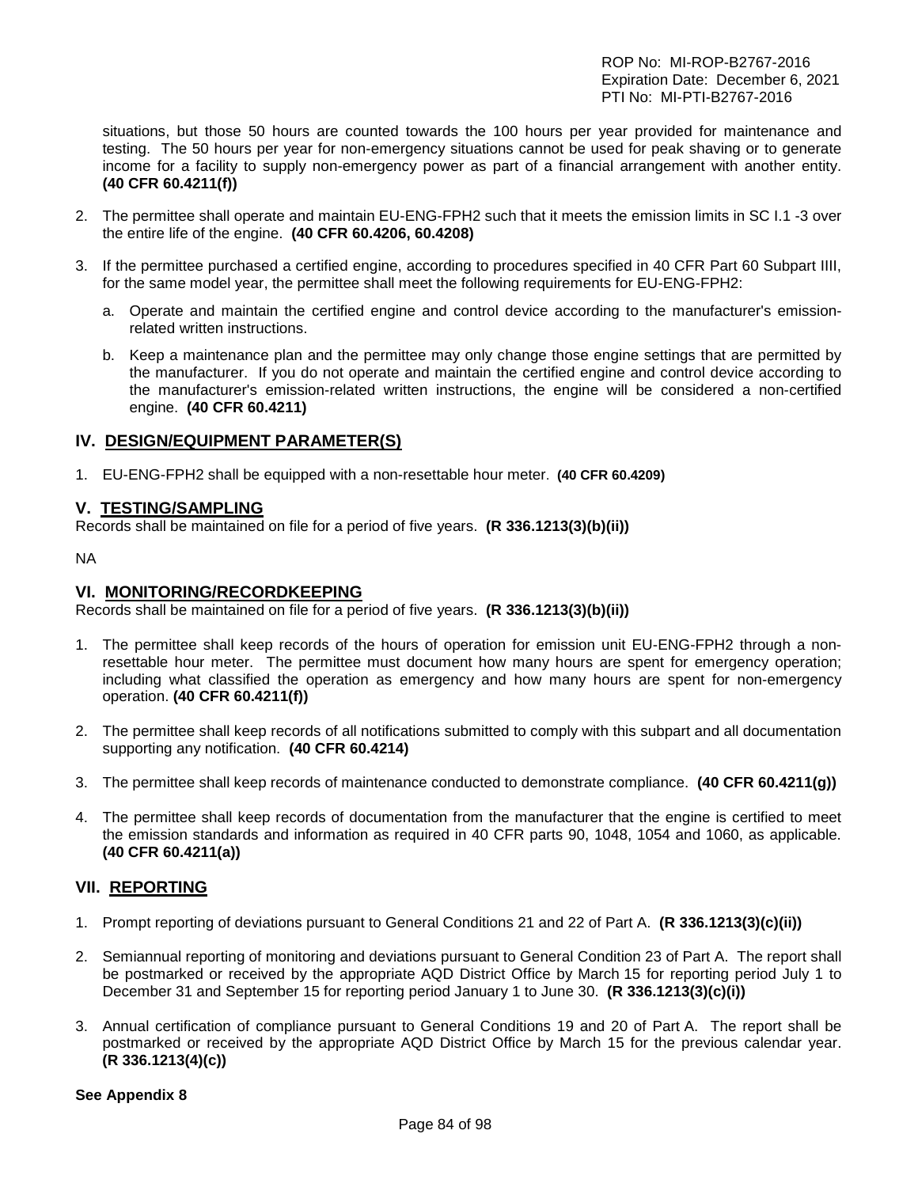situations, but those 50 hours are counted towards the 100 hours per year provided for maintenance and testing. The 50 hours per year for non-emergency situations cannot be used for peak shaving or to generate income for a facility to supply non-emergency power as part of a financial arrangement with another entity. **(40 CFR 60.4211(f))**

2. The permittee shall operate and maintain EU-ENG-FPH2 such that it meets the emission limits in SC I.1 -3 over the entire life of the engine. **(40 CFR 60.4206, 60.4208)**

3. If the permittee purchased a certified engine, according to procedures specified in 40 CFR Part 60 Subpart IIII, for the same model year, the permittee shall meet the following requirements for EU-ENG-FPH2:

   a. Operate and maintain the certified engine and control device according to the manufacturer's emission-related written instructions.

   b. Keep a maintenance plan and the permittee may only change those engine settings that are permitted by the manufacturer. If you do not operate and maintain the certified engine and control device according to the manufacturer's emission-related written instructions, the engine will be considered a non-certified engine. **(40 CFR 60.4211)**

## IV. DESIGN/EQUIPMENT PARAMETER(S)

1. EU-ENG-FPH2 shall be equipped with a non-resettable hour meter. **(40 CFR 60.4209)**

## V. TESTING/SAMPLING

Records shall be maintained on file for a period of five years. **(R 336.1213(3)(b)(ii))**

NA

## VI. MONITORING/RECORDKEEPING

Records shall be maintained on file for a period of five years. **(R 336.1213(3)(b)(ii))**

1. The permittee shall keep records of the hours of operation for emission unit EU-ENG-FPH2 through a non-resettable hour meter. The permittee must document how many hours are spent for emergency operation; including what classified the operation as emergency and how many hours are spent for non-emergency operation. **(40 CFR 60.4211(f))**

2. The permittee shall keep records of all notifications submitted to comply with this subpart and all documentation supporting any notification. **(40 CFR 60.4214)**

3. The permittee shall keep records of maintenance conducted to demonstrate compliance. **(40 CFR 60.4211(g))**

4. The permittee shall keep records of documentation from the manufacturer that the engine is certified to meet the emission standards and information as required in 40 CFR parts 90, 1048, 1054 and 1060, as applicable. **(40 CFR 60.4211(a))**

## VII. REPORTING

1. Prompt reporting of deviations pursuant to General Conditions 21 and 22 of Part A. **(R 336.1213(3)(c)(ii))**

2. Semiannual reporting of monitoring and deviations pursuant to General Condition 23 of Part A. The report shall be postmarked or received by the appropriate AQD District Office by March 15 for reporting period July 1 to December 31 and September 15 for reporting period January 1 to June 30. **(R 336.1213(3)(c)(i))**

3. Annual certification of compliance pursuant to General Conditions 19 and 20 of Part A. The report shall be postmarked or received by the appropriate AQD District Office by March 15 for the previous calendar year. **(R 336.1213(4)(c))**

**See Appendix 8**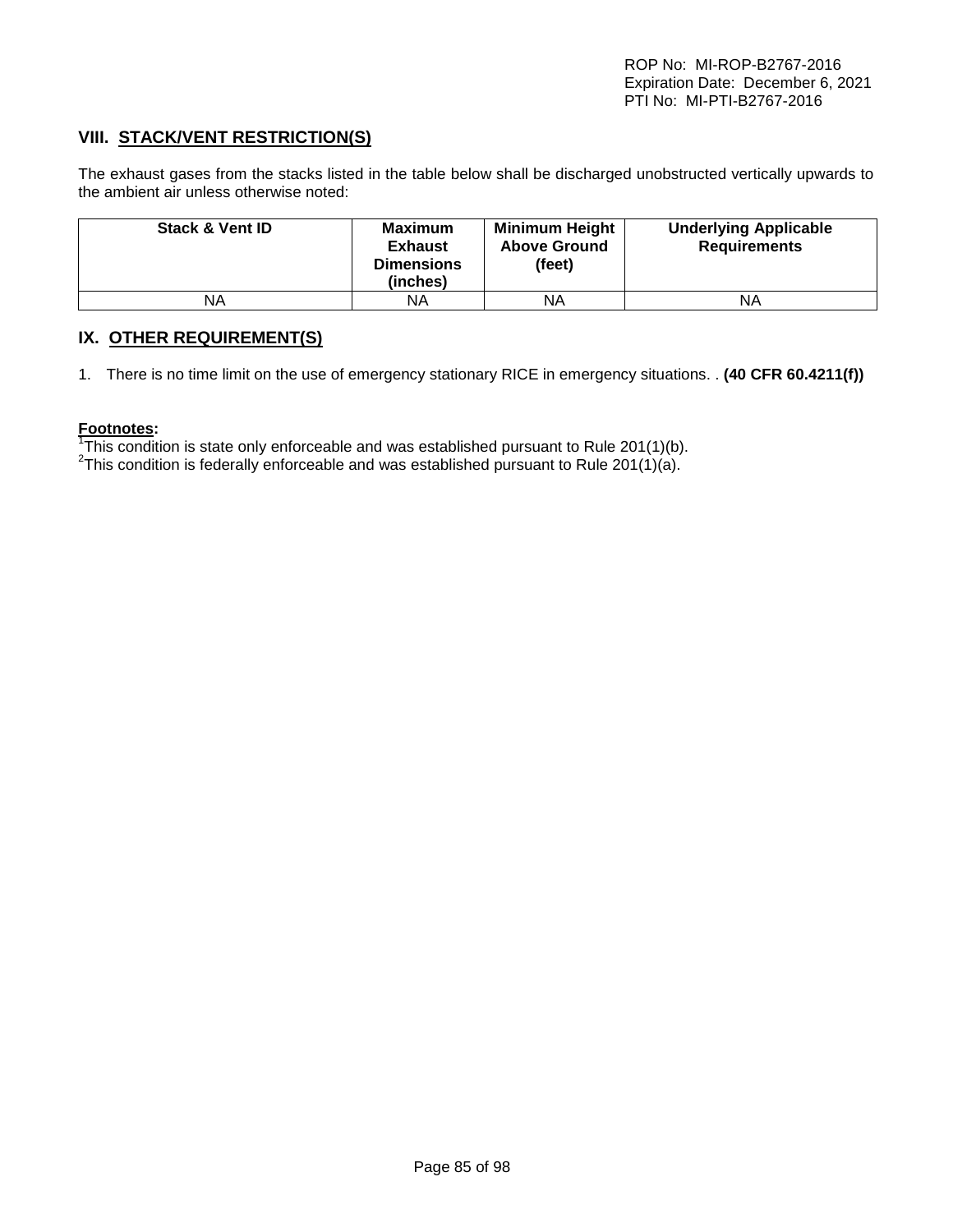## VIII. STACK/VENT RESTRICTION(S)

The exhaust gases from the stacks listed in the table below shall be discharged unobstructed vertically upwards to the ambient air unless otherwise noted:

| Stack & Vent ID | Maximum Exhaust Dimensions (inches) | Minimum Height Above Ground (feet) | Underlying Applicable Requirements |
|---|---|---|---|
| NA | NA | NA | NA |

## IX. OTHER REQUIREMENT(S)

1. There is no time limit on the use of emergency stationary RICE in emergency situations. . **(40 CFR 60.4211(f))**

**Footnotes:**
[1]This condition is state only enforceable and was established pursuant to Rule 201(1)(b).
[2]This condition is federally enforceable and was established pursuant to Rule 201(1)(a).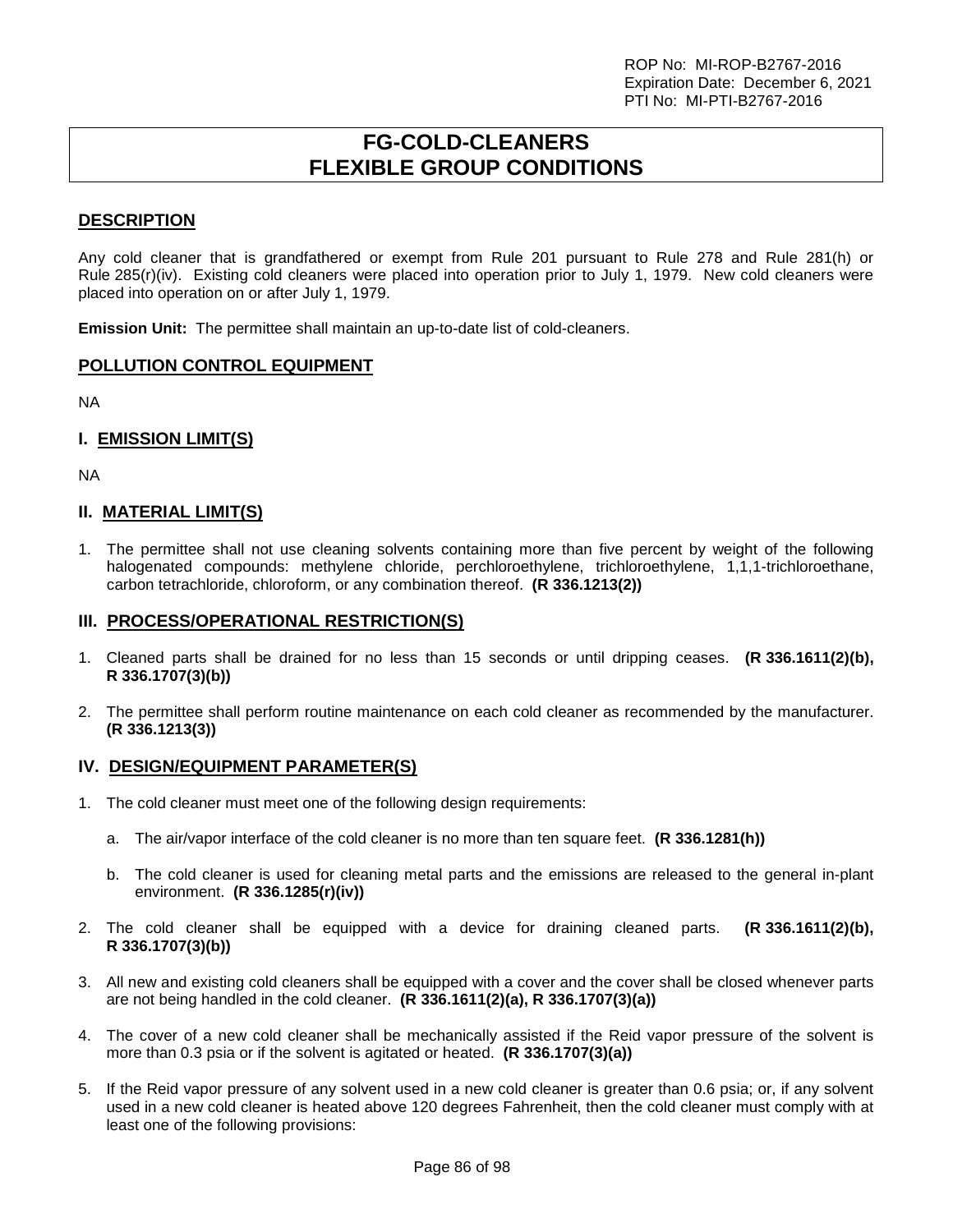ROP No: MI-ROP-B2767-2016
Expiration Date: December 6, 2021
PTI No: MI-PTI-B2767-2016

# FG-COLD-CLEANERS FLEXIBLE GROUP CONDITIONS

## DESCRIPTION

Any cold cleaner that is grandfathered or exempt from Rule 201 pursuant to Rule 278 and Rule 281(h) or Rule 285(r)(iv). Existing cold cleaners were placed into operation prior to July 1, 1979. New cold cleaners were placed into operation on or after July 1, 1979.

**Emission Unit:** The permittee shall maintain an up-to-date list of cold-cleaners.

## POLLUTION CONTROL EQUIPMENT

NA

## I. EMISSION LIMIT(S)

NA

## II. MATERIAL LIMIT(S)

1. The permittee shall not use cleaning solvents containing more than five percent by weight of the following halogenated compounds: methylene chloride, perchloroethylene, trichloroethylene, 1,1,1-trichloroethane, carbon tetrachloride, chloroform, or any combination thereof. **(R 336.1213(2))**

## III. PROCESS/OPERATIONAL RESTRICTION(S)

1. Cleaned parts shall be drained for no less than 15 seconds or until dripping ceases. **(R 336.1611(2)(b), R 336.1707(3)(b))**

2. The permittee shall perform routine maintenance on each cold cleaner as recommended by the manufacturer. **(R 336.1213(3))**

## IV. DESIGN/EQUIPMENT PARAMETER(S)

1. The cold cleaner must meet one of the following design requirements:

   a. The air/vapor interface of the cold cleaner is no more than ten square feet. **(R 336.1281(h))**

   b. The cold cleaner is used for cleaning metal parts and the emissions are released to the general in-plant environment. **(R 336.1285(r)(iv))**

2. The cold cleaner shall be equipped with a device for draining cleaned parts. **(R 336.1611(2)(b), R 336.1707(3)(b))**

3. All new and existing cold cleaners shall be equipped with a cover and the cover shall be closed whenever parts are not being handled in the cold cleaner. **(R 336.1611(2)(a), R 336.1707(3)(a))**

4. The cover of a new cold cleaner shall be mechanically assisted if the Reid vapor pressure of the solvent is more than 0.3 psia or if the solvent is agitated or heated. **(R 336.1707(3)(a))**

5. If the Reid vapor pressure of any solvent used in a new cold cleaner is greater than 0.6 psia; or, if any solvent used in a new cold cleaner is heated above 120 degrees Fahrenheit, then the cold cleaner must comply with at least one of the following provisions: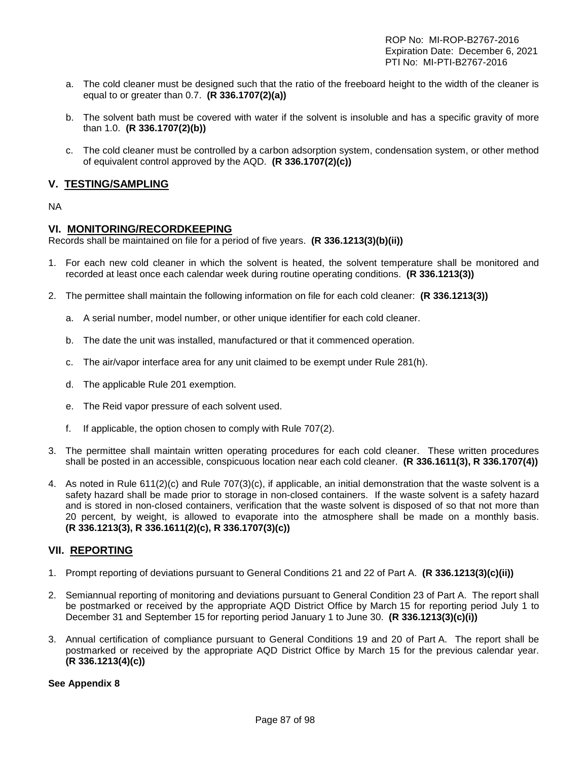a. The cold cleaner must be designed such that the ratio of the freeboard height to the width of the cleaner is equal to or greater than 0.7. **(R 336.1707(2)(a))**

b. The solvent bath must be covered with water if the solvent is insoluble and has a specific gravity of more than 1.0. **(R 336.1707(2)(b))**

c. The cold cleaner must be controlled by a carbon adsorption system, condensation system, or other method of equivalent control approved by the AQD. **(R 336.1707(2)(c))**

## V. TESTING/SAMPLING

NA

## VI. MONITORING/RECORDKEEPING

Records shall be maintained on file for a period of five years. **(R 336.1213(3)(b)(ii))**

1. For each new cold cleaner in which the solvent is heated, the solvent temperature shall be monitored and recorded at least once each calendar week during routine operating conditions. **(R 336.1213(3))**

2. The permittee shall maintain the following information on file for each cold cleaner: **(R 336.1213(3))**

   a. A serial number, model number, or other unique identifier for each cold cleaner.

   b. The date the unit was installed, manufactured or that it commenced operation.

   c. The air/vapor interface area for any unit claimed to be exempt under Rule 281(h).

   d. The applicable Rule 201 exemption.

   e. The Reid vapor pressure of each solvent used.

   f. If applicable, the option chosen to comply with Rule 707(2).

3. The permittee shall maintain written operating procedures for each cold cleaner. These written procedures shall be posted in an accessible, conspicuous location near each cold cleaner. **(R 336.1611(3), R 336.1707(4))**

4. As noted in Rule 611(2)(c) and Rule 707(3)(c), if applicable, an initial demonstration that the waste solvent is a safety hazard shall be made prior to storage in non-closed containers. If the waste solvent is a safety hazard and is stored in non-closed containers, verification that the waste solvent is disposed of so that not more than 20 percent, by weight, is allowed to evaporate into the atmosphere shall be made on a monthly basis. **(R 336.1213(3), R 336.1611(2)(c), R 336.1707(3)(c))**

## VII. REPORTING

1. Prompt reporting of deviations pursuant to General Conditions 21 and 22 of Part A. **(R 336.1213(3)(c)(ii))**

2. Semiannual reporting of monitoring and deviations pursuant to General Condition 23 of Part A. The report shall be postmarked or received by the appropriate AQD District Office by March 15 for reporting period July 1 to December 31 and September 15 for reporting period January 1 to June 30. **(R 336.1213(3)(c)(i))**

3. Annual certification of compliance pursuant to General Conditions 19 and 20 of Part A. The report shall be postmarked or received by the appropriate AQD District Office by March 15 for the previous calendar year. **(R 336.1213(4)(c))**

**See Appendix 8**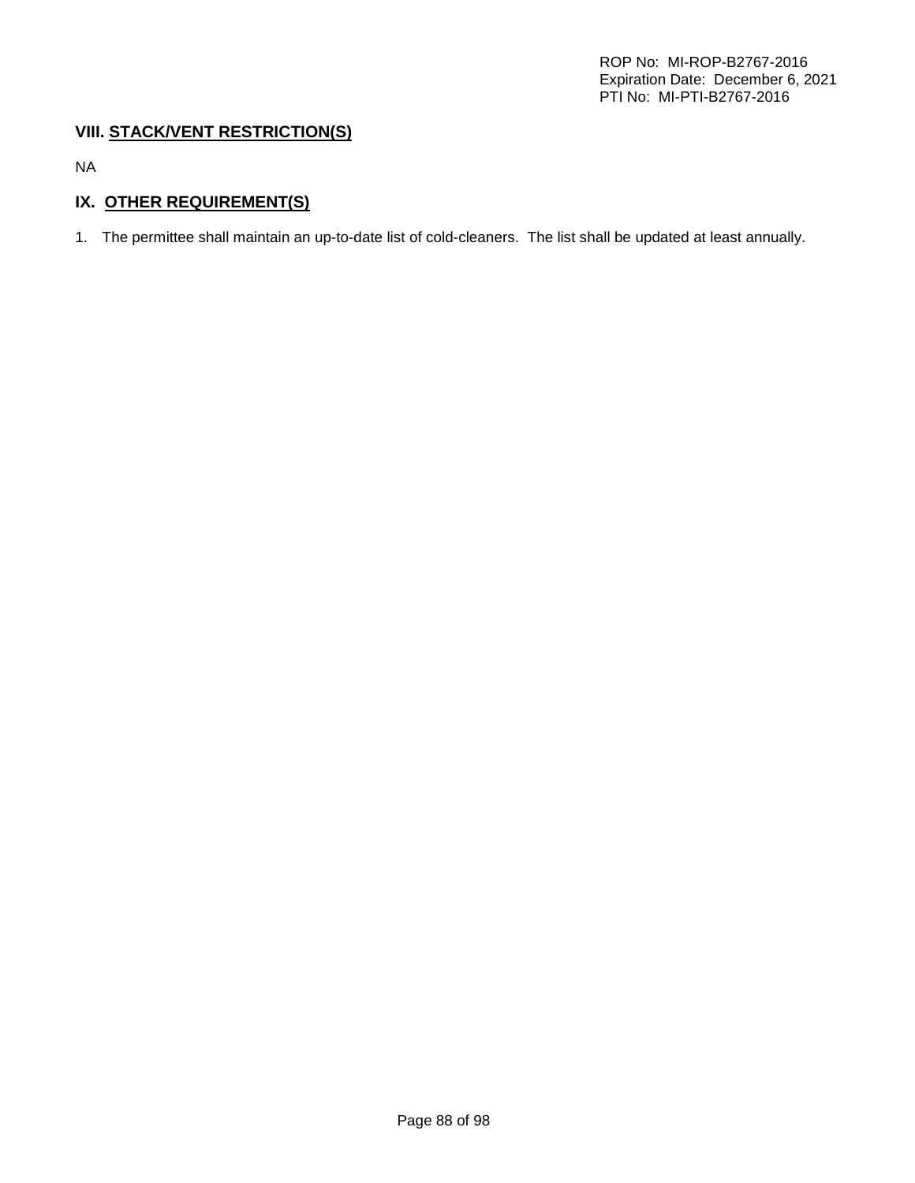## VIII. STACK/VENT RESTRICTION(S)

NA

## IX. OTHER REQUIREMENT(S)

1. The permittee shall maintain an up-to-date list of cold-cleaners. The list shall be updated at least annually.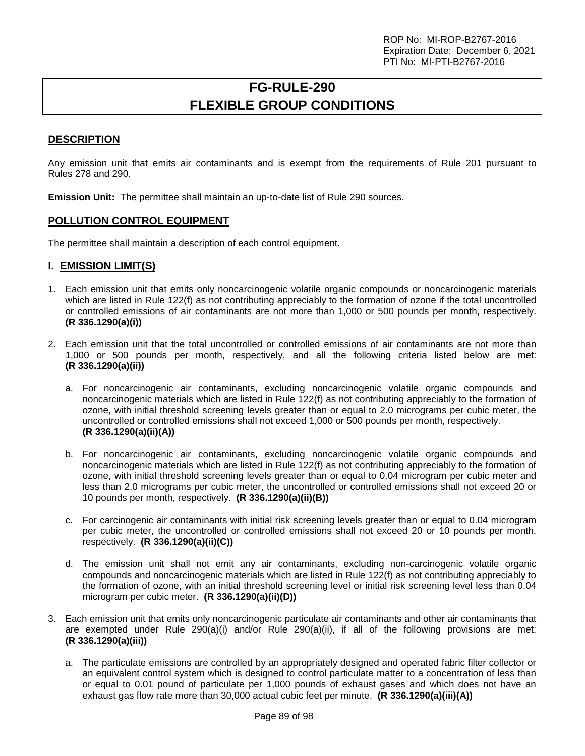# FG-RULE-290
# FLEXIBLE GROUP CONDITIONS

## DESCRIPTION

Any emission unit that emits air contaminants and is exempt from the requirements of Rule 201 pursuant to Rules 278 and 290.

**Emission Unit:** The permittee shall maintain an up-to-date list of Rule 290 sources.

## POLLUTION CONTROL EQUIPMENT

The permittee shall maintain a description of each control equipment.

## I. EMISSION LIMIT(S)

1. Each emission unit that emits only noncarcinogenic volatile organic compounds or noncarcinogenic materials which are listed in Rule 122(f) as not contributing appreciably to the formation of ozone if the total uncontrolled or controlled emissions of air contaminants are not more than 1,000 or 500 pounds per month, respectively. **(R 336.1290(a)(i))**

2. Each emission unit that the total uncontrolled or controlled emissions of air contaminants are not more than 1,000 or 500 pounds per month, respectively, and all the following criteria listed below are met: **(R 336.1290(a)(ii))**

   a. For noncarcinogenic air contaminants, excluding noncarcinogenic volatile organic compounds and noncarcinogenic materials which are listed in Rule 122(f) as not contributing appreciably to the formation of ozone, with initial threshold screening levels greater than or equal to 2.0 micrograms per cubic meter, the uncontrolled or controlled emissions shall not exceed 1,000 or 500 pounds per month, respectively. **(R 336.1290(a)(ii)(A))**

   b. For noncarcinogenic air contaminants, excluding noncarcinogenic volatile organic compounds and noncarcinogenic materials which are listed in Rule 122(f) as not contributing appreciably to the formation of ozone, with initial threshold screening levels greater than or equal to 0.04 microgram per cubic meter and less than 2.0 micrograms per cubic meter, the uncontrolled or controlled emissions shall not exceed 20 or 10 pounds per month, respectively. **(R 336.1290(a)(ii)(B))**

   c. For carcinogenic air contaminants with initial risk screening levels greater than or equal to 0.04 microgram per cubic meter, the uncontrolled or controlled emissions shall not exceed 20 or 10 pounds per month, respectively. **(R 336.1290(a)(ii)(C))**

   d. The emission unit shall not emit any air contaminants, excluding non-carcinogenic volatile organic compounds and noncarcinogenic materials which are listed in Rule 122(f) as not contributing appreciably to the formation of ozone, with an initial threshold screening level or initial risk screening level less than 0.04 microgram per cubic meter. **(R 336.1290(a)(ii)(D))**

3. Each emission unit that emits only noncarcinogenic particulate air contaminants and other air contaminants that are exempted under Rule 290(a)(i) and/or Rule 290(a)(ii), if all of the following provisions are met: **(R 336.1290(a)(iii))**

   a. The particulate emissions are controlled by an appropriately designed and operated fabric filter collector or an equivalent control system which is designed to control particulate matter to a concentration of less than or equal to 0.01 pound of particulate per 1,000 pounds of exhaust gases and which does not have an exhaust gas flow rate more than 30,000 actual cubic feet per minute. **(R 336.1290(a)(iii)(A))**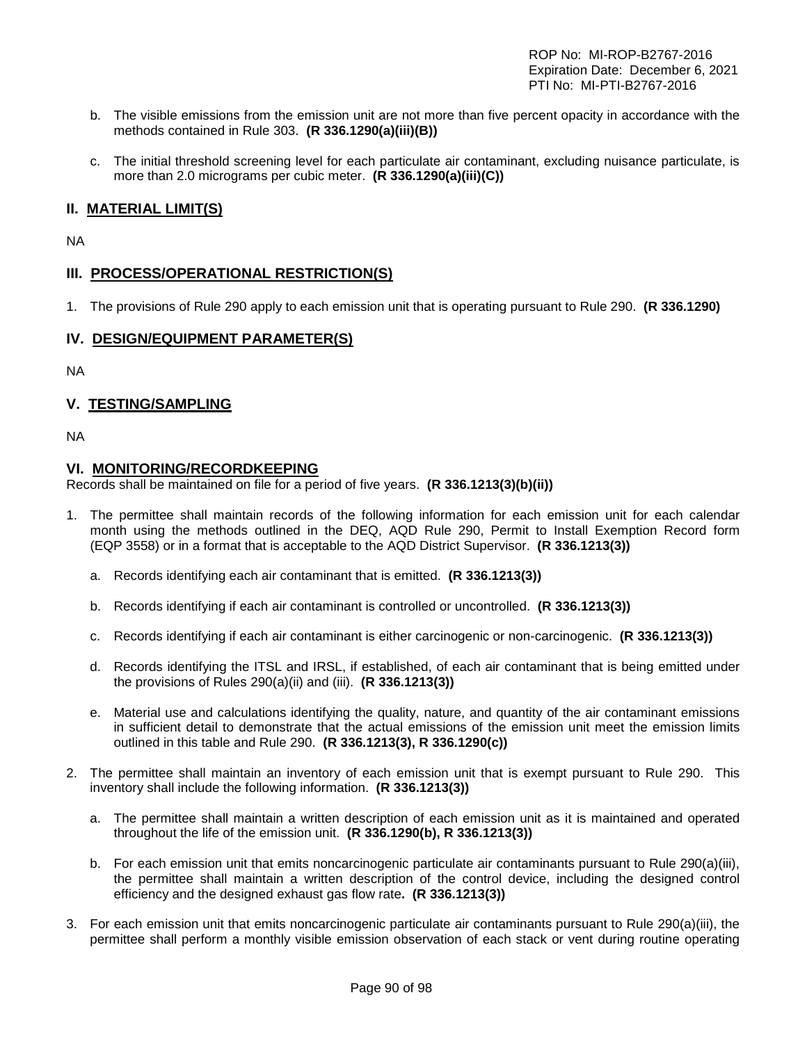b. The visible emissions from the emission unit are not more than five percent opacity in accordance with the methods contained in Rule 303. **(R 336.1290(a)(iii)(B))**

c. The initial threshold screening level for each particulate air contaminant, excluding nuisance particulate, is more than 2.0 micrograms per cubic meter. **(R 336.1290(a)(iii)(C))**

## II. MATERIAL LIMIT(S)

NA

## III. PROCESS/OPERATIONAL RESTRICTION(S)

1. The provisions of Rule 290 apply to each emission unit that is operating pursuant to Rule 290. **(R 336.1290)**

## IV. DESIGN/EQUIPMENT PARAMETER(S)

NA

## V. TESTING/SAMPLING

NA

## VI. MONITORING/RECORDKEEPING

Records shall be maintained on file for a period of five years. **(R 336.1213(3)(b)(ii))**

1. The permittee shall maintain records of the following information for each emission unit for each calendar month using the methods outlined in the DEQ, AQD Rule 290, Permit to Install Exemption Record form (EQP 3558) or in a format that is acceptable to the AQD District Supervisor. **(R 336.1213(3))**

   a. Records identifying each air contaminant that is emitted. **(R 336.1213(3))**

   b. Records identifying if each air contaminant is controlled or uncontrolled. **(R 336.1213(3))**

   c. Records identifying if each air contaminant is either carcinogenic or non-carcinogenic. **(R 336.1213(3))**

   d. Records identifying the ITSL and IRSL, if established, of each air contaminant that is being emitted under the provisions of Rules 290(a)(ii) and (iii). **(R 336.1213(3))**

   e. Material use and calculations identifying the quality, nature, and quantity of the air contaminant emissions in sufficient detail to demonstrate that the actual emissions of the emission unit meet the emission limits outlined in this table and Rule 290. **(R 336.1213(3), R 336.1290(c))**

2. The permittee shall maintain an inventory of each emission unit that is exempt pursuant to Rule 290. This inventory shall include the following information. **(R 336.1213(3))**

   a. The permittee shall maintain a written description of each emission unit as it is maintained and operated throughout the life of the emission unit. **(R 336.1290(b), R 336.1213(3))**

   b. For each emission unit that emits noncarcinogenic particulate air contaminants pursuant to Rule 290(a)(iii), the permittee shall maintain a written description of the control device, including the designed control efficiency and the designed exhaust gas flow rate. **(R 336.1213(3))**

3. For each emission unit that emits noncarcinogenic particulate air contaminants pursuant to Rule 290(a)(iii), the permittee shall perform a monthly visible emission observation of each stack or vent during routine operating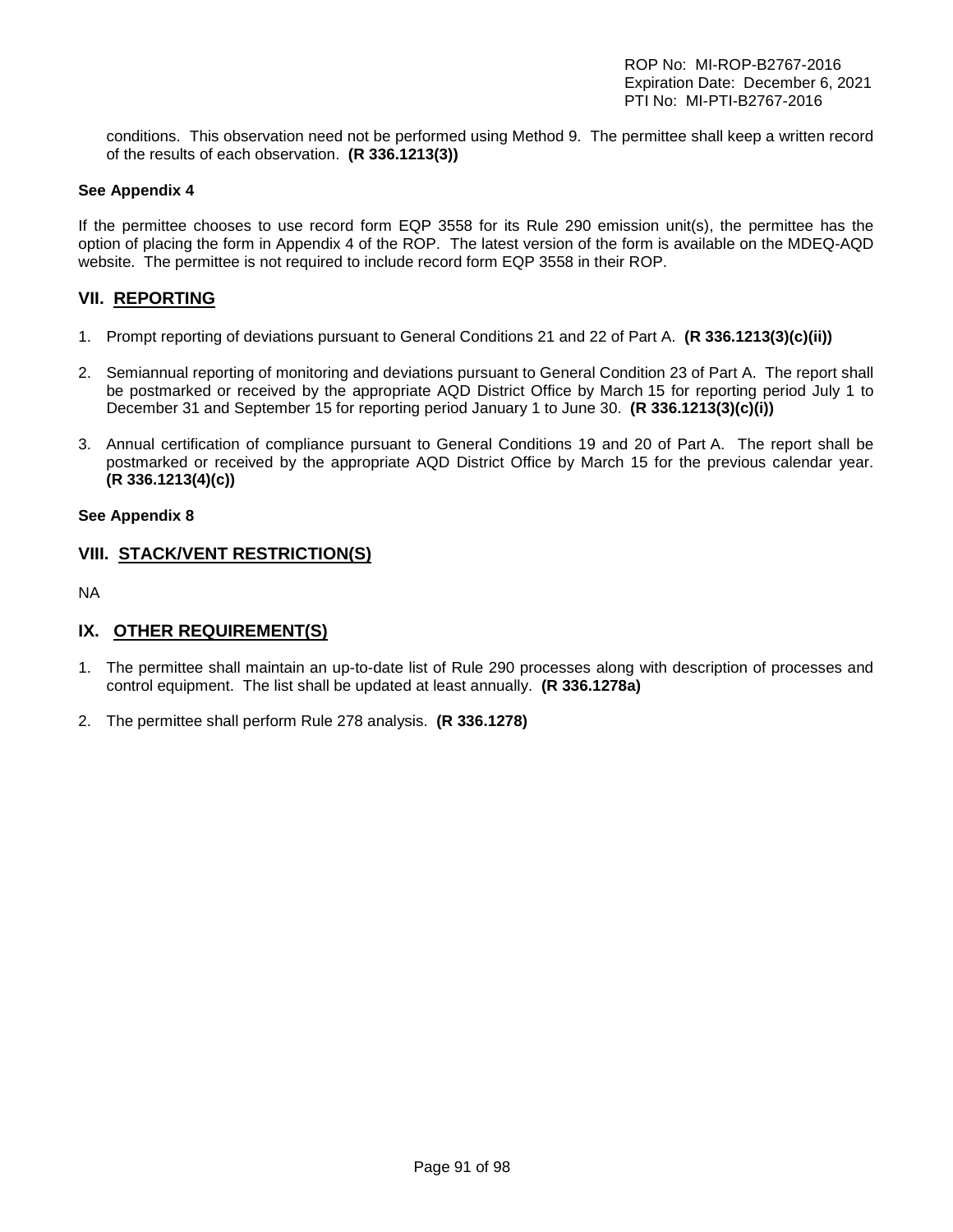conditions. This observation need not be performed using Method 9. The permittee shall keep a written record of the results of each observation. **(R 336.1213(3))**

**See Appendix 4**

If the permittee chooses to use record form EQP 3558 for its Rule 290 emission unit(s), the permittee has the option of placing the form in Appendix 4 of the ROP. The latest version of the form is available on the MDEQ-AQD website. The permittee is not required to include record form EQP 3558 in their ROP.

## VII. REPORTING

1. Prompt reporting of deviations pursuant to General Conditions 21 and 22 of Part A. **(R 336.1213(3)(c)(ii))**

2. Semiannual reporting of monitoring and deviations pursuant to General Condition 23 of Part A. The report shall be postmarked or received by the appropriate AQD District Office by March 15 for reporting period July 1 to December 31 and September 15 for reporting period January 1 to June 30. **(R 336.1213(3)(c)(i))**

3. Annual certification of compliance pursuant to General Conditions 19 and 20 of Part A. The report shall be postmarked or received by the appropriate AQD District Office by March 15 for the previous calendar year. **(R 336.1213(4)(c))**

**See Appendix 8**

## VIII. STACK/VENT RESTRICTION(S)

NA

## IX. OTHER REQUIREMENT(S)

1. The permittee shall maintain an up-to-date list of Rule 290 processes along with description of processes and control equipment. The list shall be updated at least annually. **(R 336.1278a)**

2. The permittee shall perform Rule 278 analysis. **(R 336.1278)**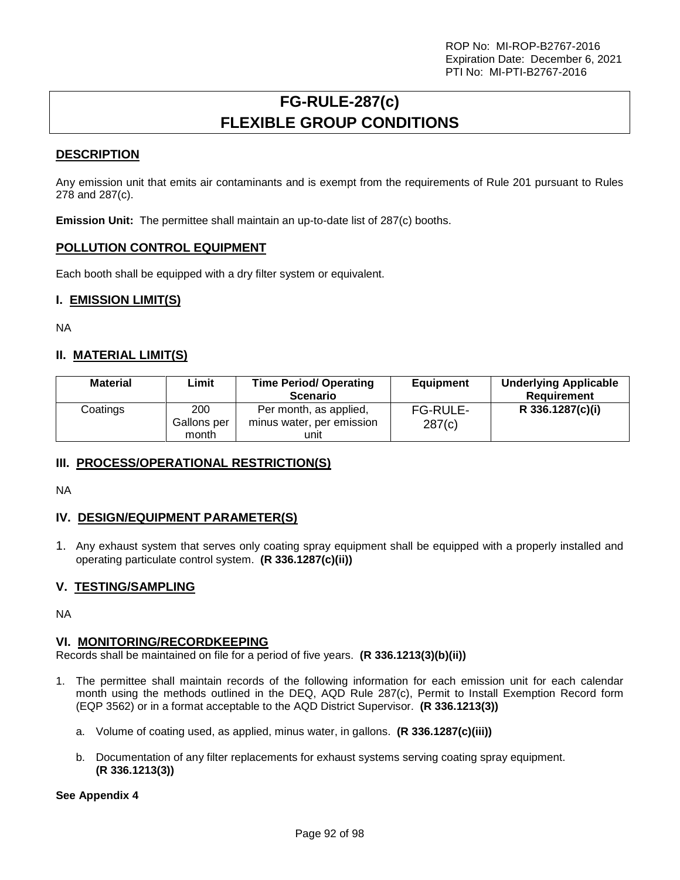# FG-RULE-287(c) FLEXIBLE GROUP CONDITIONS

## DESCRIPTION

Any emission unit that emits air contaminants and is exempt from the requirements of Rule 201 pursuant to Rules 278 and 287(c).

**Emission Unit:** The permittee shall maintain an up-to-date list of 287(c) booths.

## POLLUTION CONTROL EQUIPMENT

Each booth shall be equipped with a dry filter system or equivalent.

## I. EMISSION LIMIT(S)

NA

## II. MATERIAL LIMIT(S)

| Material | Limit | Time Period/ Operating Scenario | Equipment | Underlying Applicable Requirement |
|---|---|---|---|---|
| Coatings | 200 Gallons per month | Per month, as applied, minus water, per emission unit | FG-RULE-287(c) | **R 336.1287(c)(i)** |

## III. PROCESS/OPERATIONAL RESTRICTION(S)

NA

## IV. DESIGN/EQUIPMENT PARAMETER(S)

1. Any exhaust system that serves only coating spray equipment shall be equipped with a properly installed and operating particulate control system. **(R 336.1287(c)(ii))**

## V. TESTING/SAMPLING

NA

## VI. MONITORING/RECORDKEEPING

Records shall be maintained on file for a period of five years. **(R 336.1213(3)(b)(ii))**

1. The permittee shall maintain records of the following information for each emission unit for each calendar month using the methods outlined in the DEQ, AQD Rule 287(c), Permit to Install Exemption Record form (EQP 3562) or in a format acceptable to the AQD District Supervisor. **(R 336.1213(3))**

   a. Volume of coating used, as applied, minus water, in gallons. **(R 336.1287(c)(iii))**

   b. Documentation of any filter replacements for exhaust systems serving coating spray equipment. **(R 336.1213(3))**

**See Appendix 4**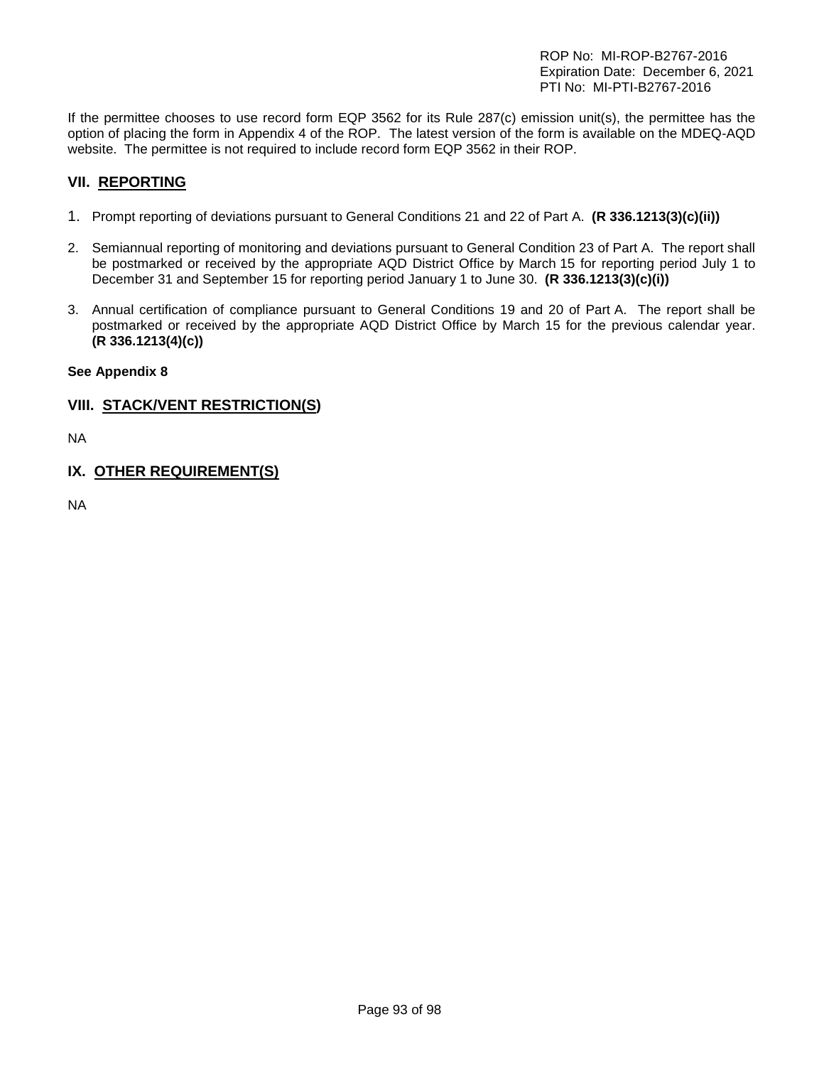If the permittee chooses to use record form EQP 3562 for its Rule 287(c) emission unit(s), the permittee has the option of placing the form in Appendix 4 of the ROP. The latest version of the form is available on the MDEQ-AQD website. The permittee is not required to include record form EQP 3562 in their ROP.

## VII. REPORTING

1. Prompt reporting of deviations pursuant to General Conditions 21 and 22 of Part A. **(R 336.1213(3)(c)(ii))**

2. Semiannual reporting of monitoring and deviations pursuant to General Condition 23 of Part A. The report shall be postmarked or received by the appropriate AQD District Office by March 15 for reporting period July 1 to December 31 and September 15 for reporting period January 1 to June 30. **(R 336.1213(3)(c)(i))**

3. Annual certification of compliance pursuant to General Conditions 19 and 20 of Part A. The report shall be postmarked or received by the appropriate AQD District Office by March 15 for the previous calendar year. **(R 336.1213(4)(c))**

**See Appendix 8**

## VIII. STACK/VENT RESTRICTION(S)

NA

## IX. OTHER REQUIREMENT(S)

NA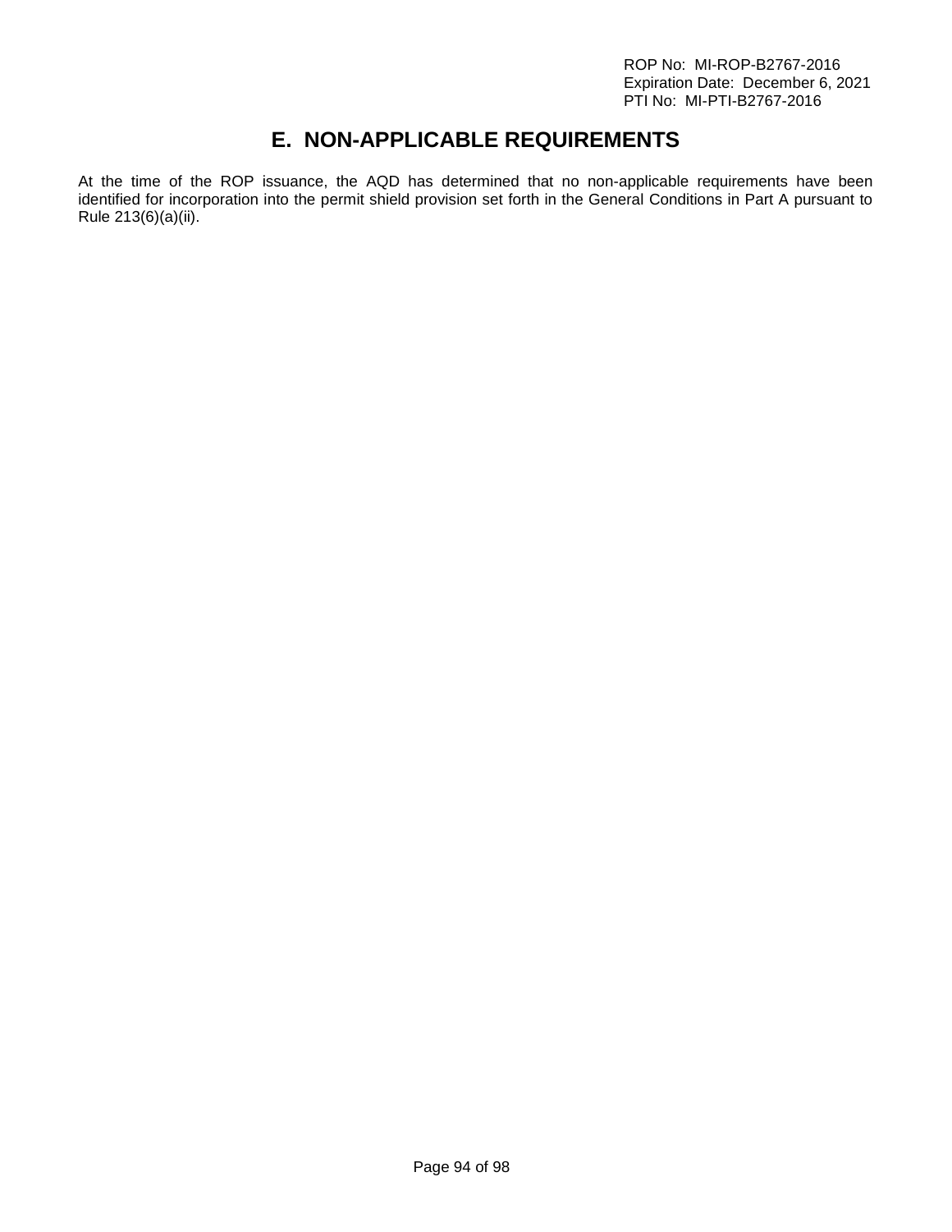# E. NON-APPLICABLE REQUIREMENTS

At the time of the ROP issuance, the AQD has determined that no non-applicable requirements have been identified for incorporation into the permit shield provision set forth in the General Conditions in Part A pursuant to Rule 213(6)(a)(ii).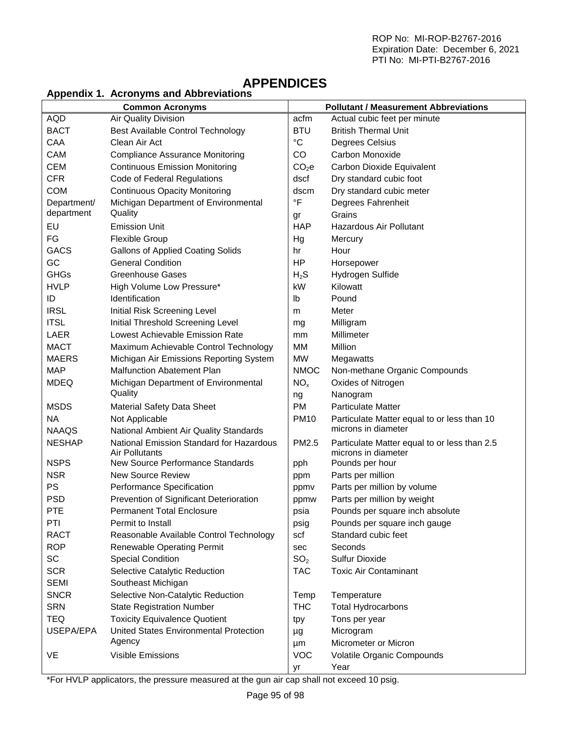# APPENDICES

## Appendix 1. Acronyms and Abbreviations

| Common Acronyms | | Pollutant / Measurement Abbreviations | |
|---|---|---|---|
| AQD | Air Quality Division | acfm | Actual cubic feet per minute |
| BACT | Best Available Control Technology | BTU | British Thermal Unit |
| CAA | Clean Air Act | °C | Degrees Celsius |
| CAM | Compliance Assurance Monitoring | CO | Carbon Monoxide |
| CEM | Continuous Emission Monitoring | $CO_2e$ | Carbon Dioxide Equivalent |
| CFR | Code of Federal Regulations | dscf | Dry standard cubic foot |
| COM | Continuous Opacity Monitoring | dscm | Dry standard cubic meter |
| Department/ department | Michigan Department of Environmental Quality | °F | Degrees Fahrenheit |
| | | gr | Grains |
| EU | Emission Unit | HAP | Hazardous Air Pollutant |
| FG | Flexible Group | Hg | Mercury |
| GACS | Gallons of Applied Coating Solids | hr | Hour |
| GC | General Condition | HP | Horsepower |
| GHGs | Greenhouse Gases | $H_2S$ | Hydrogen Sulfide |
| HVLP | High Volume Low Pressure* | kW | Kilowatt |
| ID | Identification | lb | Pound |
| IRSL | Initial Risk Screening Level | m | Meter |
| ITSL | Initial Threshold Screening Level | mg | Milligram |
| LAER | Lowest Achievable Emission Rate | mm | Millimeter |
| MACT | Maximum Achievable Control Technology | MM | Million |
| MAERS | Michigan Air Emissions Reporting System | MW | Megawatts |
| MAP | Malfunction Abatement Plan | NMOC | Non-methane Organic Compounds |
| MDEQ | Michigan Department of Environmental Quality | $NO_x$ | Oxides of Nitrogen |
| | | ng | Nanogram |
| MSDS | Material Safety Data Sheet | PM | Particulate Matter |
| NA | Not Applicable | PM10 | Particulate Matter equal to or less than 10 microns in diameter |
| NAAQS | National Ambient Air Quality Standards | | |
| NESHAP | National Emission Standard for Hazardous Air Pollutants | PM2.5 | Particulate Matter equal to or less than 2.5 microns in diameter |
| NSPS | New Source Performance Standards | pph | Pounds per hour |
| NSR | New Source Review | ppm | Parts per million |
| PS | Performance Specification | ppmv | Parts per million by volume |
| PSD | Prevention of Significant Deterioration | ppmw | Parts per million by weight |
| PTE | Permanent Total Enclosure | psia | Pounds per square inch absolute |
| PTI | Permit to Install | psig | Pounds per square inch gauge |
| RACT | Reasonable Available Control Technology | scf | Standard cubic feet |
| ROP | Renewable Operating Permit | sec | Seconds |
| SC | Special Condition | $SO_2$ | Sulfur Dioxide |
| SCR | Selective Catalytic Reduction | TAC | Toxic Air Contaminant |
| SEMI | Southeast Michigan | | |
| SNCR | Selective Non-Catalytic Reduction | Temp | Temperature |
| SRN | State Registration Number | THC | Total Hydrocarbons |
| TEQ | Toxicity Equivalence Quotient | tpy | Tons per year |
| USEPA/EPA | United States Environmental Protection Agency | µg | Microgram |
| | | µm | Micrometer or Micron |
| VE | Visible Emissions | VOC | Volatile Organic Compounds |
| | | yr | Year |

*For HVLP applicators, the pressure measured at the gun air cap shall not exceed 10 psig.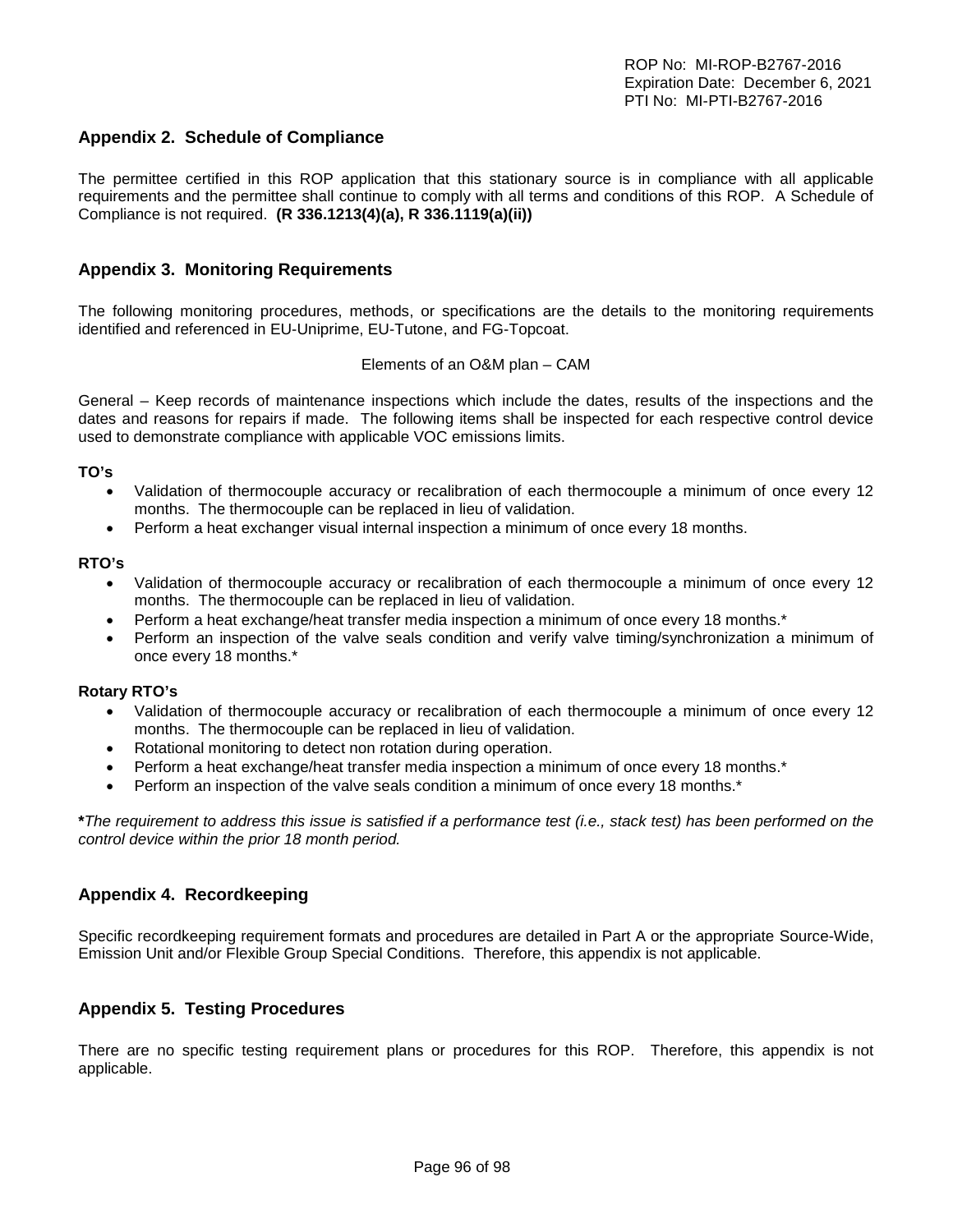## Appendix 2. Schedule of Compliance

The permittee certified in this ROP application that this stationary source is in compliance with all applicable requirements and the permittee shall continue to comply with all terms and conditions of this ROP. A Schedule of Compliance is not required. **(R 336.1213(4)(a), R 336.1119(a)(ii))**

## Appendix 3. Monitoring Requirements

The following monitoring procedures, methods, or specifications are the details to the monitoring requirements identified and referenced in EU-Uniprime, EU-Tutone, and FG-Topcoat.

Elements of an O&M plan – CAM

General – Keep records of maintenance inspections which include the dates, results of the inspections and the dates and reasons for repairs if made. The following items shall be inspected for each respective control device used to demonstrate compliance with applicable VOC emissions limits.

**TO's**

- Validation of thermocouple accuracy or recalibration of each thermocouple a minimum of once every 12 months. The thermocouple can be replaced in lieu of validation.
- Perform a heat exchanger visual internal inspection a minimum of once every 18 months.

**RTO's**

- Validation of thermocouple accuracy or recalibration of each thermocouple a minimum of once every 12 months. The thermocouple can be replaced in lieu of validation.
- Perform a heat exchange/heat transfer media inspection a minimum of once every 18 months.*
- Perform an inspection of the valve seals condition and verify valve timing/synchronization a minimum of once every 18 months.*

**Rotary RTO's**

- Validation of thermocouple accuracy or recalibration of each thermocouple a minimum of once every 12 months. The thermocouple can be replaced in lieu of validation.
- Rotational monitoring to detect non rotation during operation.
- Perform a heat exchange/heat transfer media inspection a minimum of once every 18 months.*
- Perform an inspection of the valve seals condition a minimum of once every 18 months.*

**\***_The requirement to address this issue is satisfied if a performance test (i.e., stack test) has been performed on the control device within the prior 18 month period._

## Appendix 4. Recordkeeping

Specific recordkeeping requirement formats and procedures are detailed in Part A or the appropriate Source-Wide, Emission Unit and/or Flexible Group Special Conditions. Therefore, this appendix is not applicable.

## Appendix 5. Testing Procedures

There are no specific testing requirement plans or procedures for this ROP. Therefore, this appendix is not applicable.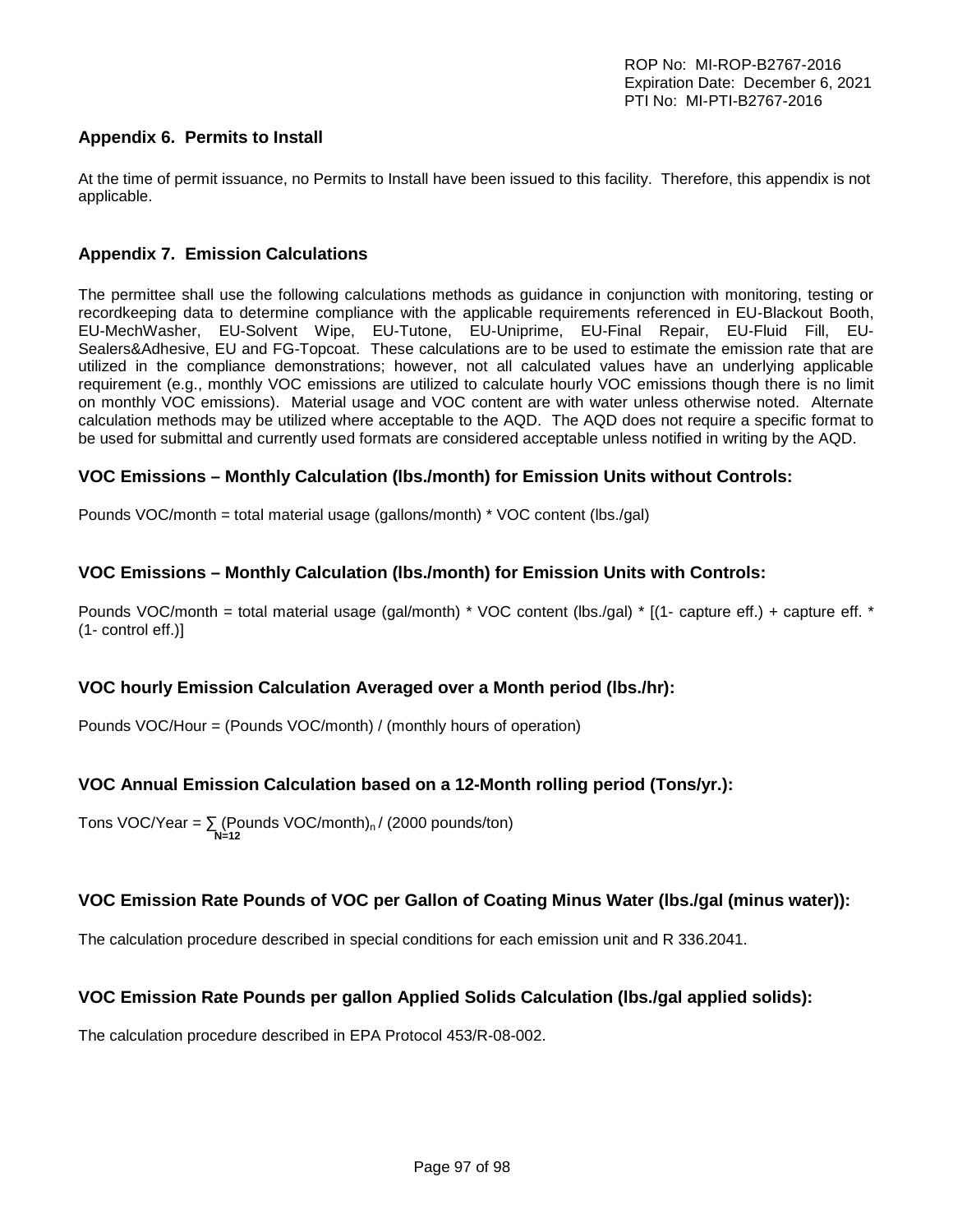## Appendix 6. Permits to Install

At the time of permit issuance, no Permits to Install have been issued to this facility. Therefore, this appendix is not applicable.

## Appendix 7. Emission Calculations

The permittee shall use the following calculations methods as guidance in conjunction with monitoring, testing or recordkeeping data to determine compliance with the applicable requirements referenced in EU-Blackout Booth, EU-MechWasher, EU-Solvent Wipe, EU-Tutone, EU-Uniprime, EU-Final Repair, EU-Fluid Fill, EU-Sealers&Adhesive, EU and FG-Topcoat. These calculations are to be used to estimate the emission rate that are utilized in the compliance demonstrations; however, not all calculated values have an underlying applicable requirement (e.g., monthly VOC emissions are utilized to calculate hourly VOC emissions though there is no limit on monthly VOC emissions). Material usage and VOC content are with water unless otherwise noted. Alternate calculation methods may be utilized where acceptable to the AQD. The AQD does not require a specific format to be used for submittal and currently used formats are considered acceptable unless notified in writing by the AQD.

### VOC Emissions – Monthly Calculation (lbs./month) for Emission Units without Controls:

Pounds VOC/month = total material usage (gallons/month) * VOC content (lbs./gal)

### VOC Emissions – Monthly Calculation (lbs./month) for Emission Units with Controls:

Pounds VOC/month = total material usage (gal/month) * VOC content (lbs./gal) * [(1- capture eff.) + capture eff. * (1- control eff.)]

### VOC hourly Emission Calculation Averaged over a Month period (lbs./hr):

Pounds VOC/Hour = (Pounds VOC/month) / (monthly hours of operation)

### VOC Annual Emission Calculation based on a 12-Month rolling period (Tons/yr.):

Tons VOC/Year = $\sum_{N=12} (\text{Pounds VOC/month})_n$ / (2000 pounds/ton)

### VOC Emission Rate Pounds of VOC per Gallon of Coating Minus Water (lbs./gal (minus water)):

The calculation procedure described in special conditions for each emission unit and R 336.2041.

### VOC Emission Rate Pounds per gallon Applied Solids Calculation (lbs./gal applied solids):

The calculation procedure described in EPA Protocol 453/R-08-002.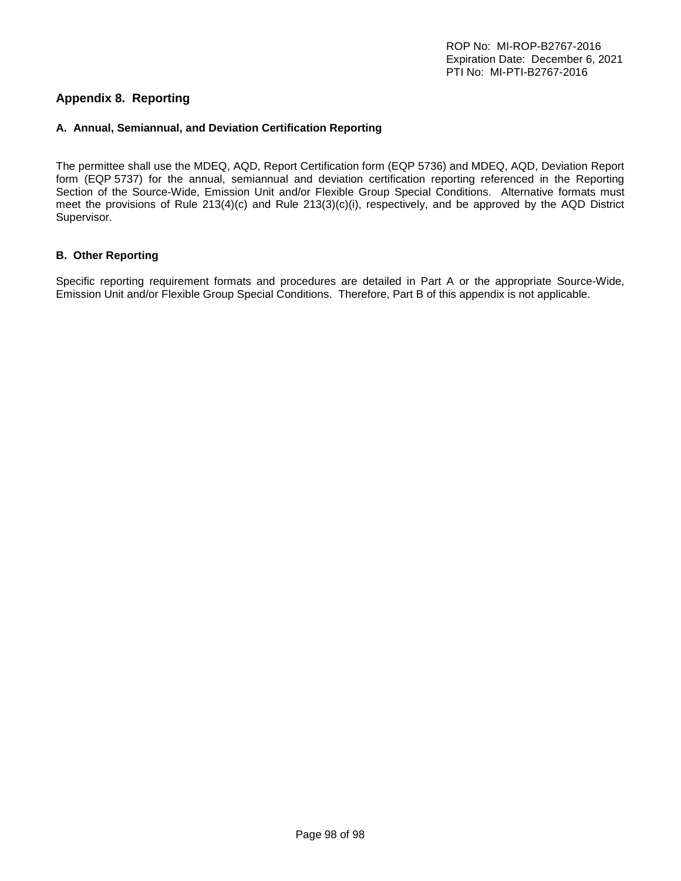## Appendix 8. Reporting

### A. Annual, Semiannual, and Deviation Certification Reporting

The permittee shall use the MDEQ, AQD, Report Certification form (EQP 5736) and MDEQ, AQD, Deviation Report form (EQP 5737) for the annual, semiannual and deviation certification reporting referenced in the Reporting Section of the Source-Wide, Emission Unit and/or Flexible Group Special Conditions. Alternative formats must meet the provisions of Rule 213(4)(c) and Rule 213(3)(c)(i), respectively, and be approved by the AQD District Supervisor.

### B. Other Reporting

Specific reporting requirement formats and procedures are detailed in Part A or the appropriate Source-Wide, Emission Unit and/or Flexible Group Special Conditions. Therefore, Part B of this appendix is not applicable.